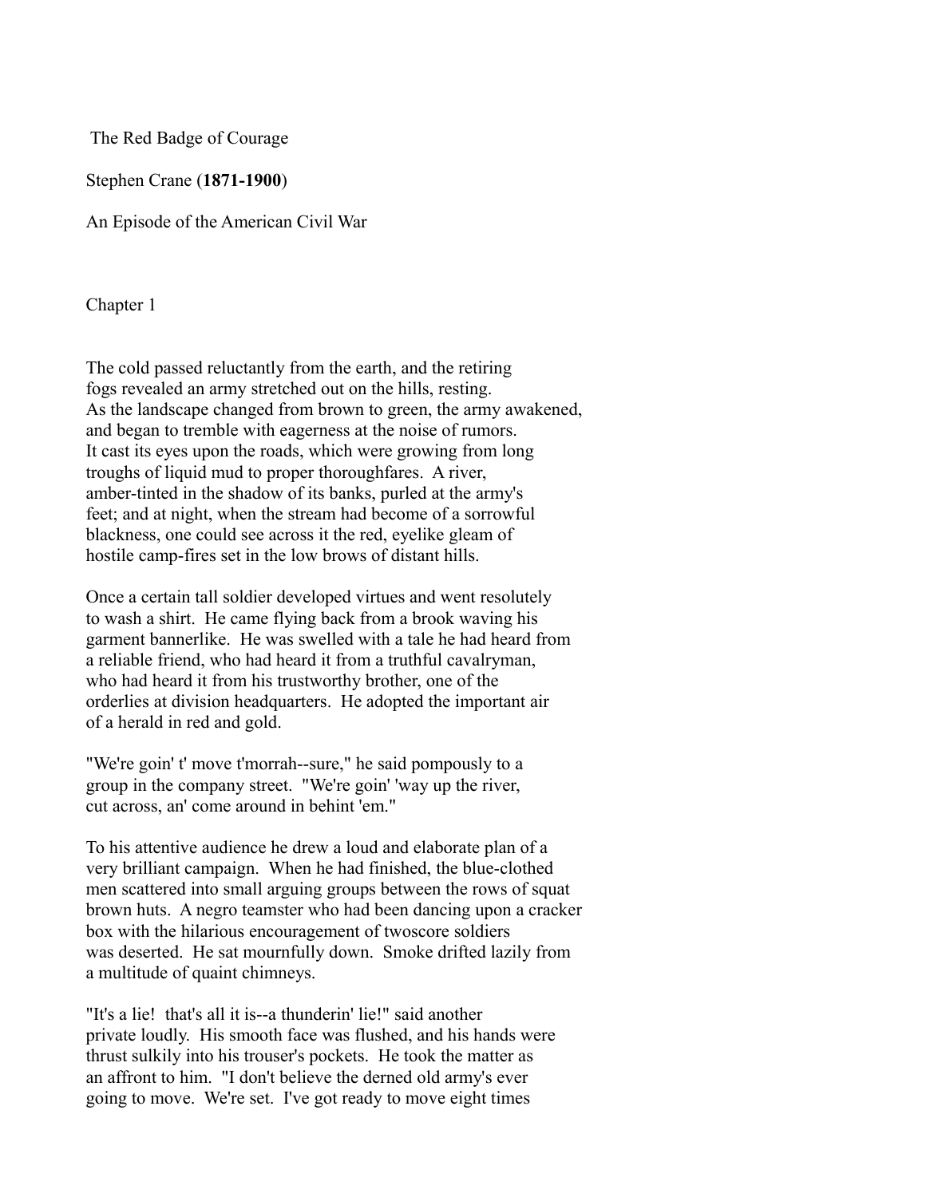# The Red Badge of Courage

Stephen Crane (**1871-1900**)

An Episode of the American Civil War

## Chapter 1

The cold passed reluctantly from the earth, and the retiring fogs revealed an army stretched out on the hills, resting. As the landscape changed from brown to green, the army awakened, and began to tremble with eagerness at the noise of rumors. It cast its eyes upon the roads, which were growing from long troughs of liquid mud to proper thoroughfares. A river, amber-tinted in the shadow of its banks, purled at the army's feet; and at night, when the stream had become of a sorrowful blackness, one could see across it the red, eyelike gleam of hostile camp-fires set in the low brows of distant hills.

Once a certain tall soldier developed virtues and went resolutely to wash a shirt. He came flying back from a brook waving his garment bannerlike. He was swelled with a tale he had heard from a reliable friend, who had heard it from a truthful cavalryman, who had heard it from his trustworthy brother, one of the orderlies at division headquarters. He adopted the important air of a herald in red and gold.

"We're goin' t' move t'morrah--sure," he said pompously to a group in the company street. "We're goin' 'way up the river, cut across, an' come around in behint 'em."

To his attentive audience he drew a loud and elaborate plan of a very brilliant campaign. When he had finished, the blue-clothed men scattered into small arguing groups between the rows of squat brown huts. A negro teamster who had been dancing upon a cracker box with the hilarious encouragement of twoscore soldiers was deserted. He sat mournfully down. Smoke drifted lazily from a multitude of quaint chimneys.

"It's a lie! that's all it is--a thunderin' lie!" said another private loudly. His smooth face was flushed, and his hands were thrust sulkily into his trouser's pockets. He took the matter as an affront to him. "I don't believe the derned old army's ever going to move. We're set. I've got ready to move eight times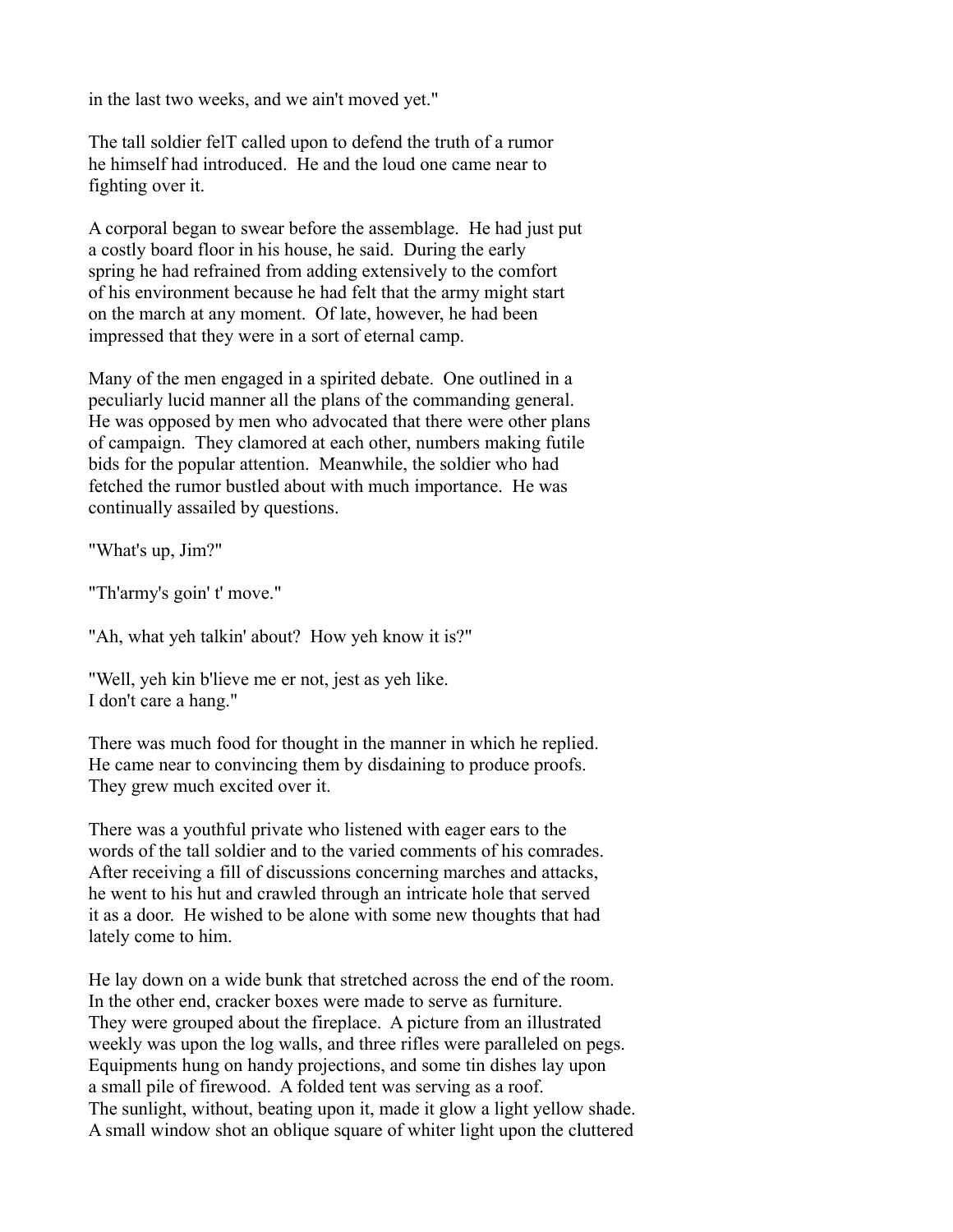in the last two weeks, and we ain't moved yet."

The tall soldier felT called upon to defend the truth of a rumor he himself had introduced. He and the loud one came near to fighting over it.

A corporal began to swear before the assemblage. He had just put a costly board floor in his house, he said. During the early spring he had refrained from adding extensively to the comfort of his environment because he had felt that the army might start on the march at any moment. Of late, however, he had been impressed that they were in a sort of eternal camp.

Many of the men engaged in a spirited debate. One outlined in a peculiarly lucid manner all the plans of the commanding general. He was opposed by men who advocated that there were other plans of campaign. They clamored at each other, numbers making futile bids for the popular attention. Meanwhile, the soldier who had fetched the rumor bustled about with much importance. He was continually assailed by questions.

"What's up, Jim?"

"Th'army's goin' t' move."

"Ah, what yeh talkin' about? How yeh know it is?"

"Well, yeh kin b'lieve me er not, jest as yeh like. I don't care a hang."

There was much food for thought in the manner in which he replied. He came near to convincing them by disdaining to produce proofs. They grew much excited over it.

There was a youthful private who listened with eager ears to the words of the tall soldier and to the varied comments of his comrades. After receiving a fill of discussions concerning marches and attacks, he went to his hut and crawled through an intricate hole that served it as a door. He wished to be alone with some new thoughts that had lately come to him.

He lay down on a wide bunk that stretched across the end of the room. In the other end, cracker boxes were made to serve as furniture. They were grouped about the fireplace. A picture from an illustrated weekly was upon the log walls, and three rifles were paralleled on pegs. Equipments hung on handy projections, and some tin dishes lay upon a small pile of firewood. A folded tent was serving as a roof. The sunlight, without, beating upon it, made it glow a light yellow shade. A small window shot an oblique square of whiter light upon the cluttered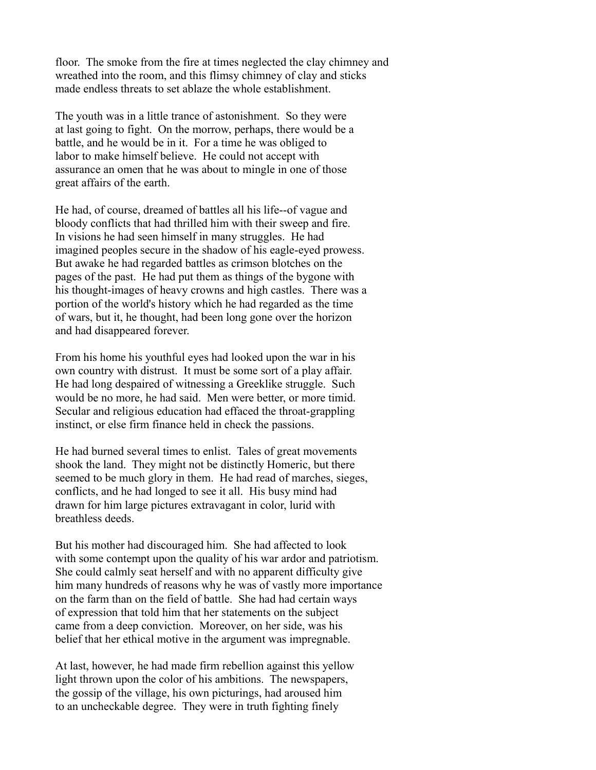floor. The smoke from the fire at times neglected the clay chimney and wreathed into the room, and this flimsy chimney of clay and sticks made endless threats to set ablaze the whole establishment.

The youth was in a little trance of astonishment. So they were at last going to fight. On the morrow, perhaps, there would be a battle, and he would be in it. For a time he was obliged to labor to make himself believe. He could not accept with assurance an omen that he was about to mingle in one of those great affairs of the earth.

He had, of course, dreamed of battles all his life--of vague and bloody conflicts that had thrilled him with their sweep and fire. In visions he had seen himself in many struggles. He had imagined peoples secure in the shadow of his eagle-eyed prowess. But awake he had regarded battles as crimson blotches on the pages of the past. He had put them as things of the bygone with his thought-images of heavy crowns and high castles. There was a portion of the world's history which he had regarded as the time of wars, but it, he thought, had been long gone over the horizon and had disappeared forever.

From his home his youthful eyes had looked upon the war in his own country with distrust. It must be some sort of a play affair. He had long despaired of witnessing a Greeklike struggle. Such would be no more, he had said. Men were better, or more timid. Secular and religious education had effaced the throat-grappling instinct, or else firm finance held in check the passions.

He had burned several times to enlist. Tales of great movements shook the land. They might not be distinctly Homeric, but there seemed to be much glory in them. He had read of marches, sieges, conflicts, and he had longed to see it all. His busy mind had drawn for him large pictures extravagant in color, lurid with breathless deeds.

But his mother had discouraged him. She had affected to look with some contempt upon the quality of his war ardor and patriotism. She could calmly seat herself and with no apparent difficulty give him many hundreds of reasons why he was of vastly more importance on the farm than on the field of battle. She had had certain ways of expression that told him that her statements on the subject came from a deep conviction. Moreover, on her side, was his belief that her ethical motive in the argument was impregnable.

At last, however, he had made firm rebellion against this yellow light thrown upon the color of his ambitions. The newspapers, the gossip of the village, his own picturings, had aroused him to an uncheckable degree. They were in truth fighting finely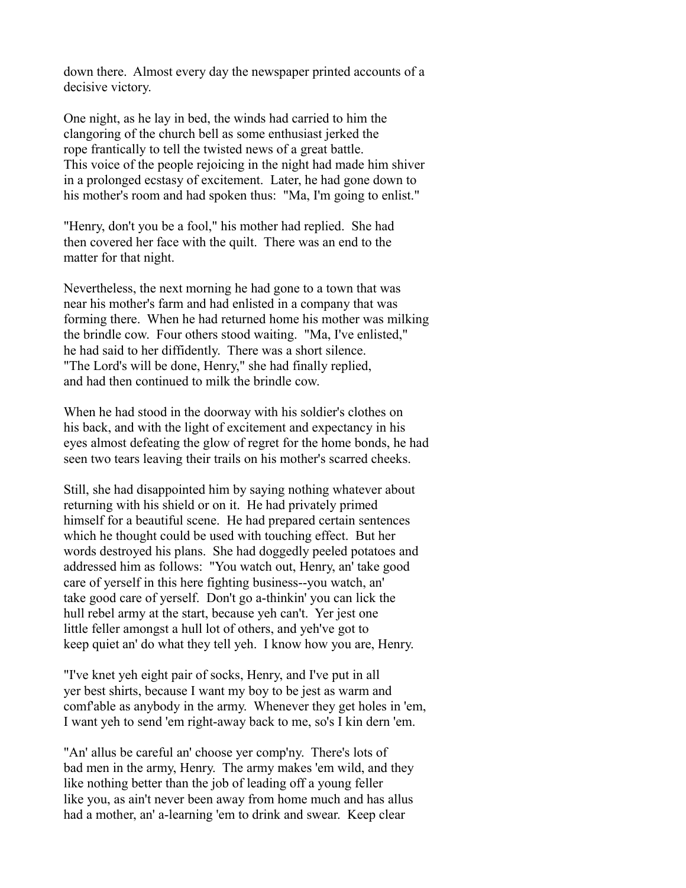down there. Almost every day the newspaper printed accounts of a decisive victory.

One night, as he lay in bed, the winds had carried to him the clangoring of the church bell as some enthusiast jerked the rope frantically to tell the twisted news of a great battle. This voice of the people rejoicing in the night had made him shiver in a prolonged ecstasy of excitement. Later, he had gone down to his mother's room and had spoken thus: "Ma, I'm going to enlist."

"Henry, don't you be a fool," his mother had replied. She had then covered her face with the quilt. There was an end to the matter for that night.

Nevertheless, the next morning he had gone to a town that was near his mother's farm and had enlisted in a company that was forming there. When he had returned home his mother was milking the brindle cow. Four others stood waiting. "Ma, I've enlisted," he had said to her diffidently. There was a short silence. "The Lord's will be done, Henry," she had finally replied, and had then continued to milk the brindle cow.

When he had stood in the doorway with his soldier's clothes on his back, and with the light of excitement and expectancy in his eyes almost defeating the glow of regret for the home bonds, he had seen two tears leaving their trails on his mother's scarred cheeks.

Still, she had disappointed him by saying nothing whatever about returning with his shield or on it. He had privately primed himself for a beautiful scene. He had prepared certain sentences which he thought could be used with touching effect. But her words destroyed his plans. She had doggedly peeled potatoes and addressed him as follows: "You watch out, Henry, an' take good care of yerself in this here fighting business--you watch, an' take good care of yerself. Don't go a-thinkin' you can lick the hull rebel army at the start, because yeh can't. Yer jest one little feller amongst a hull lot of others, and yeh've got to keep quiet an' do what they tell yeh. I know how you are, Henry.

"I've knet yeh eight pair of socks, Henry, and I've put in all yer best shirts, because I want my boy to be jest as warm and comf'able as anybody in the army. Whenever they get holes in 'em, I want yeh to send 'em right-away back to me, so's I kin dern 'em.

"An' allus be careful an' choose yer comp'ny. There's lots of bad men in the army, Henry. The army makes 'em wild, and they like nothing better than the job of leading off a young feller like you, as ain't never been away from home much and has allus had a mother, an' a-learning 'em to drink and swear. Keep clear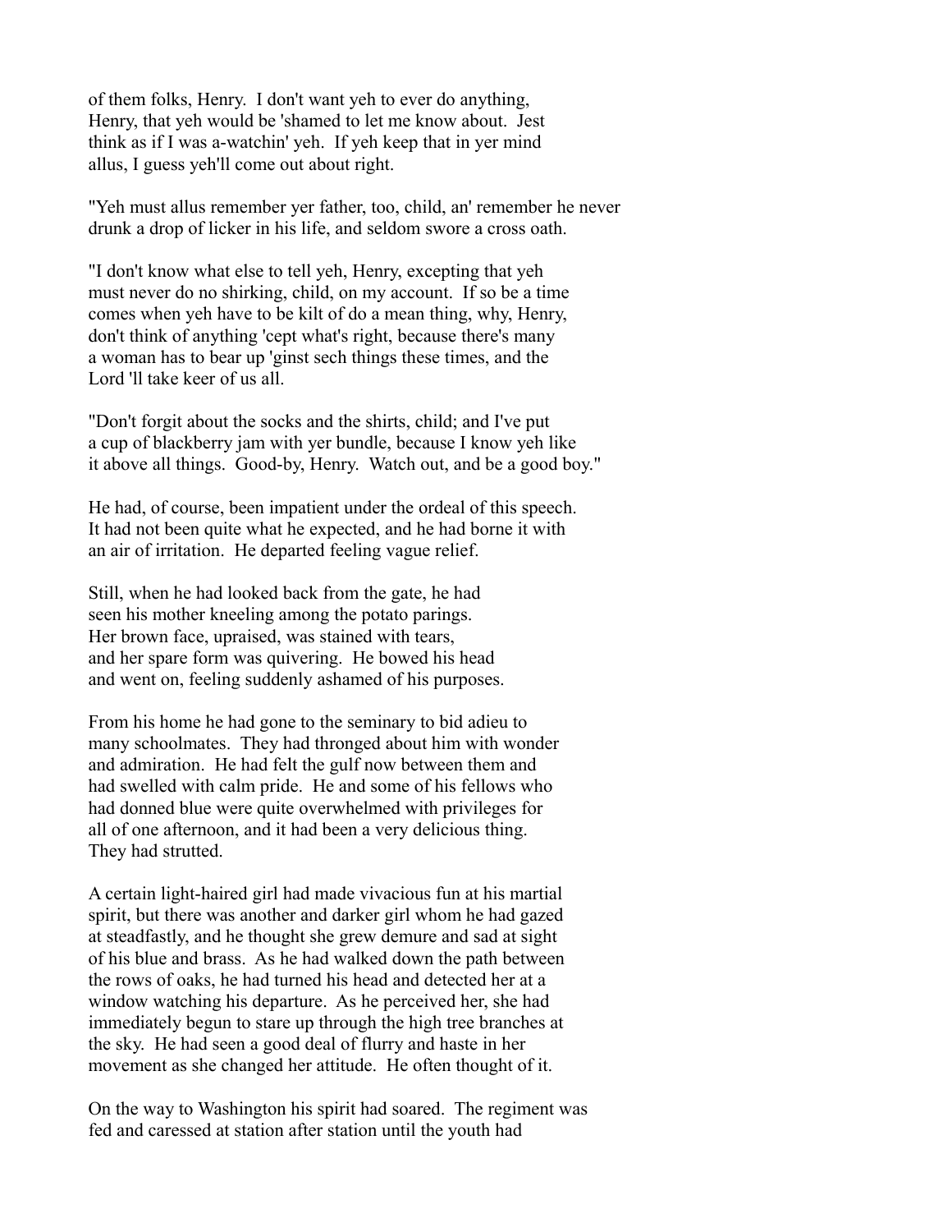of them folks, Henry. I don't want yeh to ever do anything, Henry, that yeh would be 'shamed to let me know about. Jest think as if I was a-watchin' yeh. If yeh keep that in yer mind allus, I guess yeh'll come out about right.

"Yeh must allus remember yer father, too, child, an' remember he never drunk a drop of licker in his life, and seldom swore a cross oath.

"I don't know what else to tell yeh, Henry, excepting that yeh must never do no shirking, child, on my account. If so be a time comes when yeh have to be kilt of do a mean thing, why, Henry, don't think of anything 'cept what's right, because there's many a woman has to bear up 'ginst sech things these times, and the Lord 'll take keer of us all.

"Don't forgit about the socks and the shirts, child; and I've put a cup of blackberry jam with yer bundle, because I know yeh like it above all things. Good-by, Henry. Watch out, and be a good boy."

He had, of course, been impatient under the ordeal of this speech. It had not been quite what he expected, and he had borne it with an air of irritation. He departed feeling vague relief.

Still, when he had looked back from the gate, he had seen his mother kneeling among the potato parings. Her brown face, upraised, was stained with tears, and her spare form was quivering. He bowed his head and went on, feeling suddenly ashamed of his purposes.

From his home he had gone to the seminary to bid adieu to many schoolmates. They had thronged about him with wonder and admiration. He had felt the gulf now between them and had swelled with calm pride. He and some of his fellows who had donned blue were quite overwhelmed with privileges for all of one afternoon, and it had been a very delicious thing. They had strutted.

A certain light-haired girl had made vivacious fun at his martial spirit, but there was another and darker girl whom he had gazed at steadfastly, and he thought she grew demure and sad at sight of his blue and brass. As he had walked down the path between the rows of oaks, he had turned his head and detected her at a window watching his departure. As he perceived her, she had immediately begun to stare up through the high tree branches at the sky. He had seen a good deal of flurry and haste in her movement as she changed her attitude. He often thought of it.

On the way to Washington his spirit had soared. The regiment was fed and caressed at station after station until the youth had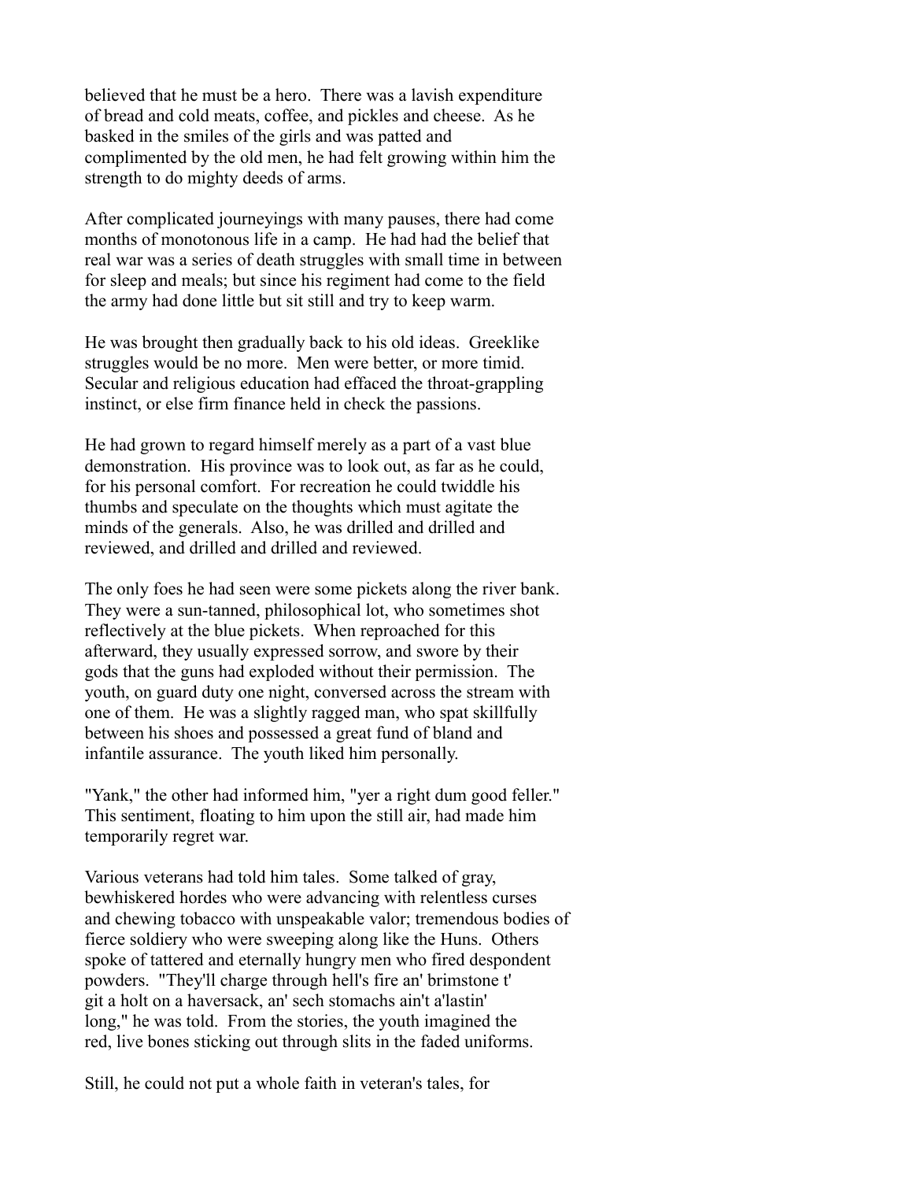believed that he must be a hero. There was a lavish expenditure of bread and cold meats, coffee, and pickles and cheese. As he basked in the smiles of the girls and was patted and complimented by the old men, he had felt growing within him the strength to do mighty deeds of arms.

After complicated journeyings with many pauses, there had come months of monotonous life in a camp. He had had the belief that real war was a series of death struggles with small time in between for sleep and meals; but since his regiment had come to the field the army had done little but sit still and try to keep warm.

He was brought then gradually back to his old ideas. Greeklike struggles would be no more. Men were better, or more timid. Secular and religious education had effaced the throat-grappling instinct, or else firm finance held in check the passions.

He had grown to regard himself merely as a part of a vast blue demonstration. His province was to look out, as far as he could, for his personal comfort. For recreation he could twiddle his thumbs and speculate on the thoughts which must agitate the minds of the generals. Also, he was drilled and drilled and reviewed, and drilled and drilled and reviewed.

The only foes he had seen were some pickets along the river bank. They were a sun-tanned, philosophical lot, who sometimes shot reflectively at the blue pickets. When reproached for this afterward, they usually expressed sorrow, and swore by their gods that the guns had exploded without their permission. The youth, on guard duty one night, conversed across the stream with one of them. He was a slightly ragged man, who spat skillfully between his shoes and possessed a great fund of bland and infantile assurance. The youth liked him personally.

"Yank," the other had informed him, "yer a right dum good feller." This sentiment, floating to him upon the still air, had made him temporarily regret war.

Various veterans had told him tales. Some talked of gray, bewhiskered hordes who were advancing with relentless curses and chewing tobacco with unspeakable valor; tremendous bodies of fierce soldiery who were sweeping along like the Huns. Others spoke of tattered and eternally hungry men who fired despondent powders. "They'll charge through hell's fire an' brimstone t' git a holt on a haversack, an' sech stomachs ain't a'lastin' long," he was told. From the stories, the youth imagined the red, live bones sticking out through slits in the faded uniforms.

Still, he could not put a whole faith in veteran's tales, for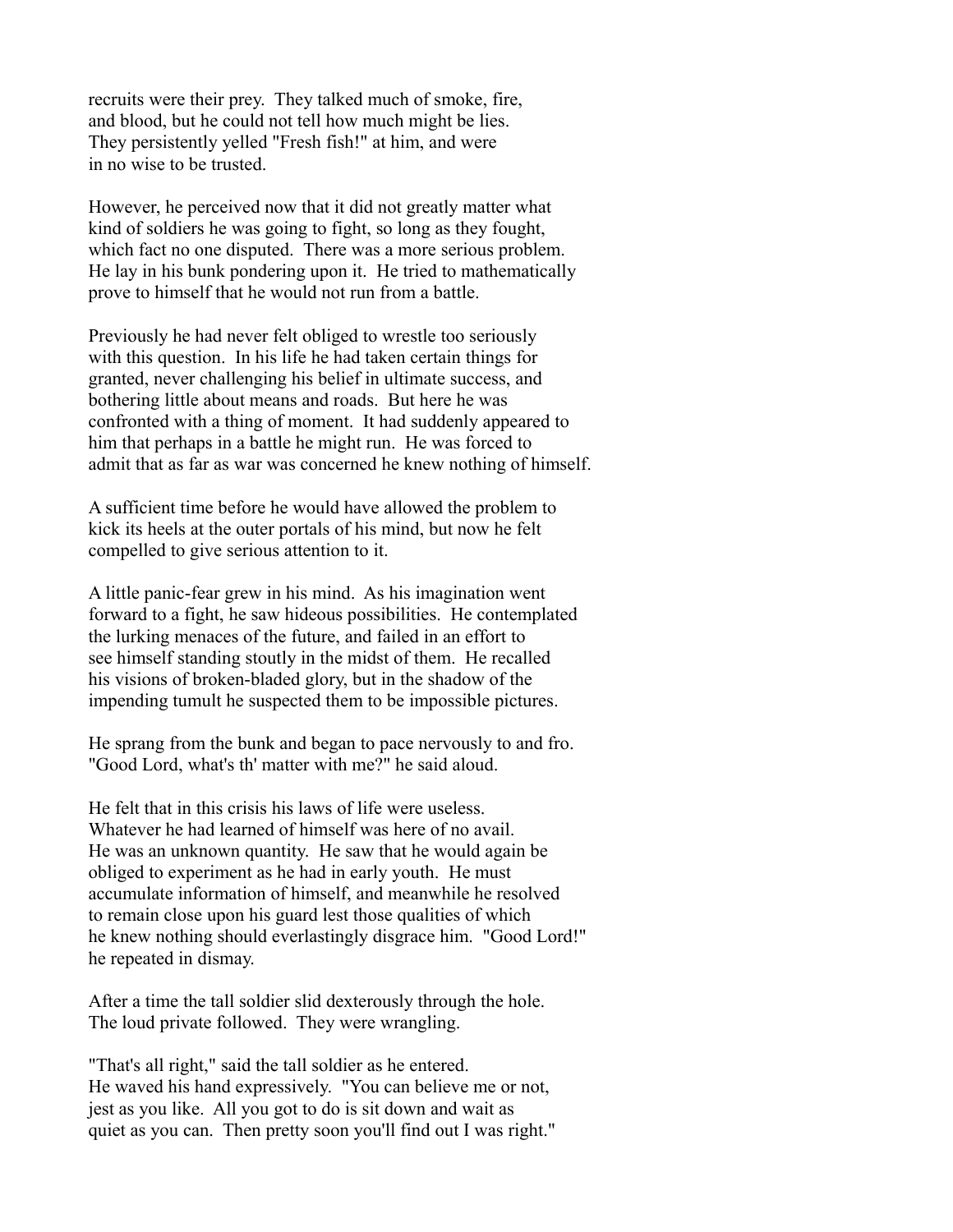recruits were their prey. They talked much of smoke, fire, and blood, but he could not tell how much might be lies. They persistently yelled "Fresh fish!" at him, and were in no wise to be trusted.

However, he perceived now that it did not greatly matter what kind of soldiers he was going to fight, so long as they fought, which fact no one disputed. There was a more serious problem. He lay in his bunk pondering upon it. He tried to mathematically prove to himself that he would not run from a battle.

Previously he had never felt obliged to wrestle too seriously with this question. In his life he had taken certain things for granted, never challenging his belief in ultimate success, and bothering little about means and roads. But here he was confronted with a thing of moment. It had suddenly appeared to him that perhaps in a battle he might run. He was forced to admit that as far as war was concerned he knew nothing of himself.

A sufficient time before he would have allowed the problem to kick its heels at the outer portals of his mind, but now he felt compelled to give serious attention to it.

A little panic-fear grew in his mind. As his imagination went forward to a fight, he saw hideous possibilities. He contemplated the lurking menaces of the future, and failed in an effort to see himself standing stoutly in the midst of them. He recalled his visions of broken-bladed glory, but in the shadow of the impending tumult he suspected them to be impossible pictures.

He sprang from the bunk and began to pace nervously to and fro. "Good Lord, what's th' matter with me?" he said aloud.

He felt that in this crisis his laws of life were useless. Whatever he had learned of himself was here of no avail. He was an unknown quantity. He saw that he would again be obliged to experiment as he had in early youth. He must accumulate information of himself, and meanwhile he resolved to remain close upon his guard lest those qualities of which he knew nothing should everlastingly disgrace him. "Good Lord!" he repeated in dismay.

After a time the tall soldier slid dexterously through the hole. The loud private followed. They were wrangling.

"That's all right," said the tall soldier as he entered. He waved his hand expressively. "You can believe me or not, jest as you like. All you got to do is sit down and wait as quiet as you can. Then pretty soon you'll find out I was right."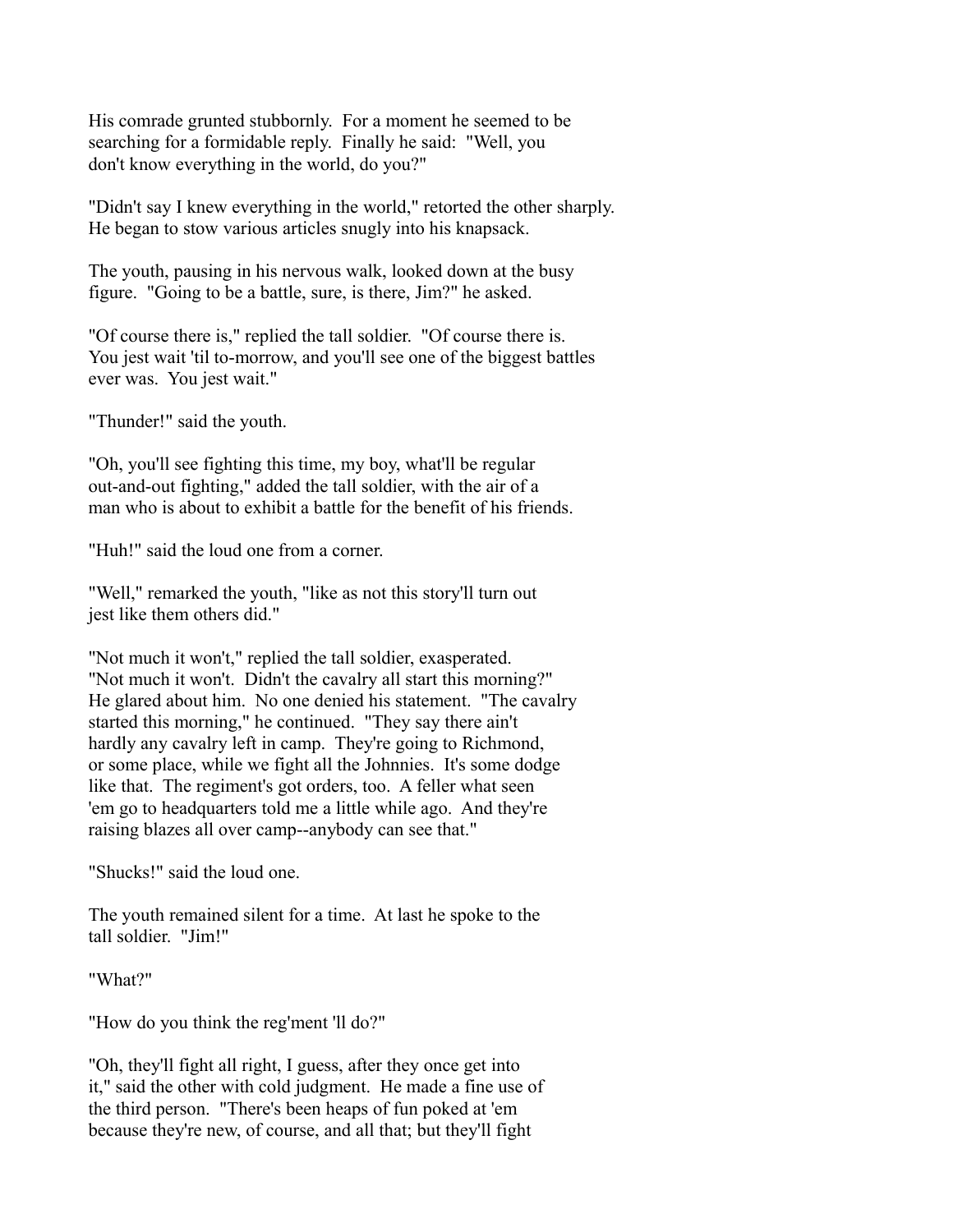His comrade grunted stubbornly. For a moment he seemed to be searching for a formidable reply. Finally he said: "Well, you don't know everything in the world, do you?"

"Didn't say I knew everything in the world," retorted the other sharply. He began to stow various articles snugly into his knapsack.

The youth, pausing in his nervous walk, looked down at the busy figure. "Going to be a battle, sure, is there, Jim?" he asked.

"Of course there is," replied the tall soldier. "Of course there is. You jest wait 'til to-morrow, and you'll see one of the biggest battles ever was. You jest wait."

"Thunder!" said the youth.

"Oh, you'll see fighting this time, my boy, what'll be regular out-and-out fighting," added the tall soldier, with the air of a man who is about to exhibit a battle for the benefit of his friends.

"Huh!" said the loud one from a corner.

"Well," remarked the youth, "like as not this story'll turn out jest like them others did."

"Not much it won't," replied the tall soldier, exasperated. "Not much it won't. Didn't the cavalry all start this morning?" He glared about him. No one denied his statement. "The cavalry started this morning," he continued. "They say there ain't hardly any cavalry left in camp. They're going to Richmond, or some place, while we fight all the Johnnies. It's some dodge like that. The regiment's got orders, too. A feller what seen 'em go to headquarters told me a little while ago. And they're raising blazes all over camp--anybody can see that."

"Shucks!" said the loud one.

The youth remained silent for a time. At last he spoke to the tall soldier. "Jim!"

"What?"

"How do you think the reg'ment 'll do?"

"Oh, they'll fight all right, I guess, after they once get into it," said the other with cold judgment. He made a fine use of the third person. "There's been heaps of fun poked at 'em because they're new, of course, and all that; but they'll fight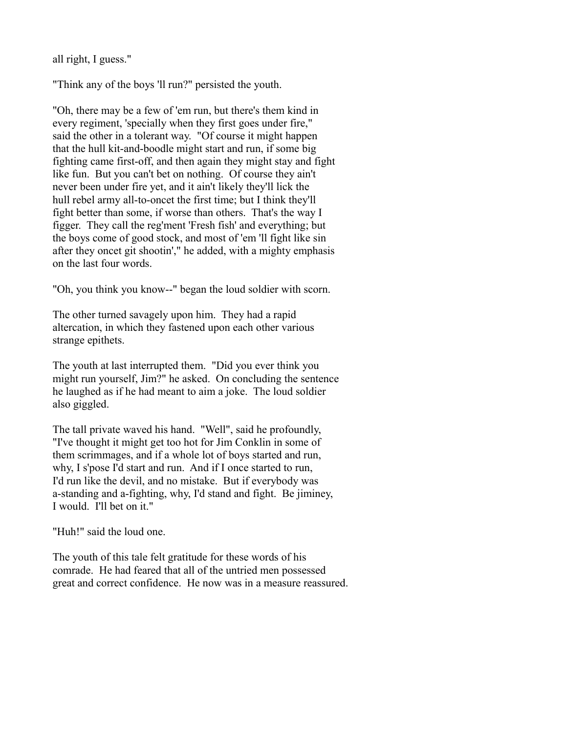all right, I guess."

"Think any of the boys 'll run?" persisted the youth.

"Oh, there may be a few of 'em run, but there's them kind in every regiment, 'specially when they first goes under fire," said the other in a tolerant way. "Of course it might happen that the hull kit-and-boodle might start and run, if some big fighting came first-off, and then again they might stay and fight like fun. But you can't bet on nothing. Of course they ain't never been under fire yet, and it ain't likely they'll lick the hull rebel army all-to-oncet the first time; but I think they'll fight better than some, if worse than others. That's the way I figger. They call the reg'ment 'Fresh fish' and everything; but the boys come of good stock, and most of 'em 'll fight like sin after they oncet git shootin'," he added, with a mighty emphasis on the last four words.

"Oh, you think you know--" began the loud soldier with scorn.

The other turned savagely upon him. They had a rapid altercation, in which they fastened upon each other various strange epithets.

The youth at last interrupted them. "Did you ever think you might run yourself, Jim?" he asked. On concluding the sentence he laughed as if he had meant to aim a joke. The loud soldier also giggled.

The tall private waved his hand. "Well", said he profoundly, "I've thought it might get too hot for Jim Conklin in some of them scrimmages, and if a whole lot of boys started and run, why, I s'pose I'd start and run. And if I once started to run, I'd run like the devil, and no mistake. But if everybody was a-standing and a-fighting, why, I'd stand and fight. Be jiminey, I would. I'll bet on it."

"Huh!" said the loud one.

The youth of this tale felt gratitude for these words of his comrade. He had feared that all of the untried men possessed great and correct confidence. He now was in a measure reassured.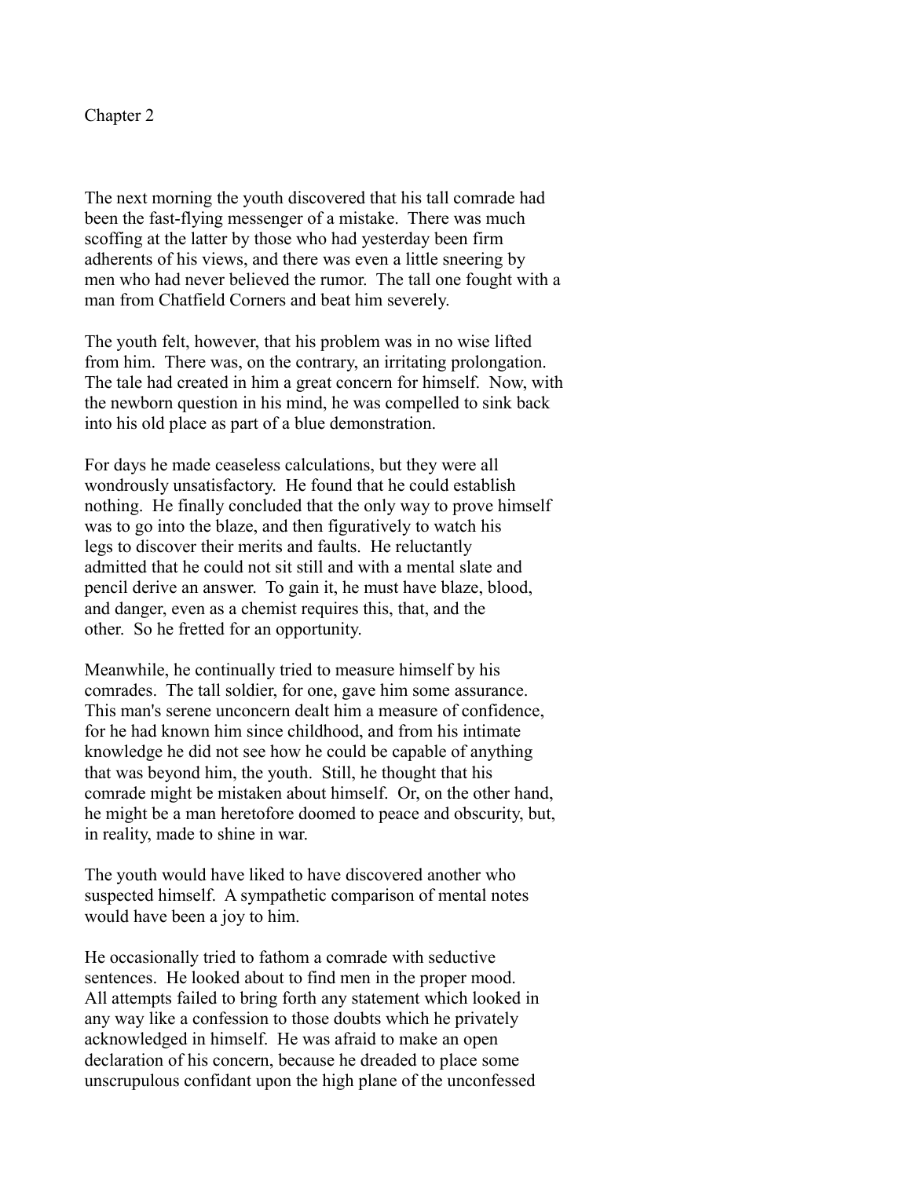## Chapter 2

The next morning the youth discovered that his tall comrade had been the fast-flying messenger of a mistake. There was much scoffing at the latter by those who had yesterday been firm adherents of his views, and there was even a little sneering by men who had never believed the rumor. The tall one fought with a man from Chatfield Corners and beat him severely.

The youth felt, however, that his problem was in no wise lifted from him. There was, on the contrary, an irritating prolongation. The tale had created in him a great concern for himself. Now, with the newborn question in his mind, he was compelled to sink back into his old place as part of a blue demonstration.

For days he made ceaseless calculations, but they were all wondrously unsatisfactory. He found that he could establish nothing. He finally concluded that the only way to prove himself was to go into the blaze, and then figuratively to watch his legs to discover their merits and faults. He reluctantly admitted that he could not sit still and with a mental slate and pencil derive an answer. To gain it, he must have blaze, blood, and danger, even as a chemist requires this, that, and the other. So he fretted for an opportunity.

Meanwhile, he continually tried to measure himself by his comrades. The tall soldier, for one, gave him some assurance. This man's serene unconcern dealt him a measure of confidence, for he had known him since childhood, and from his intimate knowledge he did not see how he could be capable of anything that was beyond him, the youth. Still, he thought that his comrade might be mistaken about himself. Or, on the other hand, he might be a man heretofore doomed to peace and obscurity, but, in reality, made to shine in war.

The youth would have liked to have discovered another who suspected himself. A sympathetic comparison of mental notes would have been a joy to him.

He occasionally tried to fathom a comrade with seductive sentences. He looked about to find men in the proper mood. All attempts failed to bring forth any statement which looked in any way like a confession to those doubts which he privately acknowledged in himself. He was afraid to make an open declaration of his concern, because he dreaded to place some unscrupulous confidant upon the high plane of the unconfessed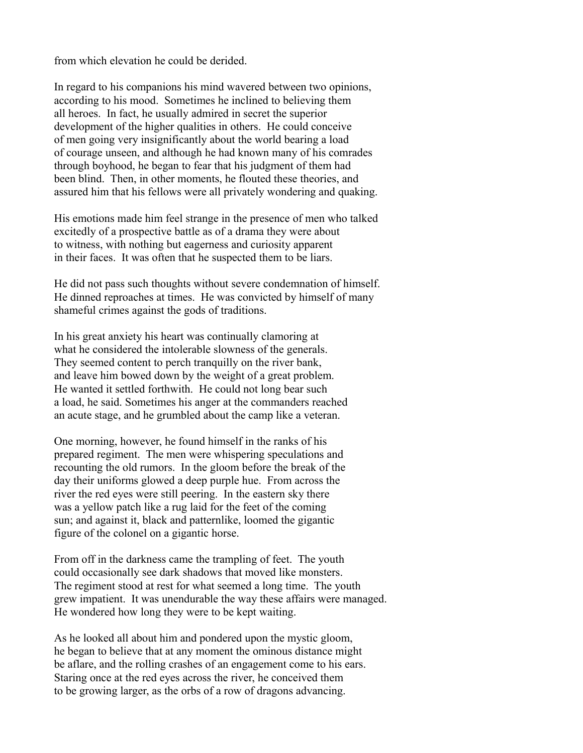from which elevation he could be derided.

In regard to his companions his mind wavered between two opinions, according to his mood. Sometimes he inclined to believing them all heroes. In fact, he usually admired in secret the superior development of the higher qualities in others. He could conceive of men going very insignificantly about the world bearing a load of courage unseen, and although he had known many of his comrades through boyhood, he began to fear that his judgment of them had been blind. Then, in other moments, he flouted these theories, and assured him that his fellows were all privately wondering and quaking.

His emotions made him feel strange in the presence of men who talked excitedly of a prospective battle as of a drama they were about to witness, with nothing but eagerness and curiosity apparent in their faces. It was often that he suspected them to be liars.

He did not pass such thoughts without severe condemnation of himself. He dinned reproaches at times. He was convicted by himself of many shameful crimes against the gods of traditions.

In his great anxiety his heart was continually clamoring at what he considered the intolerable slowness of the generals. They seemed content to perch tranquilly on the river bank, and leave him bowed down by the weight of a great problem. He wanted it settled forthwith. He could not long bear such a load, he said. Sometimes his anger at the commanders reached an acute stage, and he grumbled about the camp like a veteran.

One morning, however, he found himself in the ranks of his prepared regiment. The men were whispering speculations and recounting the old rumors. In the gloom before the break of the day their uniforms glowed a deep purple hue. From across the river the red eyes were still peering. In the eastern sky there was a yellow patch like a rug laid for the feet of the coming sun; and against it, black and patternlike, loomed the gigantic figure of the colonel on a gigantic horse.

From off in the darkness came the trampling of feet. The youth could occasionally see dark shadows that moved like monsters. The regiment stood at rest for what seemed a long time. The youth grew impatient. It was unendurable the way these affairs were managed. He wondered how long they were to be kept waiting.

As he looked all about him and pondered upon the mystic gloom, he began to believe that at any moment the ominous distance might be aflare, and the rolling crashes of an engagement come to his ears. Staring once at the red eyes across the river, he conceived them to be growing larger, as the orbs of a row of dragons advancing.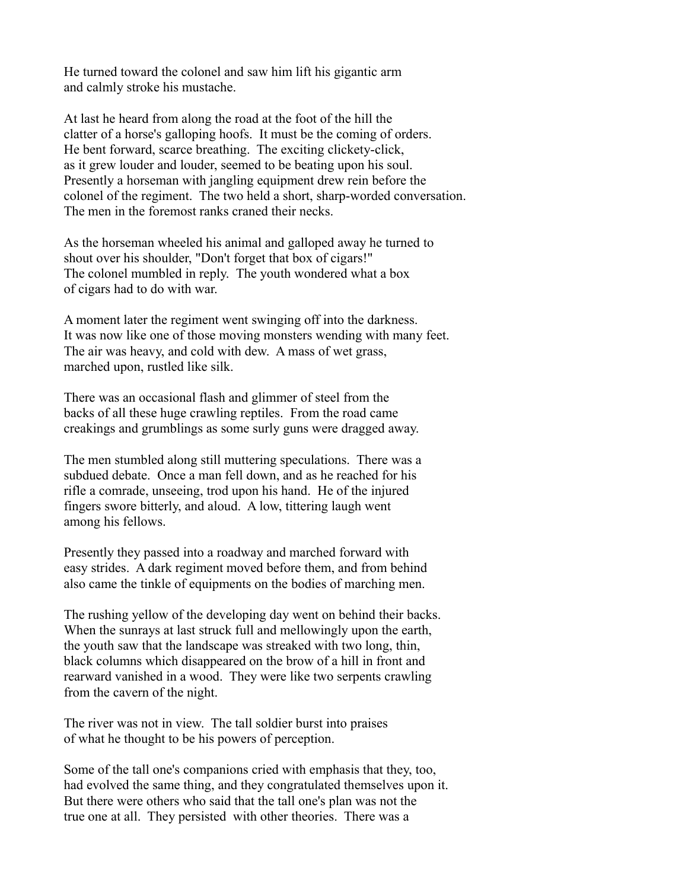He turned toward the colonel and saw him lift his gigantic arm and calmly stroke his mustache.

At last he heard from along the road at the foot of the hill the clatter of a horse's galloping hoofs. It must be the coming of orders. He bent forward, scarce breathing. The exciting clickety-click, as it grew louder and louder, seemed to be beating upon his soul. Presently a horseman with jangling equipment drew rein before the colonel of the regiment. The two held a short, sharp-worded conversation. The men in the foremost ranks craned their necks.

As the horseman wheeled his animal and galloped away he turned to shout over his shoulder, "Don't forget that box of cigars!" The colonel mumbled in reply. The youth wondered what a box of cigars had to do with war.

A moment later the regiment went swinging off into the darkness. It was now like one of those moving monsters wending with many feet. The air was heavy, and cold with dew. A mass of wet grass, marched upon, rustled like silk.

There was an occasional flash and glimmer of steel from the backs of all these huge crawling reptiles. From the road came creakings and grumblings as some surly guns were dragged away.

The men stumbled along still muttering speculations. There was a subdued debate. Once a man fell down, and as he reached for his rifle a comrade, unseeing, trod upon his hand. He of the injured fingers swore bitterly, and aloud. A low, tittering laugh went among his fellows.

Presently they passed into a roadway and marched forward with easy strides. A dark regiment moved before them, and from behind also came the tinkle of equipments on the bodies of marching men.

The rushing yellow of the developing day went on behind their backs. When the sunrays at last struck full and mellowingly upon the earth, the youth saw that the landscape was streaked with two long, thin, black columns which disappeared on the brow of a hill in front and rearward vanished in a wood. They were like two serpents crawling from the cavern of the night.

The river was not in view. The tall soldier burst into praises of what he thought to be his powers of perception.

Some of the tall one's companions cried with emphasis that they, too, had evolved the same thing, and they congratulated themselves upon it. But there were others who said that the tall one's plan was not the true one at all. They persisted with other theories. There was a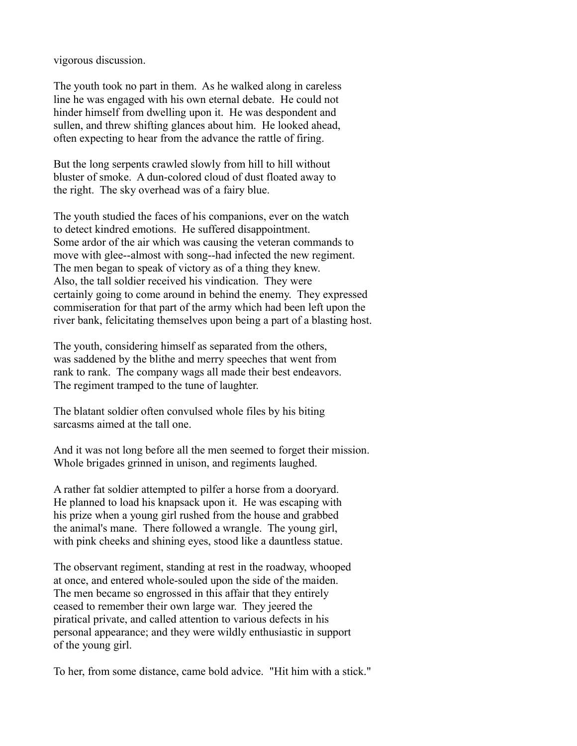vigorous discussion.

The youth took no part in them. As he walked along in careless line he was engaged with his own eternal debate. He could not hinder himself from dwelling upon it. He was despondent and sullen, and threw shifting glances about him. He looked ahead, often expecting to hear from the advance the rattle of firing.

But the long serpents crawled slowly from hill to hill without bluster of smoke. A dun-colored cloud of dust floated away to the right. The sky overhead was of a fairy blue.

The youth studied the faces of his companions, ever on the watch to detect kindred emotions. He suffered disappointment. Some ardor of the air which was causing the veteran commands to move with glee--almost with song--had infected the new regiment. The men began to speak of victory as of a thing they knew. Also, the tall soldier received his vindication. They were certainly going to come around in behind the enemy. They expressed commiseration for that part of the army which had been left upon the river bank, felicitating themselves upon being a part of a blasting host.

The youth, considering himself as separated from the others, was saddened by the blithe and merry speeches that went from rank to rank. The company wags all made their best endeavors. The regiment tramped to the tune of laughter.

The blatant soldier often convulsed whole files by his biting sarcasms aimed at the tall one.

And it was not long before all the men seemed to forget their mission. Whole brigades grinned in unison, and regiments laughed.

A rather fat soldier attempted to pilfer a horse from a dooryard. He planned to load his knapsack upon it. He was escaping with his prize when a young girl rushed from the house and grabbed the animal's mane. There followed a wrangle. The young girl, with pink cheeks and shining eyes, stood like a dauntless statue.

The observant regiment, standing at rest in the roadway, whooped at once, and entered whole-souled upon the side of the maiden. The men became so engrossed in this affair that they entirely ceased to remember their own large war. They jeered the piratical private, and called attention to various defects in his personal appearance; and they were wildly enthusiastic in support of the young girl.

To her, from some distance, came bold advice. "Hit him with a stick."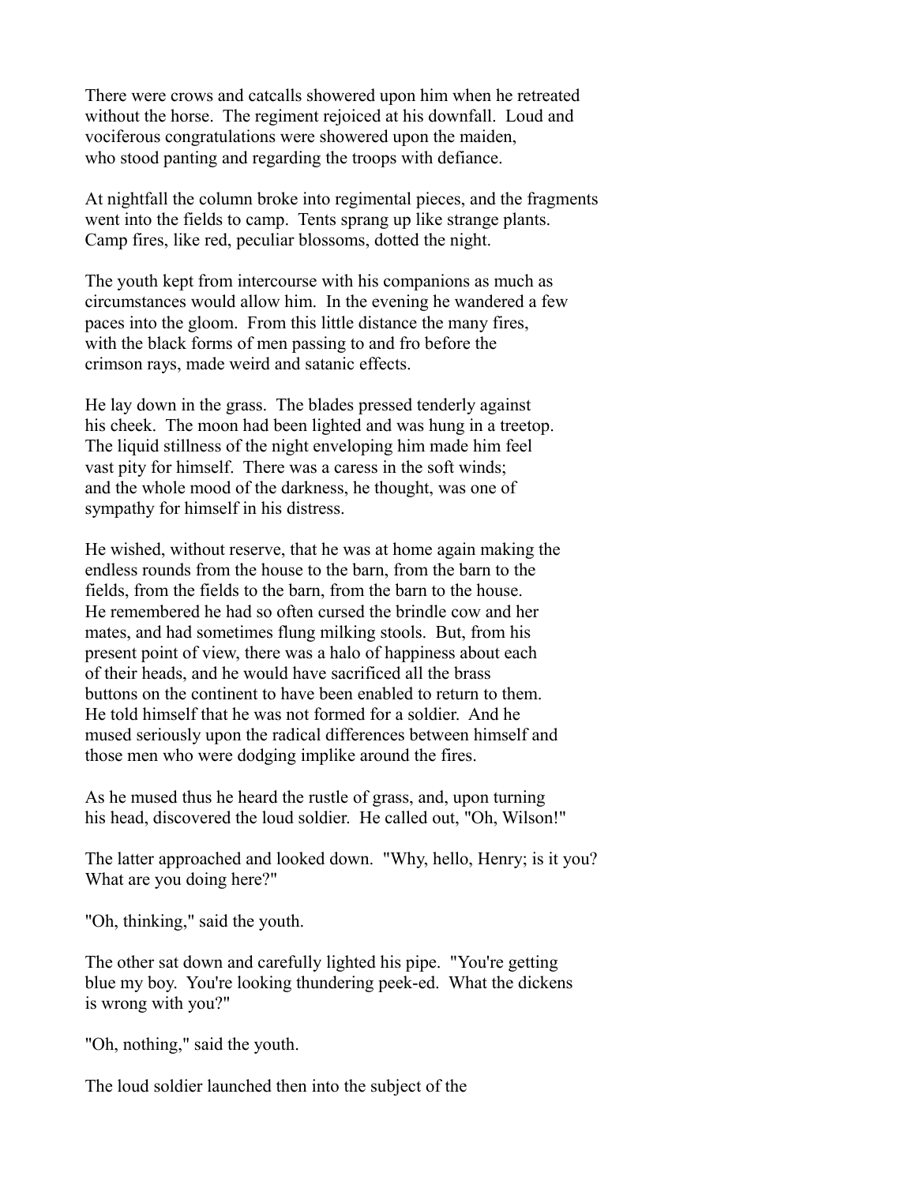There were crows and catcalls showered upon him when he retreated without the horse. The regiment rejoiced at his downfall. Loud and vociferous congratulations were showered upon the maiden, who stood panting and regarding the troops with defiance.

At nightfall the column broke into regimental pieces, and the fragments went into the fields to camp. Tents sprang up like strange plants. Camp fires, like red, peculiar blossoms, dotted the night.

The youth kept from intercourse with his companions as much as circumstances would allow him. In the evening he wandered a few paces into the gloom. From this little distance the many fires, with the black forms of men passing to and fro before the crimson rays, made weird and satanic effects.

He lay down in the grass. The blades pressed tenderly against his cheek. The moon had been lighted and was hung in a treetop. The liquid stillness of the night enveloping him made him feel vast pity for himself. There was a caress in the soft winds; and the whole mood of the darkness, he thought, was one of sympathy for himself in his distress.

He wished, without reserve, that he was at home again making the endless rounds from the house to the barn, from the barn to the fields, from the fields to the barn, from the barn to the house. He remembered he had so often cursed the brindle cow and her mates, and had sometimes flung milking stools. But, from his present point of view, there was a halo of happiness about each of their heads, and he would have sacrificed all the brass buttons on the continent to have been enabled to return to them. He told himself that he was not formed for a soldier. And he mused seriously upon the radical differences between himself and those men who were dodging implike around the fires.

As he mused thus he heard the rustle of grass, and, upon turning his head, discovered the loud soldier. He called out, "Oh, Wilson!"

The latter approached and looked down. "Why, hello, Henry; is it you? What are you doing here?"

"Oh, thinking," said the youth.

The other sat down and carefully lighted his pipe. "You're getting blue my boy. You're looking thundering peek-ed. What the dickens is wrong with you?"

"Oh, nothing," said the youth.

The loud soldier launched then into the subject of the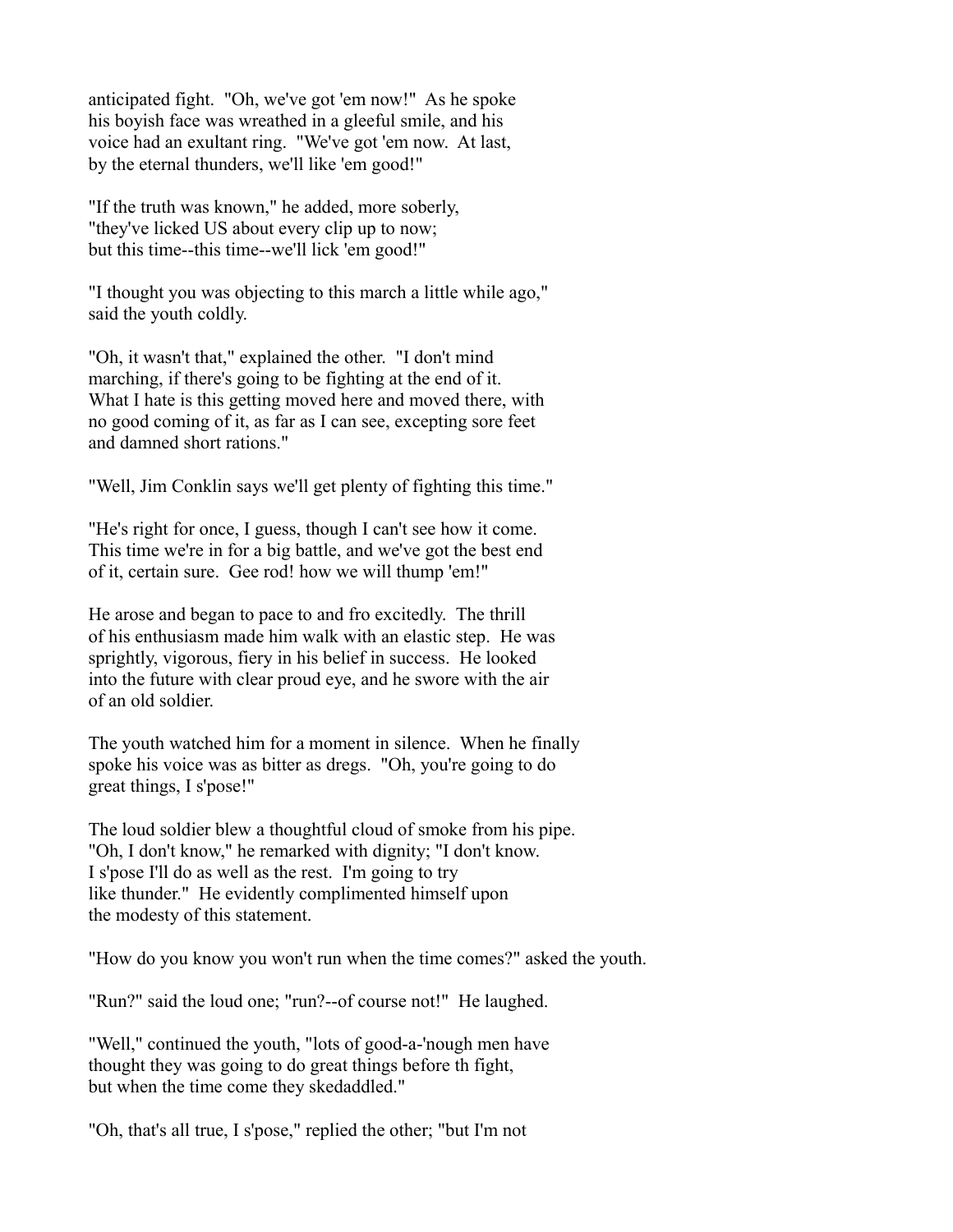anticipated fight. "Oh, we've got 'em now!" As he spoke his boyish face was wreathed in a gleeful smile, and his voice had an exultant ring. "We've got 'em now. At last, by the eternal thunders, we'll like 'em good!"

"If the truth was known," he added, more soberly, "they've licked US about every clip up to now; but this time--this time--we'll lick 'em good!"

"I thought you was objecting to this march a little while ago," said the youth coldly.

"Oh, it wasn't that," explained the other. "I don't mind marching, if there's going to be fighting at the end of it. What I hate is this getting moved here and moved there, with no good coming of it, as far as I can see, excepting sore feet and damned short rations."

"Well, Jim Conklin says we'll get plenty of fighting this time."

"He's right for once, I guess, though I can't see how it come. This time we're in for a big battle, and we've got the best end of it, certain sure. Gee rod! how we will thump 'em!"

He arose and began to pace to and fro excitedly. The thrill of his enthusiasm made him walk with an elastic step. He was sprightly, vigorous, fiery in his belief in success. He looked into the future with clear proud eye, and he swore with the air of an old soldier.

The youth watched him for a moment in silence. When he finally spoke his voice was as bitter as dregs. "Oh, you're going to do great things, I s'pose!"

The loud soldier blew a thoughtful cloud of smoke from his pipe. "Oh, I don't know," he remarked with dignity; "I don't know. I s'pose I'll do as well as the rest. I'm going to try like thunder." He evidently complimented himself upon the modesty of this statement.

"How do you know you won't run when the time comes?" asked the youth.

"Run?" said the loud one; "run?--of course not!" He laughed.

"Well," continued the youth, "lots of good-a-'nough men have thought they was going to do great things before th fight, but when the time come they skedaddled."

"Oh, that's all true, I s'pose," replied the other; "but I'm not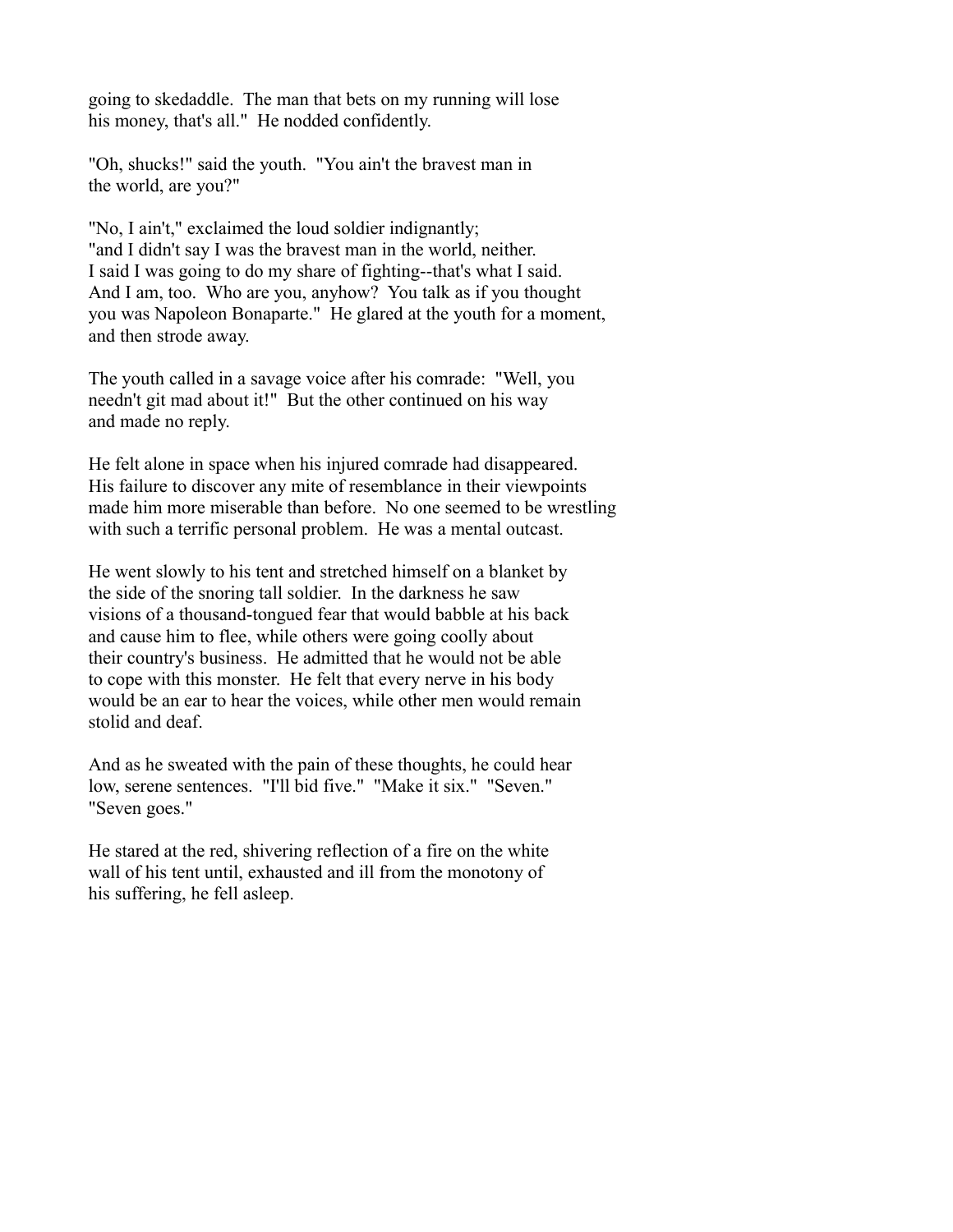going to skedaddle. The man that bets on my running will lose his money, that's all." He nodded confidently.

"Oh, shucks!" said the youth. "You ain't the bravest man in the world, are you?"

"No, I ain't," exclaimed the loud soldier indignantly; "and I didn't say I was the bravest man in the world, neither. I said I was going to do my share of fighting--that's what I said. And I am, too. Who are you, anyhow? You talk as if you thought you was Napoleon Bonaparte." He glared at the youth for a moment, and then strode away.

The youth called in a savage voice after his comrade: "Well, you needn't git mad about it!" But the other continued on his way and made no reply.

He felt alone in space when his injured comrade had disappeared. His failure to discover any mite of resemblance in their viewpoints made him more miserable than before. No one seemed to be wrestling with such a terrific personal problem. He was a mental outcast.

He went slowly to his tent and stretched himself on a blanket by the side of the snoring tall soldier. In the darkness he saw visions of a thousand-tongued fear that would babble at his back and cause him to flee, while others were going coolly about their country's business. He admitted that he would not be able to cope with this monster. He felt that every nerve in his body would be an ear to hear the voices, while other men would remain stolid and deaf.

And as he sweated with the pain of these thoughts, he could hear low, serene sentences. "I'll bid five." "Make it six." "Seven." "Seven goes."

He stared at the red, shivering reflection of a fire on the white wall of his tent until, exhausted and ill from the monotony of his suffering, he fell asleep.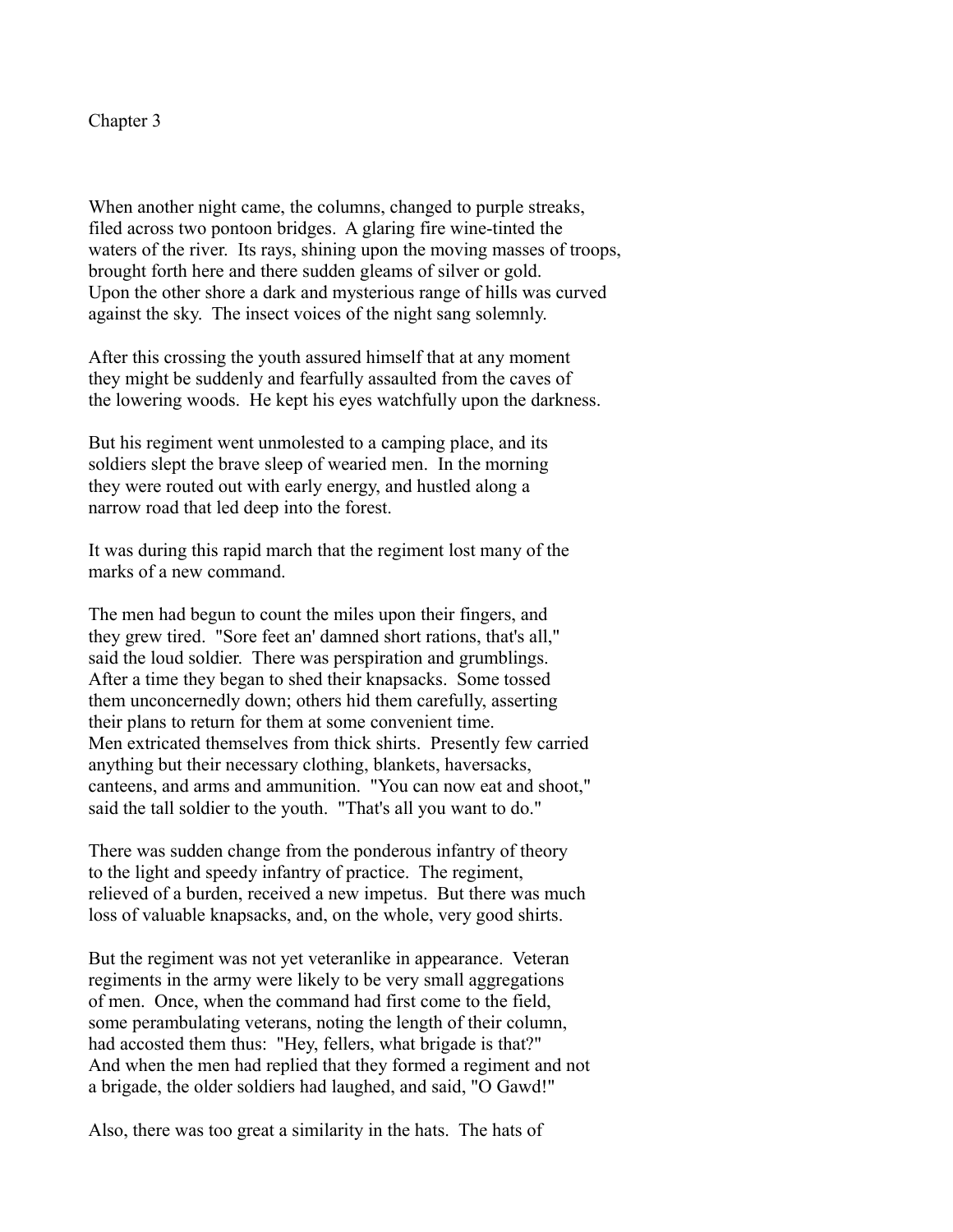## Chapter 3

When another night came, the columns, changed to purple streaks, filed across two pontoon bridges. A glaring fire wine-tinted the waters of the river. Its rays, shining upon the moving masses of troops, brought forth here and there sudden gleams of silver or gold. Upon the other shore a dark and mysterious range of hills was curved against the sky. The insect voices of the night sang solemnly.

After this crossing the youth assured himself that at any moment they might be suddenly and fearfully assaulted from the caves of the lowering woods. He kept his eyes watchfully upon the darkness.

But his regiment went unmolested to a camping place, and its soldiers slept the brave sleep of wearied men. In the morning they were routed out with early energy, and hustled along a narrow road that led deep into the forest.

It was during this rapid march that the regiment lost many of the marks of a new command.

The men had begun to count the miles upon their fingers, and they grew tired. "Sore feet an' damned short rations, that's all," said the loud soldier. There was perspiration and grumblings. After a time they began to shed their knapsacks. Some tossed them unconcernedly down; others hid them carefully, asserting their plans to return for them at some convenient time. Men extricated themselves from thick shirts. Presently few carried anything but their necessary clothing, blankets, haversacks, canteens, and arms and ammunition. "You can now eat and shoot," said the tall soldier to the youth. "That's all you want to do."

There was sudden change from the ponderous infantry of theory to the light and speedy infantry of practice. The regiment, relieved of a burden, received a new impetus. But there was much loss of valuable knapsacks, and, on the whole, very good shirts.

But the regiment was not yet veteranlike in appearance. Veteran regiments in the army were likely to be very small aggregations of men. Once, when the command had first come to the field, some perambulating veterans, noting the length of their column, had accosted them thus: "Hey, fellers, what brigade is that?" And when the men had replied that they formed a regiment and not a brigade, the older soldiers had laughed, and said, "O Gawd!"

Also, there was too great a similarity in the hats. The hats of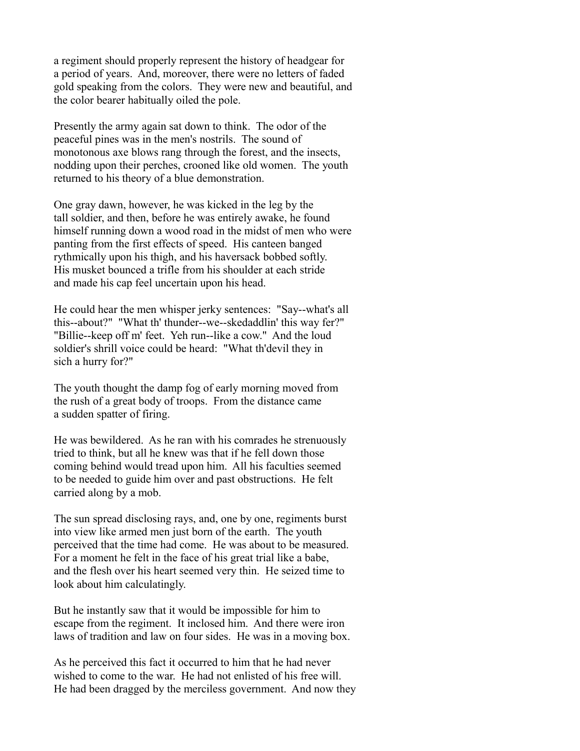a regiment should properly represent the history of headgear for a period of years. And, moreover, there were no letters of faded gold speaking from the colors. They were new and beautiful, and the color bearer habitually oiled the pole.

Presently the army again sat down to think. The odor of the peaceful pines was in the men's nostrils. The sound of monotonous axe blows rang through the forest, and the insects, nodding upon their perches, crooned like old women. The youth returned to his theory of a blue demonstration.

One gray dawn, however, he was kicked in the leg by the tall soldier, and then, before he was entirely awake, he found himself running down a wood road in the midst of men who were panting from the first effects of speed. His canteen banged rythmically upon his thigh, and his haversack bobbed softly. His musket bounced a trifle from his shoulder at each stride and made his cap feel uncertain upon his head.

He could hear the men whisper jerky sentences: "Say--what's all this--about?" "What th' thunder--we--skedaddlin' this way fer?" "Billie--keep off m' feet. Yeh run--like a cow." And the loud soldier's shrill voice could be heard: "What th'devil they in sich a hurry for?"

The youth thought the damp fog of early morning moved from the rush of a great body of troops. From the distance came a sudden spatter of firing.

He was bewildered. As he ran with his comrades he strenuously tried to think, but all he knew was that if he fell down those coming behind would tread upon him. All his faculties seemed to be needed to guide him over and past obstructions. He felt carried along by a mob.

The sun spread disclosing rays, and, one by one, regiments burst into view like armed men just born of the earth. The youth perceived that the time had come. He was about to be measured. For a moment he felt in the face of his great trial like a babe, and the flesh over his heart seemed very thin. He seized time to look about him calculatingly.

But he instantly saw that it would be impossible for him to escape from the regiment. It inclosed him. And there were iron laws of tradition and law on four sides. He was in a moving box.

As he perceived this fact it occurred to him that he had never wished to come to the war. He had not enlisted of his free will. He had been dragged by the merciless government. And now they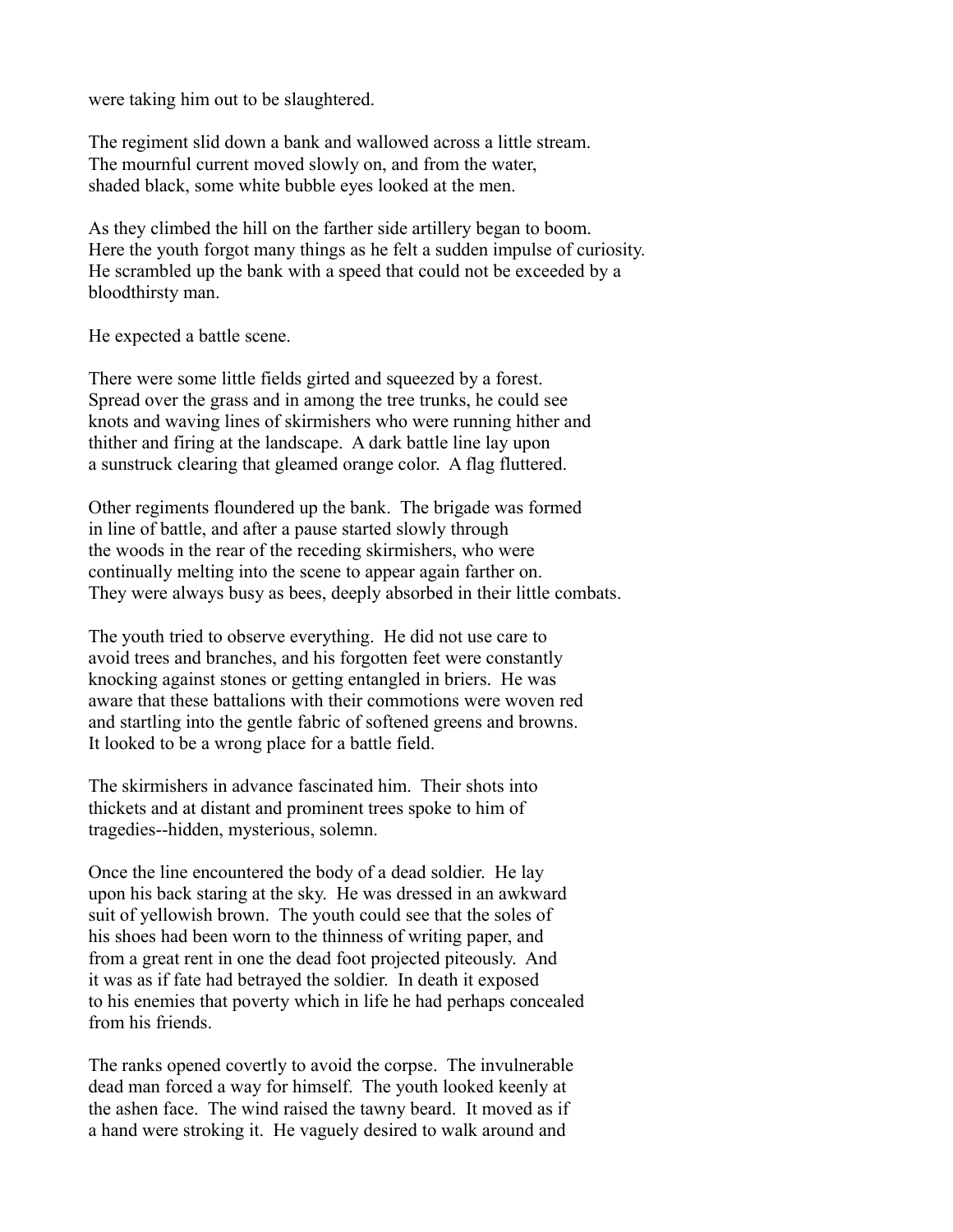were taking him out to be slaughtered.

The regiment slid down a bank and wallowed across a little stream. The mournful current moved slowly on, and from the water, shaded black, some white bubble eyes looked at the men.

As they climbed the hill on the farther side artillery began to boom. Here the youth forgot many things as he felt a sudden impulse of curiosity. He scrambled up the bank with a speed that could not be exceeded by a bloodthirsty man.

He expected a battle scene.

There were some little fields girted and squeezed by a forest. Spread over the grass and in among the tree trunks, he could see knots and waving lines of skirmishers who were running hither and thither and firing at the landscape. A dark battle line lay upon a sunstruck clearing that gleamed orange color. A flag fluttered.

Other regiments floundered up the bank. The brigade was formed in line of battle, and after a pause started slowly through the woods in the rear of the receding skirmishers, who were continually melting into the scene to appear again farther on. They were always busy as bees, deeply absorbed in their little combats.

The youth tried to observe everything. He did not use care to avoid trees and branches, and his forgotten feet were constantly knocking against stones or getting entangled in briers. He was aware that these battalions with their commotions were woven red and startling into the gentle fabric of softened greens and browns. It looked to be a wrong place for a battle field.

The skirmishers in advance fascinated him. Their shots into thickets and at distant and prominent trees spoke to him of tragedies--hidden, mysterious, solemn.

Once the line encountered the body of a dead soldier. He lay upon his back staring at the sky. He was dressed in an awkward suit of yellowish brown. The youth could see that the soles of his shoes had been worn to the thinness of writing paper, and from a great rent in one the dead foot projected piteously. And it was as if fate had betrayed the soldier. In death it exposed to his enemies that poverty which in life he had perhaps concealed from his friends.

The ranks opened covertly to avoid the corpse. The invulnerable dead man forced a way for himself. The youth looked keenly at the ashen face. The wind raised the tawny beard. It moved as if a hand were stroking it. He vaguely desired to walk around and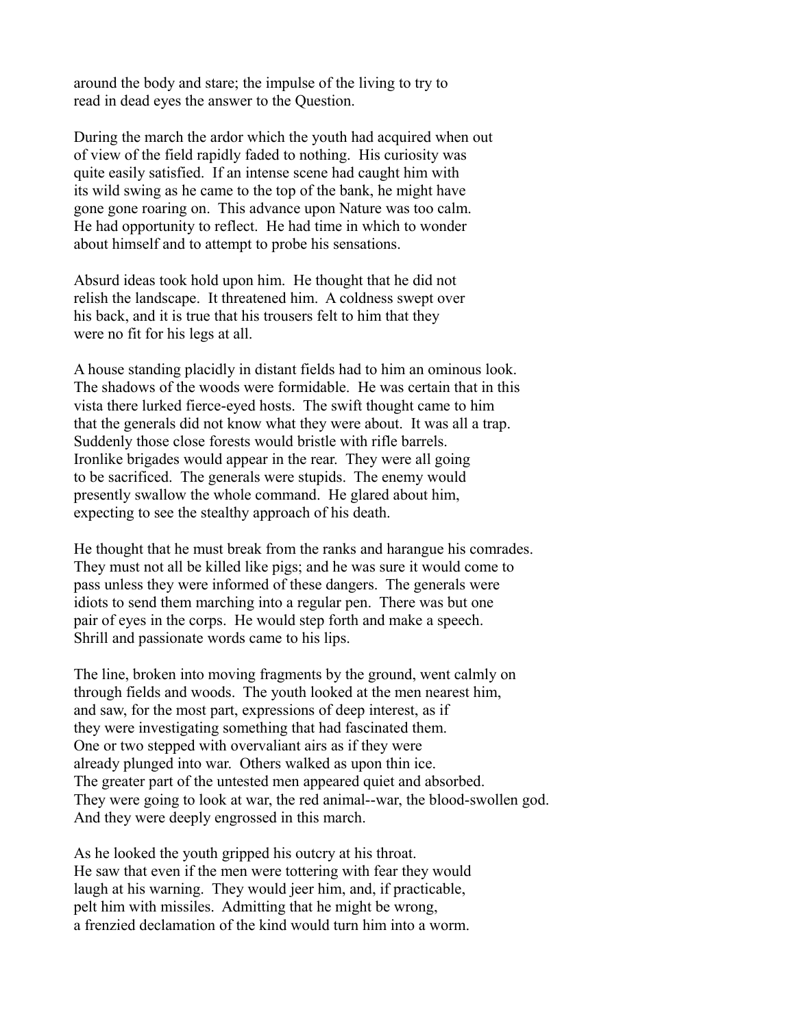around the body and stare; the impulse of the living to try to read in dead eyes the answer to the Question.

During the march the ardor which the youth had acquired when out of view of the field rapidly faded to nothing. His curiosity was quite easily satisfied. If an intense scene had caught him with its wild swing as he came to the top of the bank, he might have gone gone roaring on. This advance upon Nature was too calm. He had opportunity to reflect. He had time in which to wonder about himself and to attempt to probe his sensations.

Absurd ideas took hold upon him. He thought that he did not relish the landscape. It threatened him. A coldness swept over his back, and it is true that his trousers felt to him that they were no fit for his legs at all.

A house standing placidly in distant fields had to him an ominous look. The shadows of the woods were formidable. He was certain that in this vista there lurked fierce-eyed hosts. The swift thought came to him that the generals did not know what they were about. It was all a trap. Suddenly those close forests would bristle with rifle barrels. Ironlike brigades would appear in the rear. They were all going to be sacrificed. The generals were stupids. The enemy would presently swallow the whole command. He glared about him, expecting to see the stealthy approach of his death.

He thought that he must break from the ranks and harangue his comrades. They must not all be killed like pigs; and he was sure it would come to pass unless they were informed of these dangers. The generals were idiots to send them marching into a regular pen. There was but one pair of eyes in the corps. He would step forth and make a speech. Shrill and passionate words came to his lips.

The line, broken into moving fragments by the ground, went calmly on through fields and woods. The youth looked at the men nearest him, and saw, for the most part, expressions of deep interest, as if they were investigating something that had fascinated them. One or two stepped with overvaliant airs as if they were already plunged into war. Others walked as upon thin ice. The greater part of the untested men appeared quiet and absorbed. They were going to look at war, the red animal--war, the blood-swollen god. And they were deeply engrossed in this march.

As he looked the youth gripped his outcry at his throat. He saw that even if the men were tottering with fear they would laugh at his warning. They would jeer him, and, if practicable, pelt him with missiles. Admitting that he might be wrong, a frenzied declamation of the kind would turn him into a worm.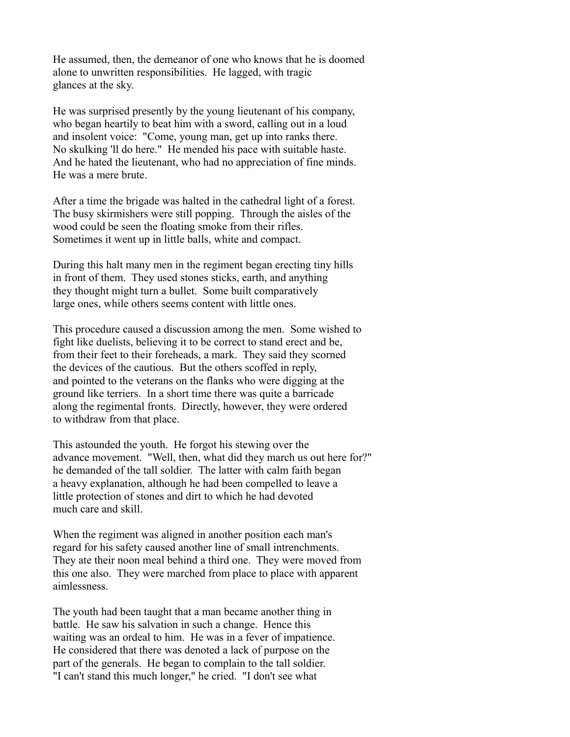He assumed, then, the demeanor of one who knows that he is doomed alone to unwritten responsibilities. He lagged, with tragic glances at the sky.

He was surprised presently by the young lieutenant of his company, who began heartily to beat him with a sword, calling out in a loud and insolent voice: "Come, young man, get up into ranks there. No skulking 'll do here." He mended his pace with suitable haste. And he hated the lieutenant, who had no appreciation of fine minds. He was a mere brute.

After a time the brigade was halted in the cathedral light of a forest. The busy skirmishers were still popping. Through the aisles of the wood could be seen the floating smoke from their rifles. Sometimes it went up in little balls, white and compact.

During this halt many men in the regiment began erecting tiny hills in front of them. They used stones sticks, earth, and anything they thought might turn a bullet. Some built comparatively large ones, while others seems content with little ones.

This procedure caused a discussion among the men. Some wished to fight like duelists, believing it to be correct to stand erect and be, from their feet to their foreheads, a mark. They said they scorned the devices of the cautious. But the others scoffed in reply, and pointed to the veterans on the flanks who were digging at the ground like terriers. In a short time there was quite a barricade along the regimental fronts. Directly, however, they were ordered to withdraw from that place.

This astounded the youth. He forgot his stewing over the advance movement. "Well, then, what did they march us out here for?" he demanded of the tall soldier. The latter with calm faith began a heavy explanation, although he had been compelled to leave a little protection of stones and dirt to which he had devoted much care and skill.

When the regiment was aligned in another position each man's regard for his safety caused another line of small intrenchments. They ate their noon meal behind a third one. They were moved from this one also. They were marched from place to place with apparent aimlessness.

The youth had been taught that a man became another thing in battle. He saw his salvation in such a change. Hence this waiting was an ordeal to him. He was in a fever of impatience. He considered that there was denoted a lack of purpose on the part of the generals. He began to complain to the tall soldier. "I can't stand this much longer," he cried. "I don't see what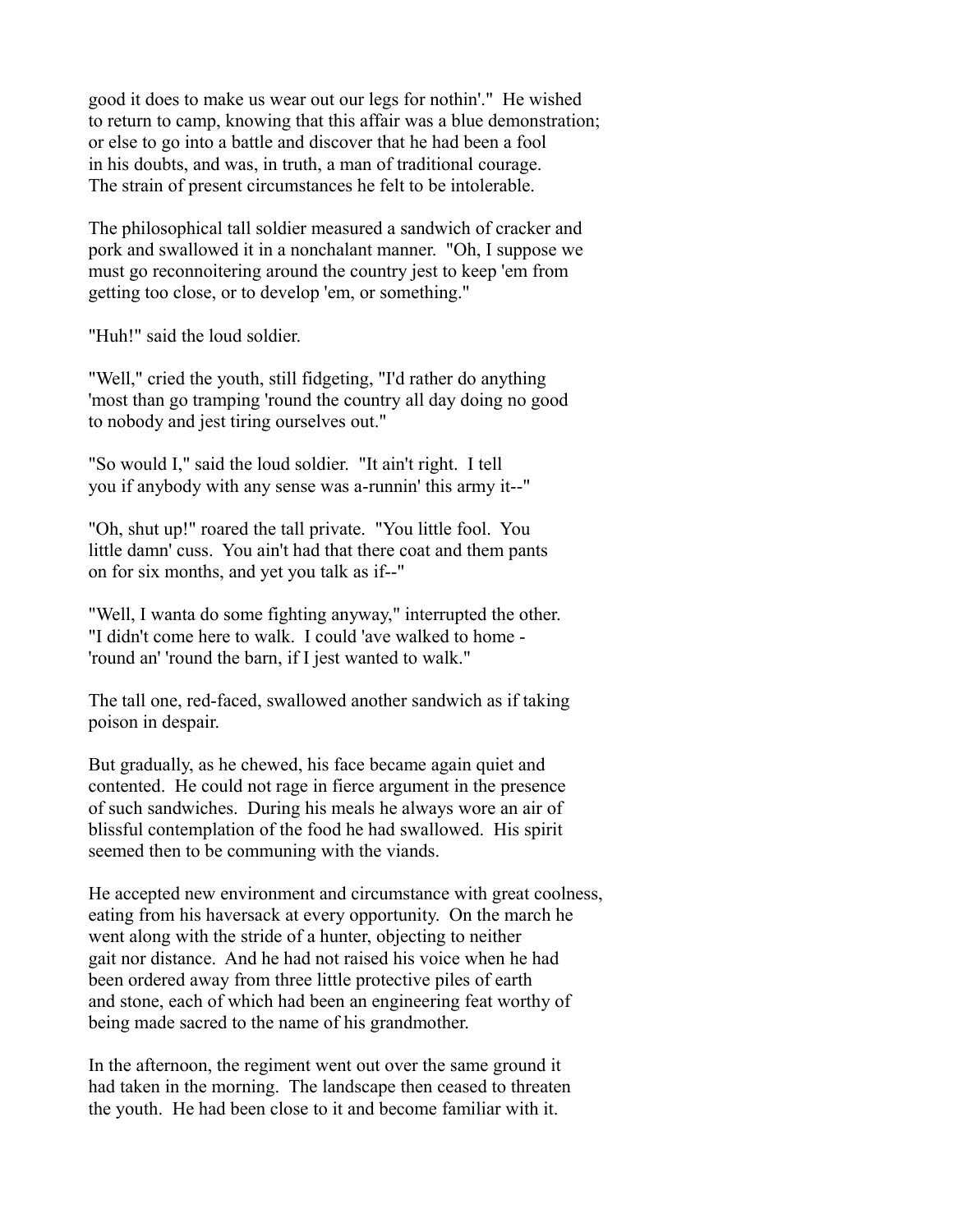good it does to make us wear out our legs for nothin'." He wished to return to camp, knowing that this affair was a blue demonstration; or else to go into a battle and discover that he had been a fool in his doubts, and was, in truth, a man of traditional courage. The strain of present circumstances he felt to be intolerable.

The philosophical tall soldier measured a sandwich of cracker and pork and swallowed it in a nonchalant manner. "Oh, I suppose we must go reconnoitering around the country jest to keep 'em from getting too close, or to develop 'em, or something."

"Huh!" said the loud soldier.

"Well," cried the youth, still fidgeting, "I'd rather do anything 'most than go tramping 'round the country all day doing no good to nobody and jest tiring ourselves out."

"So would I," said the loud soldier. "It ain't right. I tell you if anybody with any sense was a-runnin' this army it--"

"Oh, shut up!" roared the tall private. "You little fool. You little damn' cuss. You ain't had that there coat and them pants on for six months, and yet you talk as if--"

"Well, I wanta do some fighting anyway," interrupted the other. "I didn't come here to walk. I could 'ave walked to home - 'round an' 'round the barn, if I jest wanted to walk."

The tall one, red-faced, swallowed another sandwich as if taking poison in despair.

But gradually, as he chewed, his face became again quiet and contented. He could not rage in fierce argument in the presence of such sandwiches. During his meals he always wore an air of blissful contemplation of the food he had swallowed. His spirit seemed then to be communing with the viands.

He accepted new environment and circumstance with great coolness, eating from his haversack at every opportunity. On the march he went along with the stride of a hunter, objecting to neither gait nor distance. And he had not raised his voice when he had been ordered away from three little protective piles of earth and stone, each of which had been an engineering feat worthy of being made sacred to the name of his grandmother.

In the afternoon, the regiment went out over the same ground it had taken in the morning. The landscape then ceased to threaten the youth. He had been close to it and become familiar with it.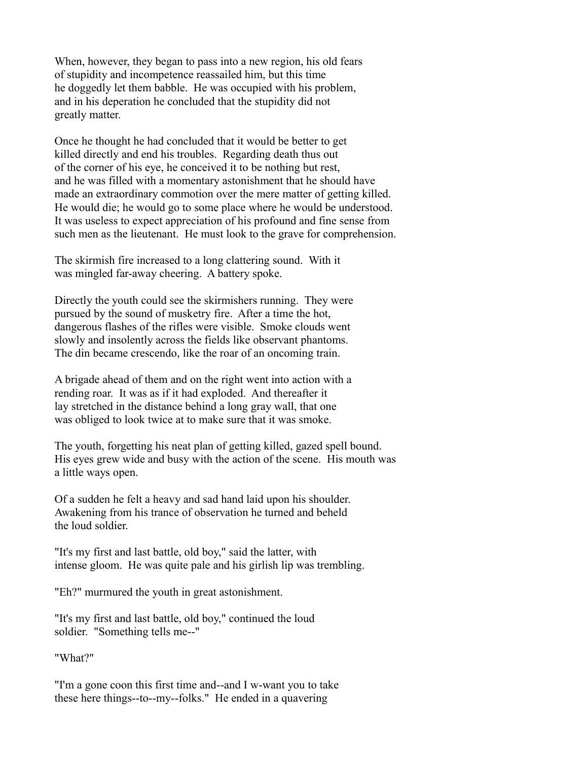When, however, they began to pass into a new region, his old fears of stupidity and incompetence reassailed him, but this time he doggedly let them babble. He was occupied with his problem, and in his deperation he concluded that the stupidity did not greatly matter.

Once he thought he had concluded that it would be better to get killed directly and end his troubles. Regarding death thus out of the corner of his eye, he conceived it to be nothing but rest, and he was filled with a momentary astonishment that he should have made an extraordinary commotion over the mere matter of getting killed. He would die; he would go to some place where he would be understood. It was useless to expect appreciation of his profound and fine sense from such men as the lieutenant. He must look to the grave for comprehension.

The skirmish fire increased to a long clattering sound. With it was mingled far-away cheering. A battery spoke.

Directly the youth could see the skirmishers running. They were pursued by the sound of musketry fire. After a time the hot, dangerous flashes of the rifles were visible. Smoke clouds went slowly and insolently across the fields like observant phantoms. The din became crescendo, like the roar of an oncoming train.

A brigade ahead of them and on the right went into action with a rending roar. It was as if it had exploded. And thereafter it lay stretched in the distance behind a long gray wall, that one was obliged to look twice at to make sure that it was smoke.

The youth, forgetting his neat plan of getting killed, gazed spell bound. His eyes grew wide and busy with the action of the scene. His mouth was a little ways open.

Of a sudden he felt a heavy and sad hand laid upon his shoulder. Awakening from his trance of observation he turned and beheld the loud soldier.

"It's my first and last battle, old boy," said the latter, with intense gloom. He was quite pale and his girlish lip was trembling.

"Eh?" murmured the youth in great astonishment.

"It's my first and last battle, old boy," continued the loud soldier. "Something tells me--"

"What?"

"I'm a gone coon this first time and--and I w-want you to take these here things--to--my--folks." He ended in a quavering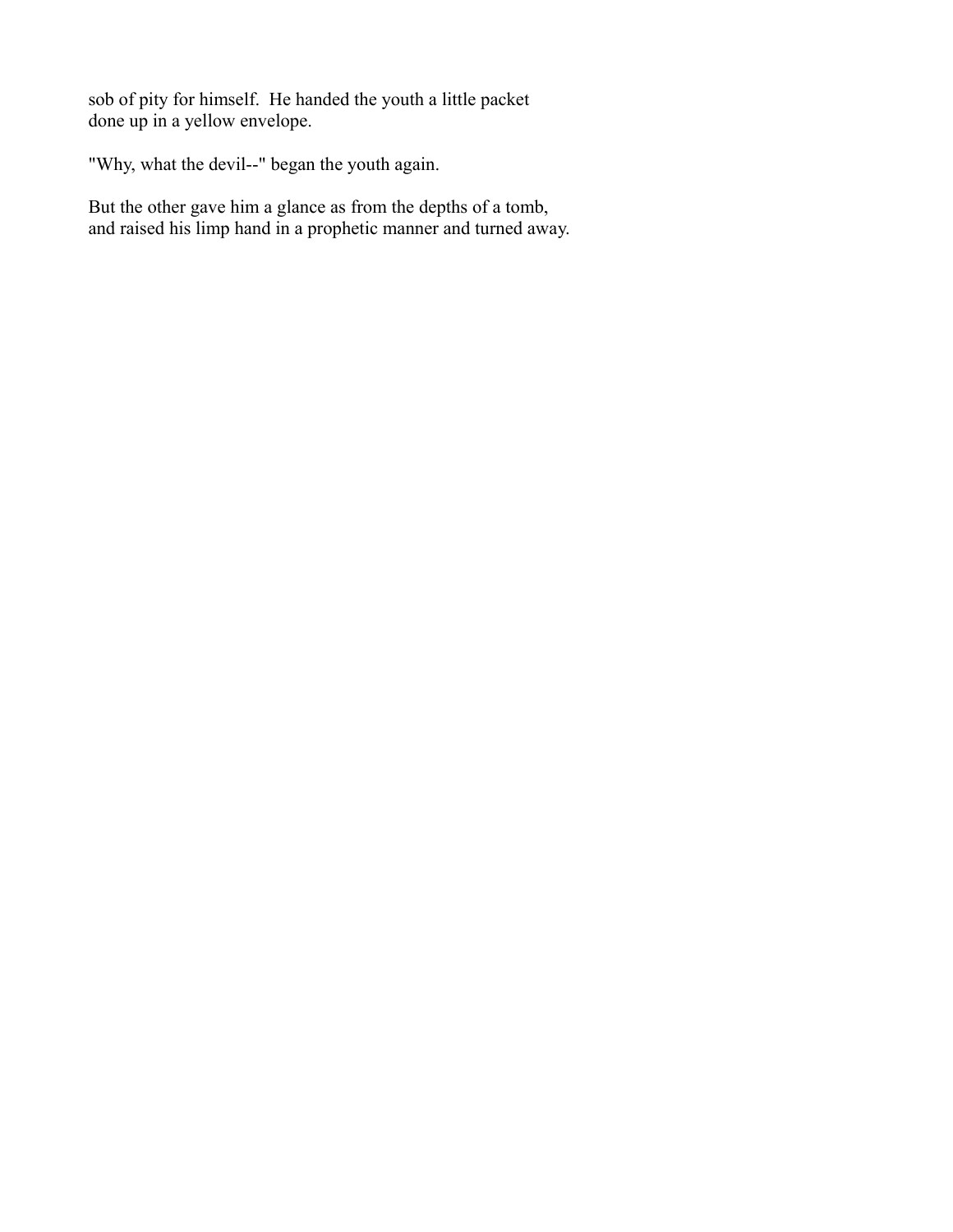sob of pity for himself. He handed the youth a little packet done up in a yellow envelope.

"Why, what the devil--" began the youth again.

But the other gave him a glance as from the depths of a tomb, and raised his limp hand in a prophetic manner and turned away.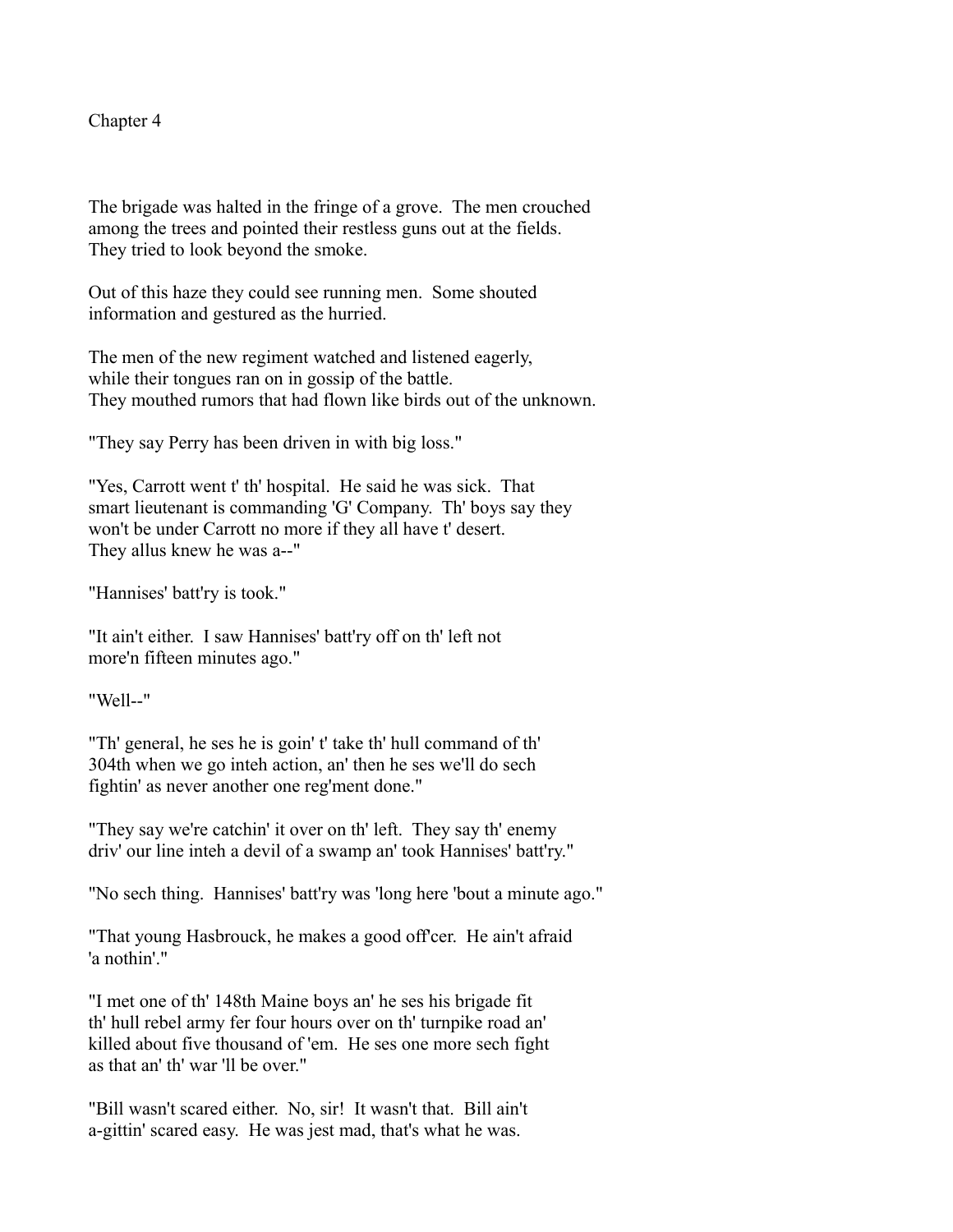# Chapter 4

The brigade was halted in the fringe of a grove. The men crouched among the trees and pointed their restless guns out at the fields. They tried to look beyond the smoke.

Out of this haze they could see running men. Some shouted information and gestured as the hurried.

The men of the new regiment watched and listened eagerly, while their tongues ran on in gossip of the battle. They mouthed rumors that had flown like birds out of the unknown.

"They say Perry has been driven in with big loss."

"Yes, Carrott went t' th' hospital. He said he was sick. That smart lieutenant is commanding 'G' Company. Th' boys say they won't be under Carrott no more if they all have t' desert. They allus knew he was a--"

"Hannises' batt'ry is took."

"It ain't either. I saw Hannises' batt'ry off on th' left not more'n fifteen minutes ago."

"Well--"

"Th' general, he ses he is goin' t' take th' hull command of th' 304th when we go inteh action, an' then he ses we'll do sech fightin' as never another one reg'ment done."

"They say we're catchin' it over on th' left. They say th' enemy driv' our line inteh a devil of a swamp an' took Hannises' batt'ry."

"No sech thing. Hannises' batt'ry was 'long here 'bout a minute ago."

"That young Hasbrouck, he makes a good off'cer. He ain't afraid 'a nothin'."

"I met one of th' 148th Maine boys an' he ses his brigade fit th' hull rebel army fer four hours over on th' turnpike road an' killed about five thousand of 'em. He ses one more sech fight as that an' th' war 'll be over."

"Bill wasn't scared either. No, sir! It wasn't that. Bill ain't a-gittin' scared easy. He was jest mad, that's what he was.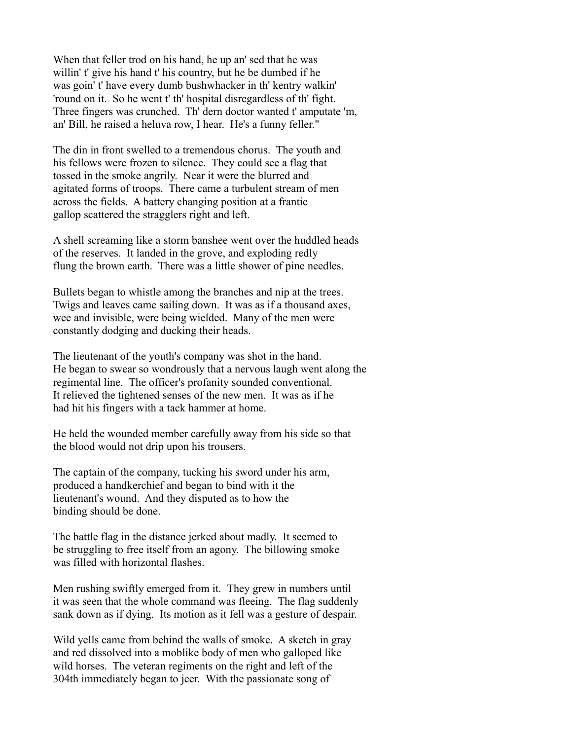When that feller trod on his hand, he up an' sed that he was willin' t' give his hand t' his country, but he be dumbed if he was goin' t' have every dumb bushwhacker in th' kentry walkin' 'round on it. So he went t' th' hospital disregardless of th' fight. Three fingers was crunched. Th' dern doctor wanted t' amputate 'm, an' Bill, he raised a heluva row, I hear. He's a funny feller."

The din in front swelled to a tremendous chorus. The youth and his fellows were frozen to silence. They could see a flag that tossed in the smoke angrily. Near it were the blurred and agitated forms of troops. There came a turbulent stream of men across the fields. A battery changing position at a frantic gallop scattered the stragglers right and left.

A shell screaming like a storm banshee went over the huddled heads of the reserves. It landed in the grove, and exploding redly flung the brown earth. There was a little shower of pine needles.

Bullets began to whistle among the branches and nip at the trees. Twigs and leaves came sailing down. It was as if a thousand axes, wee and invisible, were being wielded. Many of the men were constantly dodging and ducking their heads.

The lieutenant of the youth's company was shot in the hand. He began to swear so wondrously that a nervous laugh went along the regimental line. The officer's profanity sounded conventional. It relieved the tightened senses of the new men. It was as if he had hit his fingers with a tack hammer at home.

He held the wounded member carefully away from his side so that the blood would not drip upon his trousers.

The captain of the company, tucking his sword under his arm, produced a handkerchief and began to bind with it the lieutenant's wound. And they disputed as to how the binding should be done.

The battle flag in the distance jerked about madly. It seemed to be struggling to free itself from an agony. The billowing smoke was filled with horizontal flashes.

Men rushing swiftly emerged from it. They grew in numbers until it was seen that the whole command was fleeing. The flag suddenly sank down as if dying. Its motion as it fell was a gesture of despair.

Wild yells came from behind the walls of smoke. A sketch in gray and red dissolved into a moblike body of men who galloped like wild horses. The veteran regiments on the right and left of the 304th immediately began to jeer. With the passionate song of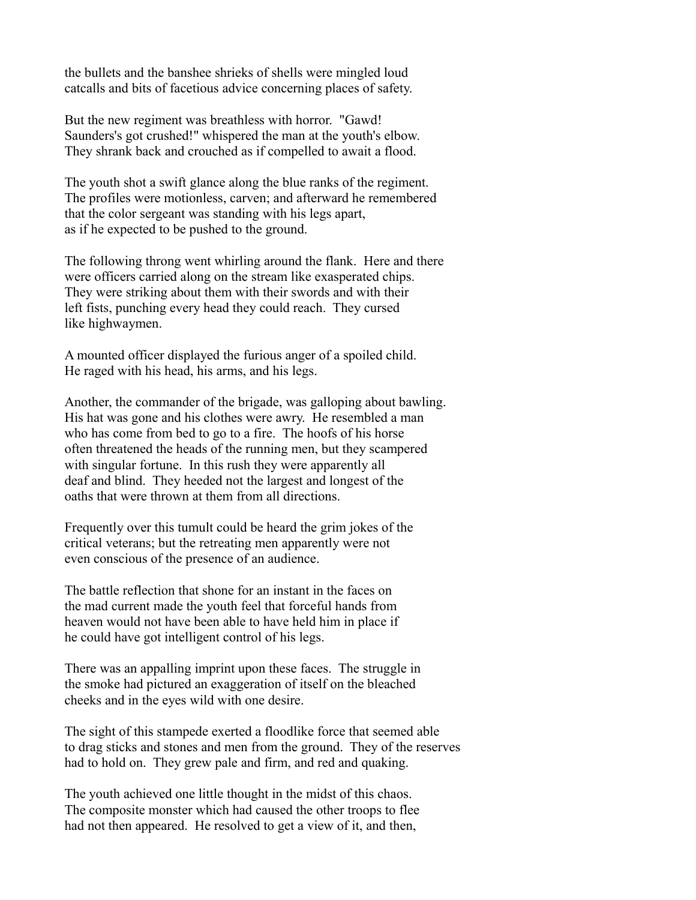the bullets and the banshee shrieks of shells were mingled loud catcalls and bits of facetious advice concerning places of safety.

But the new regiment was breathless with horror. "Gawd! Saunders's got crushed!" whispered the man at the youth's elbow. They shrank back and crouched as if compelled to await a flood.

The youth shot a swift glance along the blue ranks of the regiment. The profiles were motionless, carven; and afterward he remembered that the color sergeant was standing with his legs apart, as if he expected to be pushed to the ground.

The following throng went whirling around the flank. Here and there were officers carried along on the stream like exasperated chips. They were striking about them with their swords and with their left fists, punching every head they could reach. They cursed like highwaymen.

A mounted officer displayed the furious anger of a spoiled child. He raged with his head, his arms, and his legs.

Another, the commander of the brigade, was galloping about bawling. His hat was gone and his clothes were awry. He resembled a man who has come from bed to go to a fire. The hoofs of his horse often threatened the heads of the running men, but they scampered with singular fortune. In this rush they were apparently all deaf and blind. They heeded not the largest and longest of the oaths that were thrown at them from all directions.

Frequently over this tumult could be heard the grim jokes of the critical veterans; but the retreating men apparently were not even conscious of the presence of an audience.

The battle reflection that shone for an instant in the faces on the mad current made the youth feel that forceful hands from heaven would not have been able to have held him in place if he could have got intelligent control of his legs.

There was an appalling imprint upon these faces. The struggle in the smoke had pictured an exaggeration of itself on the bleached cheeks and in the eyes wild with one desire.

The sight of this stampede exerted a floodlike force that seemed able to drag sticks and stones and men from the ground. They of the reserves had to hold on. They grew pale and firm, and red and quaking.

The youth achieved one little thought in the midst of this chaos. The composite monster which had caused the other troops to flee had not then appeared. He resolved to get a view of it, and then,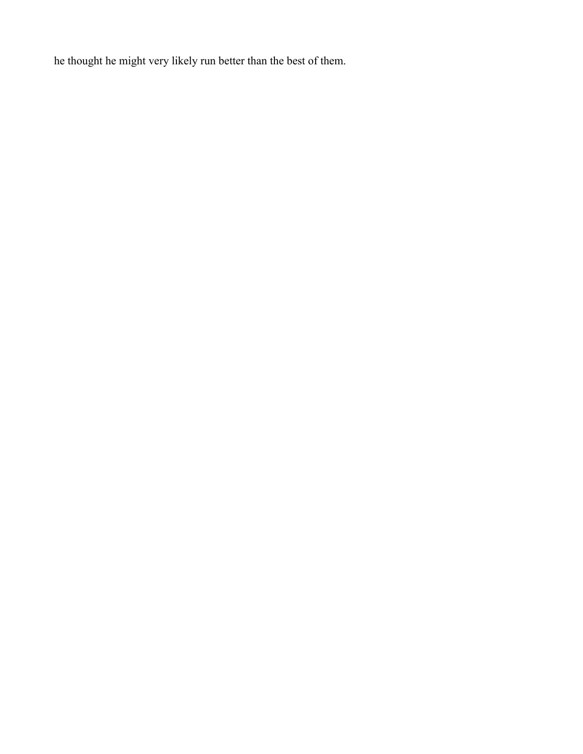he thought he might very likely run better than the best of them.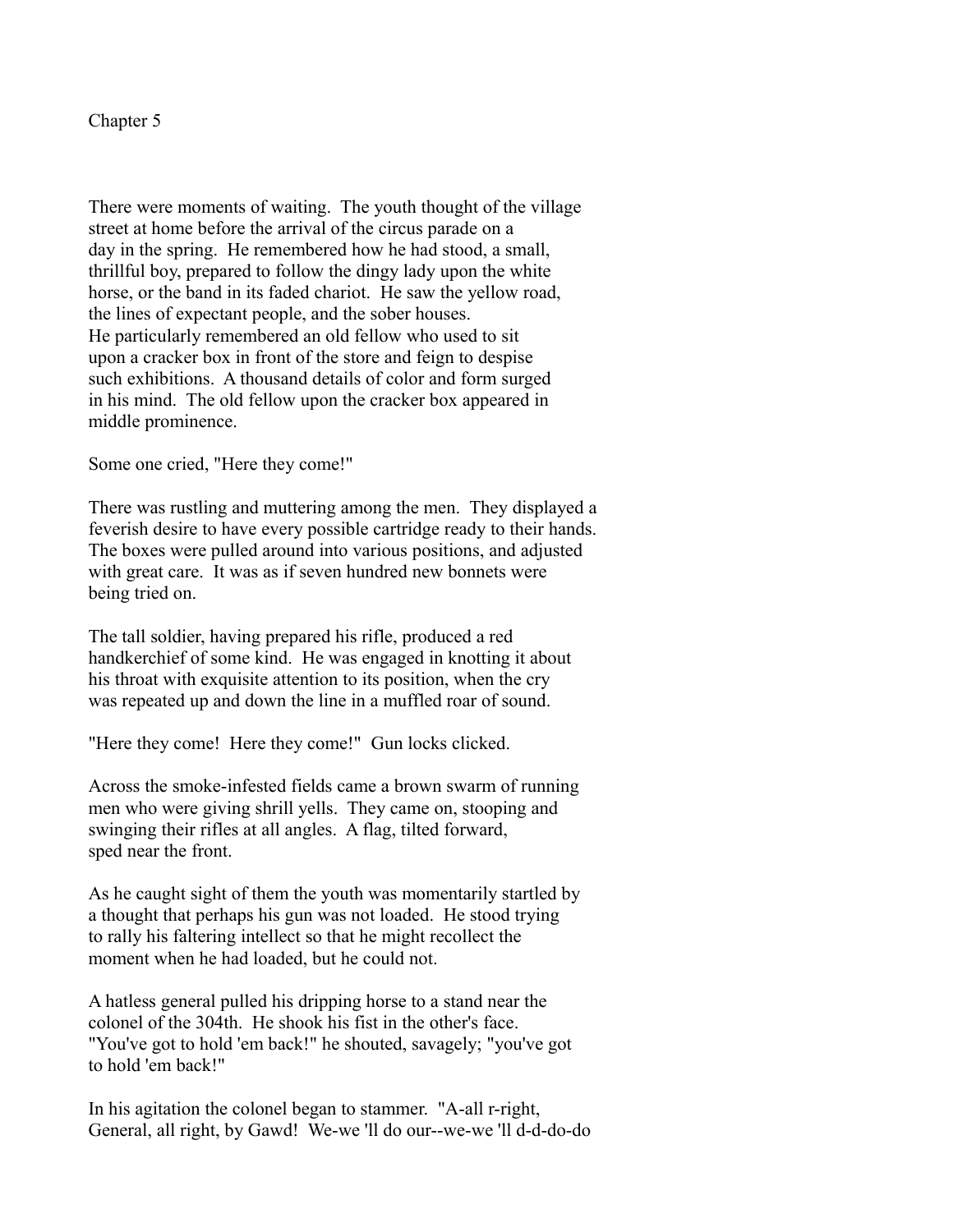## Chapter 5

There were moments of waiting. The youth thought of the village street at home before the arrival of the circus parade on a day in the spring. He remembered how he had stood, a small, thrillful boy, prepared to follow the dingy lady upon the white horse, or the band in its faded chariot. He saw the yellow road, the lines of expectant people, and the sober houses. He particularly remembered an old fellow who used to sit upon a cracker box in front of the store and feign to despise such exhibitions. A thousand details of color and form surged in his mind. The old fellow upon the cracker box appeared in middle prominence.

Some one cried, "Here they come!"

There was rustling and muttering among the men. They displayed a feverish desire to have every possible cartridge ready to their hands. The boxes were pulled around into various positions, and adjusted with great care. It was as if seven hundred new bonnets were being tried on.

The tall soldier, having prepared his rifle, produced a red handkerchief of some kind. He was engaged in knotting it about his throat with exquisite attention to its position, when the cry was repeated up and down the line in a muffled roar of sound.

"Here they come! Here they come!" Gun locks clicked.

Across the smoke-infested fields came a brown swarm of running men who were giving shrill yells. They came on, stooping and swinging their rifles at all angles. A flag, tilted forward, sped near the front.

As he caught sight of them the youth was momentarily startled by a thought that perhaps his gun was not loaded. He stood trying to rally his faltering intellect so that he might recollect the moment when he had loaded, but he could not.

A hatless general pulled his dripping horse to a stand near the colonel of the 304th. He shook his fist in the other's face. "You've got to hold 'em back!" he shouted, savagely; "you've got to hold 'em back!"

In his agitation the colonel began to stammer. "A-all r-right, General, all right, by Gawd! We-we 'll do our--we-we 'll d-d-do-do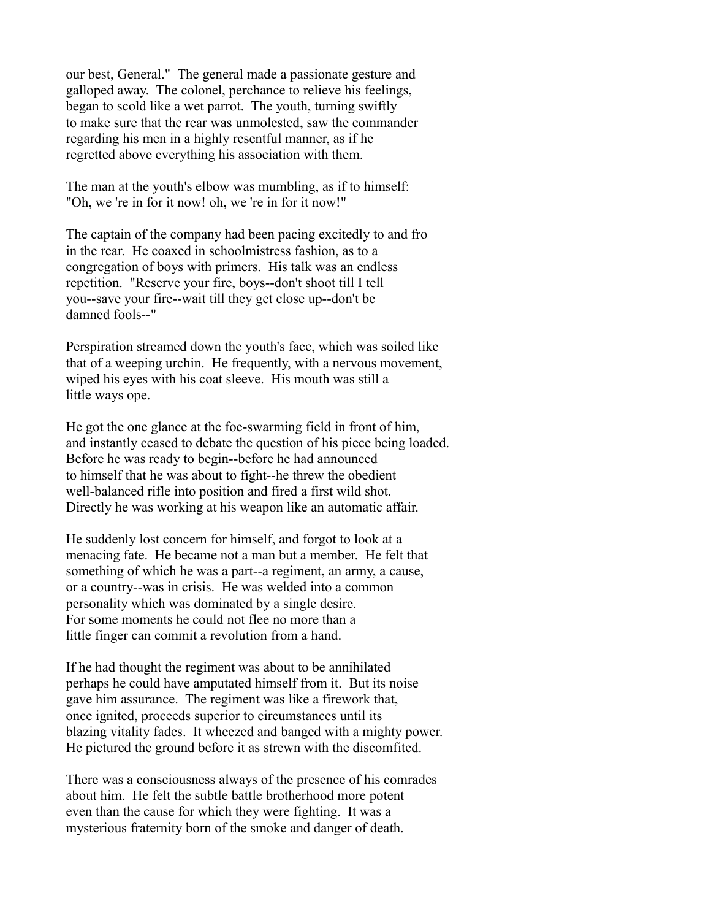our best, General." The general made a passionate gesture and galloped away. The colonel, perchance to relieve his feelings, began to scold like a wet parrot. The youth, turning swiftly to make sure that the rear was unmolested, saw the commander regarding his men in a highly resentful manner, as if he regretted above everything his association with them.

The man at the youth's elbow was mumbling, as if to himself: "Oh, we 're in for it now! oh, we 're in for it now!"

The captain of the company had been pacing excitedly to and fro in the rear. He coaxed in schoolmistress fashion, as to a congregation of boys with primers. His talk was an endless repetition. "Reserve your fire, boys--don't shoot till I tell you--save your fire--wait till they get close up--don't be damned fools--"

Perspiration streamed down the youth's face, which was soiled like that of a weeping urchin. He frequently, with a nervous movement, wiped his eyes with his coat sleeve. His mouth was still a little ways ope.

He got the one glance at the foe-swarming field in front of him, and instantly ceased to debate the question of his piece being loaded. Before he was ready to begin--before he had announced to himself that he was about to fight--he threw the obedient well-balanced rifle into position and fired a first wild shot. Directly he was working at his weapon like an automatic affair.

He suddenly lost concern for himself, and forgot to look at a menacing fate. He became not a man but a member. He felt that something of which he was a part--a regiment, an army, a cause, or a country--was in crisis. He was welded into a common personality which was dominated by a single desire. For some moments he could not flee no more than a little finger can commit a revolution from a hand.

If he had thought the regiment was about to be annihilated perhaps he could have amputated himself from it. But its noise gave him assurance. The regiment was like a firework that, once ignited, proceeds superior to circumstances until its blazing vitality fades. It wheezed and banged with a mighty power. He pictured the ground before it as strewn with the discomfited.

There was a consciousness always of the presence of his comrades about him. He felt the subtle battle brotherhood more potent even than the cause for which they were fighting. It was a mysterious fraternity born of the smoke and danger of death.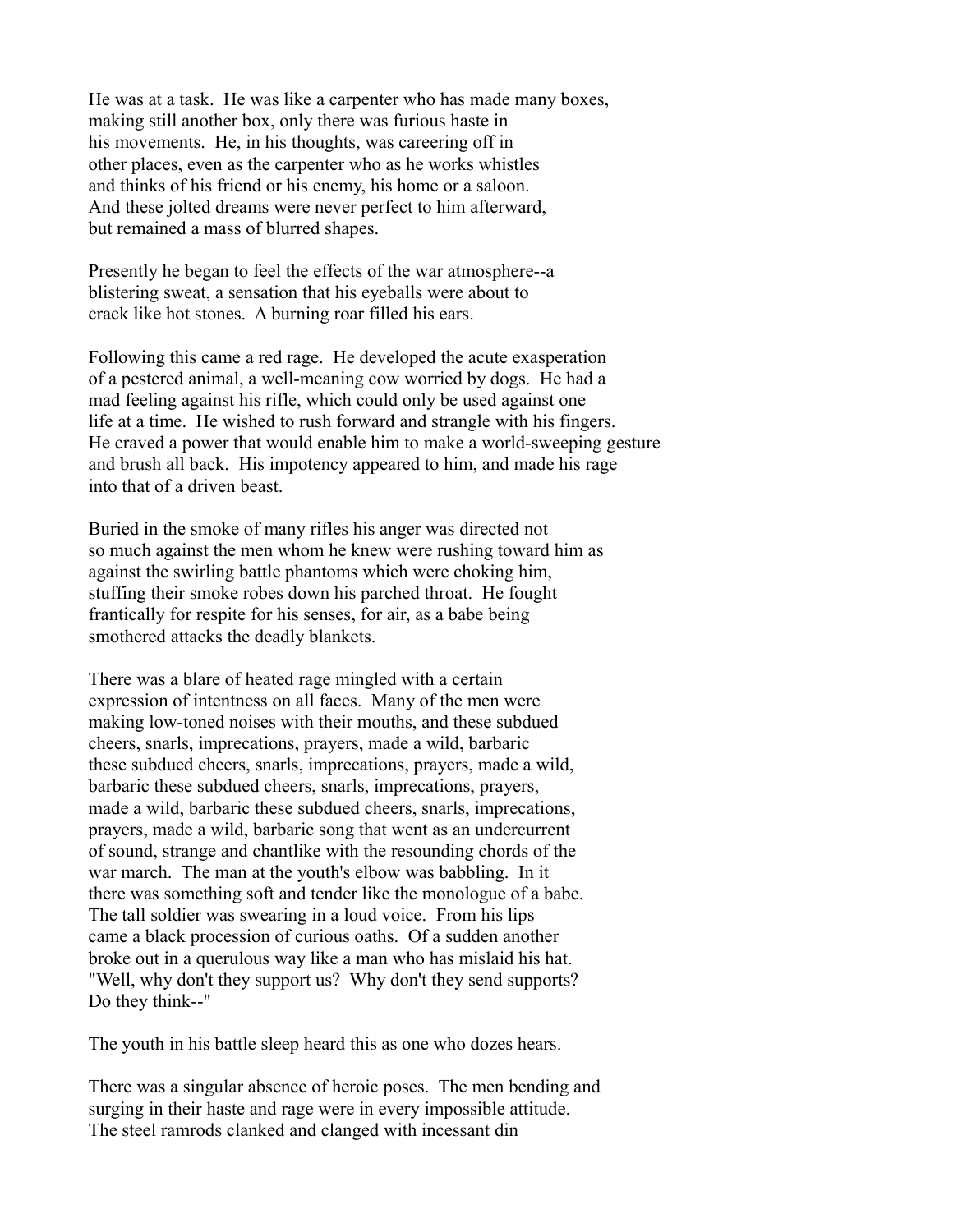He was at a task. He was like a carpenter who has made many boxes, making still another box, only there was furious haste in his movements. He, in his thoughts, was careering off in other places, even as the carpenter who as he works whistles and thinks of his friend or his enemy, his home or a saloon. And these jolted dreams were never perfect to him afterward, but remained a mass of blurred shapes.

Presently he began to feel the effects of the war atmosphere--a blistering sweat, a sensation that his eyeballs were about to crack like hot stones. A burning roar filled his ears.

Following this came a red rage. He developed the acute exasperation of a pestered animal, a well-meaning cow worried by dogs. He had a mad feeling against his rifle, which could only be used against one life at a time. He wished to rush forward and strangle with his fingers. He craved a power that would enable him to make a world-sweeping gesture and brush all back. His impotency appeared to him, and made his rage into that of a driven beast.

Buried in the smoke of many rifles his anger was directed not so much against the men whom he knew were rushing toward him as against the swirling battle phantoms which were choking him, stuffing their smoke robes down his parched throat. He fought frantically for respite for his senses, for air, as a babe being smothered attacks the deadly blankets.

There was a blare of heated rage mingled with a certain expression of intentness on all faces. Many of the men were making low-toned noises with their mouths, and these subdued cheers, snarls, imprecations, prayers, made a wild, barbaric these subdued cheers, snarls, imprecations, prayers, made a wild, barbaric these subdued cheers, snarls, imprecations, prayers, made a wild, barbaric these subdued cheers, snarls, imprecations, prayers, made a wild, barbaric song that went as an undercurrent of sound, strange and chantlike with the resounding chords of the war march. The man at the youth's elbow was babbling. In it there was something soft and tender like the monologue of a babe. The tall soldier was swearing in a loud voice. From his lips came a black procession of curious oaths. Of a sudden another broke out in a querulous way like a man who has mislaid his hat. "Well, why don't they support us? Why don't they send supports? Do they think--"

The youth in his battle sleep heard this as one who dozes hears.

There was a singular absence of heroic poses. The men bending and surging in their haste and rage were in every impossible attitude. The steel ramrods clanked and clanged with incessant din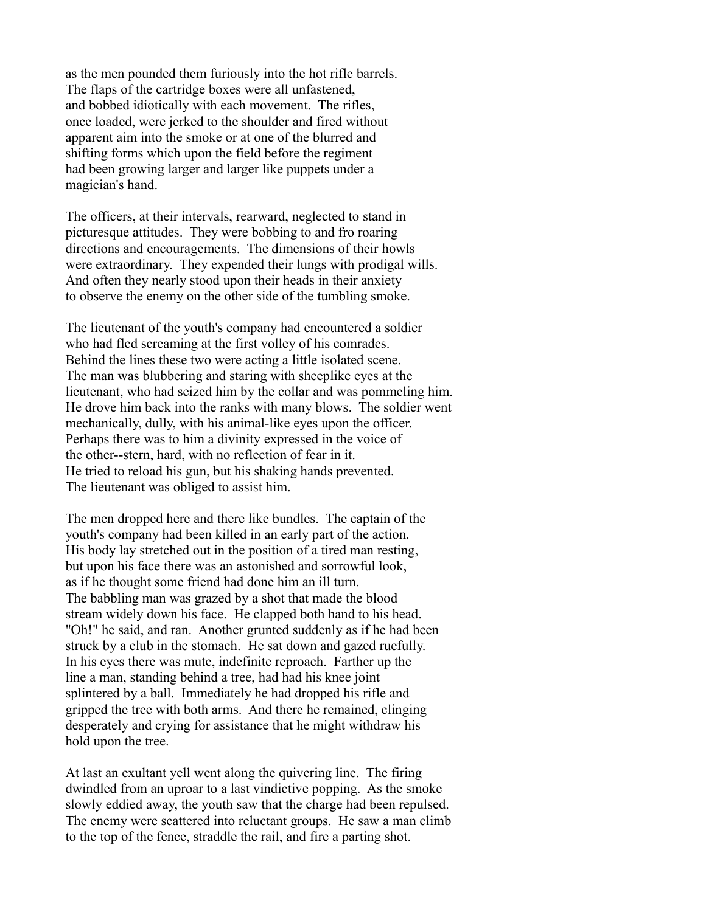as the men pounded them furiously into the hot rifle barrels. The flaps of the cartridge boxes were all unfastened, and bobbed idiotically with each movement. The rifles, once loaded, were jerked to the shoulder and fired without apparent aim into the smoke or at one of the blurred and shifting forms which upon the field before the regiment had been growing larger and larger like puppets under a magician's hand.

The officers, at their intervals, rearward, neglected to stand in picturesque attitudes. They were bobbing to and fro roaring directions and encouragements. The dimensions of their howls were extraordinary. They expended their lungs with prodigal wills. And often they nearly stood upon their heads in their anxiety to observe the enemy on the other side of the tumbling smoke.

The lieutenant of the youth's company had encountered a soldier who had fled screaming at the first volley of his comrades. Behind the lines these two were acting a little isolated scene. The man was blubbering and staring with sheeplike eyes at the lieutenant, who had seized him by the collar and was pommeling him. He drove him back into the ranks with many blows. The soldier went mechanically, dully, with his animal-like eyes upon the officer. Perhaps there was to him a divinity expressed in the voice of the other--stern, hard, with no reflection of fear in it. He tried to reload his gun, but his shaking hands prevented. The lieutenant was obliged to assist him.

The men dropped here and there like bundles. The captain of the youth's company had been killed in an early part of the action. His body lay stretched out in the position of a tired man resting, but upon his face there was an astonished and sorrowful look, as if he thought some friend had done him an ill turn. The babbling man was grazed by a shot that made the blood stream widely down his face. He clapped both hand to his head. "Oh!" he said, and ran. Another grunted suddenly as if he had been struck by a club in the stomach. He sat down and gazed ruefully. In his eyes there was mute, indefinite reproach. Farther up the line a man, standing behind a tree, had had his knee joint splintered by a ball. Immediately he had dropped his rifle and gripped the tree with both arms. And there he remained, clinging desperately and crying for assistance that he might withdraw his hold upon the tree.

At last an exultant yell went along the quivering line. The firing dwindled from an uproar to a last vindictive popping. As the smoke slowly eddied away, the youth saw that the charge had been repulsed. The enemy were scattered into reluctant groups. He saw a man climb to the top of the fence, straddle the rail, and fire a parting shot.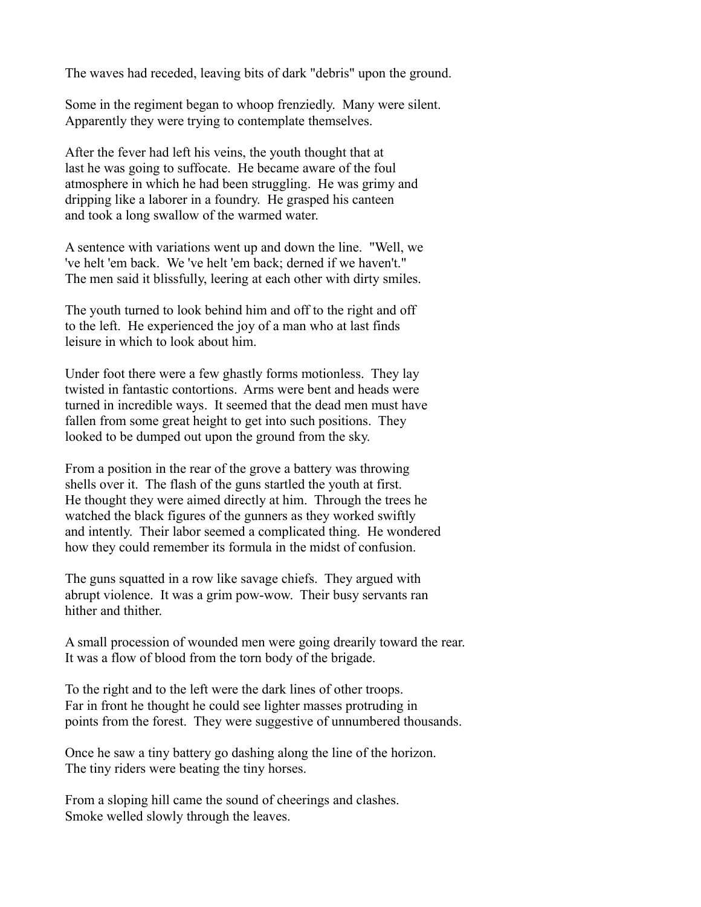The waves had receded, leaving bits of dark "debris" upon the ground.

Some in the regiment began to whoop frenziedly. Many were silent. Apparently they were trying to contemplate themselves.

After the fever had left his veins, the youth thought that at last he was going to suffocate. He became aware of the foul atmosphere in which he had been struggling. He was grimy and dripping like a laborer in a foundry. He grasped his canteen and took a long swallow of the warmed water.

A sentence with variations went up and down the line. "Well, we 've helt 'em back. We 've helt 'em back; derned if we haven't." The men said it blissfully, leering at each other with dirty smiles.

The youth turned to look behind him and off to the right and off to the left. He experienced the joy of a man who at last finds leisure in which to look about him.

Under foot there were a few ghastly forms motionless. They lay twisted in fantastic contortions. Arms were bent and heads were turned in incredible ways. It seemed that the dead men must have fallen from some great height to get into such positions. They looked to be dumped out upon the ground from the sky.

From a position in the rear of the grove a battery was throwing shells over it. The flash of the guns startled the youth at first. He thought they were aimed directly at him. Through the trees he watched the black figures of the gunners as they worked swiftly and intently. Their labor seemed a complicated thing. He wondered how they could remember its formula in the midst of confusion.

The guns squatted in a row like savage chiefs. They argued with abrupt violence. It was a grim pow-wow. Their busy servants ran hither and thither.

A small procession of wounded men were going drearily toward the rear. It was a flow of blood from the torn body of the brigade.

To the right and to the left were the dark lines of other troops. Far in front he thought he could see lighter masses protruding in points from the forest. They were suggestive of unnumbered thousands.

Once he saw a tiny battery go dashing along the line of the horizon. The tiny riders were beating the tiny horses.

From a sloping hill came the sound of cheerings and clashes. Smoke welled slowly through the leaves.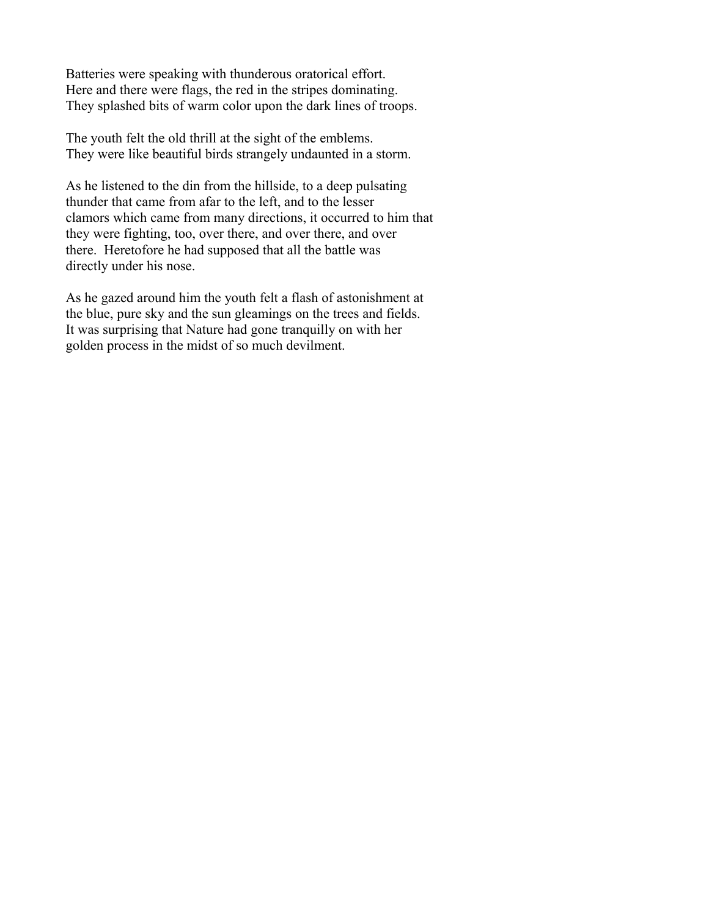Batteries were speaking with thunderous oratorical effort. Here and there were flags, the red in the stripes dominating. They splashed bits of warm color upon the dark lines of troops.

The youth felt the old thrill at the sight of the emblems. They were like beautiful birds strangely undaunted in a storm.

As he listened to the din from the hillside, to a deep pulsating thunder that came from afar to the left, and to the lesser clamors which came from many directions, it occurred to him that they were fighting, too, over there, and over there, and over there. Heretofore he had supposed that all the battle was directly under his nose.

As he gazed around him the youth felt a flash of astonishment at the blue, pure sky and the sun gleamings on the trees and fields. It was surprising that Nature had gone tranquilly on with her golden process in the midst of so much devilment.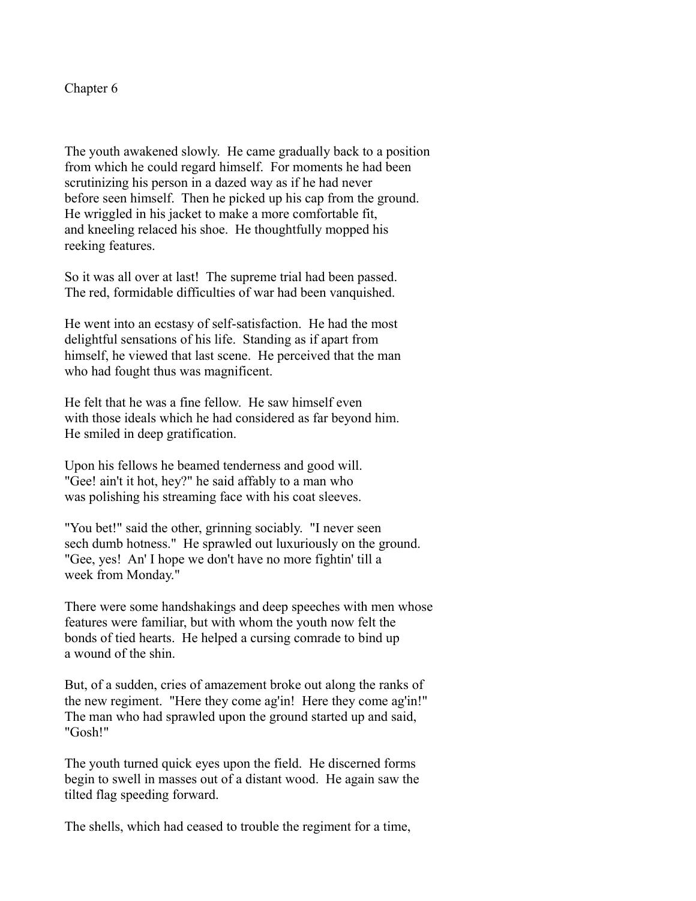## Chapter 6

The youth awakened slowly. He came gradually back to a position from which he could regard himself. For moments he had been scrutinizing his person in a dazed way as if he had never before seen himself. Then he picked up his cap from the ground. He wriggled in his jacket to make a more comfortable fit, and kneeling relaced his shoe. He thoughtfully mopped his reeking features.

So it was all over at last! The supreme trial had been passed. The red, formidable difficulties of war had been vanquished.

He went into an ecstasy of self-satisfaction. He had the most delightful sensations of his life. Standing as if apart from himself, he viewed that last scene. He perceived that the man who had fought thus was magnificent.

He felt that he was a fine fellow. He saw himself even with those ideals which he had considered as far beyond him. He smiled in deep gratification.

Upon his fellows he beamed tenderness and good will. "Gee! ain't it hot, hey?" he said affably to a man who was polishing his streaming face with his coat sleeves.

"You bet!" said the other, grinning sociably. "I never seen sech dumb hotness." He sprawled out luxuriously on the ground. "Gee, yes! An' I hope we don't have no more fightin' till a week from Monday."

There were some handshakings and deep speeches with men whose features were familiar, but with whom the youth now felt the bonds of tied hearts. He helped a cursing comrade to bind up a wound of the shin.

But, of a sudden, cries of amazement broke out along the ranks of the new regiment. "Here they come ag'in! Here they come ag'in!" The man who had sprawled upon the ground started up and said, "Gosh!"

The youth turned quick eyes upon the field. He discerned forms begin to swell in masses out of a distant wood. He again saw the tilted flag speeding forward.

The shells, which had ceased to trouble the regiment for a time,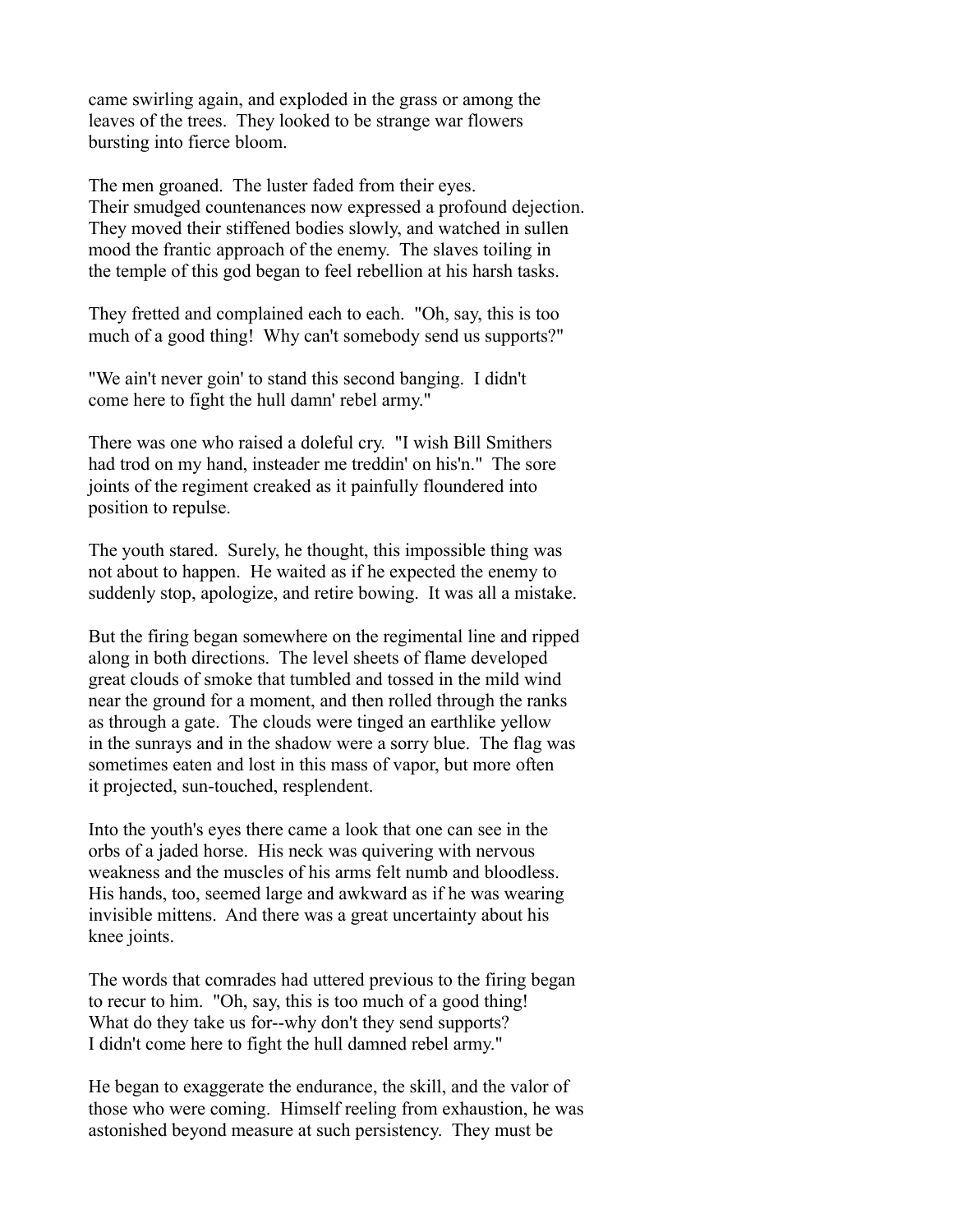came swirling again, and exploded in the grass or among the leaves of the trees. They looked to be strange war flowers bursting into fierce bloom.

The men groaned. The luster faded from their eyes. Their smudged countenances now expressed a profound dejection. They moved their stiffened bodies slowly, and watched in sullen mood the frantic approach of the enemy. The slaves toiling in the temple of this god began to feel rebellion at his harsh tasks.

They fretted and complained each to each. "Oh, say, this is too much of a good thing! Why can't somebody send us supports?"

"We ain't never goin' to stand this second banging. I didn't come here to fight the hull damn' rebel army."

There was one who raised a doleful cry. "I wish Bill Smithers had trod on my hand, insteader me treddin' on his'n." The sore joints of the regiment creaked as it painfully floundered into position to repulse.

The youth stared. Surely, he thought, this impossible thing was not about to happen. He waited as if he expected the enemy to suddenly stop, apologize, and retire bowing. It was all a mistake.

But the firing began somewhere on the regimental line and ripped along in both directions. The level sheets of flame developed great clouds of smoke that tumbled and tossed in the mild wind near the ground for a moment, and then rolled through the ranks as through a gate. The clouds were tinged an earthlike yellow in the sunrays and in the shadow were a sorry blue. The flag was sometimes eaten and lost in this mass of vapor, but more often it projected, sun-touched, resplendent.

Into the youth's eyes there came a look that one can see in the orbs of a jaded horse. His neck was quivering with nervous weakness and the muscles of his arms felt numb and bloodless. His hands, too, seemed large and awkward as if he was wearing invisible mittens. And there was a great uncertainty about his knee joints.

The words that comrades had uttered previous to the firing began to recur to him. "Oh, say, this is too much of a good thing! What do they take us for--why don't they send supports? I didn't come here to fight the hull damned rebel army."

He began to exaggerate the endurance, the skill, and the valor of those who were coming. Himself reeling from exhaustion, he was astonished beyond measure at such persistency. They must be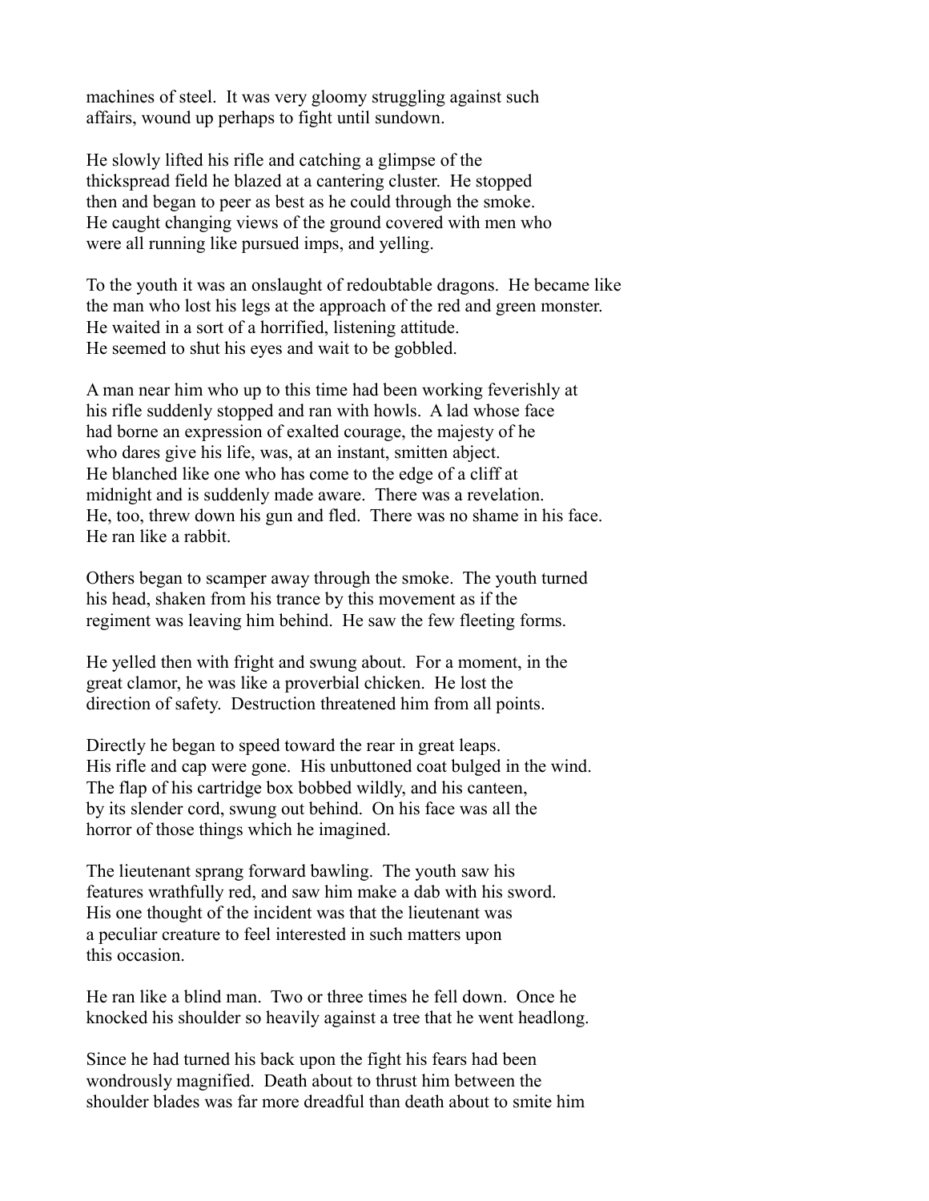machines of steel. It was very gloomy struggling against such affairs, wound up perhaps to fight until sundown.

He slowly lifted his rifle and catching a glimpse of the thickspread field he blazed at a cantering cluster. He stopped then and began to peer as best as he could through the smoke. He caught changing views of the ground covered with men who were all running like pursued imps, and yelling.

To the youth it was an onslaught of redoubtable dragons. He became like the man who lost his legs at the approach of the red and green monster. He waited in a sort of a horrified, listening attitude. He seemed to shut his eyes and wait to be gobbled.

A man near him who up to this time had been working feverishly at his rifle suddenly stopped and ran with howls. A lad whose face had borne an expression of exalted courage, the majesty of he who dares give his life, was, at an instant, smitten abject. He blanched like one who has come to the edge of a cliff at midnight and is suddenly made aware. There was a revelation. He, too, threw down his gun and fled. There was no shame in his face. He ran like a rabbit.

Others began to scamper away through the smoke. The youth turned his head, shaken from his trance by this movement as if the regiment was leaving him behind. He saw the few fleeting forms.

He yelled then with fright and swung about. For a moment, in the great clamor, he was like a proverbial chicken. He lost the direction of safety. Destruction threatened him from all points.

Directly he began to speed toward the rear in great leaps. His rifle and cap were gone. His unbuttoned coat bulged in the wind. The flap of his cartridge box bobbed wildly, and his canteen, by its slender cord, swung out behind. On his face was all the horror of those things which he imagined.

The lieutenant sprang forward bawling. The youth saw his features wrathfully red, and saw him make a dab with his sword. His one thought of the incident was that the lieutenant was a peculiar creature to feel interested in such matters upon this occasion.

He ran like a blind man. Two or three times he fell down. Once he knocked his shoulder so heavily against a tree that he went headlong.

Since he had turned his back upon the fight his fears had been wondrously magnified. Death about to thrust him between the shoulder blades was far more dreadful than death about to smite him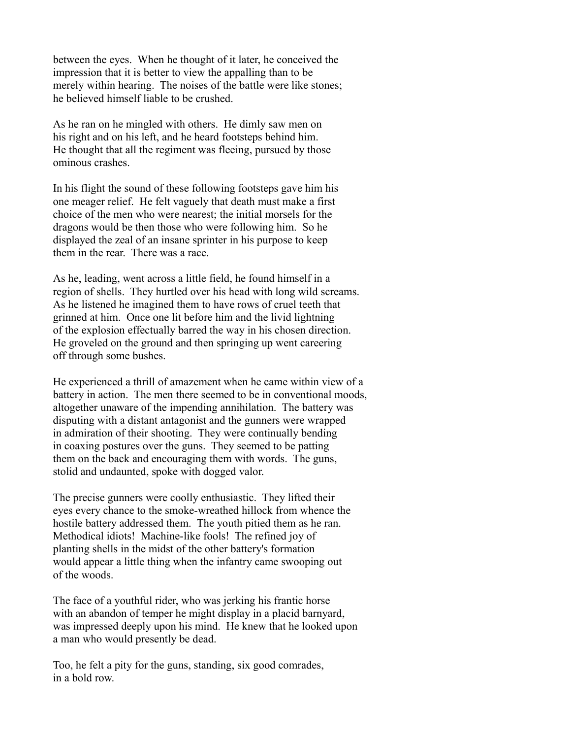between the eyes. When he thought of it later, he conceived the impression that it is better to view the appalling than to be merely within hearing. The noises of the battle were like stones; he believed himself liable to be crushed.

As he ran on he mingled with others. He dimly saw men on his right and on his left, and he heard footsteps behind him. He thought that all the regiment was fleeing, pursued by those ominous crashes.

In his flight the sound of these following footsteps gave him his one meager relief. He felt vaguely that death must make a first choice of the men who were nearest; the initial morsels for the dragons would be then those who were following him. So he displayed the zeal of an insane sprinter in his purpose to keep them in the rear. There was a race.

As he, leading, went across a little field, he found himself in a region of shells. They hurtled over his head with long wild screams. As he listened he imagined them to have rows of cruel teeth that grinned at him. Once one lit before him and the livid lightning of the explosion effectually barred the way in his chosen direction. He groveled on the ground and then springing up went careering off through some bushes.

He experienced a thrill of amazement when he came within view of a battery in action. The men there seemed to be in conventional moods, altogether unaware of the impending annihilation. The battery was disputing with a distant antagonist and the gunners were wrapped in admiration of their shooting. They were continually bending in coaxing postures over the guns. They seemed to be patting them on the back and encouraging them with words. The guns, stolid and undaunted, spoke with dogged valor.

The precise gunners were coolly enthusiastic. They lifted their eyes every chance to the smoke-wreathed hillock from whence the hostile battery addressed them. The youth pitied them as he ran. Methodical idiots! Machine-like fools! The refined joy of planting shells in the midst of the other battery's formation would appear a little thing when the infantry came swooping out of the woods.

The face of a youthful rider, who was jerking his frantic horse with an abandon of temper he might display in a placid barnyard, was impressed deeply upon his mind. He knew that he looked upon a man who would presently be dead.

Too, he felt a pity for the guns, standing, six good comrades, in a bold row.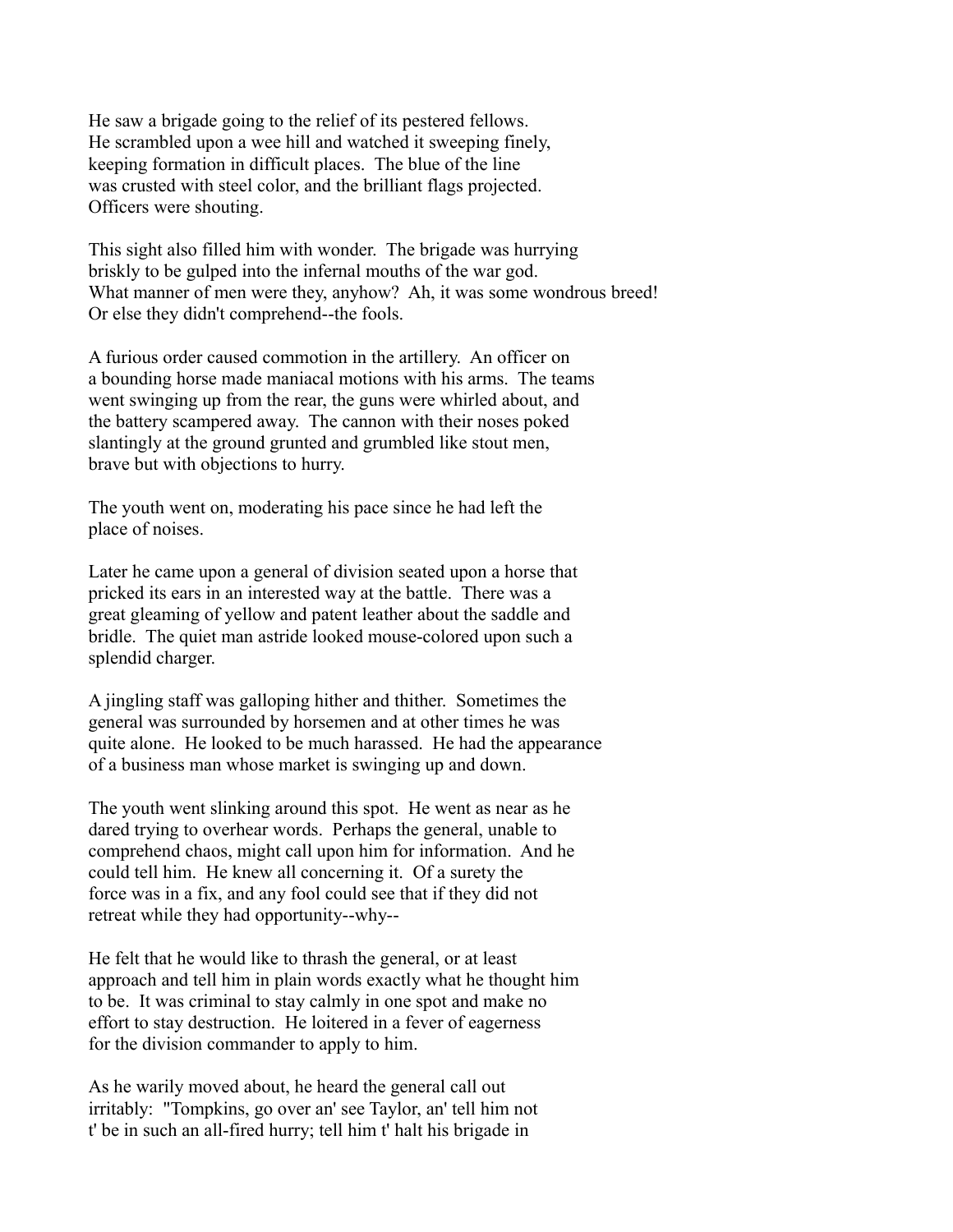He saw a brigade going to the relief of its pestered fellows. He scrambled upon a wee hill and watched it sweeping finely, keeping formation in difficult places. The blue of the line was crusted with steel color, and the brilliant flags projected. Officers were shouting.

This sight also filled him with wonder. The brigade was hurrying briskly to be gulped into the infernal mouths of the war god. What manner of men were they, anyhow? Ah, it was some wondrous breed! Or else they didn't comprehend--the fools.

A furious order caused commotion in the artillery. An officer on a bounding horse made maniacal motions with his arms. The teams went swinging up from the rear, the guns were whirled about, and the battery scampered away. The cannon with their noses poked slantingly at the ground grunted and grumbled like stout men, brave but with objections to hurry.

The youth went on, moderating his pace since he had left the place of noises.

Later he came upon a general of division seated upon a horse that pricked its ears in an interested way at the battle. There was a great gleaming of yellow and patent leather about the saddle and bridle. The quiet man astride looked mouse-colored upon such a splendid charger.

A jingling staff was galloping hither and thither. Sometimes the general was surrounded by horsemen and at other times he was quite alone. He looked to be much harassed. He had the appearance of a business man whose market is swinging up and down.

The youth went slinking around this spot. He went as near as he dared trying to overhear words. Perhaps the general, unable to comprehend chaos, might call upon him for information. And he could tell him. He knew all concerning it. Of a surety the force was in a fix, and any fool could see that if they did not retreat while they had opportunity--why--

He felt that he would like to thrash the general, or at least approach and tell him in plain words exactly what he thought him to be. It was criminal to stay calmly in one spot and make no effort to stay destruction. He loitered in a fever of eagerness for the division commander to apply to him.

As he warily moved about, he heard the general call out irritably: "Tompkins, go over an' see Taylor, an' tell him not t' be in such an all-fired hurry; tell him t' halt his brigade in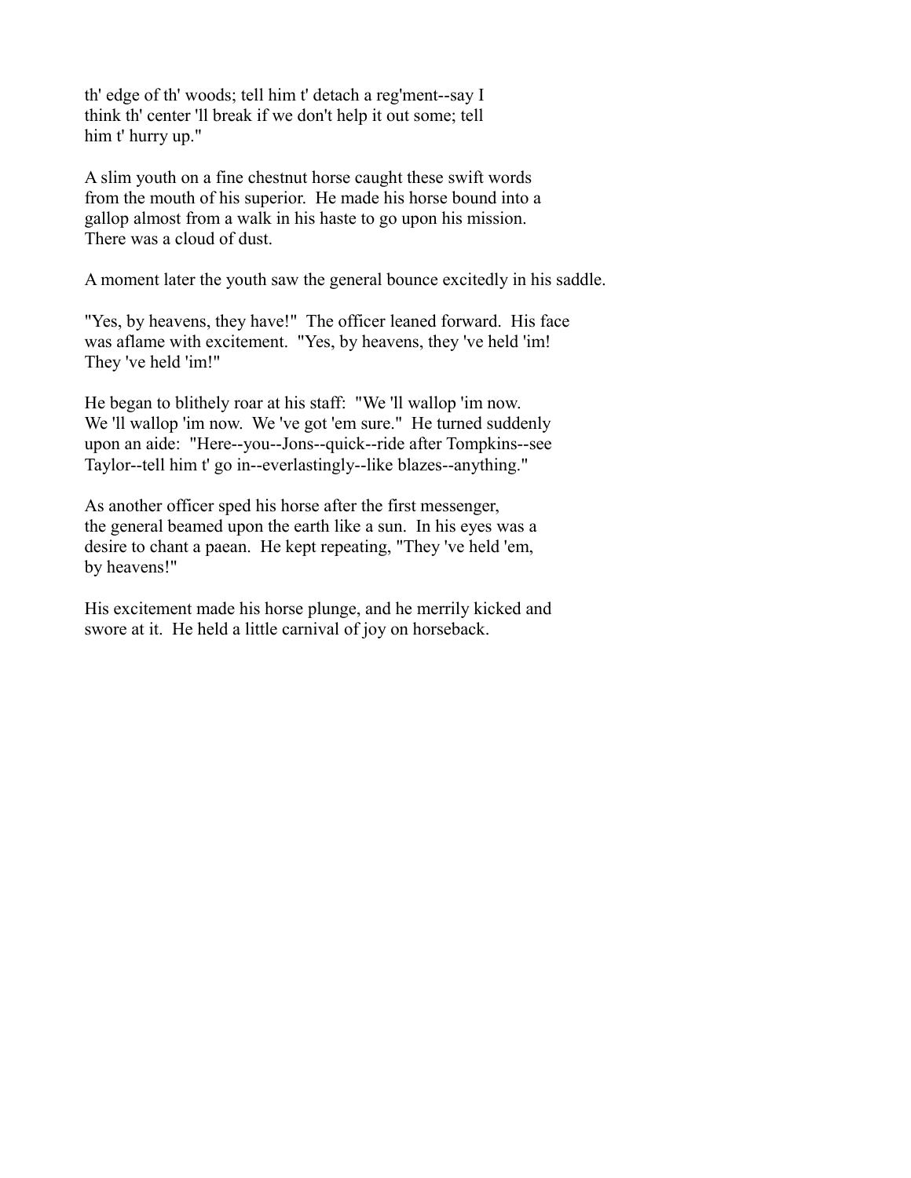th' edge of th' woods; tell him t' detach a reg'ment--say I think th' center 'll break if we don't help it out some; tell him t' hurry up."

A slim youth on a fine chestnut horse caught these swift words from the mouth of his superior. He made his horse bound into a gallop almost from a walk in his haste to go upon his mission. There was a cloud of dust.

A moment later the youth saw the general bounce excitedly in his saddle.

"Yes, by heavens, they have!" The officer leaned forward. His face was aflame with excitement. "Yes, by heavens, they 've held 'im! They 've held 'im!"

He began to blithely roar at his staff: "We 'll wallop 'im now. We 'll wallop 'im now. We 've got 'em sure." He turned suddenly upon an aide: "Here--you--Jons--quick--ride after Tompkins--see Taylor--tell him t' go in--everlastingly--like blazes--anything."

As another officer sped his horse after the first messenger, the general beamed upon the earth like a sun. In his eyes was a desire to chant a paean. He kept repeating, "They 've held 'em, by heavens!"

His excitement made his horse plunge, and he merrily kicked and swore at it. He held a little carnival of joy on horseback.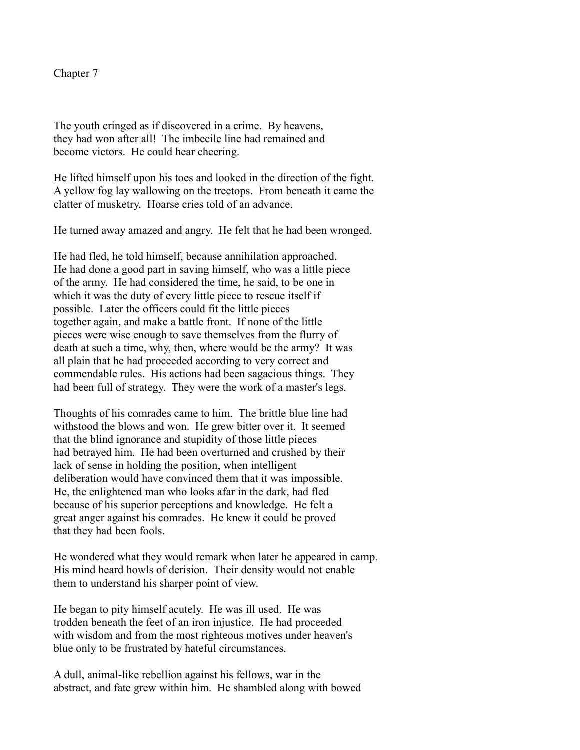## Chapter 7

The youth cringed as if discovered in a crime. By heavens, they had won after all! The imbecile line had remained and become victors. He could hear cheering.

He lifted himself upon his toes and looked in the direction of the fight. A yellow fog lay wallowing on the treetops. From beneath it came the clatter of musketry. Hoarse cries told of an advance.

He turned away amazed and angry. He felt that he had been wronged.

He had fled, he told himself, because annihilation approached. He had done a good part in saving himself, who was a little piece of the army. He had considered the time, he said, to be one in which it was the duty of every little piece to rescue itself if possible. Later the officers could fit the little pieces together again, and make a battle front. If none of the little pieces were wise enough to save themselves from the flurry of death at such a time, why, then, where would be the army? It was all plain that he had proceeded according to very correct and commendable rules. His actions had been sagacious things. They had been full of strategy. They were the work of a master's legs.

Thoughts of his comrades came to him. The brittle blue line had withstood the blows and won. He grew bitter over it. It seemed that the blind ignorance and stupidity of those little pieces had betrayed him. He had been overturned and crushed by their lack of sense in holding the position, when intelligent deliberation would have convinced them that it was impossible. He, the enlightened man who looks afar in the dark, had fled because of his superior perceptions and knowledge. He felt a great anger against his comrades. He knew it could be proved that they had been fools.

He wondered what they would remark when later he appeared in camp. His mind heard howls of derision. Their density would not enable them to understand his sharper point of view.

He began to pity himself acutely. He was ill used. He was trodden beneath the feet of an iron injustice. He had proceeded with wisdom and from the most righteous motives under heaven's blue only to be frustrated by hateful circumstances.

A dull, animal-like rebellion against his fellows, war in the abstract, and fate grew within him. He shambled along with bowed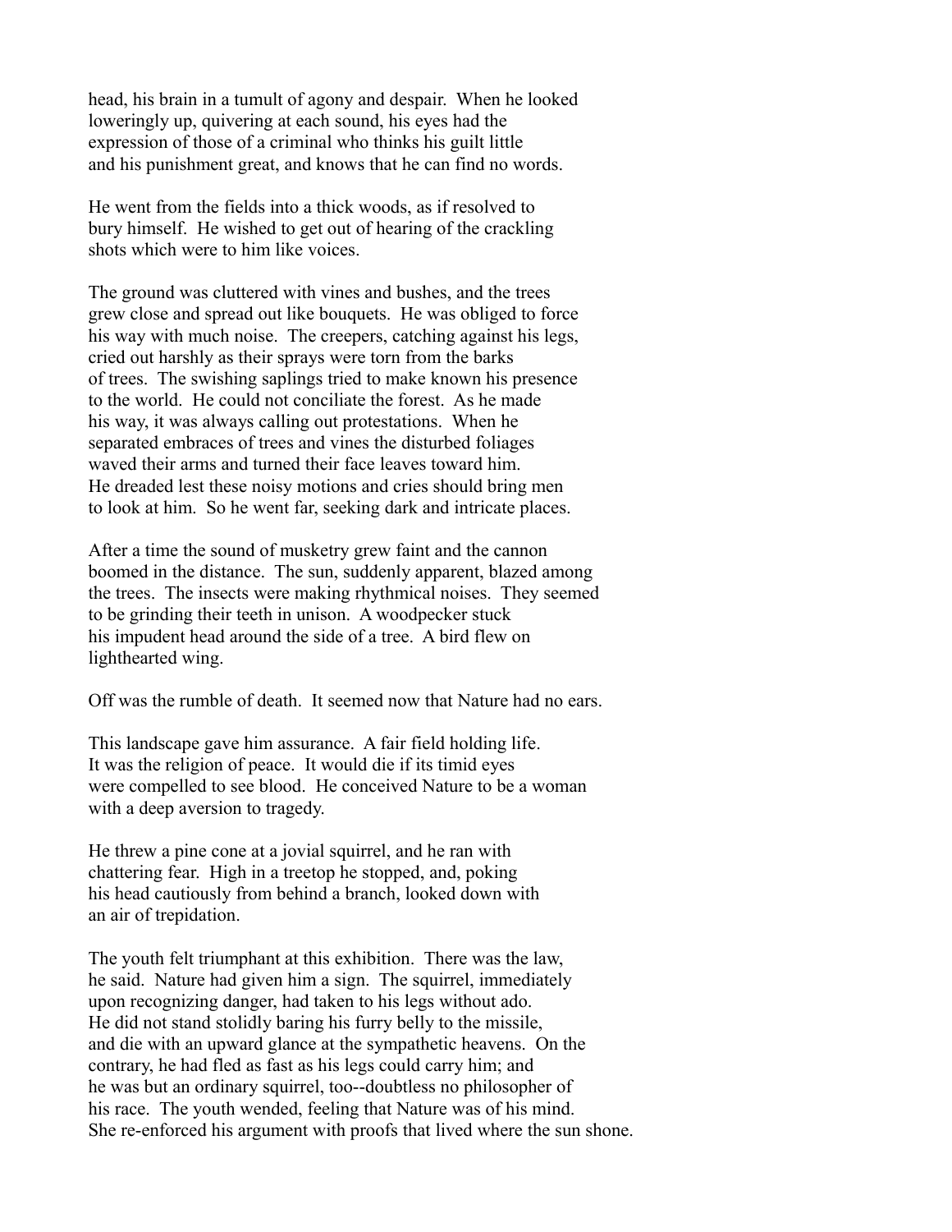head, his brain in a tumult of agony and despair. When he looked loweringly up, quivering at each sound, his eyes had the expression of those of a criminal who thinks his guilt little and his punishment great, and knows that he can find no words.

He went from the fields into a thick woods, as if resolved to bury himself. He wished to get out of hearing of the crackling shots which were to him like voices.

The ground was cluttered with vines and bushes, and the trees grew close and spread out like bouquets. He was obliged to force his way with much noise. The creepers, catching against his legs, cried out harshly as their sprays were torn from the barks of trees. The swishing saplings tried to make known his presence to the world. He could not conciliate the forest. As he made his way, it was always calling out protestations. When he separated embraces of trees and vines the disturbed foliages waved their arms and turned their face leaves toward him. He dreaded lest these noisy motions and cries should bring men to look at him. So he went far, seeking dark and intricate places.

After a time the sound of musketry grew faint and the cannon boomed in the distance. The sun, suddenly apparent, blazed among the trees. The insects were making rhythmical noises. They seemed to be grinding their teeth in unison. A woodpecker stuck his impudent head around the side of a tree. A bird flew on lighthearted wing.

Off was the rumble of death. It seemed now that Nature had no ears.

This landscape gave him assurance. A fair field holding life. It was the religion of peace. It would die if its timid eyes were compelled to see blood. He conceived Nature to be a woman with a deep aversion to tragedy.

He threw a pine cone at a jovial squirrel, and he ran with chattering fear. High in a treetop he stopped, and, poking his head cautiously from behind a branch, looked down with an air of trepidation.

The youth felt triumphant at this exhibition. There was the law, he said. Nature had given him a sign. The squirrel, immediately upon recognizing danger, had taken to his legs without ado. He did not stand stolidly baring his furry belly to the missile, and die with an upward glance at the sympathetic heavens. On the contrary, he had fled as fast as his legs could carry him; and he was but an ordinary squirrel, too--doubtless no philosopher of his race. The youth wended, feeling that Nature was of his mind. She re-enforced his argument with proofs that lived where the sun shone.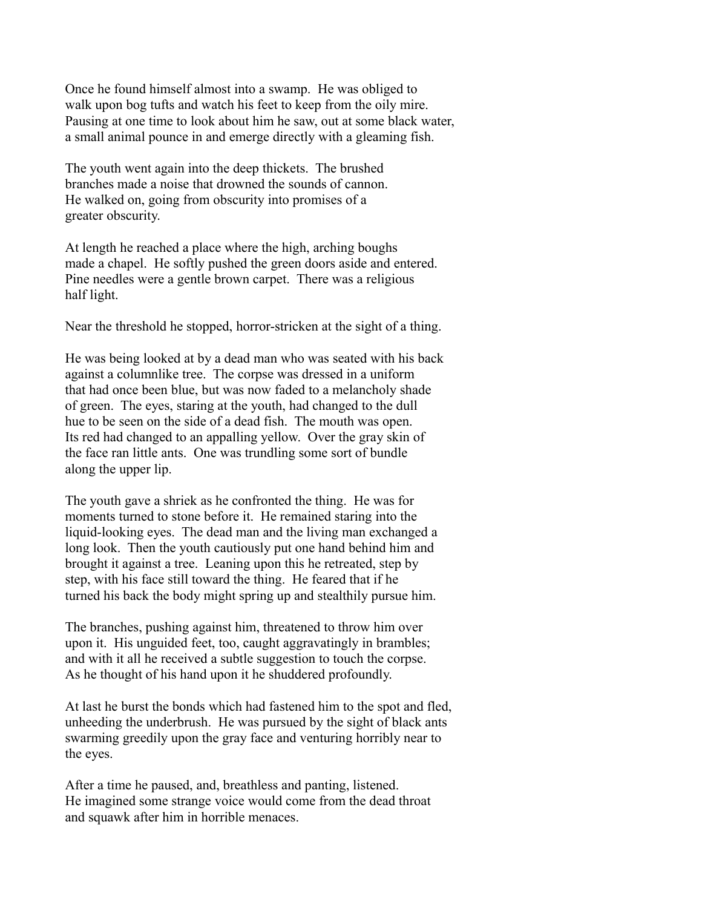Once he found himself almost into a swamp. He was obliged to walk upon bog tufts and watch his feet to keep from the oily mire. Pausing at one time to look about him he saw, out at some black water, a small animal pounce in and emerge directly with a gleaming fish.

The youth went again into the deep thickets. The brushed branches made a noise that drowned the sounds of cannon. He walked on, going from obscurity into promises of a greater obscurity.

At length he reached a place where the high, arching boughs made a chapel. He softly pushed the green doors aside and entered. Pine needles were a gentle brown carpet. There was a religious half light.

Near the threshold he stopped, horror-stricken at the sight of a thing.

He was being looked at by a dead man who was seated with his back against a columnlike tree. The corpse was dressed in a uniform that had once been blue, but was now faded to a melancholy shade of green. The eyes, staring at the youth, had changed to the dull hue to be seen on the side of a dead fish. The mouth was open. Its red had changed to an appalling yellow. Over the gray skin of the face ran little ants. One was trundling some sort of bundle along the upper lip.

The youth gave a shriek as he confronted the thing. He was for moments turned to stone before it. He remained staring into the liquid-looking eyes. The dead man and the living man exchanged a long look. Then the youth cautiously put one hand behind him and brought it against a tree. Leaning upon this he retreated, step by step, with his face still toward the thing. He feared that if he turned his back the body might spring up and stealthily pursue him.

The branches, pushing against him, threatened to throw him over upon it. His unguided feet, too, caught aggravatingly in brambles; and with it all he received a subtle suggestion to touch the corpse. As he thought of his hand upon it he shuddered profoundly.

At last he burst the bonds which had fastened him to the spot and fled, unheeding the underbrush. He was pursued by the sight of black ants swarming greedily upon the gray face and venturing horribly near to the eyes.

After a time he paused, and, breathless and panting, listened. He imagined some strange voice would come from the dead throat and squawk after him in horrible menaces.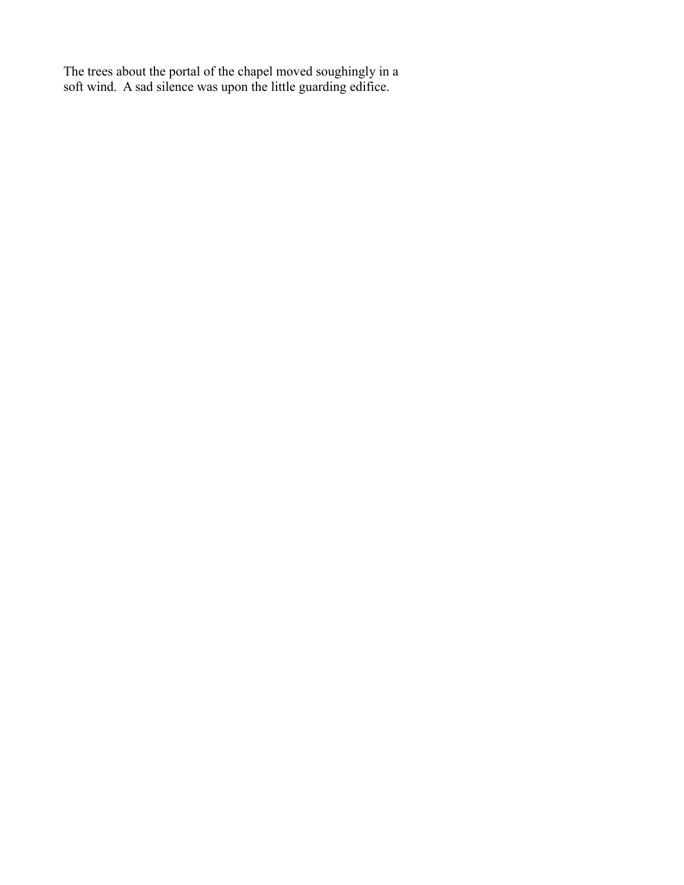The trees about the portal of the chapel moved soughingly in a soft wind. A sad silence was upon the little guarding edifice.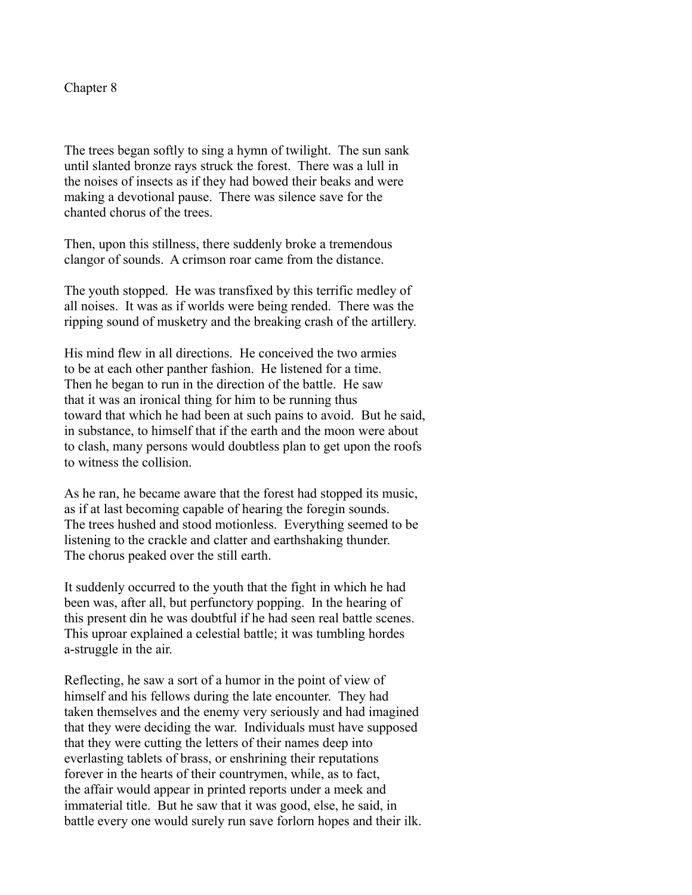# Chapter 8

The trees began softly to sing a hymn of twilight. The sun sank until slanted bronze rays struck the forest. There was a lull in the noises of insects as if they had bowed their beaks and were making a devotional pause. There was silence save for the chanted chorus of the trees.

Then, upon this stillness, there suddenly broke a tremendous clangor of sounds. A crimson roar came from the distance.

The youth stopped. He was transfixed by this terrific medley of all noises. It was as if worlds were being rended. There was the ripping sound of musketry and the breaking crash of the artillery.

His mind flew in all directions. He conceived the two armies to be at each other panther fashion. He listened for a time. Then he began to run in the direction of the battle. He saw that it was an ironical thing for him to be running thus toward that which he had been at such pains to avoid. But he said, in substance, to himself that if the earth and the moon were about to clash, many persons would doubtless plan to get upon the roofs to witness the collision.

As he ran, he became aware that the forest had stopped its music, as if at last becoming capable of hearing the foregin sounds. The trees hushed and stood motionless. Everything seemed to be listening to the crackle and clatter and earthshaking thunder. The chorus peaked over the still earth.

It suddenly occurred to the youth that the fight in which he had been was, after all, but perfunctory popping. In the hearing of this present din he was doubtful if he had seen real battle scenes. This uproar explained a celestial battle; it was tumbling hordes a-struggle in the air.

Reflecting, he saw a sort of a humor in the point of view of himself and his fellows during the late encounter. They had taken themselves and the enemy very seriously and had imagined that they were deciding the war. Individuals must have supposed that they were cutting the letters of their names deep into everlasting tablets of brass, or enshrining their reputations forever in the hearts of their countrymen, while, as to fact, the affair would appear in printed reports under a meek and immaterial title. But he saw that it was good, else, he said, in battle every one would surely run save forlorn hopes and their ilk.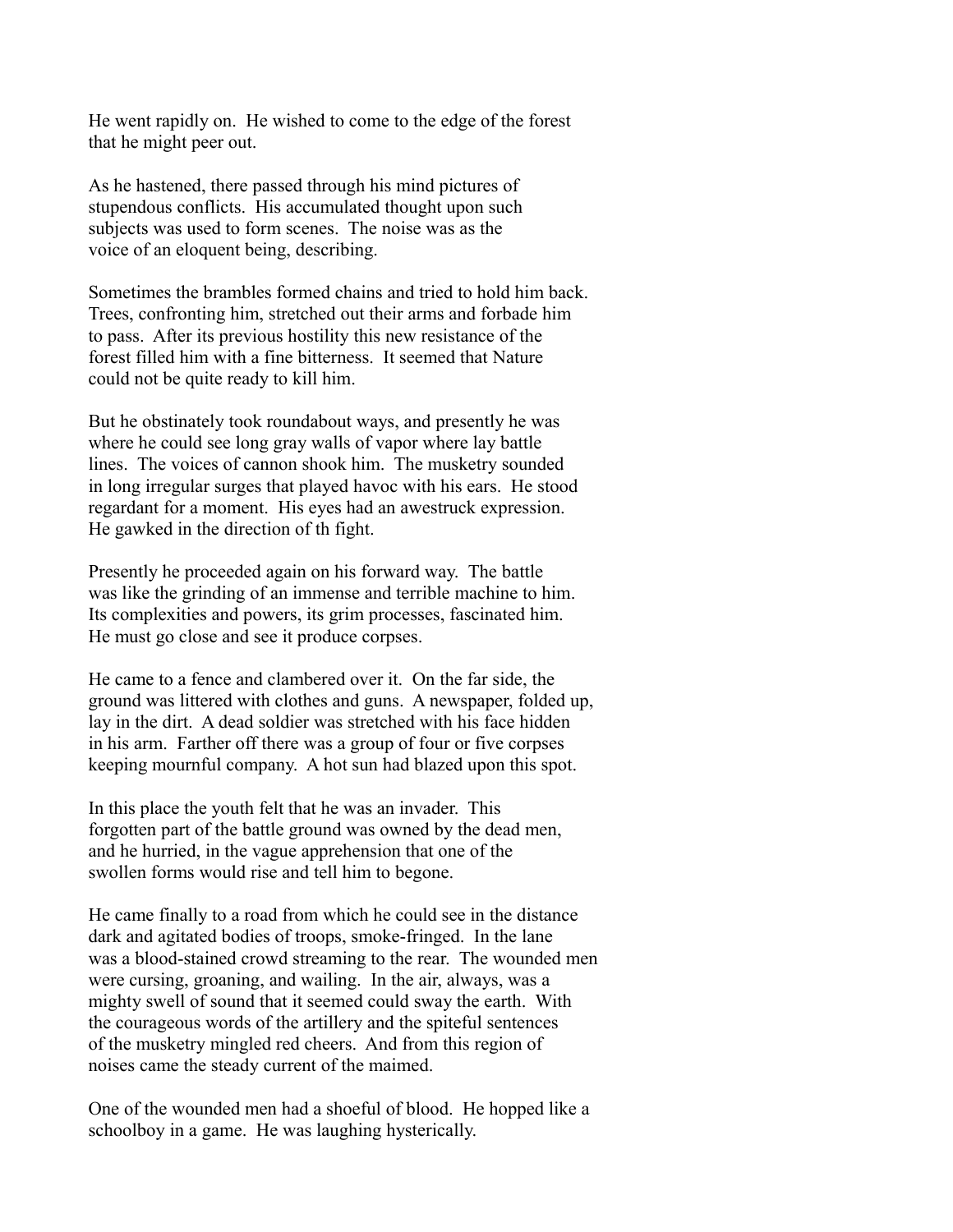He went rapidly on. He wished to come to the edge of the forest that he might peer out.

As he hastened, there passed through his mind pictures of stupendous conflicts. His accumulated thought upon such subjects was used to form scenes. The noise was as the voice of an eloquent being, describing.

Sometimes the brambles formed chains and tried to hold him back. Trees, confronting him, stretched out their arms and forbade him to pass. After its previous hostility this new resistance of the forest filled him with a fine bitterness. It seemed that Nature could not be quite ready to kill him.

But he obstinately took roundabout ways, and presently he was where he could see long gray walls of vapor where lay battle lines. The voices of cannon shook him. The musketry sounded in long irregular surges that played havoc with his ears. He stood regardant for a moment. His eyes had an awestruck expression. He gawked in the direction of th fight.

Presently he proceeded again on his forward way. The battle was like the grinding of an immense and terrible machine to him. Its complexities and powers, its grim processes, fascinated him. He must go close and see it produce corpses.

He came to a fence and clambered over it. On the far side, the ground was littered with clothes and guns. A newspaper, folded up, lay in the dirt. A dead soldier was stretched with his face hidden in his arm. Farther off there was a group of four or five corpses keeping mournful company. A hot sun had blazed upon this spot.

In this place the youth felt that he was an invader. This forgotten part of the battle ground was owned by the dead men, and he hurried, in the vague apprehension that one of the swollen forms would rise and tell him to begone.

He came finally to a road from which he could see in the distance dark and agitated bodies of troops, smoke-fringed. In the lane was a blood-stained crowd streaming to the rear. The wounded men were cursing, groaning, and wailing. In the air, always, was a mighty swell of sound that it seemed could sway the earth. With the courageous words of the artillery and the spiteful sentences of the musketry mingled red cheers. And from this region of noises came the steady current of the maimed.

One of the wounded men had a shoeful of blood. He hopped like a schoolboy in a game. He was laughing hysterically.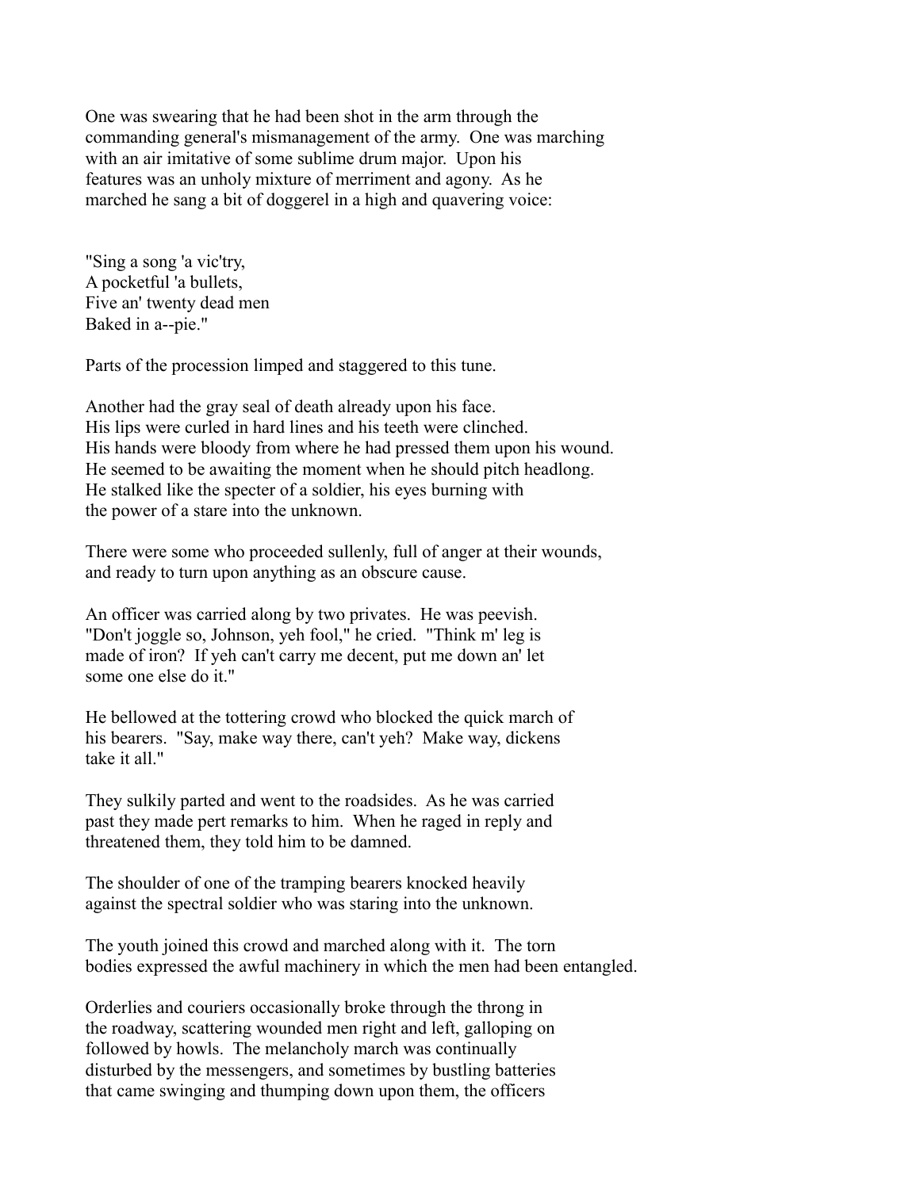One was swearing that he had been shot in the arm through the commanding general's mismanagement of the army. One was marching with an air imitative of some sublime drum major. Upon his features was an unholy mixture of merriment and agony. As he marched he sang a bit of doggerel in a high and quavering voice:

"Sing a song 'a vic'try,
A pocketful 'a bullets,
Five an' twenty dead men
Baked in a--pie."

Parts of the procession limped and staggered to this tune.

Another had the gray seal of death already upon his face. His lips were curled in hard lines and his teeth were clinched. His hands were bloody from where he had pressed them upon his wound. He seemed to be awaiting the moment when he should pitch headlong. He stalked like the specter of a soldier, his eyes burning with the power of a stare into the unknown.

There were some who proceeded sullenly, full of anger at their wounds, and ready to turn upon anything as an obscure cause.

An officer was carried along by two privates. He was peevish. "Don't joggle so, Johnson, yeh fool," he cried. "Think m' leg is made of iron? If yeh can't carry me decent, put me down an' let some one else do it."

He bellowed at the tottering crowd who blocked the quick march of his bearers. "Say, make way there, can't yeh? Make way, dickens take it all."

They sulkily parted and went to the roadsides. As he was carried past they made pert remarks to him. When he raged in reply and threatened them, they told him to be damned.

The shoulder of one of the tramping bearers knocked heavily against the spectral soldier who was staring into the unknown.

The youth joined this crowd and marched along with it. The torn bodies expressed the awful machinery in which the men had been entangled.

Orderlies and couriers occasionally broke through the throng in the roadway, scattering wounded men right and left, galloping on followed by howls. The melancholy march was continually disturbed by the messengers, and sometimes by bustling batteries that came swinging and thumping down upon them, the officers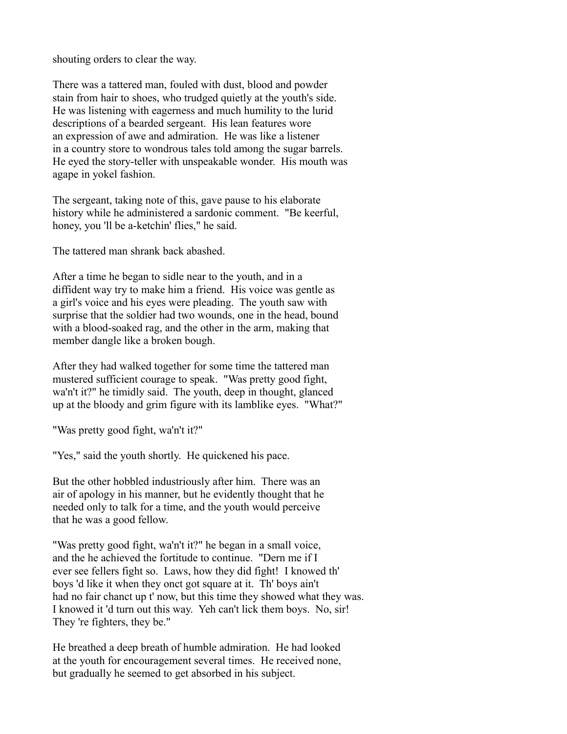shouting orders to clear the way.

There was a tattered man, fouled with dust, blood and powder stain from hair to shoes, who trudged quietly at the youth's side. He was listening with eagerness and much humility to the lurid descriptions of a bearded sergeant. His lean features wore an expression of awe and admiration. He was like a listener in a country store to wondrous tales told among the sugar barrels. He eyed the story-teller with unspeakable wonder. His mouth was agape in yokel fashion.

The sergeant, taking note of this, gave pause to his elaborate history while he administered a sardonic comment. "Be keerful, honey, you 'll be a-ketchin' flies," he said.

The tattered man shrank back abashed.

After a time he began to sidle near to the youth, and in a diffident way try to make him a friend. His voice was gentle as a girl's voice and his eyes were pleading. The youth saw with surprise that the soldier had two wounds, one in the head, bound with a blood-soaked rag, and the other in the arm, making that member dangle like a broken bough.

After they had walked together for some time the tattered man mustered sufficient courage to speak. "Was pretty good fight, wa'n't it?" he timidly said. The youth, deep in thought, glanced up at the bloody and grim figure with its lamblike eyes. "What?"

"Was pretty good fight, wa'n't it?"

"Yes," said the youth shortly. He quickened his pace.

But the other hobbled industriously after him. There was an air of apology in his manner, but he evidently thought that he needed only to talk for a time, and the youth would perceive that he was a good fellow.

"Was pretty good fight, wa'n't it?" he began in a small voice, and the he achieved the fortitude to continue. "Dern me if I ever see fellers fight so. Laws, how they did fight! I knowed th' boys 'd like it when they onct got square at it. Th' boys ain't had no fair chanct up t' now, but this time they showed what they was. I knowed it 'd turn out this way. Yeh can't lick them boys. No, sir! They 're fighters, they be."

He breathed a deep breath of humble admiration. He had looked at the youth for encouragement several times. He received none, but gradually he seemed to get absorbed in his subject.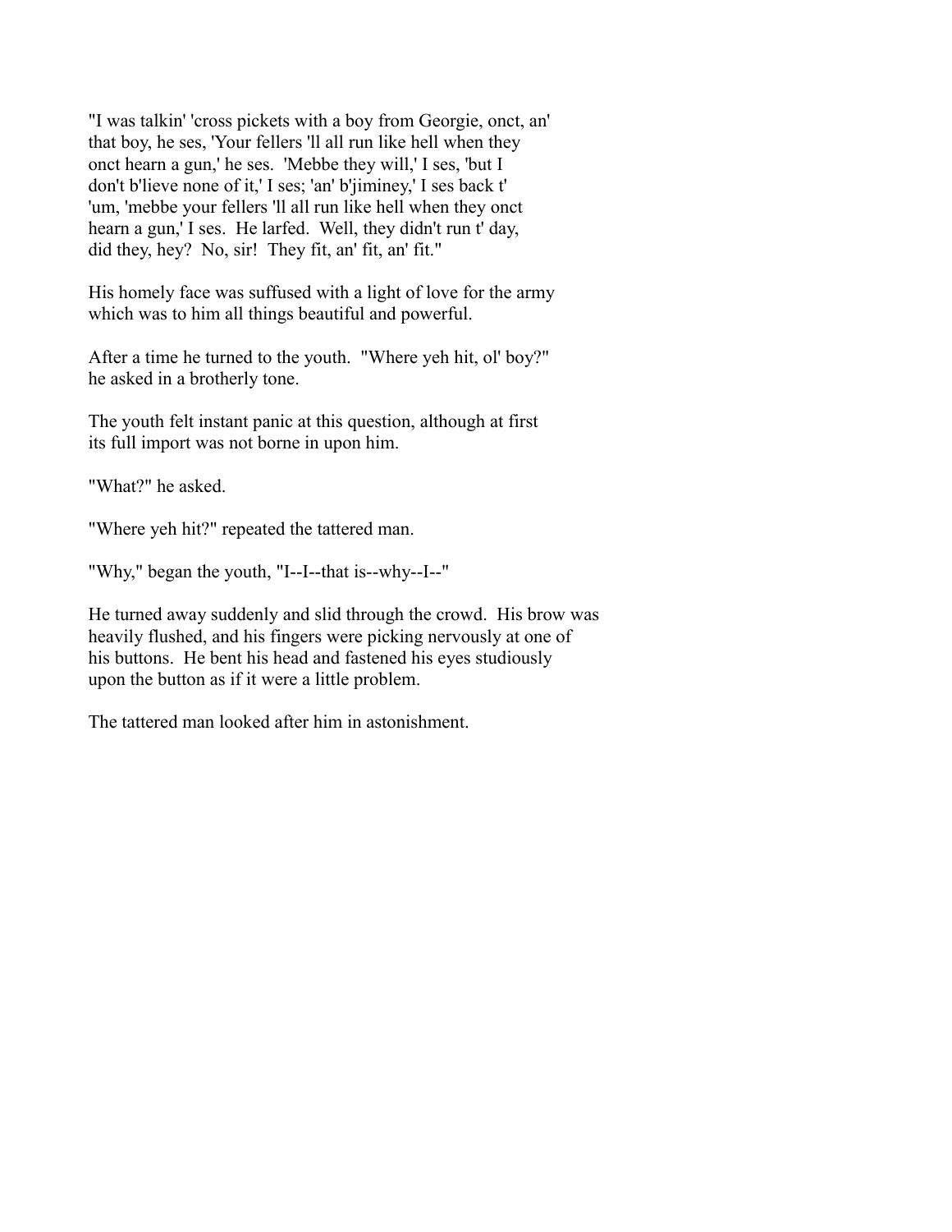"I was talkin' 'cross pickets with a boy from Georgie, onct, an' that boy, he ses, 'Your fellers 'll all run like hell when they onct hearn a gun,' he ses. 'Mebbe they will,' I ses, 'but I don't b'lieve none of it,' I ses; 'an' b'jiminey,' I ses back t' 'um, 'mebbe your fellers 'll all run like hell when they onct hearn a gun,' I ses. He larfed. Well, they didn't run t' day, did they, hey? No, sir! They fit, an' fit, an' fit."

His homely face was suffused with a light of love for the army which was to him all things beautiful and powerful.

After a time he turned to the youth. "Where yeh hit, ol' boy?" he asked in a brotherly tone.

The youth felt instant panic at this question, although at first its full import was not borne in upon him.

"What?" he asked.

"Where yeh hit?" repeated the tattered man.

"Why," began the youth, "I--I--that is--why--I--"

He turned away suddenly and slid through the crowd. His brow was heavily flushed, and his fingers were picking nervously at one of his buttons. He bent his head and fastened his eyes studiously upon the button as if it were a little problem.

The tattered man looked after him in astonishment.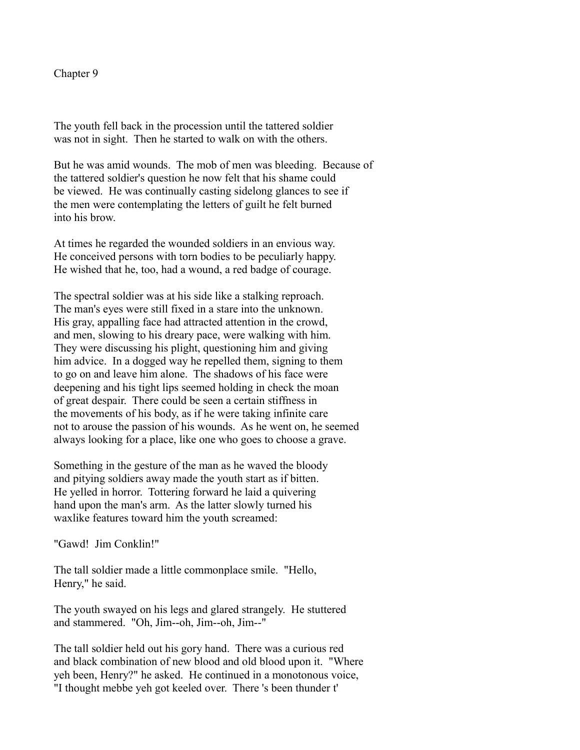## Chapter 9

The youth fell back in the procession until the tattered soldier was not in sight. Then he started to walk on with the others.

But he was amid wounds. The mob of men was bleeding. Because of the tattered soldier's question he now felt that his shame could be viewed. He was continually casting sidelong glances to see if the men were contemplating the letters of guilt he felt burned into his brow.

At times he regarded the wounded soldiers in an envious way. He conceived persons with torn bodies to be peculiarly happy. He wished that he, too, had a wound, a red badge of courage.

The spectral soldier was at his side like a stalking reproach. The man's eyes were still fixed in a stare into the unknown. His gray, appalling face had attracted attention in the crowd, and men, slowing to his dreary pace, were walking with him. They were discussing his plight, questioning him and giving him advice. In a dogged way he repelled them, signing to them to go on and leave him alone. The shadows of his face were deepening and his tight lips seemed holding in check the moan of great despair. There could be seen a certain stiffness in the movements of his body, as if he were taking infinite care not to arouse the passion of his wounds. As he went on, he seemed always looking for a place, like one who goes to choose a grave.

Something in the gesture of the man as he waved the bloody and pitying soldiers away made the youth start as if bitten. He yelled in horror. Tottering forward he laid a quivering hand upon the man's arm. As the latter slowly turned his waxlike features toward him the youth screamed:

"Gawd! Jim Conklin!"

The tall soldier made a little commonplace smile. "Hello, Henry," he said.

The youth swayed on his legs and glared strangely. He stuttered and stammered. "Oh, Jim--oh, Jim--oh, Jim--"

The tall soldier held out his gory hand. There was a curious red and black combination of new blood and old blood upon it. "Where yeh been, Henry?" he asked. He continued in a monotonous voice, "I thought mebbe yeh got keeled over. There 's been thunder t'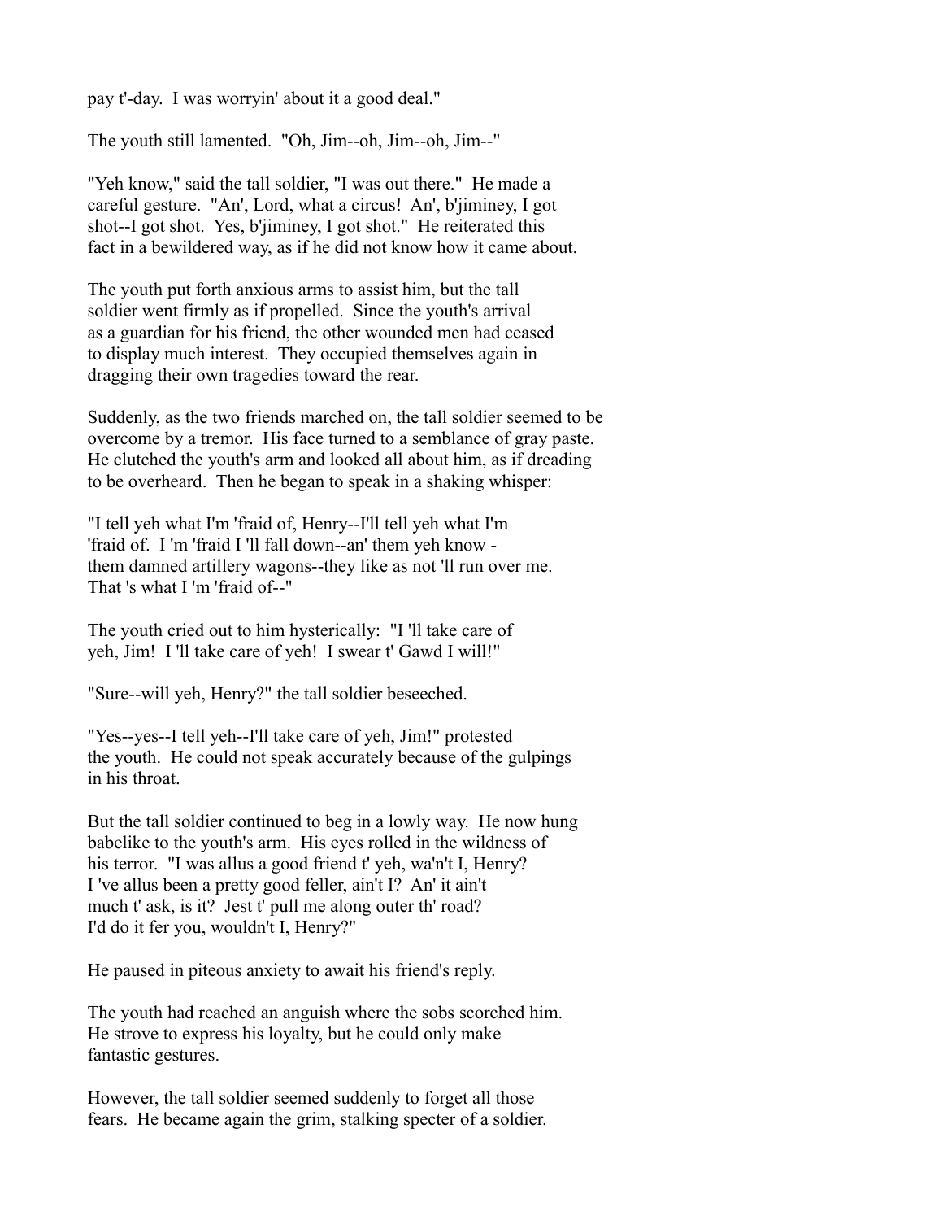pay t'-day. I was worryin' about it a good deal."

The youth still lamented. "Oh, Jim--oh, Jim--oh, Jim--"

"Yeh know," said the tall soldier, "I was out there." He made a careful gesture. "An', Lord, what a circus! An', b'jiminey, I got shot--I got shot. Yes, b'jiminey, I got shot." He reiterated this fact in a bewildered way, as if he did not know how it came about.

The youth put forth anxious arms to assist him, but the tall soldier went firmly as if propelled. Since the youth's arrival as a guardian for his friend, the other wounded men had ceased to display much interest. They occupied themselves again in dragging their own tragedies toward the rear.

Suddenly, as the two friends marched on, the tall soldier seemed to be overcome by a tremor. His face turned to a semblance of gray paste. He clutched the youth's arm and looked all about him, as if dreading to be overheard. Then he began to speak in a shaking whisper:

"I tell yeh what I'm 'fraid of, Henry--I'll tell yeh what I'm 'fraid of. I 'm 'fraid I 'll fall down--an' them yeh know - them damned artillery wagons--they like as not 'll run over me. That 's what I 'm 'fraid of--"

The youth cried out to him hysterically: "I 'll take care of yeh, Jim! I 'll take care of yeh! I swear t' Gawd I will!"

"Sure--will yeh, Henry?" the tall soldier beseeched.

"Yes--yes--I tell yeh--I'll take care of yeh, Jim!" protested the youth. He could not speak accurately because of the gulpings in his throat.

But the tall soldier continued to beg in a lowly way. He now hung babelike to the youth's arm. His eyes rolled in the wildness of his terror. "I was allus a good friend t' yeh, wa'n't I, Henry? I 've allus been a pretty good feller, ain't I? An' it ain't much t' ask, is it? Jest t' pull me along outer th' road? I'd do it fer you, wouldn't I, Henry?"

He paused in piteous anxiety to await his friend's reply.

The youth had reached an anguish where the sobs scorched him. He strove to express his loyalty, but he could only make fantastic gestures.

However, the tall soldier seemed suddenly to forget all those fears. He became again the grim, stalking specter of a soldier.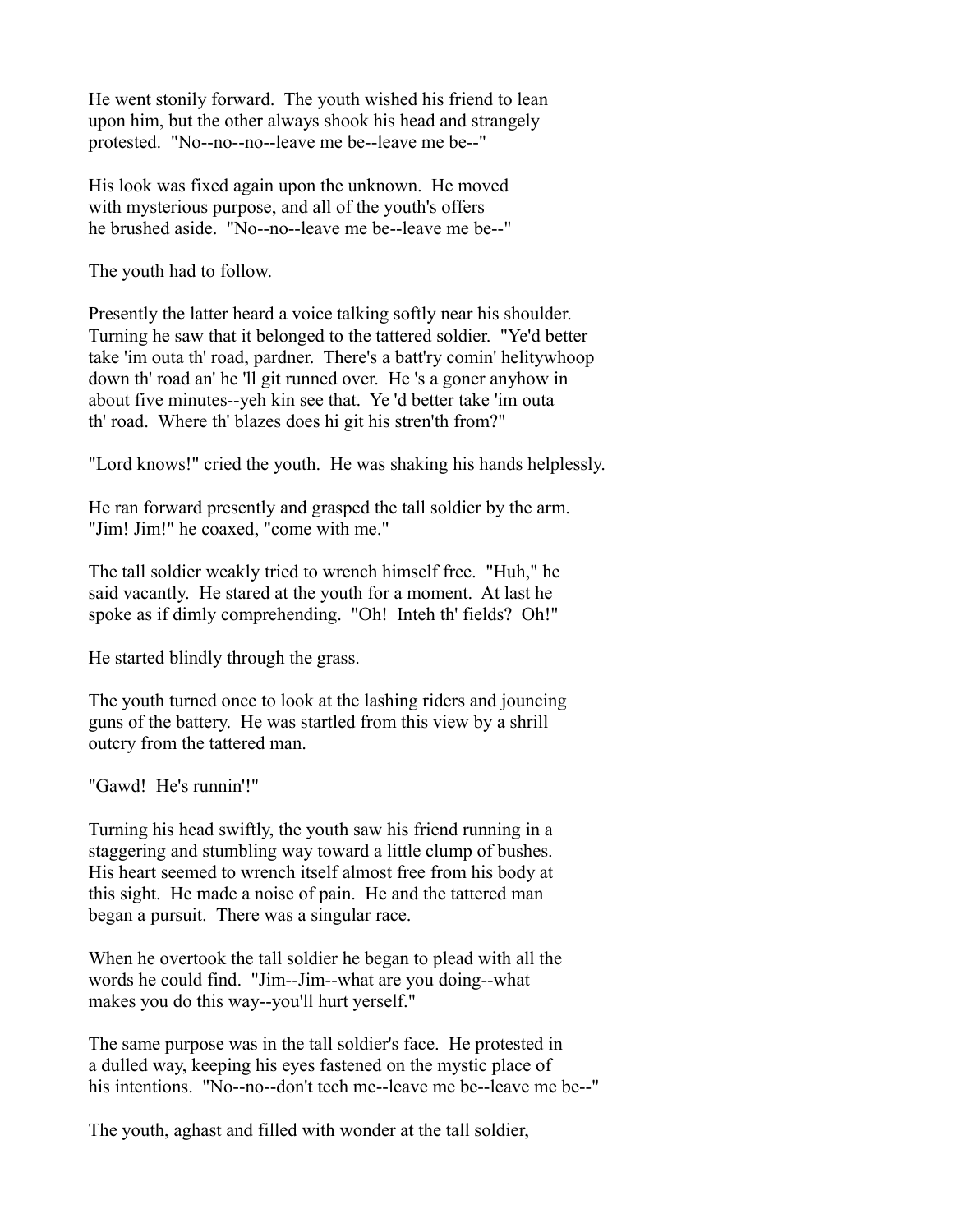He went stonily forward. The youth wished his friend to lean upon him, but the other always shook his head and strangely protested. "No--no--no--leave me be--leave me be--"

His look was fixed again upon the unknown. He moved with mysterious purpose, and all of the youth's offers he brushed aside. "No--no--leave me be--leave me be--"

The youth had to follow.

Presently the latter heard a voice talking softly near his shoulder. Turning he saw that it belonged to the tattered soldier. "Ye'd better take 'im outa th' road, pardner. There's a batt'ry comin' helitywhoop down th' road an' he 'll git runned over. He 's a goner anyhow in about five minutes--yeh kin see that. Ye 'd better take 'im outa th' road. Where th' blazes does hi git his stren'th from?"

"Lord knows!" cried the youth. He was shaking his hands helplessly.

He ran forward presently and grasped the tall soldier by the arm. "Jim! Jim!" he coaxed, "come with me."

The tall soldier weakly tried to wrench himself free. "Huh," he said vacantly. He stared at the youth for a moment. At last he spoke as if dimly comprehending. "Oh! Inteh th' fields? Oh!"

He started blindly through the grass.

The youth turned once to look at the lashing riders and jouncing guns of the battery. He was startled from this view by a shrill outcry from the tattered man.

"Gawd! He's runnin'!"

Turning his head swiftly, the youth saw his friend running in a staggering and stumbling way toward a little clump of bushes. His heart seemed to wrench itself almost free from his body at this sight. He made a noise of pain. He and the tattered man began a pursuit. There was a singular race.

When he overtook the tall soldier he began to plead with all the words he could find. "Jim--Jim--what are you doing--what makes you do this way--you'll hurt yerself."

The same purpose was in the tall soldier's face. He protested in a dulled way, keeping his eyes fastened on the mystic place of his intentions. "No--no--don't tech me--leave me be--leave me be--"

The youth, aghast and filled with wonder at the tall soldier,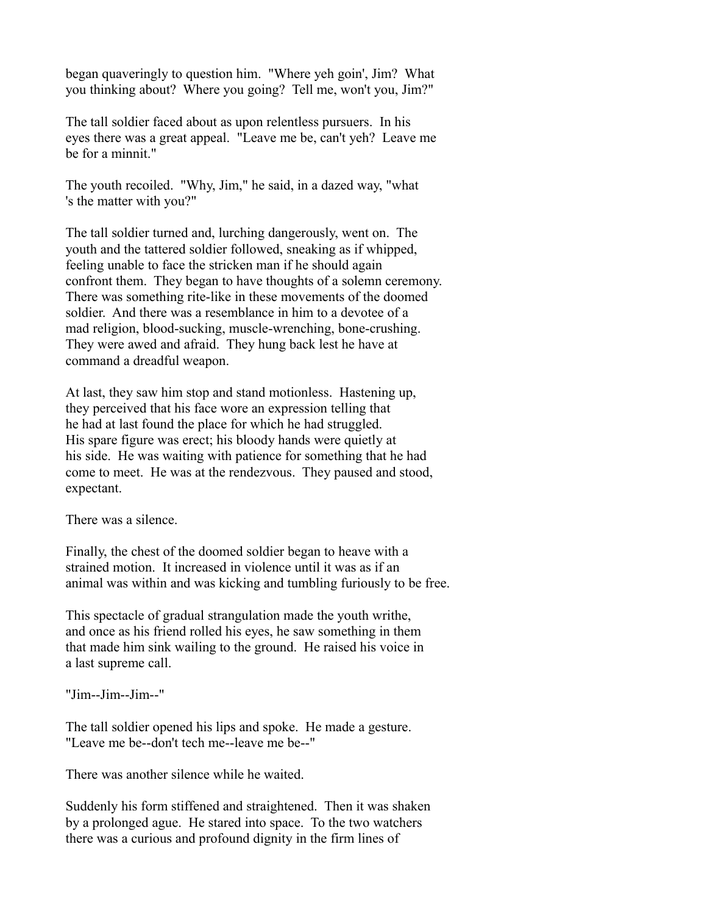began quaveringly to question him. "Where yeh goin', Jim? What you thinking about? Where you going? Tell me, won't you, Jim?"

The tall soldier faced about as upon relentless pursuers. In his eyes there was a great appeal. "Leave me be, can't yeh? Leave me be for a minnit."

The youth recoiled. "Why, Jim," he said, in a dazed way, "what 's the matter with you?"

The tall soldier turned and, lurching dangerously, went on. The youth and the tattered soldier followed, sneaking as if whipped, feeling unable to face the stricken man if he should again confront them. They began to have thoughts of a solemn ceremony. There was something rite-like in these movements of the doomed soldier. And there was a resemblance in him to a devotee of a mad religion, blood-sucking, muscle-wrenching, bone-crushing. They were awed and afraid. They hung back lest he have at command a dreadful weapon.

At last, they saw him stop and stand motionless. Hastening up, they perceived that his face wore an expression telling that he had at last found the place for which he had struggled. His spare figure was erect; his bloody hands were quietly at his side. He was waiting with patience for something that he had come to meet. He was at the rendezvous. They paused and stood, expectant.

There was a silence.

Finally, the chest of the doomed soldier began to heave with a strained motion. It increased in violence until it was as if an animal was within and was kicking and tumbling furiously to be free.

This spectacle of gradual strangulation made the youth writhe, and once as his friend rolled his eyes, he saw something in them that made him sink wailing to the ground. He raised his voice in a last supreme call.

"Jim--Jim--Jim--"

The tall soldier opened his lips and spoke. He made a gesture. "Leave me be--don't tech me--leave me be--"

There was another silence while he waited.

Suddenly his form stiffened and straightened. Then it was shaken by a prolonged ague. He stared into space. To the two watchers there was a curious and profound dignity in the firm lines of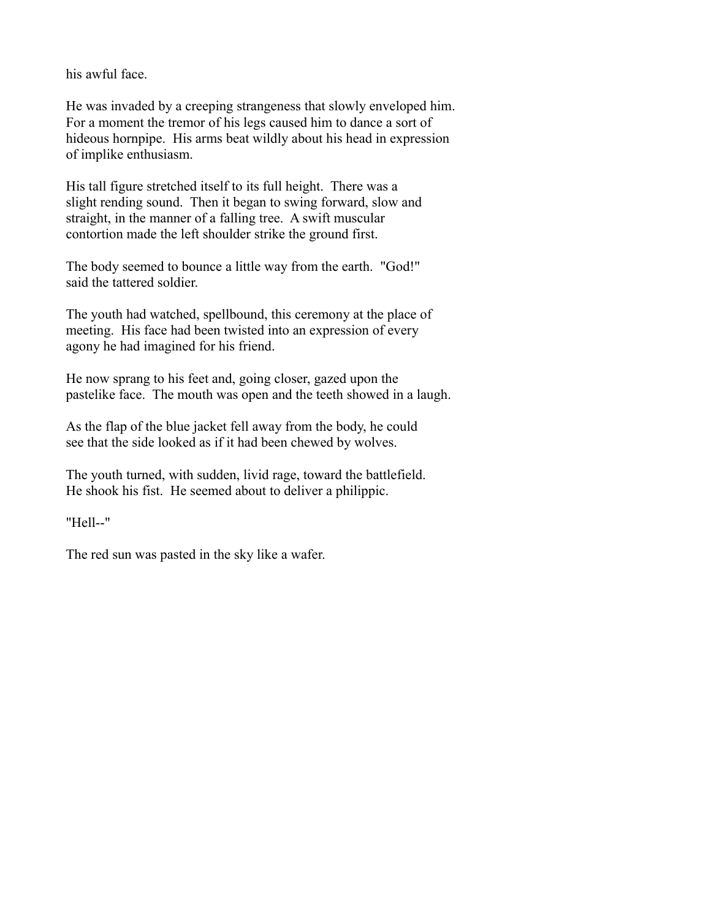his awful face.

He was invaded by a creeping strangeness that slowly enveloped him. For a moment the tremor of his legs caused him to dance a sort of hideous hornpipe. His arms beat wildly about his head in expression of implike enthusiasm.

His tall figure stretched itself to its full height. There was a slight rending sound. Then it began to swing forward, slow and straight, in the manner of a falling tree. A swift muscular contortion made the left shoulder strike the ground first.

The body seemed to bounce a little way from the earth. "God!" said the tattered soldier.

The youth had watched, spellbound, this ceremony at the place of meeting. His face had been twisted into an expression of every agony he had imagined for his friend.

He now sprang to his feet and, going closer, gazed upon the pastelike face. The mouth was open and the teeth showed in a laugh.

As the flap of the blue jacket fell away from the body, he could see that the side looked as if it had been chewed by wolves.

The youth turned, with sudden, livid rage, toward the battlefield. He shook his fist. He seemed about to deliver a philippic.

"Hell--"

The red sun was pasted in the sky like a wafer.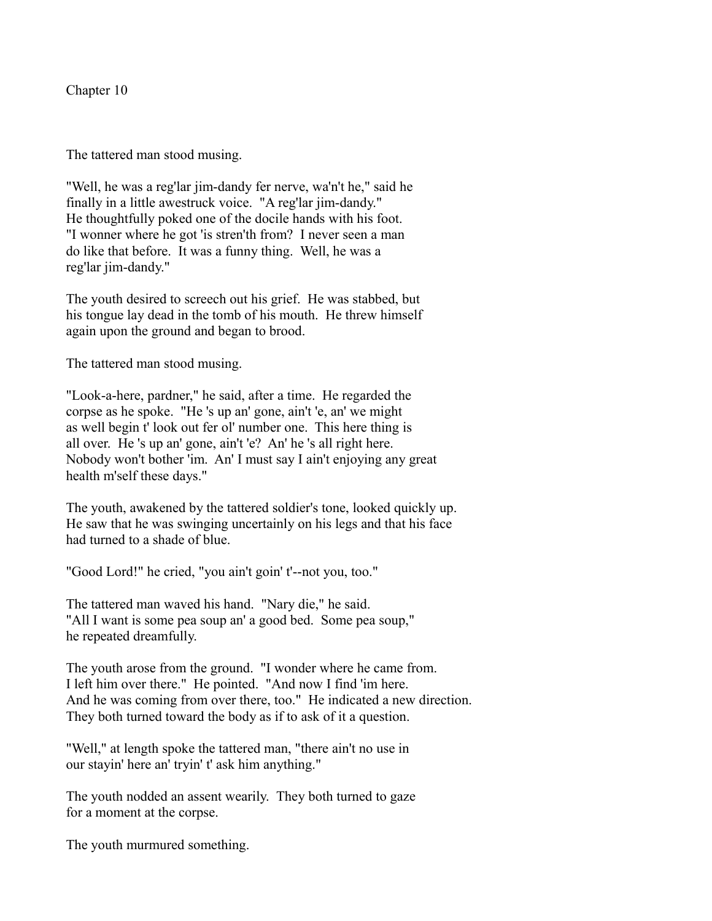## Chapter 10

The tattered man stood musing.

"Well, he was a reg'lar jim-dandy fer nerve, wa'n't he," said he finally in a little awestruck voice. "A reg'lar jim-dandy." He thoughtfully poked one of the docile hands with his foot. "I wonner where he got 'is stren'th from? I never seen a man do like that before. It was a funny thing. Well, he was a reg'lar jim-dandy."

The youth desired to screech out his grief. He was stabbed, but his tongue lay dead in the tomb of his mouth. He threw himself again upon the ground and began to brood.

The tattered man stood musing.

"Look-a-here, pardner," he said, after a time. He regarded the corpse as he spoke. "He 's up an' gone, ain't 'e, an' we might as well begin t' look out fer ol' number one. This here thing is all over. He 's up an' gone, ain't 'e? An' he 's all right here. Nobody won't bother 'im. An' I must say I ain't enjoying any great health m'self these days."

The youth, awakened by the tattered soldier's tone, looked quickly up. He saw that he was swinging uncertainly on his legs and that his face had turned to a shade of blue.

"Good Lord!" he cried, "you ain't goin' t'--not you, too."

The tattered man waved his hand. "Nary die," he said. "All I want is some pea soup an' a good bed. Some pea soup," he repeated dreamfully.

The youth arose from the ground. "I wonder where he came from. I left him over there." He pointed. "And now I find 'im here. And he was coming from over there, too." He indicated a new direction. They both turned toward the body as if to ask of it a question.

"Well," at length spoke the tattered man, "there ain't no use in our stayin' here an' tryin' t' ask him anything."

The youth nodded an assent wearily. They both turned to gaze for a moment at the corpse.

The youth murmured something.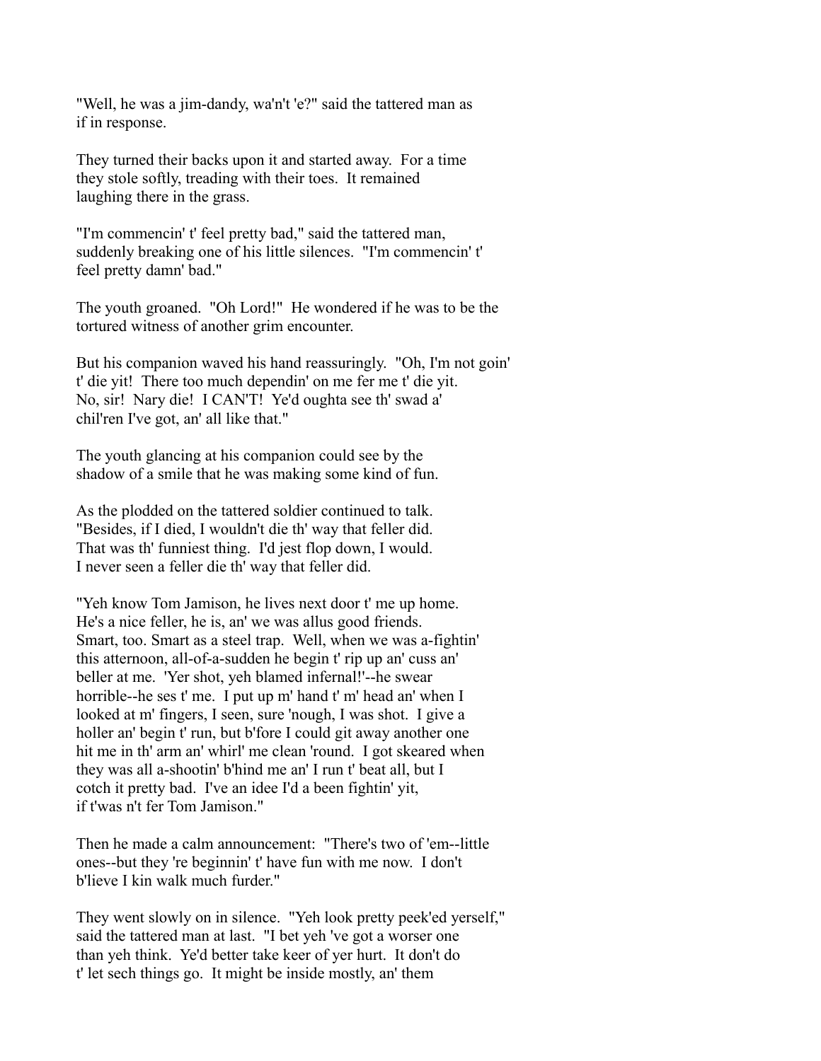"Well, he was a jim-dandy, wa'n't 'e?" said the tattered man as if in response.

They turned their backs upon it and started away. For a time they stole softly, treading with their toes. It remained laughing there in the grass.

"I'm commencin' t' feel pretty bad," said the tattered man, suddenly breaking one of his little silences. "I'm commencin' t' feel pretty damn' bad."

The youth groaned. "Oh Lord!" He wondered if he was to be the tortured witness of another grim encounter.

But his companion waved his hand reassuringly. "Oh, I'm not goin' t' die yit! There too much dependin' on me fer me t' die yit. No, sir! Nary die! I CAN'T! Ye'd oughta see th' swad a' chil'ren I've got, an' all like that."

The youth glancing at his companion could see by the shadow of a smile that he was making some kind of fun.

As the plodded on the tattered soldier continued to talk. "Besides, if I died, I wouldn't die th' way that feller did. That was th' funniest thing. I'd jest flop down, I would. I never seen a feller die th' way that feller did.

"Yeh know Tom Jamison, he lives next door t' me up home. He's a nice feller, he is, an' we was allus good friends. Smart, too. Smart as a steel trap. Well, when we was a-fightin' this atternoon, all-of-a-sudden he begin t' rip up an' cuss an' beller at me. 'Yer shot, yeh blamed infernal!'--he swear horrible--he ses t' me. I put up m' hand t' m' head an' when I looked at m' fingers, I seen, sure 'nough, I was shot. I give a holler an' begin t' run, but b'fore I could git away another one hit me in th' arm an' whirl' me clean 'round. I got skeared when they was all a-shootin' b'hind me an' I run t' beat all, but I cotch it pretty bad. I've an idee I'd a been fightin' yit, if t'was n't fer Tom Jamison."

Then he made a calm announcement: "There's two of 'em--little ones--but they 're beginnin' t' have fun with me now. I don't b'lieve I kin walk much furder."

They went slowly on in silence. "Yeh look pretty peek'ed yerself," said the tattered man at last. "I bet yeh 've got a worser one than yeh think. Ye'd better take keer of yer hurt. It don't do t' let sech things go. It might be inside mostly, an' them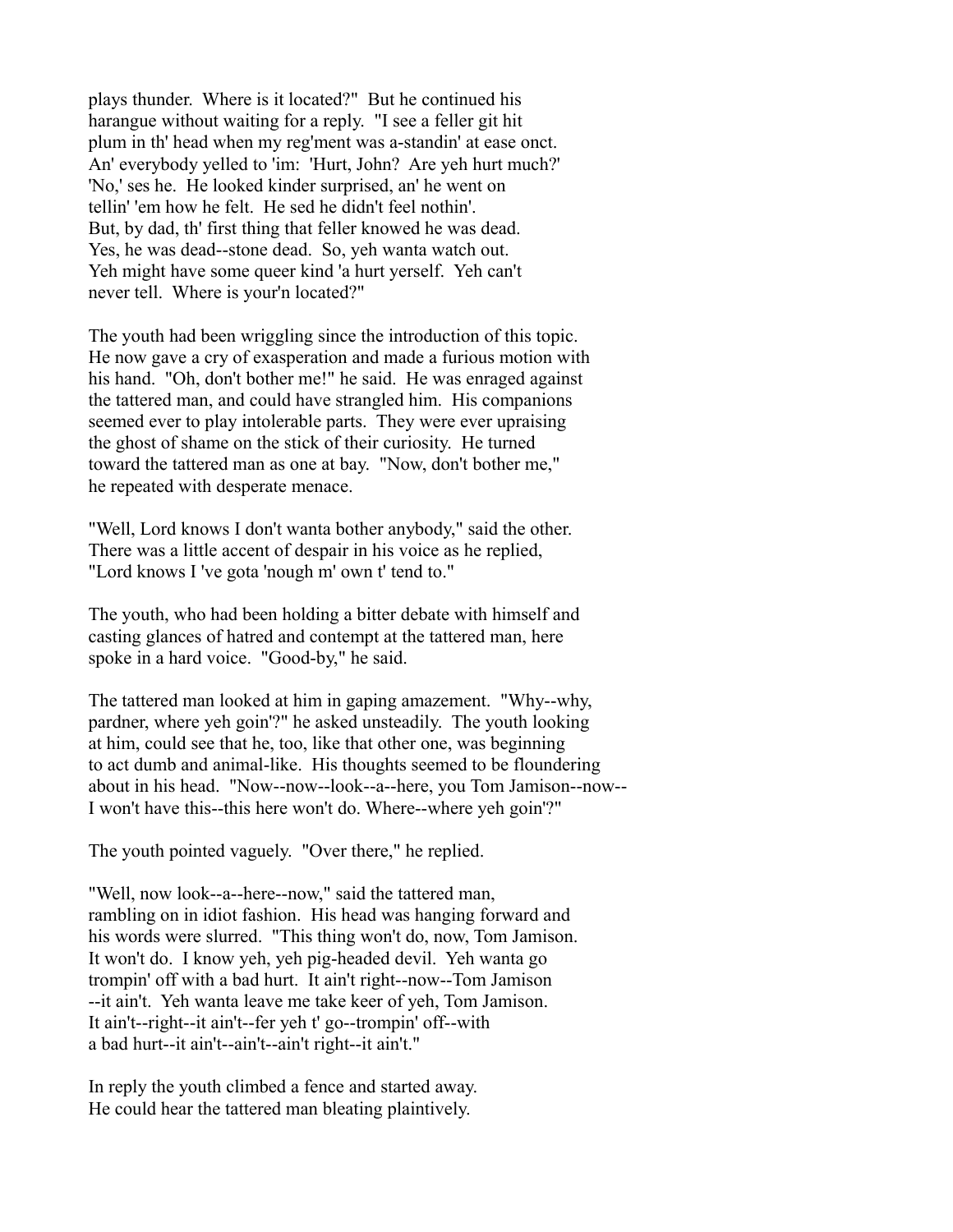plays thunder. Where is it located?" But he continued his harangue without waiting for a reply. "I see a feller git hit plum in th' head when my reg'ment was a-standin' at ease onct. An' everybody yelled to 'im: 'Hurt, John? Are yeh hurt much?' 'No,' ses he. He looked kinder surprised, an' he went on tellin' 'em how he felt. He sed he didn't feel nothin'. But, by dad, th' first thing that feller knowed he was dead. Yes, he was dead--stone dead. So, yeh wanta watch out. Yeh might have some queer kind 'a hurt yerself. Yeh can't never tell. Where is your'n located?"

The youth had been wriggling since the introduction of this topic. He now gave a cry of exasperation and made a furious motion with his hand. "Oh, don't bother me!" he said. He was enraged against the tattered man, and could have strangled him. His companions seemed ever to play intolerable parts. They were ever upraising the ghost of shame on the stick of their curiosity. He turned toward the tattered man as one at bay. "Now, don't bother me," he repeated with desperate menace.

"Well, Lord knows I don't wanta bother anybody," said the other. There was a little accent of despair in his voice as he replied, "Lord knows I 've gota 'nough m' own t' tend to."

The youth, who had been holding a bitter debate with himself and casting glances of hatred and contempt at the tattered man, here spoke in a hard voice. "Good-by," he said.

The tattered man looked at him in gaping amazement. "Why--why, pardner, where yeh goin'?" he asked unsteadily. The youth looking at him, could see that he, too, like that other one, was beginning to act dumb and animal-like. His thoughts seemed to be floundering about in his head. "Now--now--look--a--here, you Tom Jamison--now-- I won't have this--this here won't do. Where--where yeh goin'?"

The youth pointed vaguely. "Over there," he replied.

"Well, now look--a--here--now," said the tattered man, rambling on in idiot fashion. His head was hanging forward and his words were slurred. "This thing won't do, now, Tom Jamison. It won't do. I know yeh, yeh pig-headed devil. Yeh wanta go trompin' off with a bad hurt. It ain't right--now--Tom Jamison --it ain't. Yeh wanta leave me take keer of yeh, Tom Jamison. It ain't--right--it ain't--fer yeh t' go--trompin' off--with a bad hurt--it ain't--ain't--ain't right--it ain't."

In reply the youth climbed a fence and started away. He could hear the tattered man bleating plaintively.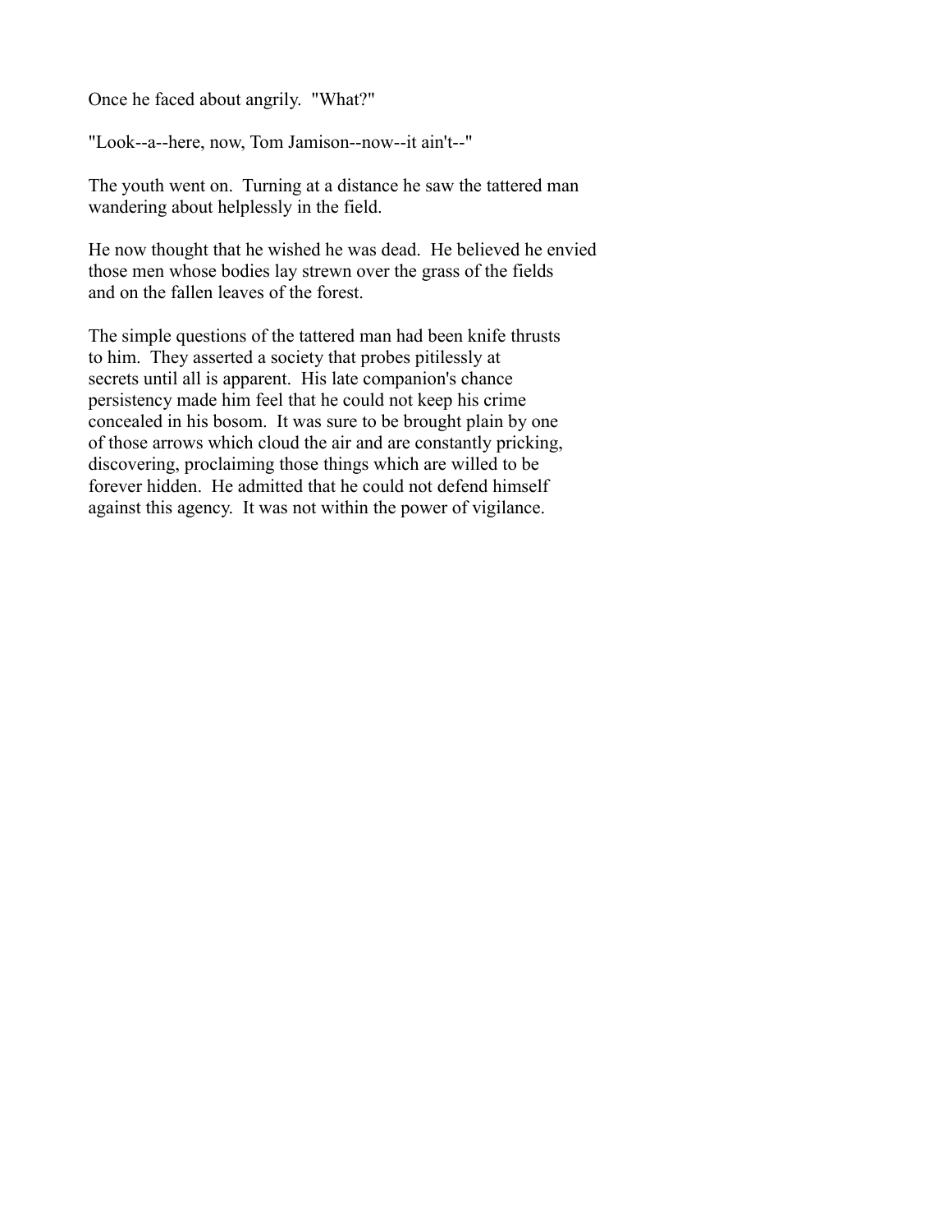Once he faced about angrily. "What?"

"Look--a--here, now, Tom Jamison--now--it ain't--"

The youth went on. Turning at a distance he saw the tattered man wandering about helplessly in the field.

He now thought that he wished he was dead. He believed he envied those men whose bodies lay strewn over the grass of the fields and on the fallen leaves of the forest.

The simple questions of the tattered man had been knife thrusts to him. They asserted a society that probes pitilessly at secrets until all is apparent. His late companion's chance persistency made him feel that he could not keep his crime concealed in his bosom. It was sure to be brought plain by one of those arrows which cloud the air and are constantly pricking, discovering, proclaiming those things which are willed to be forever hidden. He admitted that he could not defend himself against this agency. It was not within the power of vigilance.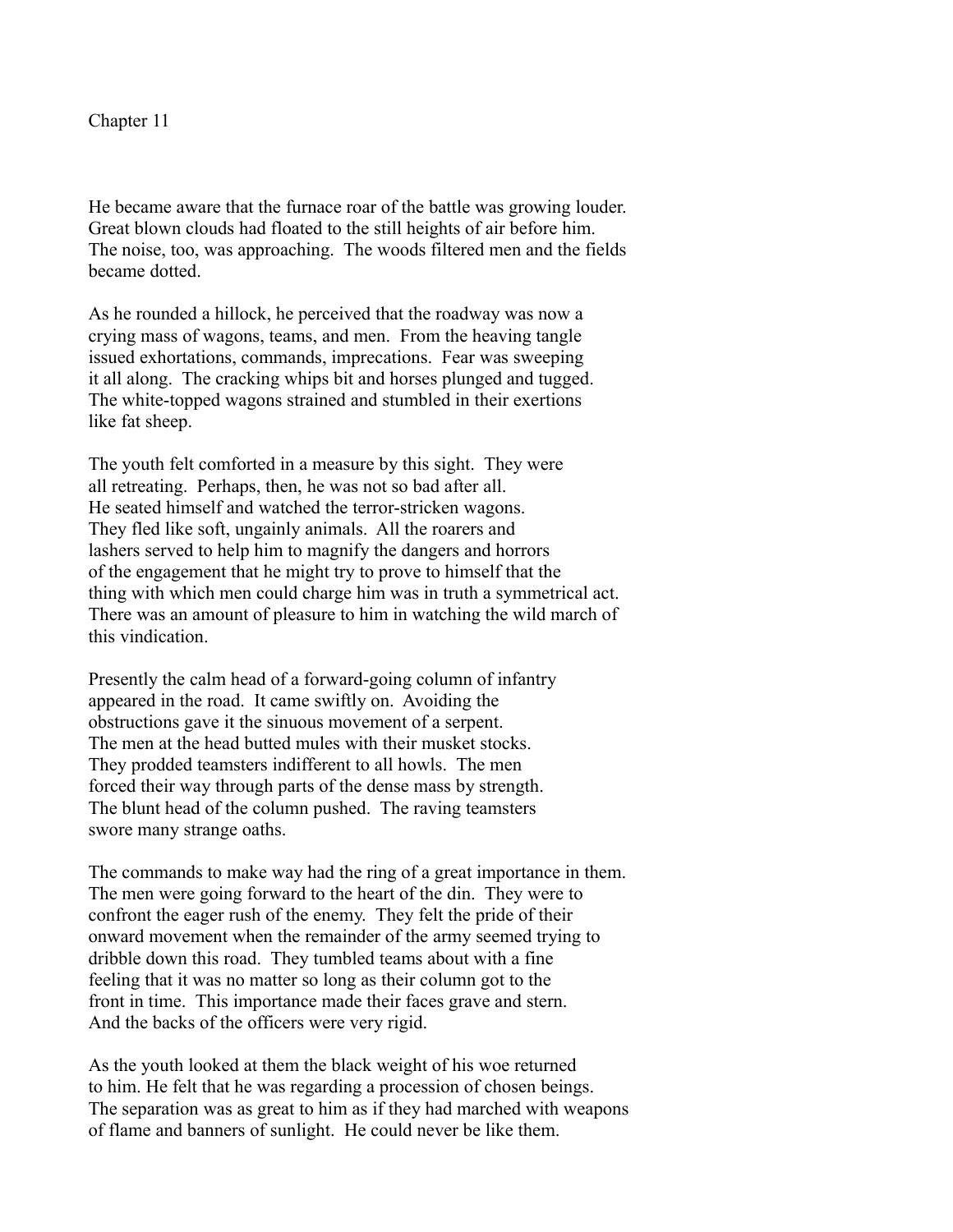## Chapter 11

He became aware that the furnace roar of the battle was growing louder. Great blown clouds had floated to the still heights of air before him. The noise, too, was approaching. The woods filtered men and the fields became dotted.

As he rounded a hillock, he perceived that the roadway was now a crying mass of wagons, teams, and men. From the heaving tangle issued exhortations, commands, imprecations. Fear was sweeping it all along. The cracking whips bit and horses plunged and tugged. The white-topped wagons strained and stumbled in their exertions like fat sheep.

The youth felt comforted in a measure by this sight. They were all retreating. Perhaps, then, he was not so bad after all. He seated himself and watched the terror-stricken wagons. They fled like soft, ungainly animals. All the roarers and lashers served to help him to magnify the dangers and horrors of the engagement that he might try to prove to himself that the thing with which men could charge him was in truth a symmetrical act. There was an amount of pleasure to him in watching the wild march of this vindication.

Presently the calm head of a forward-going column of infantry appeared in the road. It came swiftly on. Avoiding the obstructions gave it the sinuous movement of a serpent. The men at the head butted mules with their musket stocks. They prodded teamsters indifferent to all howls. The men forced their way through parts of the dense mass by strength. The blunt head of the column pushed. The raving teamsters swore many strange oaths.

The commands to make way had the ring of a great importance in them. The men were going forward to the heart of the din. They were to confront the eager rush of the enemy. They felt the pride of their onward movement when the remainder of the army seemed trying to dribble down this road. They tumbled teams about with a fine feeling that it was no matter so long as their column got to the front in time. This importance made their faces grave and stern. And the backs of the officers were very rigid.

As the youth looked at them the black weight of his woe returned to him. He felt that he was regarding a procession of chosen beings. The separation was as great to him as if they had marched with weapons of flame and banners of sunlight. He could never be like them.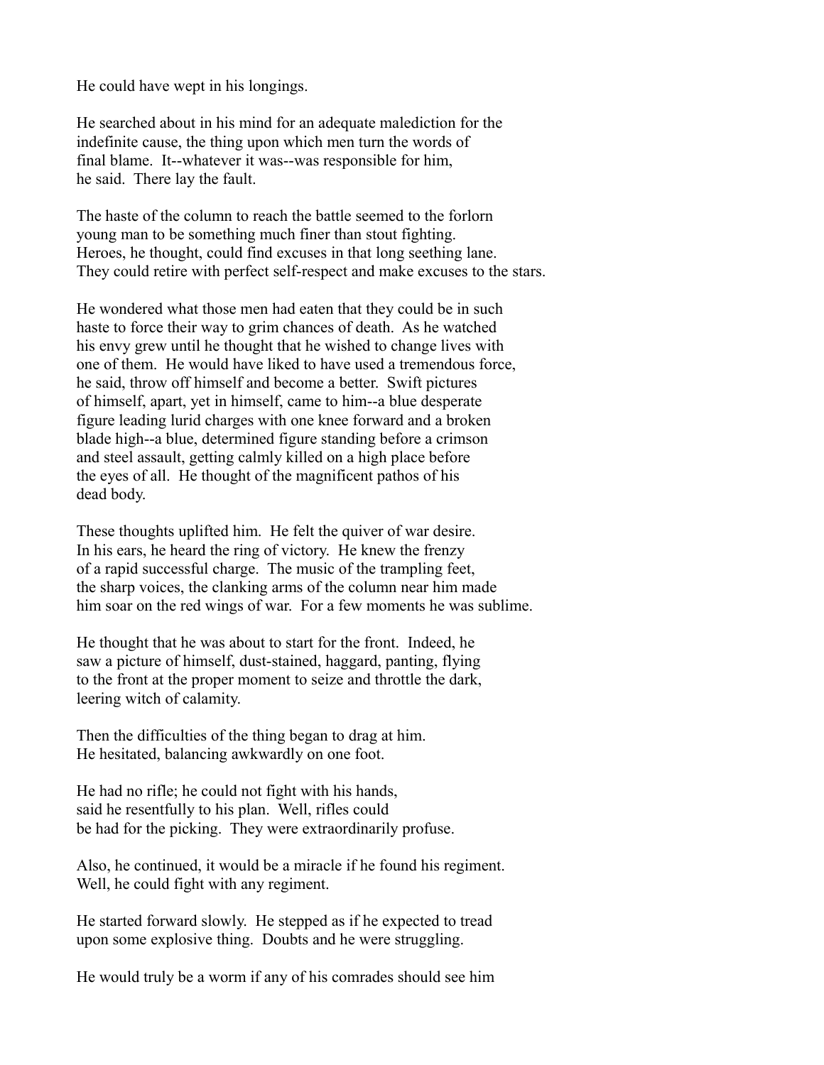He could have wept in his longings.

He searched about in his mind for an adequate malediction for the indefinite cause, the thing upon which men turn the words of final blame. It--whatever it was--was responsible for him, he said. There lay the fault.

The haste of the column to reach the battle seemed to the forlorn young man to be something much finer than stout fighting. Heroes, he thought, could find excuses in that long seething lane. They could retire with perfect self-respect and make excuses to the stars.

He wondered what those men had eaten that they could be in such haste to force their way to grim chances of death. As he watched his envy grew until he thought that he wished to change lives with one of them. He would have liked to have used a tremendous force, he said, throw off himself and become a better. Swift pictures of himself, apart, yet in himself, came to him--a blue desperate figure leading lurid charges with one knee forward and a broken blade high--a blue, determined figure standing before a crimson and steel assault, getting calmly killed on a high place before the eyes of all. He thought of the magnificent pathos of his dead body.

These thoughts uplifted him. He felt the quiver of war desire. In his ears, he heard the ring of victory. He knew the frenzy of a rapid successful charge. The music of the trampling feet, the sharp voices, the clanking arms of the column near him made him soar on the red wings of war. For a few moments he was sublime.

He thought that he was about to start for the front. Indeed, he saw a picture of himself, dust-stained, haggard, panting, flying to the front at the proper moment to seize and throttle the dark, leering witch of calamity.

Then the difficulties of the thing began to drag at him. He hesitated, balancing awkwardly on one foot.

He had no rifle; he could not fight with his hands, said he resentfully to his plan. Well, rifles could be had for the picking. They were extraordinarily profuse.

Also, he continued, it would be a miracle if he found his regiment. Well, he could fight with any regiment.

He started forward slowly. He stepped as if he expected to tread upon some explosive thing. Doubts and he were struggling.

He would truly be a worm if any of his comrades should see him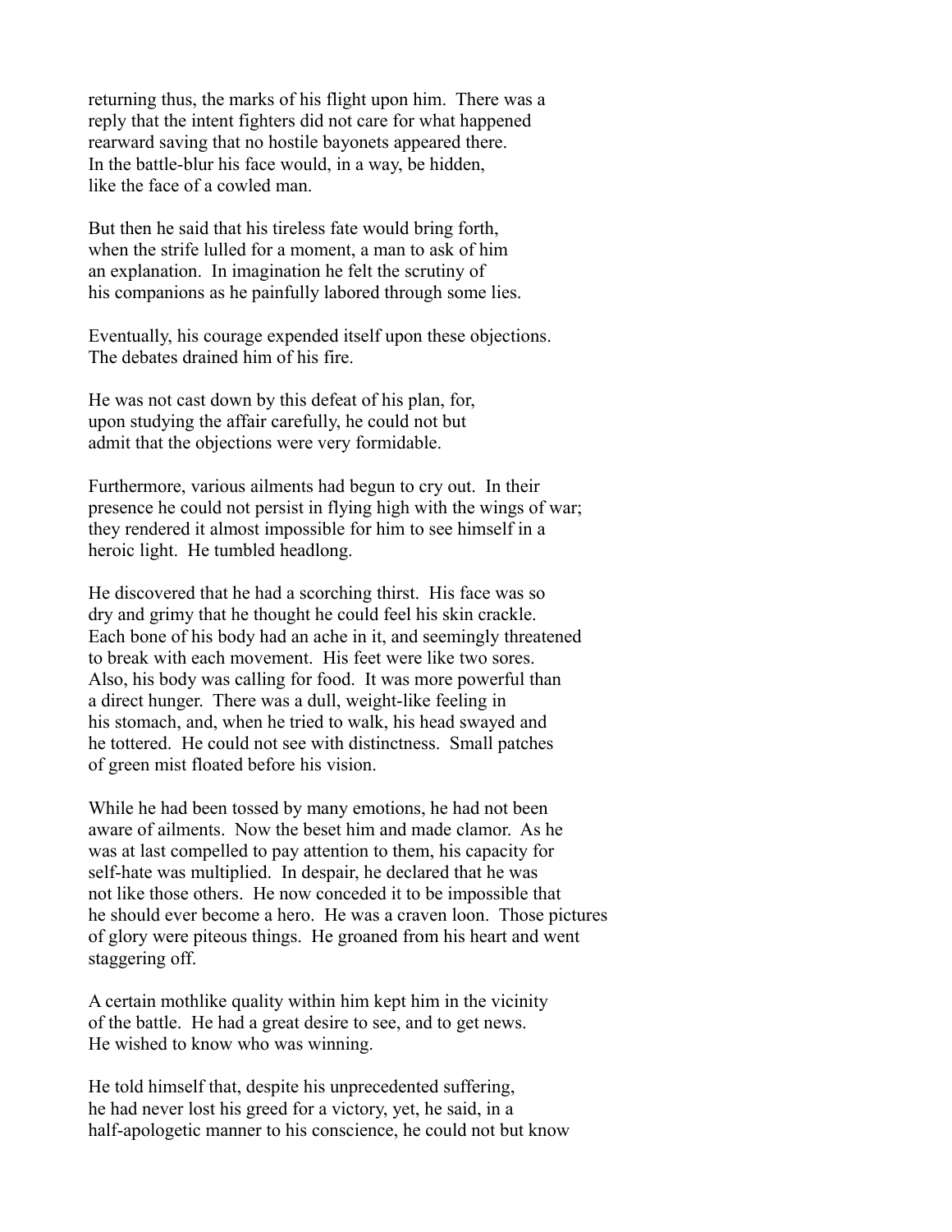returning thus, the marks of his flight upon him. There was a reply that the intent fighters did not care for what happened rearward saving that no hostile bayonets appeared there. In the battle-blur his face would, in a way, be hidden, like the face of a cowled man.

But then he said that his tireless fate would bring forth, when the strife lulled for a moment, a man to ask of him an explanation. In imagination he felt the scrutiny of his companions as he painfully labored through some lies.

Eventually, his courage expended itself upon these objections. The debates drained him of his fire.

He was not cast down by this defeat of his plan, for, upon studying the affair carefully, he could not but admit that the objections were very formidable.

Furthermore, various ailments had begun to cry out. In their presence he could not persist in flying high with the wings of war; they rendered it almost impossible for him to see himself in a heroic light. He tumbled headlong.

He discovered that he had a scorching thirst. His face was so dry and grimy that he thought he could feel his skin crackle. Each bone of his body had an ache in it, and seemingly threatened to break with each movement. His feet were like two sores. Also, his body was calling for food. It was more powerful than a direct hunger. There was a dull, weight-like feeling in his stomach, and, when he tried to walk, his head swayed and he tottered. He could not see with distinctness. Small patches of green mist floated before his vision.

While he had been tossed by many emotions, he had not been aware of ailments. Now the beset him and made clamor. As he was at last compelled to pay attention to them, his capacity for self-hate was multiplied. In despair, he declared that he was not like those others. He now conceded it to be impossible that he should ever become a hero. He was a craven loon. Those pictures of glory were piteous things. He groaned from his heart and went staggering off.

A certain mothlike quality within him kept him in the vicinity of the battle. He had a great desire to see, and to get news. He wished to know who was winning.

He told himself that, despite his unprecedented suffering, he had never lost his greed for a victory, yet, he said, in a half-apologetic manner to his conscience, he could not but know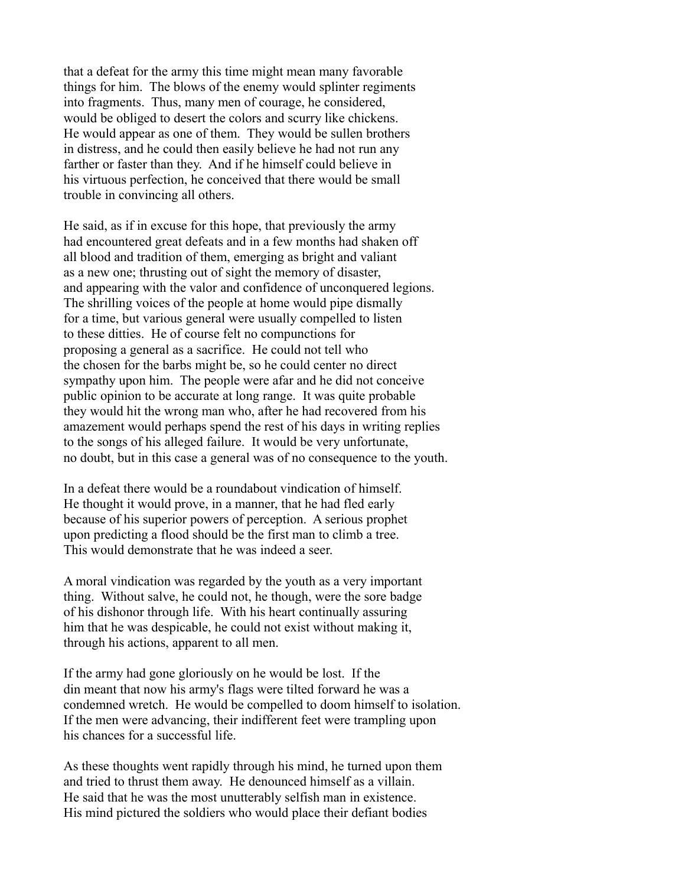that a defeat for the army this time might mean many favorable things for him. The blows of the enemy would splinter regiments into fragments. Thus, many men of courage, he considered, would be obliged to desert the colors and scurry like chickens. He would appear as one of them. They would be sullen brothers in distress, and he could then easily believe he had not run any farther or faster than they. And if he himself could believe in his virtuous perfection, he conceived that there would be small trouble in convincing all others.

He said, as if in excuse for this hope, that previously the army had encountered great defeats and in a few months had shaken off all blood and tradition of them, emerging as bright and valiant as a new one; thrusting out of sight the memory of disaster, and appearing with the valor and confidence of unconquered legions. The shrilling voices of the people at home would pipe dismally for a time, but various general were usually compelled to listen to these ditties. He of course felt no compunctions for proposing a general as a sacrifice. He could not tell who the chosen for the barbs might be, so he could center no direct sympathy upon him. The people were afar and he did not conceive public opinion to be accurate at long range. It was quite probable they would hit the wrong man who, after he had recovered from his amazement would perhaps spend the rest of his days in writing replies to the songs of his alleged failure. It would be very unfortunate, no doubt, but in this case a general was of no consequence to the youth.

In a defeat there would be a roundabout vindication of himself. He thought it would prove, in a manner, that he had fled early because of his superior powers of perception. A serious prophet upon predicting a flood should be the first man to climb a tree. This would demonstrate that he was indeed a seer.

A moral vindication was regarded by the youth as a very important thing. Without salve, he could not, he though, were the sore badge of his dishonor through life. With his heart continually assuring him that he was despicable, he could not exist without making it, through his actions, apparent to all men.

If the army had gone gloriously on he would be lost. If the din meant that now his army's flags were tilted forward he was a condemned wretch. He would be compelled to doom himself to isolation. If the men were advancing, their indifferent feet were trampling upon his chances for a successful life.

As these thoughts went rapidly through his mind, he turned upon them and tried to thrust them away. He denounced himself as a villain. He said that he was the most unutterably selfish man in existence. His mind pictured the soldiers who would place their defiant bodies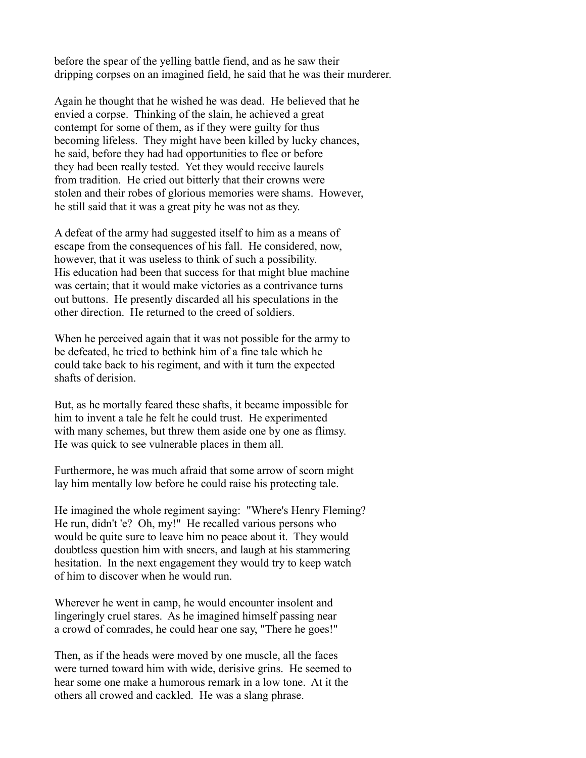before the spear of the yelling battle fiend, and as he saw their dripping corpses on an imagined field, he said that he was their murderer.

Again he thought that he wished he was dead. He believed that he envied a corpse. Thinking of the slain, he achieved a great contempt for some of them, as if they were guilty for thus becoming lifeless. They might have been killed by lucky chances, he said, before they had had opportunities to flee or before they had been really tested. Yet they would receive laurels from tradition. He cried out bitterly that their crowns were stolen and their robes of glorious memories were shams. However, he still said that it was a great pity he was not as they.

A defeat of the army had suggested itself to him as a means of escape from the consequences of his fall. He considered, now, however, that it was useless to think of such a possibility. His education had been that success for that might blue machine was certain; that it would make victories as a contrivance turns out buttons. He presently discarded all his speculations in the other direction. He returned to the creed of soldiers.

When he perceived again that it was not possible for the army to be defeated, he tried to bethink him of a fine tale which he could take back to his regiment, and with it turn the expected shafts of derision.

But, as he mortally feared these shafts, it became impossible for him to invent a tale he felt he could trust. He experimented with many schemes, but threw them aside one by one as flimsy. He was quick to see vulnerable places in them all.

Furthermore, he was much afraid that some arrow of scorn might lay him mentally low before he could raise his protecting tale.

He imagined the whole regiment saying: "Where's Henry Fleming? He run, didn't 'e? Oh, my!" He recalled various persons who would be quite sure to leave him no peace about it. They would doubtless question him with sneers, and laugh at his stammering hesitation. In the next engagement they would try to keep watch of him to discover when he would run.

Wherever he went in camp, he would encounter insolent and lingeringly cruel stares. As he imagined himself passing near a crowd of comrades, he could hear one say, "There he goes!"

Then, as if the heads were moved by one muscle, all the faces were turned toward him with wide, derisive grins. He seemed to hear some one make a humorous remark in a low tone. At it the others all crowed and cackled. He was a slang phrase.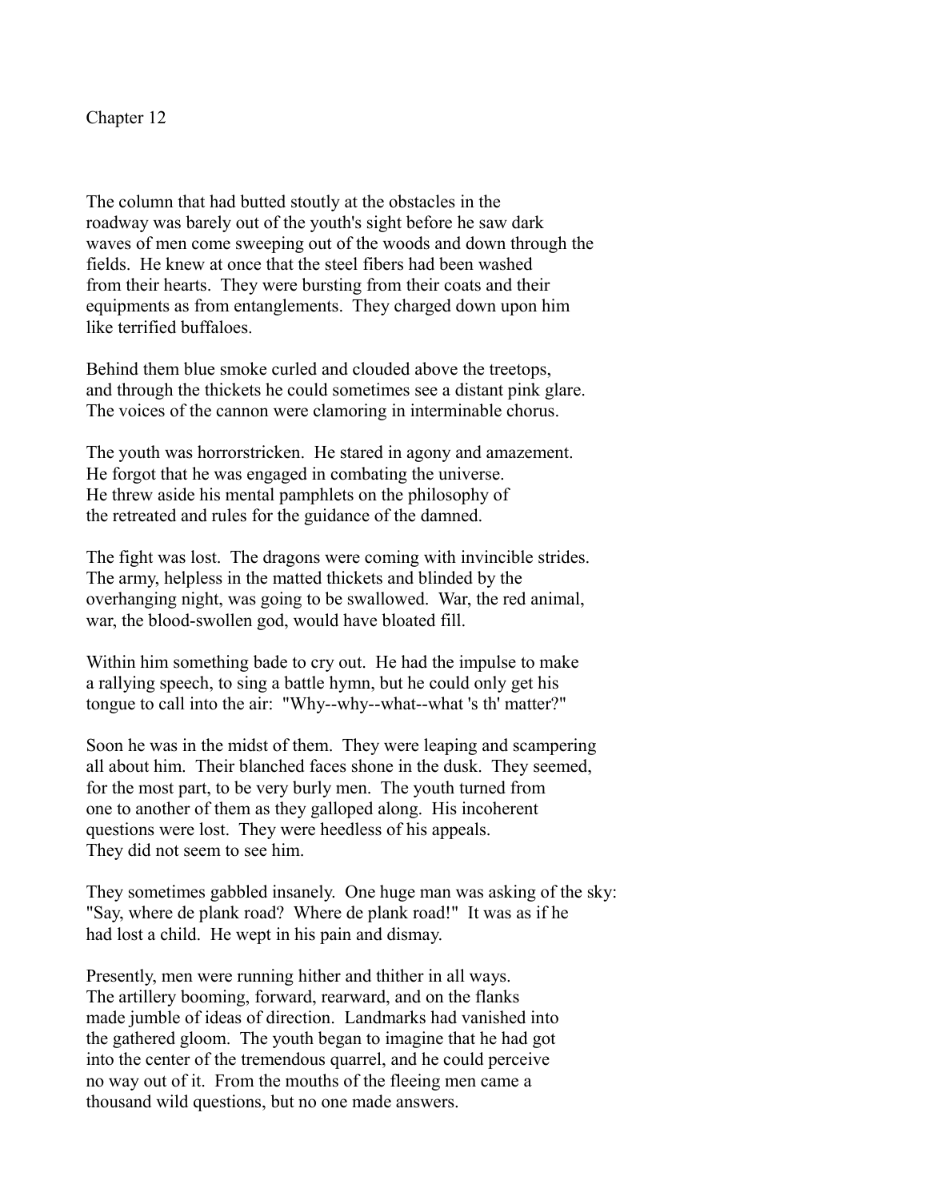# Chapter 12

The column that had butted stoutly at the obstacles in the roadway was barely out of the youth's sight before he saw dark waves of men come sweeping out of the woods and down through the fields. He knew at once that the steel fibers had been washed from their hearts. They were bursting from their coats and their equipments as from entanglements. They charged down upon him like terrified buffaloes.

Behind them blue smoke curled and clouded above the treetops, and through the thickets he could sometimes see a distant pink glare. The voices of the cannon were clamoring in interminable chorus.

The youth was horrorstricken. He stared in agony and amazement. He forgot that he was engaged in combating the universe. He threw aside his mental pamphlets on the philosophy of the retreated and rules for the guidance of the damned.

The fight was lost. The dragons were coming with invincible strides. The army, helpless in the matted thickets and blinded by the overhanging night, was going to be swallowed. War, the red animal, war, the blood-swollen god, would have bloated fill.

Within him something bade to cry out. He had the impulse to make a rallying speech, to sing a battle hymn, but he could only get his tongue to call into the air: "Why--why--what--what 's th' matter?"

Soon he was in the midst of them. They were leaping and scampering all about him. Their blanched faces shone in the dusk. They seemed, for the most part, to be very burly men. The youth turned from one to another of them as they galloped along. His incoherent questions were lost. They were heedless of his appeals. They did not seem to see him.

They sometimes gabbled insanely. One huge man was asking of the sky: "Say, where de plank road? Where de plank road!" It was as if he had lost a child. He wept in his pain and dismay.

Presently, men were running hither and thither in all ways. The artillery booming, forward, rearward, and on the flanks made jumble of ideas of direction. Landmarks had vanished into the gathered gloom. The youth began to imagine that he had got into the center of the tremendous quarrel, and he could perceive no way out of it. From the mouths of the fleeing men came a thousand wild questions, but no one made answers.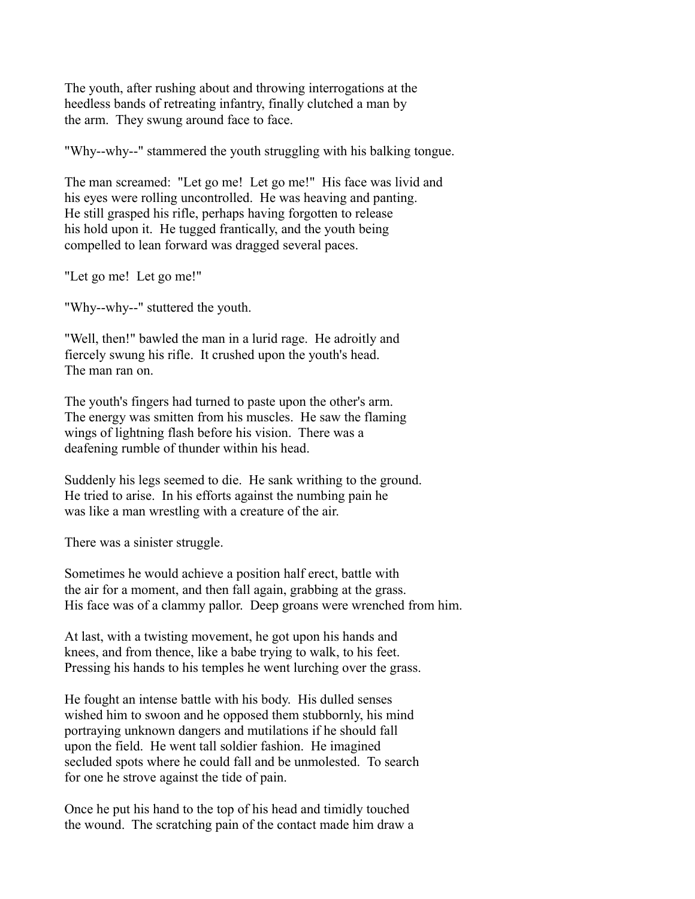The youth, after rushing about and throwing interrogations at the heedless bands of retreating infantry, finally clutched a man by the arm. They swung around face to face.

"Why--why--" stammered the youth struggling with his balking tongue.

The man screamed: "Let go me! Let go me!" His face was livid and his eyes were rolling uncontrolled. He was heaving and panting. He still grasped his rifle, perhaps having forgotten to release his hold upon it. He tugged frantically, and the youth being compelled to lean forward was dragged several paces.

"Let go me! Let go me!"

"Why--why--" stuttered the youth.

"Well, then!" bawled the man in a lurid rage. He adroitly and fiercely swung his rifle. It crushed upon the youth's head. The man ran on.

The youth's fingers had turned to paste upon the other's arm. The energy was smitten from his muscles. He saw the flaming wings of lightning flash before his vision. There was a deafening rumble of thunder within his head.

Suddenly his legs seemed to die. He sank writhing to the ground. He tried to arise. In his efforts against the numbing pain he was like a man wrestling with a creature of the air.

There was a sinister struggle.

Sometimes he would achieve a position half erect, battle with the air for a moment, and then fall again, grabbing at the grass. His face was of a clammy pallor. Deep groans were wrenched from him.

At last, with a twisting movement, he got upon his hands and knees, and from thence, like a babe trying to walk, to his feet. Pressing his hands to his temples he went lurching over the grass.

He fought an intense battle with his body. His dulled senses wished him to swoon and he opposed them stubbornly, his mind portraying unknown dangers and mutilations if he should fall upon the field. He went tall soldier fashion. He imagined secluded spots where he could fall and be unmolested. To search for one he strove against the tide of pain.

Once he put his hand to the top of his head and timidly touched the wound. The scratching pain of the contact made him draw a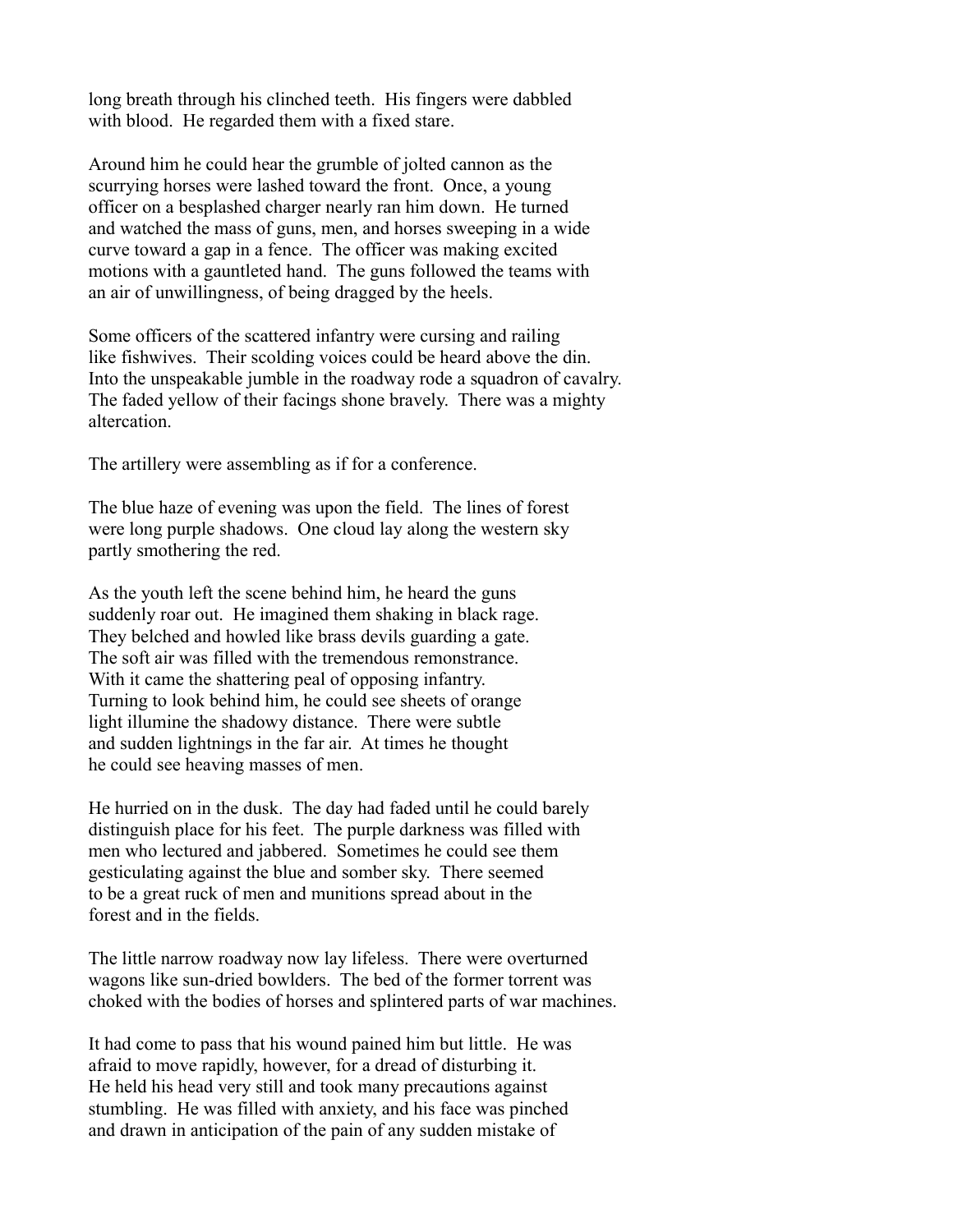long breath through his clinched teeth. His fingers were dabbled with blood. He regarded them with a fixed stare.

Around him he could hear the grumble of jolted cannon as the scurrying horses were lashed toward the front. Once, a young officer on a besplashed charger nearly ran him down. He turned and watched the mass of guns, men, and horses sweeping in a wide curve toward a gap in a fence. The officer was making excited motions with a gauntleted hand. The guns followed the teams with an air of unwillingness, of being dragged by the heels.

Some officers of the scattered infantry were cursing and railing like fishwives. Their scolding voices could be heard above the din. Into the unspeakable jumble in the roadway rode a squadron of cavalry. The faded yellow of their facings shone bravely. There was a mighty altercation.

The artillery were assembling as if for a conference.

The blue haze of evening was upon the field. The lines of forest were long purple shadows. One cloud lay along the western sky partly smothering the red.

As the youth left the scene behind him, he heard the guns suddenly roar out. He imagined them shaking in black rage. They belched and howled like brass devils guarding a gate. The soft air was filled with the tremendous remonstrance. With it came the shattering peal of opposing infantry. Turning to look behind him, he could see sheets of orange light illumine the shadowy distance. There were subtle and sudden lightnings in the far air. At times he thought he could see heaving masses of men.

He hurried on in the dusk. The day had faded until he could barely distinguish place for his feet. The purple darkness was filled with men who lectured and jabbered. Sometimes he could see them gesticulating against the blue and somber sky. There seemed to be a great ruck of men and munitions spread about in the forest and in the fields.

The little narrow roadway now lay lifeless. There were overturned wagons like sun-dried bowlders. The bed of the former torrent was choked with the bodies of horses and splintered parts of war machines.

It had come to pass that his wound pained him but little. He was afraid to move rapidly, however, for a dread of disturbing it. He held his head very still and took many precautions against stumbling. He was filled with anxiety, and his face was pinched and drawn in anticipation of the pain of any sudden mistake of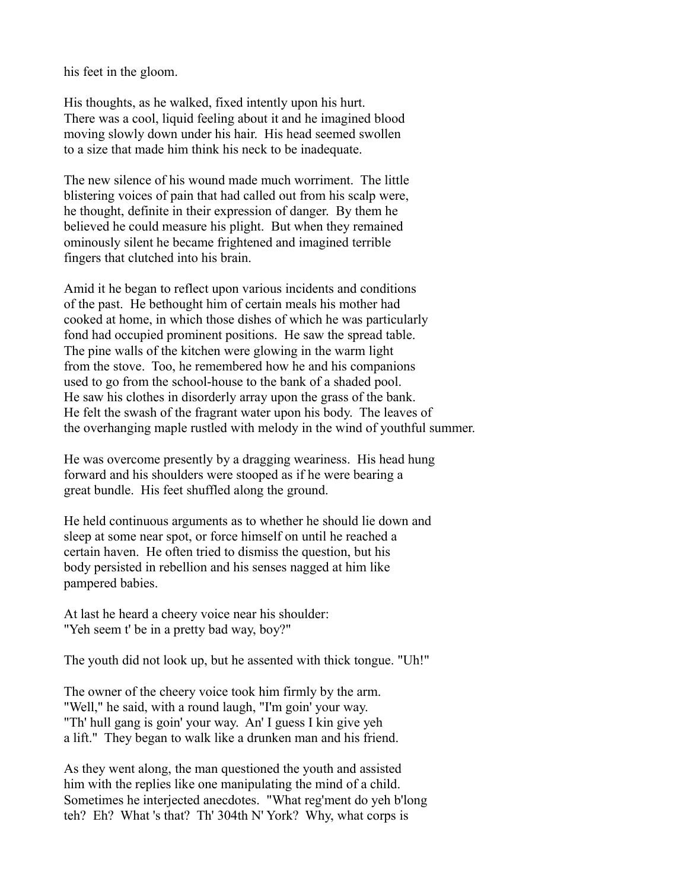his feet in the gloom.

His thoughts, as he walked, fixed intently upon his hurt. There was a cool, liquid feeling about it and he imagined blood moving slowly down under his hair. His head seemed swollen to a size that made him think his neck to be inadequate.

The new silence of his wound made much worriment. The little blistering voices of pain that had called out from his scalp were, he thought, definite in their expression of danger. By them he believed he could measure his plight. But when they remained ominously silent he became frightened and imagined terrible fingers that clutched into his brain.

Amid it he began to reflect upon various incidents and conditions of the past. He bethought him of certain meals his mother had cooked at home, in which those dishes of which he was particularly fond had occupied prominent positions. He saw the spread table. The pine walls of the kitchen were glowing in the warm light from the stove. Too, he remembered how he and his companions used to go from the school-house to the bank of a shaded pool. He saw his clothes in disorderly array upon the grass of the bank. He felt the swash of the fragrant water upon his body. The leaves of the overhanging maple rustled with melody in the wind of youthful summer.

He was overcome presently by a dragging weariness. His head hung forward and his shoulders were stooped as if he were bearing a great bundle. His feet shuffled along the ground.

He held continuous arguments as to whether he should lie down and sleep at some near spot, or force himself on until he reached a certain haven. He often tried to dismiss the question, but his body persisted in rebellion and his senses nagged at him like pampered babies.

At last he heard a cheery voice near his shoulder: "Yeh seem t' be in a pretty bad way, boy?"

The youth did not look up, but he assented with thick tongue. "Uh!"

The owner of the cheery voice took him firmly by the arm. "Well," he said, with a round laugh, "I'm goin' your way. "Th' hull gang is goin' your way. An' I guess I kin give yeh a lift." They began to walk like a drunken man and his friend.

As they went along, the man questioned the youth and assisted him with the replies like one manipulating the mind of a child. Sometimes he interjected anecdotes. "What reg'ment do yeh b'long teh? Eh? What 's that? Th' 304th N' York? Why, what corps is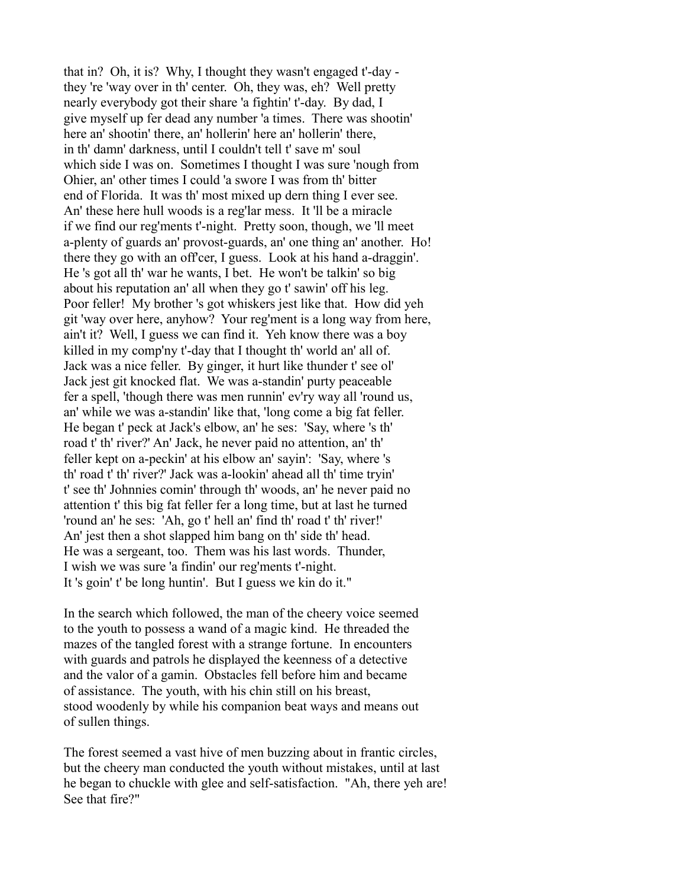that in? Oh, it is? Why, I thought they wasn't engaged t'-day - they 're 'way over in th' center. Oh, they was, eh? Well pretty nearly everybody got their share 'a fightin' t'-day. By dad, I give myself up fer dead any number 'a times. There was shootin' here an' shootin' there, an' hollerin' here an' hollerin' there, in th' damn' darkness, until I couldn't tell t' save m' soul which side I was on. Sometimes I thought I was sure 'nough from Ohier, an' other times I could 'a swore I was from th' bitter end of Florida. It was th' most mixed up dern thing I ever see. An' these here hull woods is a reg'lar mess. It 'll be a miracle if we find our reg'ments t'-night. Pretty soon, though, we 'll meet a-plenty of guards an' provost-guards, an' one thing an' another. Ho! there they go with an off'cer, I guess. Look at his hand a-draggin'. He 's got all th' war he wants, I bet. He won't be talkin' so big about his reputation an' all when they go t' sawin' off his leg. Poor feller! My brother 's got whiskers jest like that. How did yeh git 'way over here, anyhow? Your reg'ment is a long way from here, ain't it? Well, I guess we can find it. Yeh know there was a boy killed in my comp'ny t'-day that I thought th' world an' all of. Jack was a nice feller. By ginger, it hurt like thunder t' see ol' Jack jest git knocked flat. We was a-standin' purty peaceable fer a spell, 'though there was men runnin' ev'ry way all 'round us, an' while we was a-standin' like that, 'long come a big fat feller. He began t' peck at Jack's elbow, an' he ses: 'Say, where 's th' road t' th' river?' An' Jack, he never paid no attention, an' th' feller kept on a-peckin' at his elbow an' sayin': 'Say, where 's th' road t' th' river?' Jack was a-lookin' ahead all th' time tryin' t' see th' Johnnies comin' through th' woods, an' he never paid no attention t' this big fat feller fer a long time, but at last he turned 'round an' he ses: 'Ah, go t' hell an' find th' road t' th' river!' An' jest then a shot slapped him bang on th' side th' head. He was a sergeant, too. Them was his last words. Thunder, I wish we was sure 'a findin' our reg'ments t'-night. It 's goin' t' be long huntin'. But I guess we kin do it."

In the search which followed, the man of the cheery voice seemed to the youth to possess a wand of a magic kind. He threaded the mazes of the tangled forest with a strange fortune. In encounters with guards and patrols he displayed the keenness of a detective and the valor of a gamin. Obstacles fell before him and became of assistance. The youth, with his chin still on his breast, stood woodenly by while his companion beat ways and means out of sullen things.

The forest seemed a vast hive of men buzzing about in frantic circles, but the cheery man conducted the youth without mistakes, until at last he began to chuckle with glee and self-satisfaction. "Ah, there yeh are! See that fire?"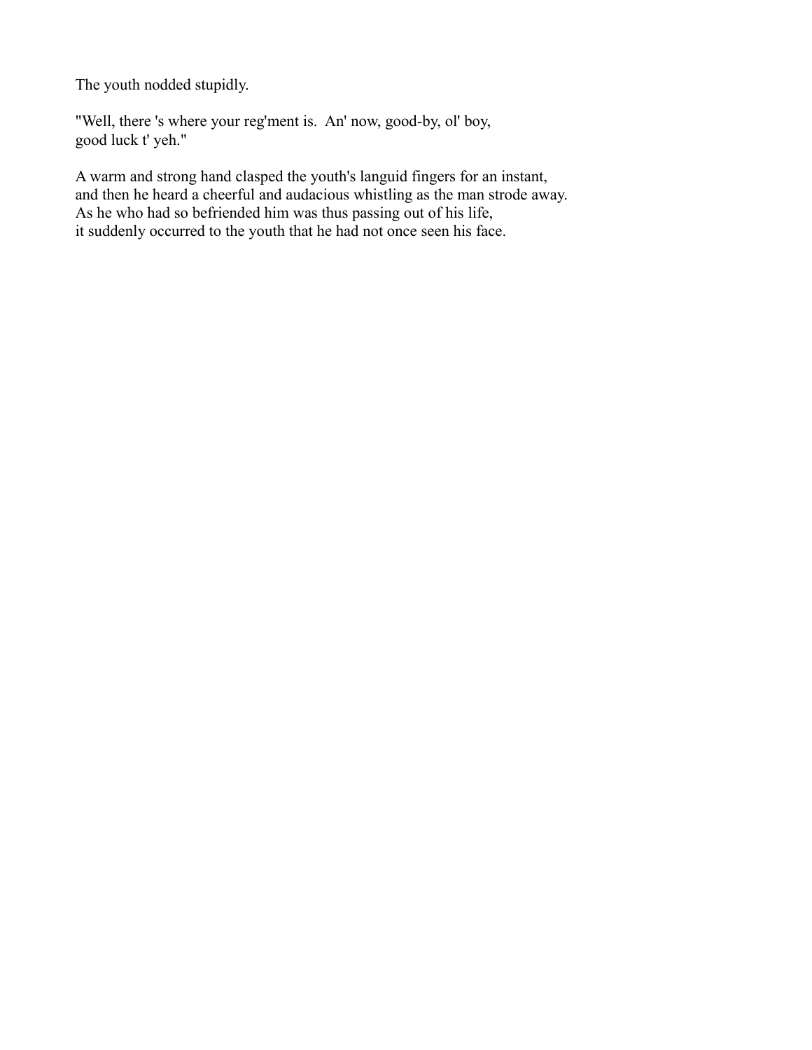The youth nodded stupidly.

"Well, there 's where your reg'ment is.  An' now, good-by, ol' boy,
good luck t' yeh."

A warm and strong hand clasped the youth's languid fingers for an instant,
and then he heard a cheerful and audacious whistling as the man strode away.
As he who had so befriended him was thus passing out of his life,
it suddenly occurred to the youth that he had not once seen his face.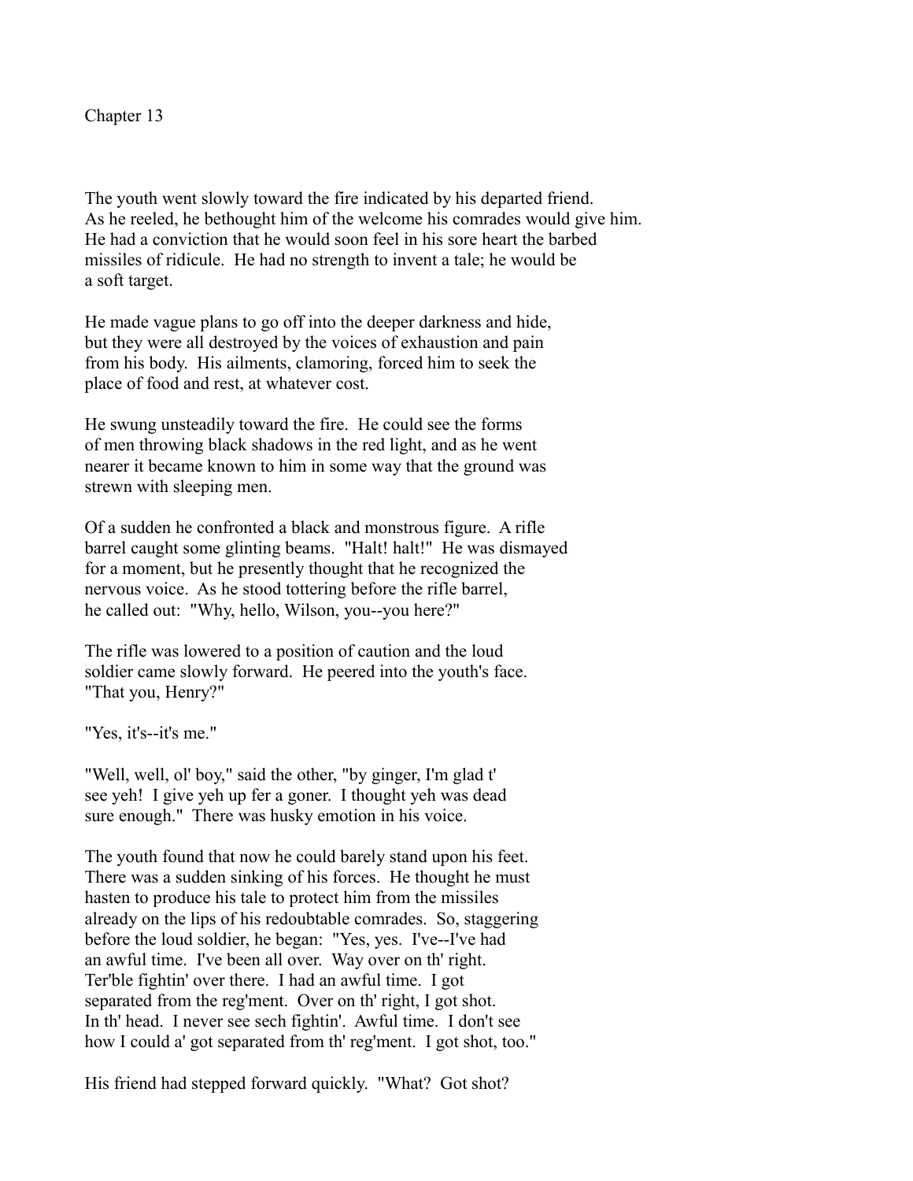# Chapter 13

The youth went slowly toward the fire indicated by his departed friend. As he reeled, he bethought him of the welcome his comrades would give him. He had a conviction that he would soon feel in his sore heart the barbed missiles of ridicule. He had no strength to invent a tale; he would be a soft target.

He made vague plans to go off into the deeper darkness and hide, but they were all destroyed by the voices of exhaustion and pain from his body. His ailments, clamoring, forced him to seek the place of food and rest, at whatever cost.

He swung unsteadily toward the fire. He could see the forms of men throwing black shadows in the red light, and as he went nearer it became known to him in some way that the ground was strewn with sleeping men.

Of a sudden he confronted a black and monstrous figure. A rifle barrel caught some glinting beams. "Halt! halt!" He was dismayed for a moment, but he presently thought that he recognized the nervous voice. As he stood tottering before the rifle barrel, he called out: "Why, hello, Wilson, you--you here?"

The rifle was lowered to a position of caution and the loud soldier came slowly forward. He peered into the youth's face. "That you, Henry?"

"Yes, it's--it's me."

"Well, well, ol' boy," said the other, "by ginger, I'm glad t' see yeh! I give yeh up fer a goner. I thought yeh was dead sure enough." There was husky emotion in his voice.

The youth found that now he could barely stand upon his feet. There was a sudden sinking of his forces. He thought he must hasten to produce his tale to protect him from the missiles already on the lips of his redoubtable comrades. So, staggering before the loud soldier, he began: "Yes, yes. I've--I've had an awful time. I've been all over. Way over on th' right. Ter'ble fightin' over there. I had an awful time. I got separated from the reg'ment. Over on th' right, I got shot. In th' head. I never see sech fightin'. Awful time. I don't see how I could a' got separated from th' reg'ment. I got shot, too."

His friend had stepped forward quickly. "What? Got shot?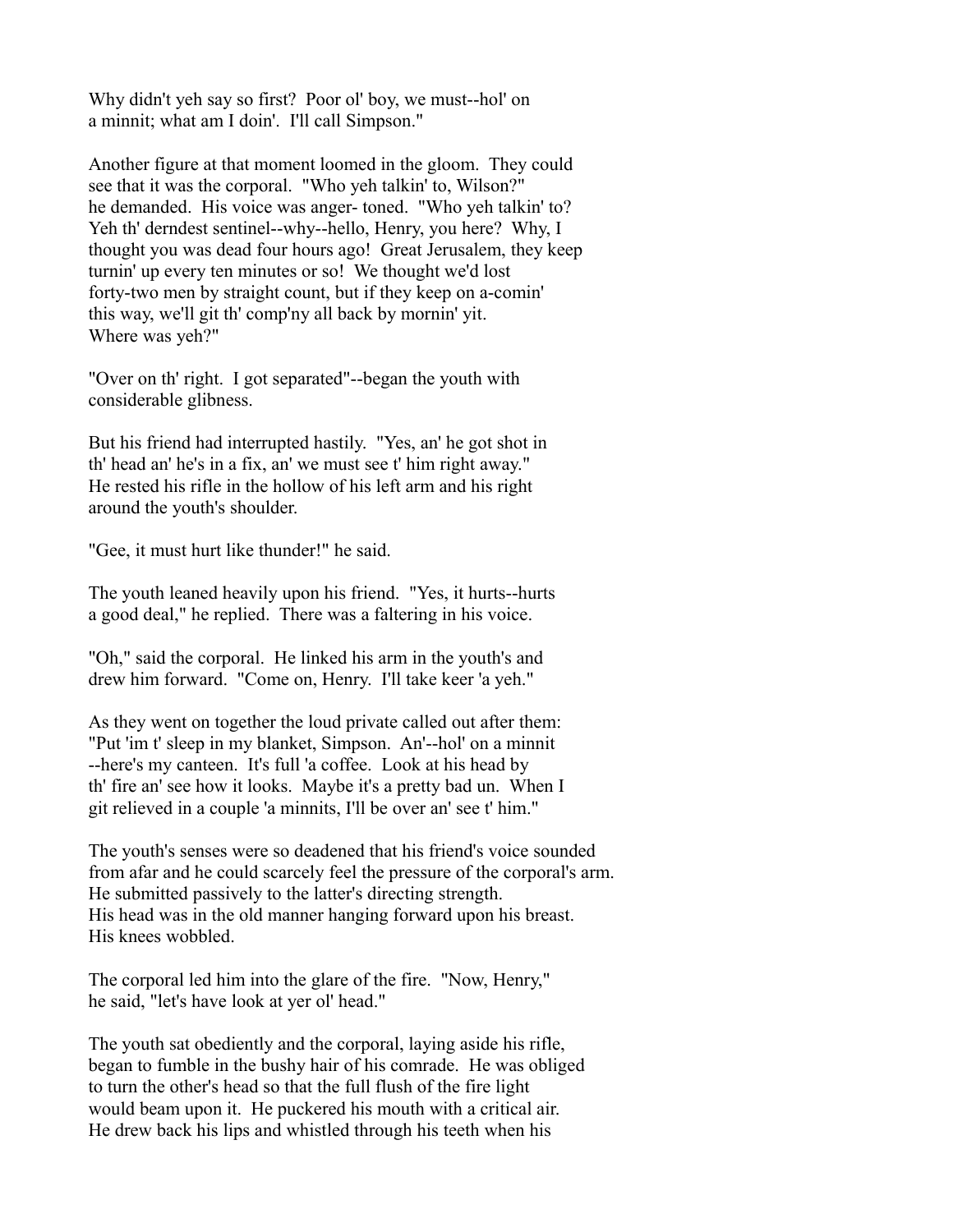Why didn't yeh say so first? Poor ol' boy, we must--hol' on a minnit; what am I doin'. I'll call Simpson."

Another figure at that moment loomed in the gloom. They could see that it was the corporal. "Who yeh talkin' to, Wilson?" he demanded. His voice was anger- toned. "Who yeh talkin' to? Yeh th' derndest sentinel--why--hello, Henry, you here? Why, I thought you was dead four hours ago! Great Jerusalem, they keep turnin' up every ten minutes or so! We thought we'd lost forty-two men by straight count, but if they keep on a-comin' this way, we'll git th' comp'ny all back by mornin' yit. Where was yeh?"

"Over on th' right. I got separated"--began the youth with considerable glibness.

But his friend had interrupted hastily. "Yes, an' he got shot in th' head an' he's in a fix, an' we must see t' him right away." He rested his rifle in the hollow of his left arm and his right around the youth's shoulder.

"Gee, it must hurt like thunder!" he said.

The youth leaned heavily upon his friend. "Yes, it hurts--hurts a good deal," he replied. There was a faltering in his voice.

"Oh," said the corporal. He linked his arm in the youth's and drew him forward. "Come on, Henry. I'll take keer 'a yeh."

As they went on together the loud private called out after them: "Put 'im t' sleep in my blanket, Simpson. An'--hol' on a minnit --here's my canteen. It's full 'a coffee. Look at his head by th' fire an' see how it looks. Maybe it's a pretty bad un. When I git relieved in a couple 'a minnits, I'll be over an' see t' him."

The youth's senses were so deadened that his friend's voice sounded from afar and he could scarcely feel the pressure of the corporal's arm. He submitted passively to the latter's directing strength. His head was in the old manner hanging forward upon his breast. His knees wobbled.

The corporal led him into the glare of the fire. "Now, Henry," he said, "let's have look at yer ol' head."

The youth sat obediently and the corporal, laying aside his rifle, began to fumble in the bushy hair of his comrade. He was obliged to turn the other's head so that the full flush of the fire light would beam upon it. He puckered his mouth with a critical air. He drew back his lips and whistled through his teeth when his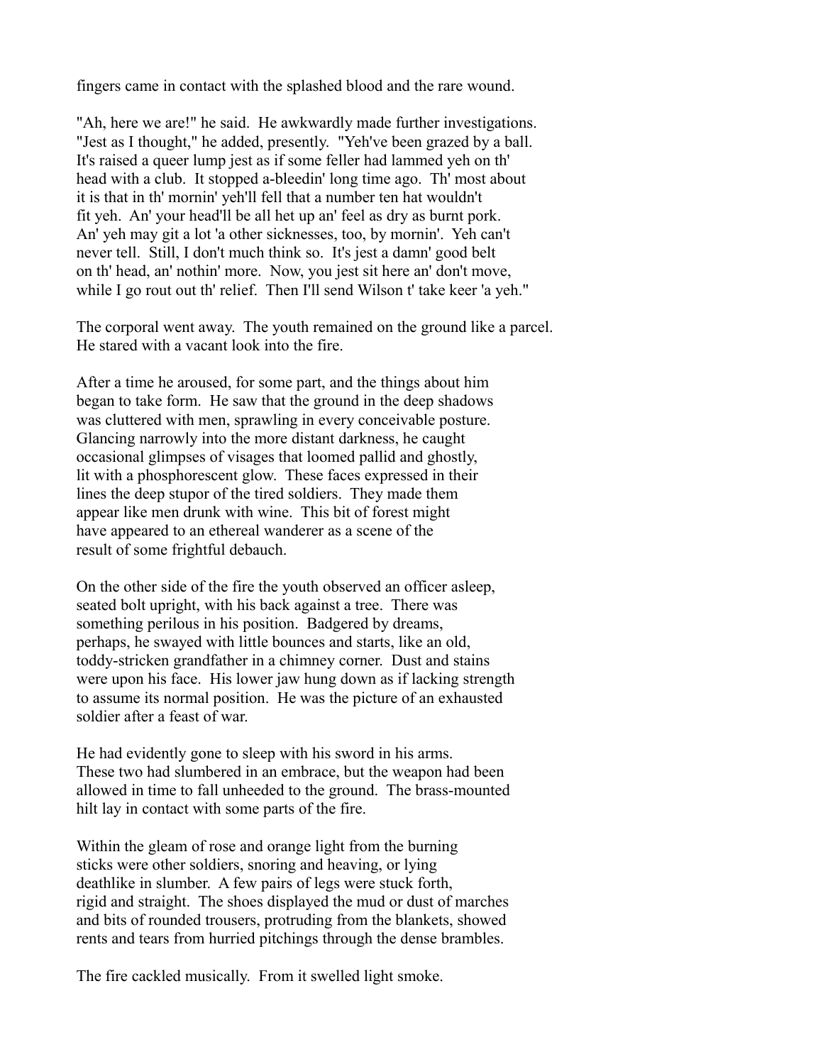fingers came in contact with the splashed blood and the rare wound.

"Ah, here we are!" he said. He awkwardly made further investigations. "Jest as I thought," he added, presently. "Yeh've been grazed by a ball. It's raised a queer lump jest as if some feller had lammed yeh on th' head with a club. It stopped a-bleedin' long time ago. Th' most about it is that in th' mornin' yeh'll fell that a number ten hat wouldn't fit yeh. An' your head'll be all het up an' feel as dry as burnt pork. An' yeh may git a lot 'a other sicknesses, too, by mornin'. Yeh can't never tell. Still, I don't much think so. It's jest a damn' good belt on th' head, an' nothin' more. Now, you jest sit here an' don't move, while I go rout out th' relief. Then I'll send Wilson t' take keer 'a yeh."

The corporal went away. The youth remained on the ground like a parcel. He stared with a vacant look into the fire.

After a time he aroused, for some part, and the things about him began to take form. He saw that the ground in the deep shadows was cluttered with men, sprawling in every conceivable posture. Glancing narrowly into the more distant darkness, he caught occasional glimpses of visages that loomed pallid and ghostly, lit with a phosphorescent glow. These faces expressed in their lines the deep stupor of the tired soldiers. They made them appear like men drunk with wine. This bit of forest might have appeared to an ethereal wanderer as a scene of the result of some frightful debauch.

On the other side of the fire the youth observed an officer asleep, seated bolt upright, with his back against a tree. There was something perilous in his position. Badgered by dreams, perhaps, he swayed with little bounces and starts, like an old, toddy-stricken grandfather in a chimney corner. Dust and stains were upon his face. His lower jaw hung down as if lacking strength to assume its normal position. He was the picture of an exhausted soldier after a feast of war.

He had evidently gone to sleep with his sword in his arms. These two had slumbered in an embrace, but the weapon had been allowed in time to fall unheeded to the ground. The brass-mounted hilt lay in contact with some parts of the fire.

Within the gleam of rose and orange light from the burning sticks were other soldiers, snoring and heaving, or lying deathlike in slumber. A few pairs of legs were stuck forth, rigid and straight. The shoes displayed the mud or dust of marches and bits of rounded trousers, protruding from the blankets, showed rents and tears from hurried pitchings through the dense brambles.

The fire cackled musically. From it swelled light smoke.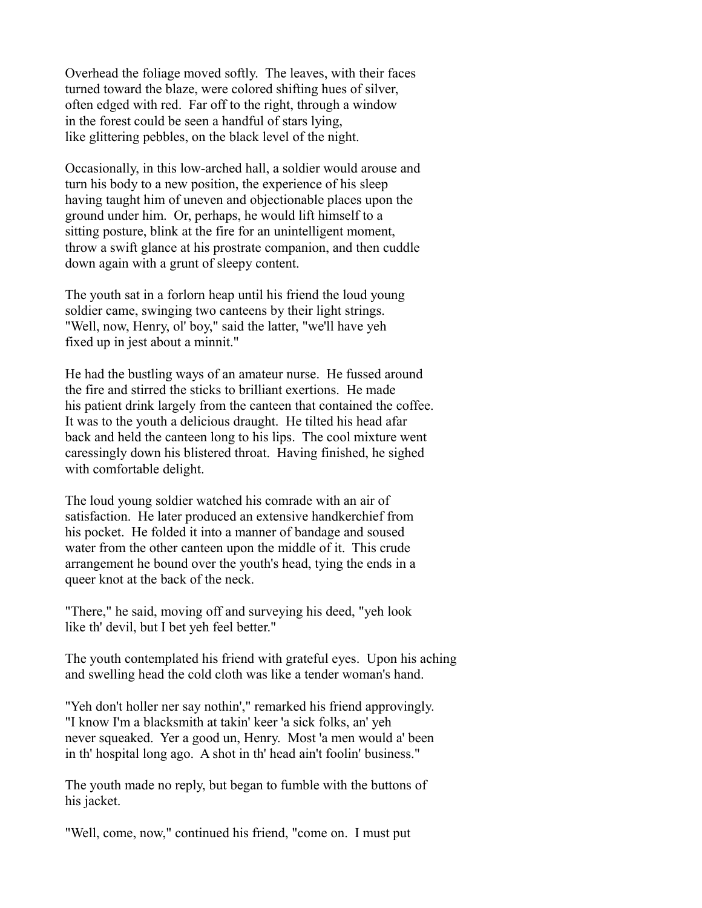Overhead the foliage moved softly. The leaves, with their faces turned toward the blaze, were colored shifting hues of silver, often edged with red. Far off to the right, through a window in the forest could be seen a handful of stars lying, like glittering pebbles, on the black level of the night.

Occasionally, in this low-arched hall, a soldier would arouse and turn his body to a new position, the experience of his sleep having taught him of uneven and objectionable places upon the ground under him. Or, perhaps, he would lift himself to a sitting posture, blink at the fire for an unintelligent moment, throw a swift glance at his prostrate companion, and then cuddle down again with a grunt of sleepy content.

The youth sat in a forlorn heap until his friend the loud young soldier came, swinging two canteens by their light strings. "Well, now, Henry, ol' boy," said the latter, "we'll have yeh fixed up in jest about a minnit."

He had the bustling ways of an amateur nurse. He fussed around the fire and stirred the sticks to brilliant exertions. He made his patient drink largely from the canteen that contained the coffee. It was to the youth a delicious draught. He tilted his head afar back and held the canteen long to his lips. The cool mixture went caressingly down his blistered throat. Having finished, he sighed with comfortable delight.

The loud young soldier watched his comrade with an air of satisfaction. He later produced an extensive handkerchief from his pocket. He folded it into a manner of bandage and soused water from the other canteen upon the middle of it. This crude arrangement he bound over the youth's head, tying the ends in a queer knot at the back of the neck.

"There," he said, moving off and surveying his deed, "yeh look like th' devil, but I bet yeh feel better."

The youth contemplated his friend with grateful eyes. Upon his aching and swelling head the cold cloth was like a tender woman's hand.

"Yeh don't holler ner say nothin'," remarked his friend approvingly. "I know I'm a blacksmith at takin' keer 'a sick folks, an' yeh never squeaked. Yer a good un, Henry. Most 'a men would a' been in th' hospital long ago. A shot in th' head ain't foolin' business."

The youth made no reply, but began to fumble with the buttons of his jacket.

"Well, come, now," continued his friend, "come on. I must put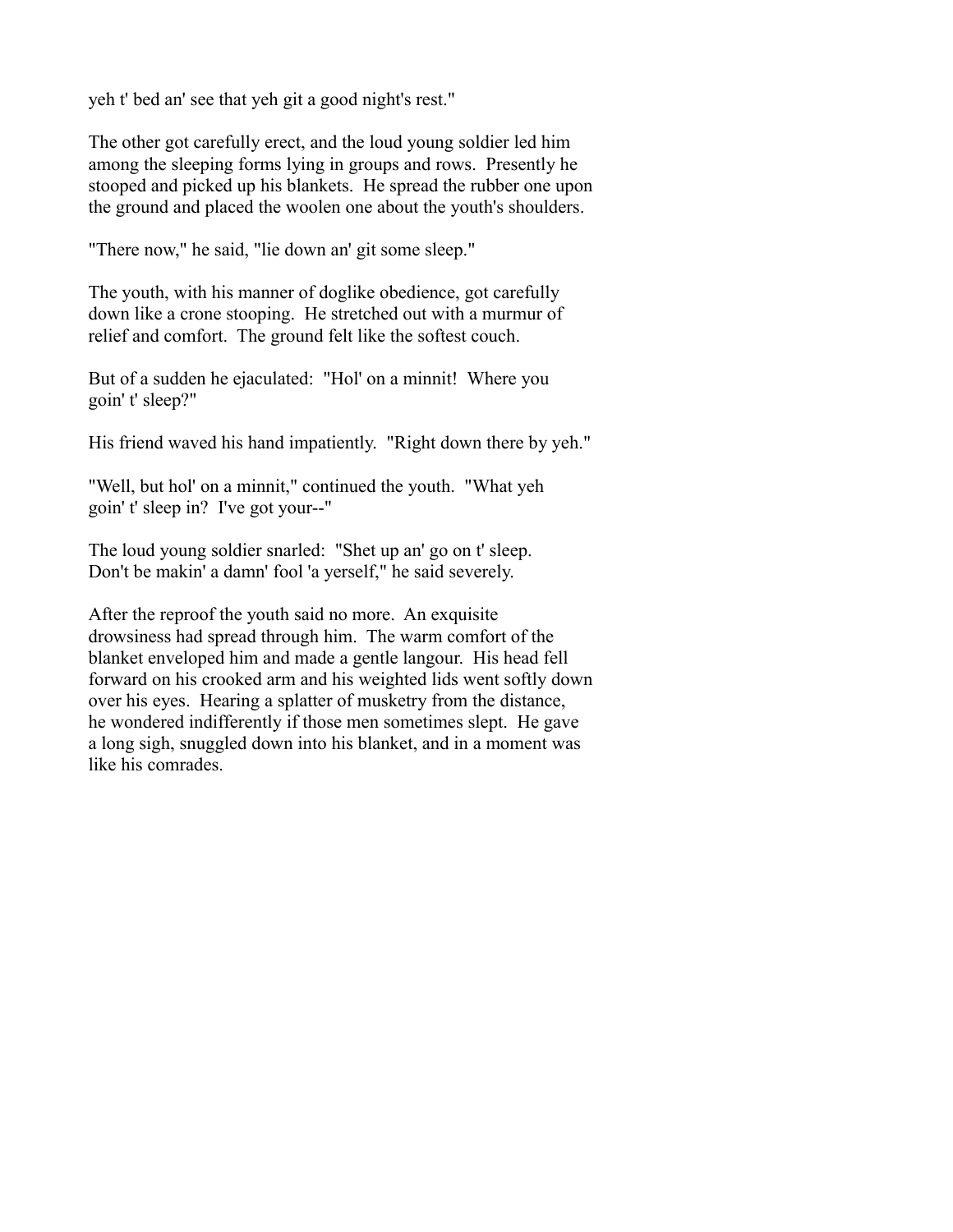yeh t' bed an' see that yeh git a good night's rest."

The other got carefully erect, and the loud young soldier led him among the sleeping forms lying in groups and rows. Presently he stooped and picked up his blankets. He spread the rubber one upon the ground and placed the woolen one about the youth's shoulders.

"There now," he said, "lie down an' git some sleep."

The youth, with his manner of doglike obedience, got carefully down like a crone stooping. He stretched out with a murmur of relief and comfort. The ground felt like the softest couch.

But of a sudden he ejaculated: "Hol' on a minnit! Where you goin' t' sleep?"

His friend waved his hand impatiently. "Right down there by yeh."

"Well, but hol' on a minnit," continued the youth. "What yeh goin' t' sleep in? I've got your--"

The loud young soldier snarled: "Shet up an' go on t' sleep. Don't be makin' a damn' fool 'a yerself," he said severely.

After the reproof the youth said no more. An exquisite drowsiness had spread through him. The warm comfort of the blanket enveloped him and made a gentle langour. His head fell forward on his crooked arm and his weighted lids went softly down over his eyes. Hearing a splatter of musketry from the distance, he wondered indifferently if those men sometimes slept. He gave a long sigh, snuggled down into his blanket, and in a moment was like his comrades.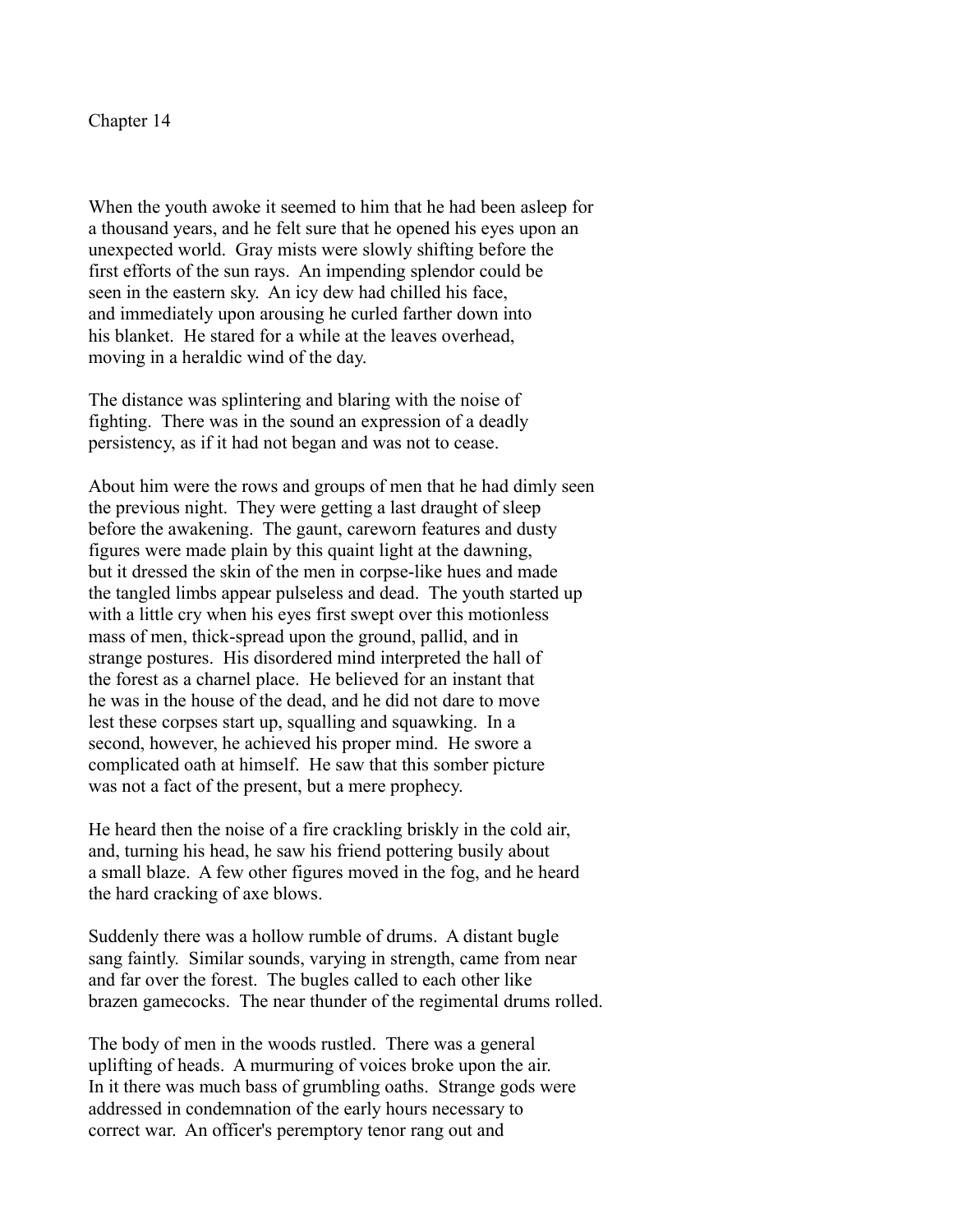# Chapter 14

When the youth awoke it seemed to him that he had been asleep for a thousand years, and he felt sure that he opened his eyes upon an unexpected world. Gray mists were slowly shifting before the first efforts of the sun rays. An impending splendor could be seen in the eastern sky. An icy dew had chilled his face, and immediately upon arousing he curled farther down into his blanket. He stared for a while at the leaves overhead, moving in a heraldic wind of the day.

The distance was splintering and blaring with the noise of fighting. There was in the sound an expression of a deadly persistency, as if it had not began and was not to cease.

About him were the rows and groups of men that he had dimly seen the previous night. They were getting a last draught of sleep before the awakening. The gaunt, careworn features and dusty figures were made plain by this quaint light at the dawning, but it dressed the skin of the men in corpse-like hues and made the tangled limbs appear pulseless and dead. The youth started up with a little cry when his eyes first swept over this motionless mass of men, thick-spread upon the ground, pallid, and in strange postures. His disordered mind interpreted the hall of the forest as a charnel place. He believed for an instant that he was in the house of the dead, and he did not dare to move lest these corpses start up, squalling and squawking. In a second, however, he achieved his proper mind. He swore a complicated oath at himself. He saw that this somber picture was not a fact of the present, but a mere prophecy.

He heard then the noise of a fire crackling briskly in the cold air, and, turning his head, he saw his friend pottering busily about a small blaze. A few other figures moved in the fog, and he heard the hard cracking of axe blows.

Suddenly there was a hollow rumble of drums. A distant bugle sang faintly. Similar sounds, varying in strength, came from near and far over the forest. The bugles called to each other like brazen gamecocks. The near thunder of the regimental drums rolled.

The body of men in the woods rustled. There was a general uplifting of heads. A murmuring of voices broke upon the air. In it there was much bass of grumbling oaths. Strange gods were addressed in condemnation of the early hours necessary to correct war. An officer's peremptory tenor rang out and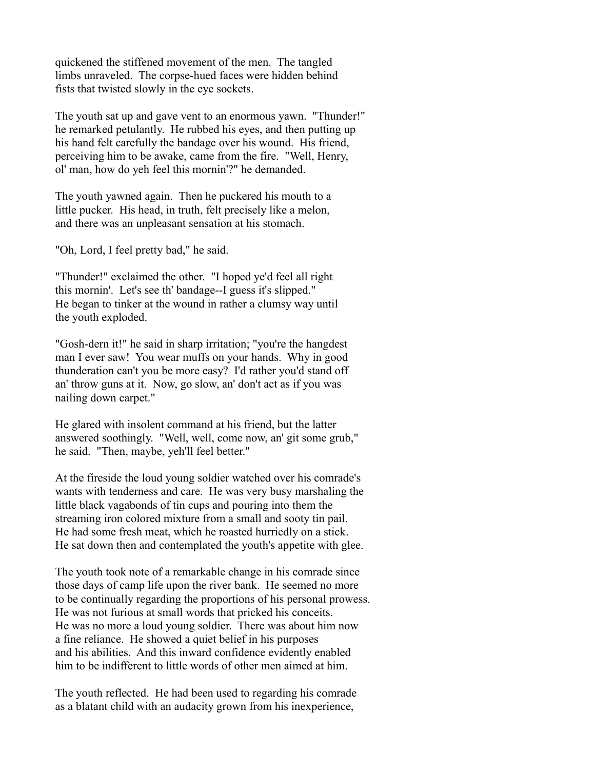quickened the stiffened movement of the men. The tangled limbs unraveled. The corpse-hued faces were hidden behind fists that twisted slowly in the eye sockets.

The youth sat up and gave vent to an enormous yawn. "Thunder!" he remarked petulantly. He rubbed his eyes, and then putting up his hand felt carefully the bandage over his wound. His friend, perceiving him to be awake, came from the fire. "Well, Henry, ol' man, how do yeh feel this mornin'?" he demanded.

The youth yawned again. Then he puckered his mouth to a little pucker. His head, in truth, felt precisely like a melon, and there was an unpleasant sensation at his stomach.

"Oh, Lord, I feel pretty bad," he said.

"Thunder!" exclaimed the other. "I hoped ye'd feel all right this mornin'. Let's see th' bandage--I guess it's slipped." He began to tinker at the wound in rather a clumsy way until the youth exploded.

"Gosh-dern it!" he said in sharp irritation; "you're the hangdest man I ever saw! You wear muffs on your hands. Why in good thunderation can't you be more easy? I'd rather you'd stand off an' throw guns at it. Now, go slow, an' don't act as if you was nailing down carpet."

He glared with insolent command at his friend, but the latter answered soothingly. "Well, well, come now, an' git some grub," he said. "Then, maybe, yeh'll feel better."

At the fireside the loud young soldier watched over his comrade's wants with tenderness and care. He was very busy marshaling the little black vagabonds of tin cups and pouring into them the streaming iron colored mixture from a small and sooty tin pail. He had some fresh meat, which he roasted hurriedly on a stick. He sat down then and contemplated the youth's appetite with glee.

The youth took note of a remarkable change in his comrade since those days of camp life upon the river bank. He seemed no more to be continually regarding the proportions of his personal prowess. He was not furious at small words that pricked his conceits. He was no more a loud young soldier. There was about him now a fine reliance. He showed a quiet belief in his purposes and his abilities. And this inward confidence evidently enabled him to be indifferent to little words of other men aimed at him.

The youth reflected. He had been used to regarding his comrade as a blatant child with an audacity grown from his inexperience,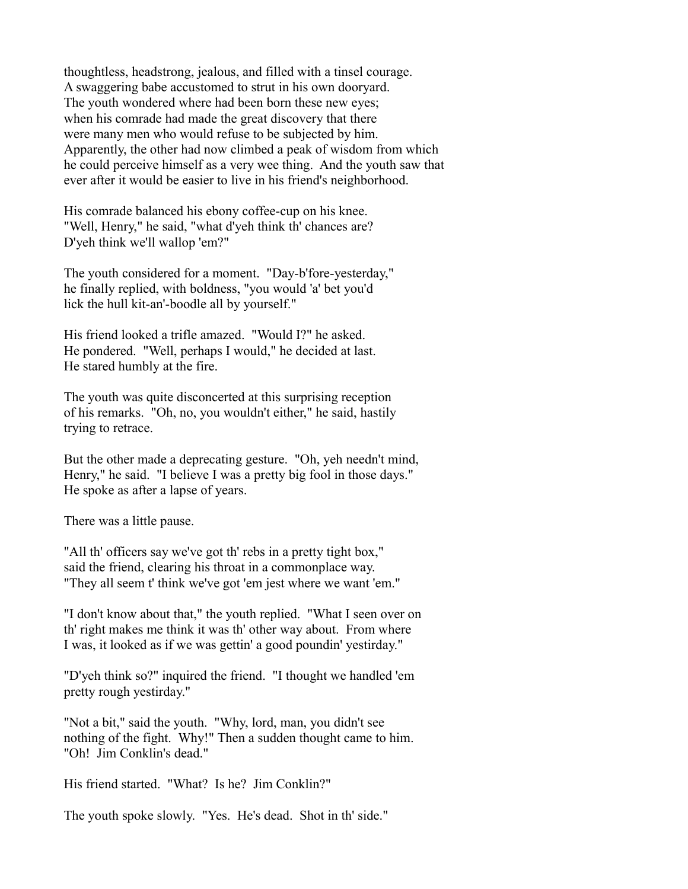thoughtless, headstrong, jealous, and filled with a tinsel courage.
A swaggering babe accustomed to strut in his own dooryard.
The youth wondered where had been born these new eyes;
when his comrade had made the great discovery that there
were many men who would refuse to be subjected by him.
Apparently, the other had now climbed a peak of wisdom from which
he could perceive himself as a very wee thing. And the youth saw that
ever after it would be easier to live in his friend's neighborhood.

His comrade balanced his ebony coffee-cup on his knee.
"Well, Henry," he said, "what d'yeh think th' chances are?
D'yeh think we'll wallop 'em?"

The youth considered for a moment. "Day-b'fore-yesterday,"
he finally replied, with boldness, "you would 'a' bet you'd
lick the hull kit-an'-boodle all by yourself."

His friend looked a trifle amazed. "Would I?" he asked.
He pondered. "Well, perhaps I would," he decided at last.
He stared humbly at the fire.

The youth was quite disconcerted at this surprising reception
of his remarks. "Oh, no, you wouldn't either," he said, hastily
trying to retrace.

But the other made a deprecating gesture. "Oh, yeh needn't mind,
Henry," he said. "I believe I was a pretty big fool in those days."
He spoke as after a lapse of years.

There was a little pause.

"All th' officers say we've got th' rebs in a pretty tight box,"
said the friend, clearing his throat in a commonplace way.
"They all seem t' think we've got 'em jest where we want 'em."

"I don't know about that," the youth replied. "What I seen over on
th' right makes me think it was th' other way about. From where
I was, it looked as if we was gettin' a good poundin' yestirday."

"D'yeh think so?" inquired the friend. "I thought we handled 'em
pretty rough yestirday."

"Not a bit," said the youth. "Why, lord, man, you didn't see
nothing of the fight. Why!" Then a sudden thought came to him.
"Oh! Jim Conklin's dead."

His friend started. "What? Is he? Jim Conklin?"

The youth spoke slowly. "Yes. He's dead. Shot in th' side."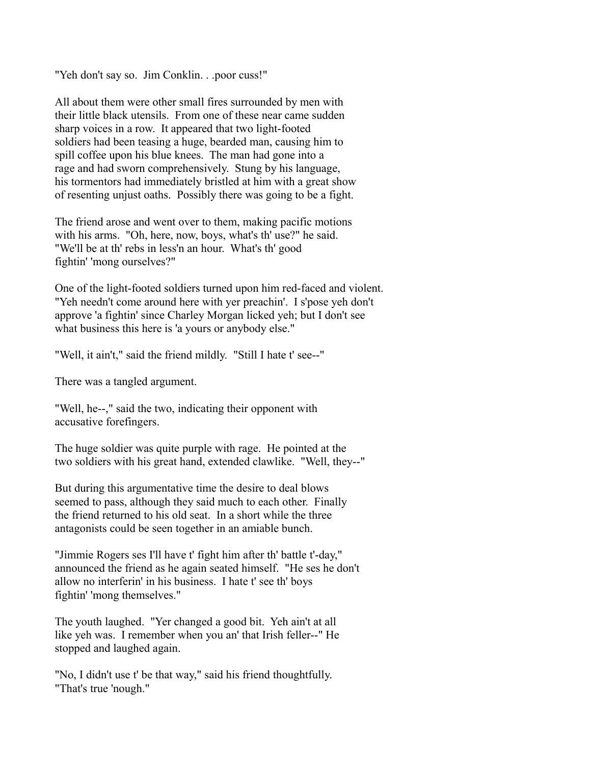"Yeh don't say so. Jim Conklin. . .poor cuss!"

All about them were other small fires surrounded by men with their little black utensils. From one of these near came sudden sharp voices in a row. It appeared that two light-footed soldiers had been teasing a huge, bearded man, causing him to spill coffee upon his blue knees. The man had gone into a rage and had sworn comprehensively. Stung by his language, his tormentors had immediately bristled at him with a great show of resenting unjust oaths. Possibly there was going to be a fight.

The friend arose and went over to them, making pacific motions with his arms. "Oh, here, now, boys, what's th' use?" he said. "We'll be at th' rebs in less'n an hour. What's th' good fightin' 'mong ourselves?"

One of the light-footed soldiers turned upon him red-faced and violent. "Yeh needn't come around here with yer preachin'. I s'pose yeh don't approve 'a fightin' since Charley Morgan licked yeh; but I don't see what business this here is 'a yours or anybody else."

"Well, it ain't," said the friend mildly. "Still I hate t' see--"

There was a tangled argument.

"Well, he--," said the two, indicating their opponent with accusative forefingers.

The huge soldier was quite purple with rage. He pointed at the two soldiers with his great hand, extended clawlike. "Well, they--"

But during this argumentative time the desire to deal blows seemed to pass, although they said much to each other. Finally the friend returned to his old seat. In a short while the three antagonists could be seen together in an amiable bunch.

"Jimmie Rogers ses I'll have t' fight him after th' battle t'-day," announced the friend as he again seated himself. "He ses he don't allow no interferin' in his business. I hate t' see th' boys fightin' 'mong themselves."

The youth laughed. "Yer changed a good bit. Yeh ain't at all like yeh was. I remember when you an' that Irish feller--" He stopped and laughed again.

"No, I didn't use t' be that way," said his friend thoughtfully. "That's true 'nough."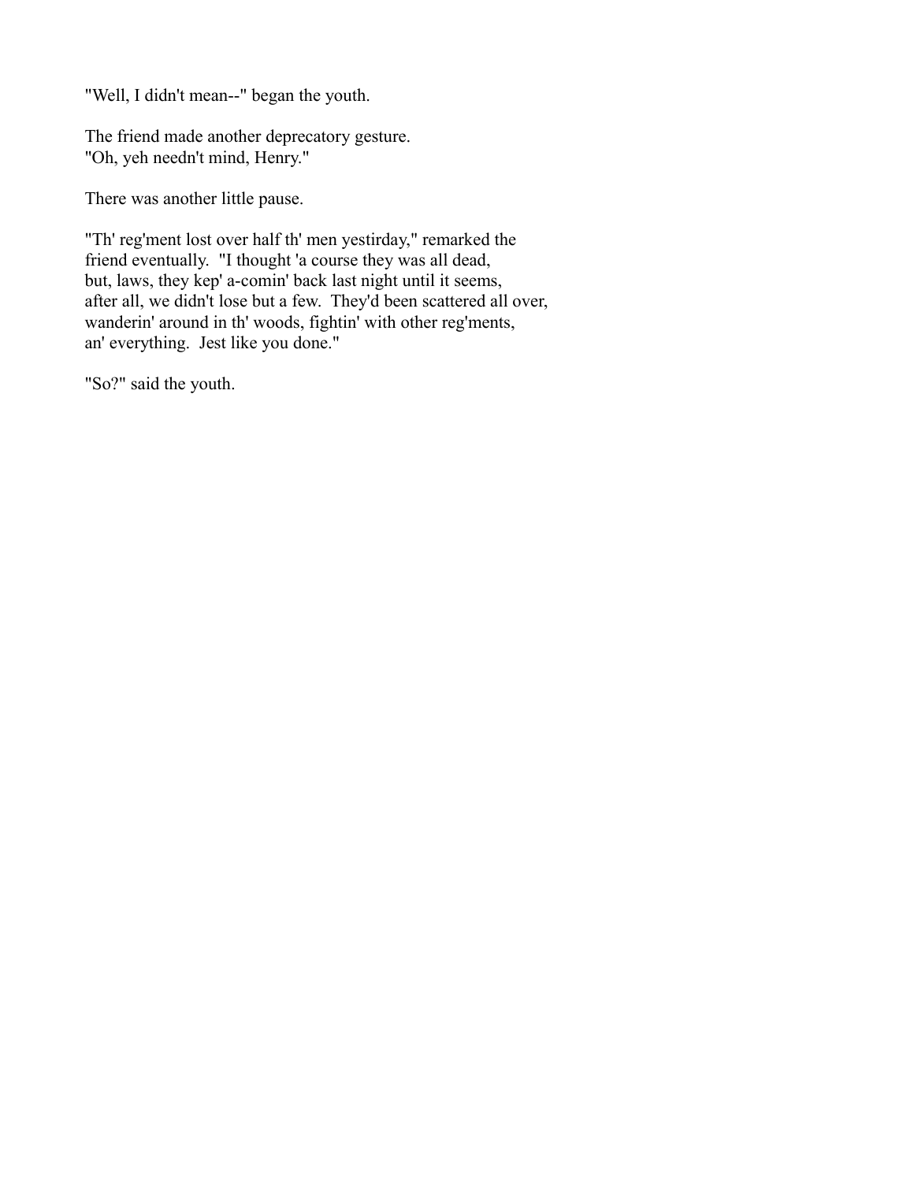"Well, I didn't mean--" began the youth.

The friend made another deprecatory gesture.
"Oh, yeh needn't mind, Henry."

There was another little pause.

"Th' reg'ment lost over half th' men yestirday," remarked the friend eventually. "I thought 'a course they was all dead, but, laws, they kep' a-comin' back last night until it seems, after all, we didn't lose but a few. They'd been scattered all over, wanderin' around in th' woods, fightin' with other reg'ments, an' everything. Jest like you done."

"So?" said the youth.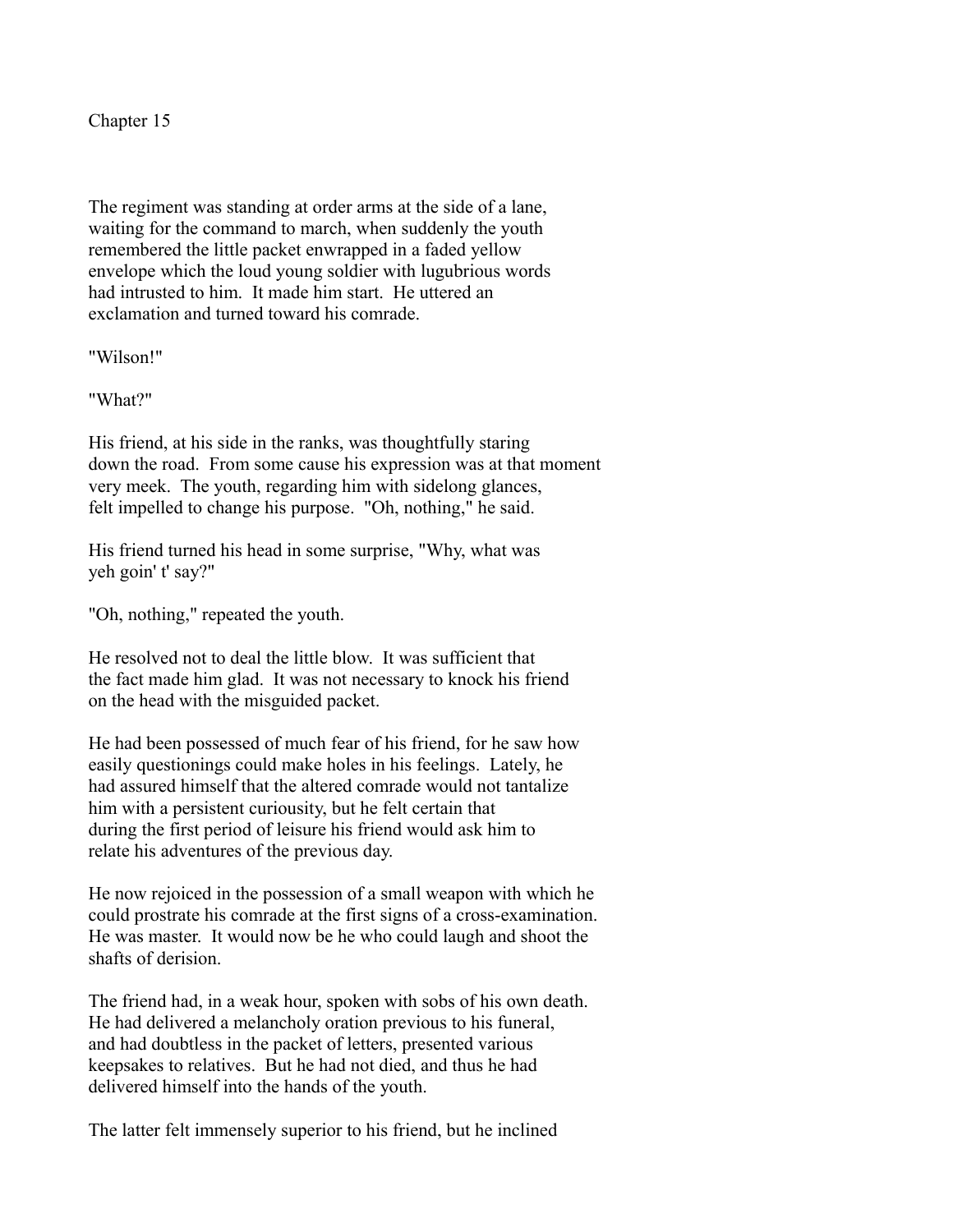# Chapter 15

The regiment was standing at order arms at the side of a lane, waiting for the command to march, when suddenly the youth remembered the little packet enwrapped in a faded yellow envelope which the loud young soldier with lugubrious words had intrusted to him. It made him start. He uttered an exclamation and turned toward his comrade.

"Wilson!"

"What?"

His friend, at his side in the ranks, was thoughtfully staring down the road. From some cause his expression was at that moment very meek. The youth, regarding him with sidelong glances, felt impelled to change his purpose. "Oh, nothing," he said.

His friend turned his head in some surprise, "Why, what was yeh goin' t' say?"

"Oh, nothing," repeated the youth.

He resolved not to deal the little blow. It was sufficient that the fact made him glad. It was not necessary to knock his friend on the head with the misguided packet.

He had been possessed of much fear of his friend, for he saw how easily questionings could make holes in his feelings. Lately, he had assured himself that the altered comrade would not tantalize him with a persistent curiousity, but he felt certain that during the first period of leisure his friend would ask him to relate his adventures of the previous day.

He now rejoiced in the possession of a small weapon with which he could prostrate his comrade at the first signs of a cross-examination. He was master. It would now be he who could laugh and shoot the shafts of derision.

The friend had, in a weak hour, spoken with sobs of his own death. He had delivered a melancholy oration previous to his funeral, and had doubtless in the packet of letters, presented various keepsakes to relatives. But he had not died, and thus he had delivered himself into the hands of the youth.

The latter felt immensely superior to his friend, but he inclined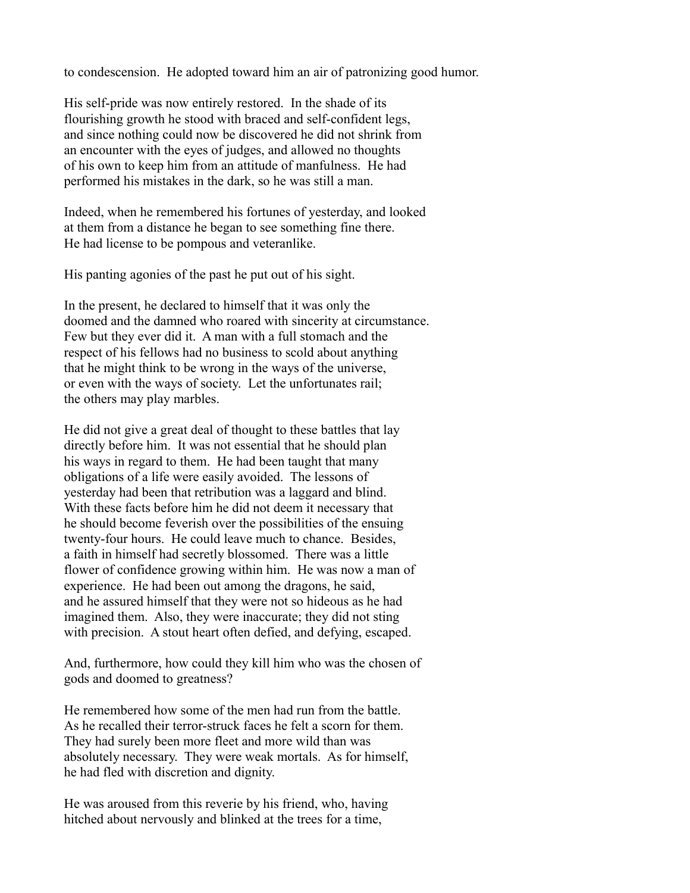to condescension. He adopted toward him an air of patronizing good humor.

His self-pride was now entirely restored. In the shade of its flourishing growth he stood with braced and self-confident legs, and since nothing could now be discovered he did not shrink from an encounter with the eyes of judges, and allowed no thoughts of his own to keep him from an attitude of manfulness. He had performed his mistakes in the dark, so he was still a man.

Indeed, when he remembered his fortunes of yesterday, and looked at them from a distance he began to see something fine there. He had license to be pompous and veteranlike.

His panting agonies of the past he put out of his sight.

In the present, he declared to himself that it was only the doomed and the damned who roared with sincerity at circumstance. Few but they ever did it. A man with a full stomach and the respect of his fellows had no business to scold about anything that he might think to be wrong in the ways of the universe, or even with the ways of society. Let the unfortunates rail; the others may play marbles.

He did not give a great deal of thought to these battles that lay directly before him. It was not essential that he should plan his ways in regard to them. He had been taught that many obligations of a life were easily avoided. The lessons of yesterday had been that retribution was a laggard and blind. With these facts before him he did not deem it necessary that he should become feverish over the possibilities of the ensuing twenty-four hours. He could leave much to chance. Besides, a faith in himself had secretly blossomed. There was a little flower of confidence growing within him. He was now a man of experience. He had been out among the dragons, he said, and he assured himself that they were not so hideous as he had imagined them. Also, they were inaccurate; they did not sting with precision. A stout heart often defied, and defying, escaped.

And, furthermore, how could they kill him who was the chosen of gods and doomed to greatness?

He remembered how some of the men had run from the battle. As he recalled their terror-struck faces he felt a scorn for them. They had surely been more fleet and more wild than was absolutely necessary. They were weak mortals. As for himself, he had fled with discretion and dignity.

He was aroused from this reverie by his friend, who, having hitched about nervously and blinked at the trees for a time,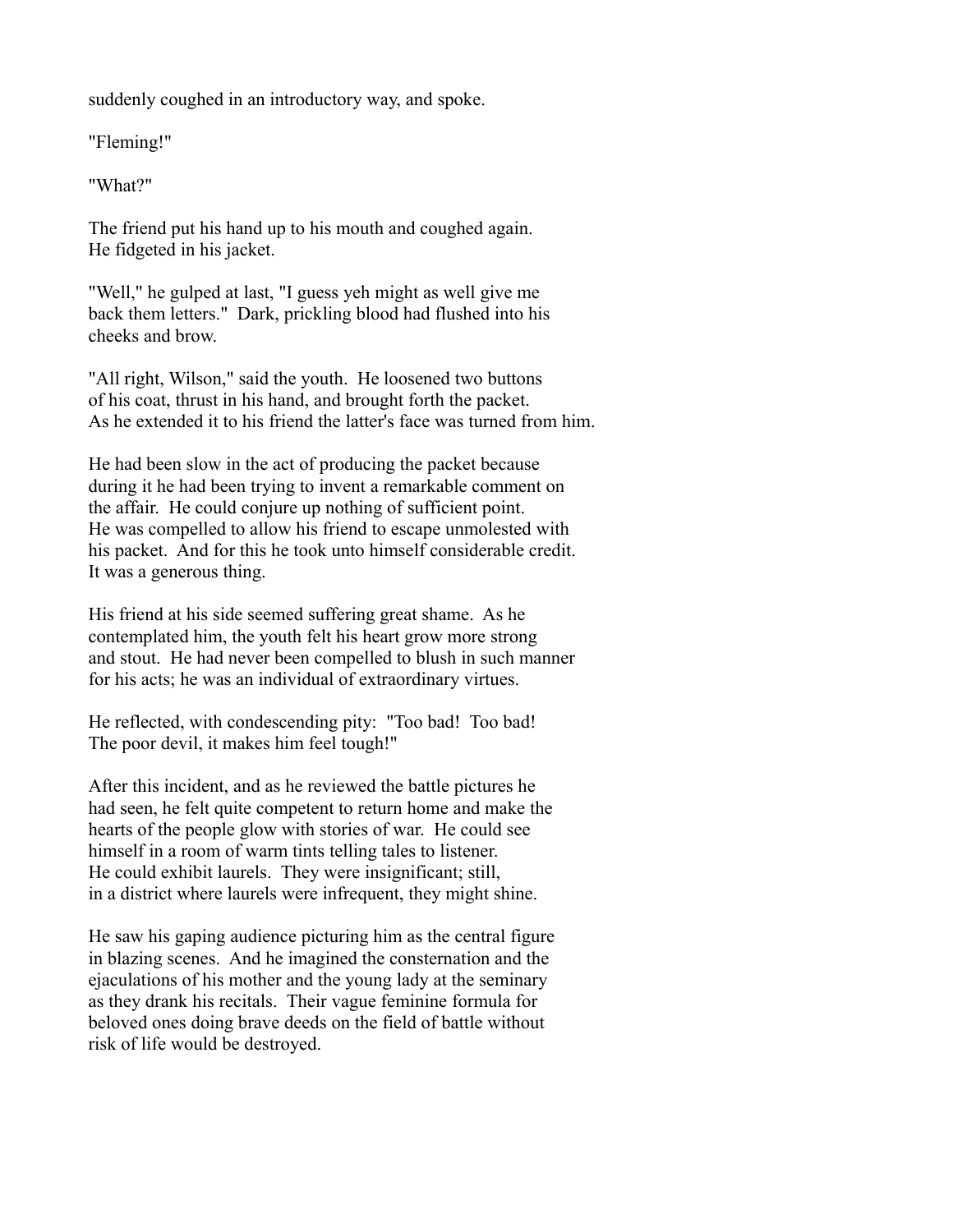suddenly coughed in an introductory way, and spoke.

"Fleming!"

"What?"

The friend put his hand up to his mouth and coughed again. He fidgeted in his jacket.

"Well," he gulped at last, "I guess yeh might as well give me back them letters." Dark, prickling blood had flushed into his cheeks and brow.

"All right, Wilson," said the youth. He loosened two buttons of his coat, thrust in his hand, and brought forth the packet. As he extended it to his friend the latter's face was turned from him.

He had been slow in the act of producing the packet because during it he had been trying to invent a remarkable comment on the affair. He could conjure up nothing of sufficient point. He was compelled to allow his friend to escape unmolested with his packet. And for this he took unto himself considerable credit. It was a generous thing.

His friend at his side seemed suffering great shame. As he contemplated him, the youth felt his heart grow more strong and stout. He had never been compelled to blush in such manner for his acts; he was an individual of extraordinary virtues.

He reflected, with condescending pity: "Too bad! Too bad! The poor devil, it makes him feel tough!"

After this incident, and as he reviewed the battle pictures he had seen, he felt quite competent to return home and make the hearts of the people glow with stories of war. He could see himself in a room of warm tints telling tales to listener. He could exhibit laurels. They were insignificant; still, in a district where laurels were infrequent, they might shine.

He saw his gaping audience picturing him as the central figure in blazing scenes. And he imagined the consternation and the ejaculations of his mother and the young lady at the seminary as they drank his recitals. Their vague feminine formula for beloved ones doing brave deeds on the field of battle without risk of life would be destroyed.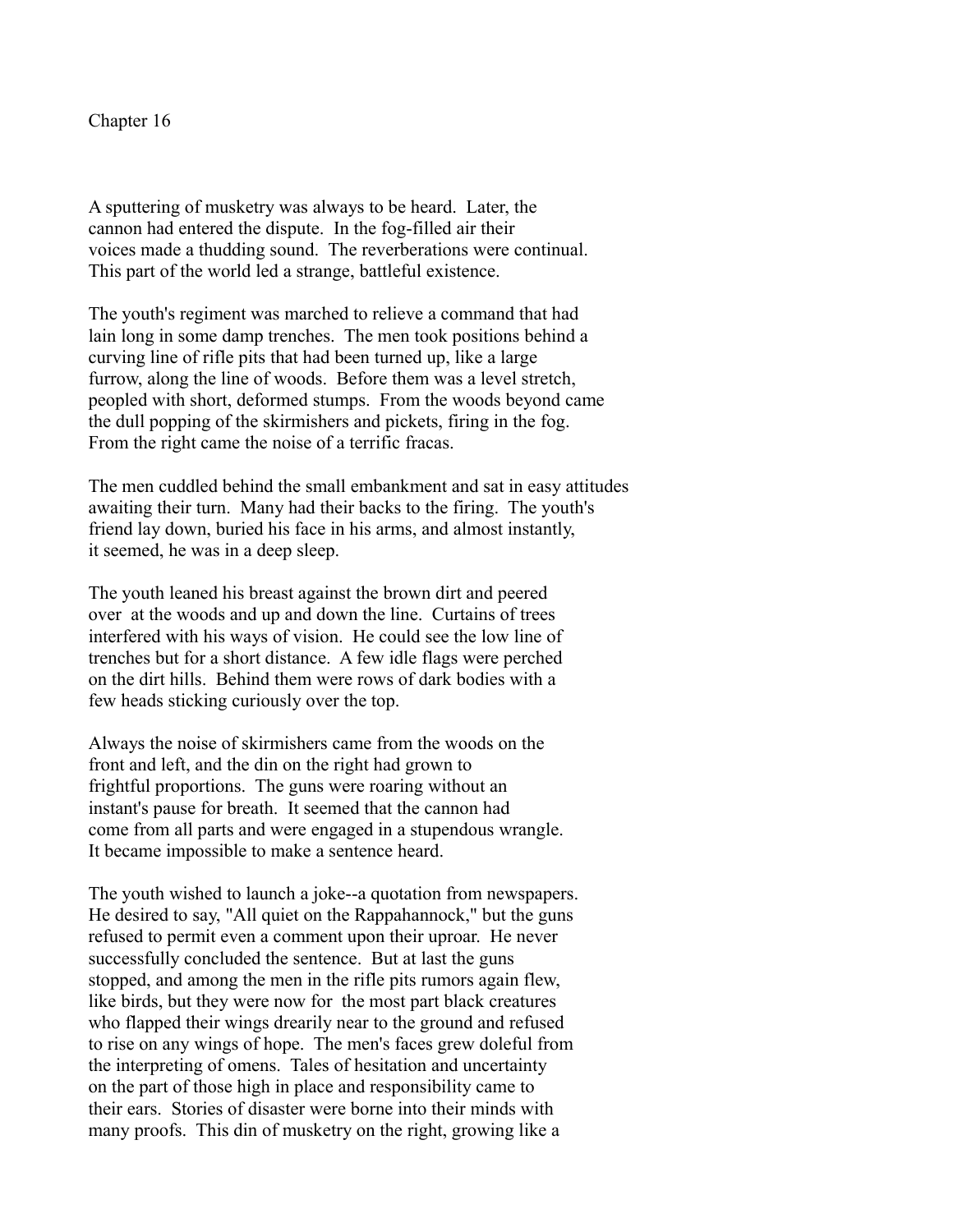# Chapter 16

A sputtering of musketry was always to be heard. Later, the cannon had entered the dispute. In the fog-filled air their voices made a thudding sound. The reverberations were continual. This part of the world led a strange, battleful existence.

The youth's regiment was marched to relieve a command that had lain long in some damp trenches. The men took positions behind a curving line of rifle pits that had been turned up, like a large furrow, along the line of woods. Before them was a level stretch, peopled with short, deformed stumps. From the woods beyond came the dull popping of the skirmishers and pickets, firing in the fog. From the right came the noise of a terrific fracas.

The men cuddled behind the small embankment and sat in easy attitudes awaiting their turn. Many had their backs to the firing. The youth's friend lay down, buried his face in his arms, and almost instantly, it seemed, he was in a deep sleep.

The youth leaned his breast against the brown dirt and peered over at the woods and up and down the line. Curtains of trees interfered with his ways of vision. He could see the low line of trenches but for a short distance. A few idle flags were perched on the dirt hills. Behind them were rows of dark bodies with a few heads sticking curiously over the top.

Always the noise of skirmishers came from the woods on the front and left, and the din on the right had grown to frightful proportions. The guns were roaring without an instant's pause for breath. It seemed that the cannon had come from all parts and were engaged in a stupendous wrangle. It became impossible to make a sentence heard.

The youth wished to launch a joke--a quotation from newspapers. He desired to say, "All quiet on the Rappahannock," but the guns refused to permit even a comment upon their uproar. He never successfully concluded the sentence. But at last the guns stopped, and among the men in the rifle pits rumors again flew, like birds, but they were now for the most part black creatures who flapped their wings drearily near to the ground and refused to rise on any wings of hope. The men's faces grew doleful from the interpreting of omens. Tales of hesitation and uncertainty on the part of those high in place and responsibility came to their ears. Stories of disaster were borne into their minds with many proofs. This din of musketry on the right, growing like a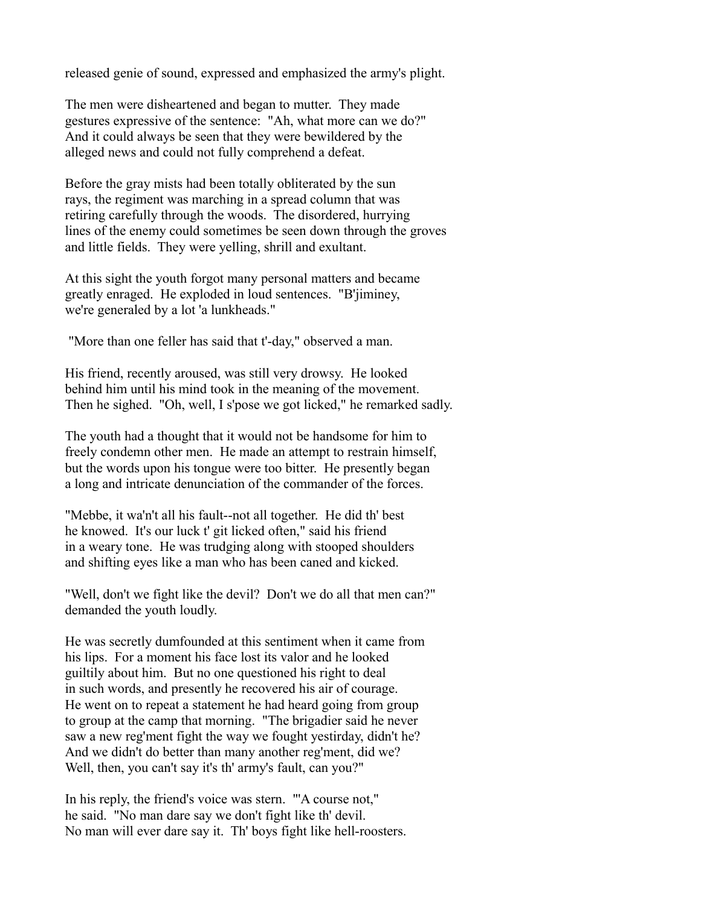released genie of sound, expressed and emphasized the army's plight.

The men were disheartened and began to mutter. They made gestures expressive of the sentence: "Ah, what more can we do?" And it could always be seen that they were bewildered by the alleged news and could not fully comprehend a defeat.

Before the gray mists had been totally obliterated by the sun rays, the regiment was marching in a spread column that was retiring carefully through the woods. The disordered, hurrying lines of the enemy could sometimes be seen down through the groves and little fields. They were yelling, shrill and exultant.

At this sight the youth forgot many personal matters and became greatly enraged. He exploded in loud sentences. "B'jiminey, we're generaled by a lot 'a lunkheads."

"More than one feller has said that t'-day," observed a man.

His friend, recently aroused, was still very drowsy. He looked behind him until his mind took in the meaning of the movement. Then he sighed. "Oh, well, I s'pose we got licked," he remarked sadly.

The youth had a thought that it would not be handsome for him to freely condemn other men. He made an attempt to restrain himself, but the words upon his tongue were too bitter. He presently began a long and intricate denunciation of the commander of the forces.

"Mebbe, it wa'n't all his fault--not all together. He did th' best he knowed. It's our luck t' git licked often," said his friend in a weary tone. He was trudging along with stooped shoulders and shifting eyes like a man who has been caned and kicked.

"Well, don't we fight like the devil? Don't we do all that men can?" demanded the youth loudly.

He was secretly dumfounded at this sentiment when it came from his lips. For a moment his face lost its valor and he looked guiltily about him. But no one questioned his right to deal in such words, and presently he recovered his air of courage. He went on to repeat a statement he had heard going from group to group at the camp that morning. "The brigadier said he never saw a new reg'ment fight the way we fought yestirday, didn't he? And we didn't do better than many another reg'ment, did we? Well, then, you can't say it's th' army's fault, can you?"

In his reply, the friend's voice was stern. "'A course not," he said. "No man dare say we don't fight like th' devil. No man will ever dare say it. Th' boys fight like hell-roosters.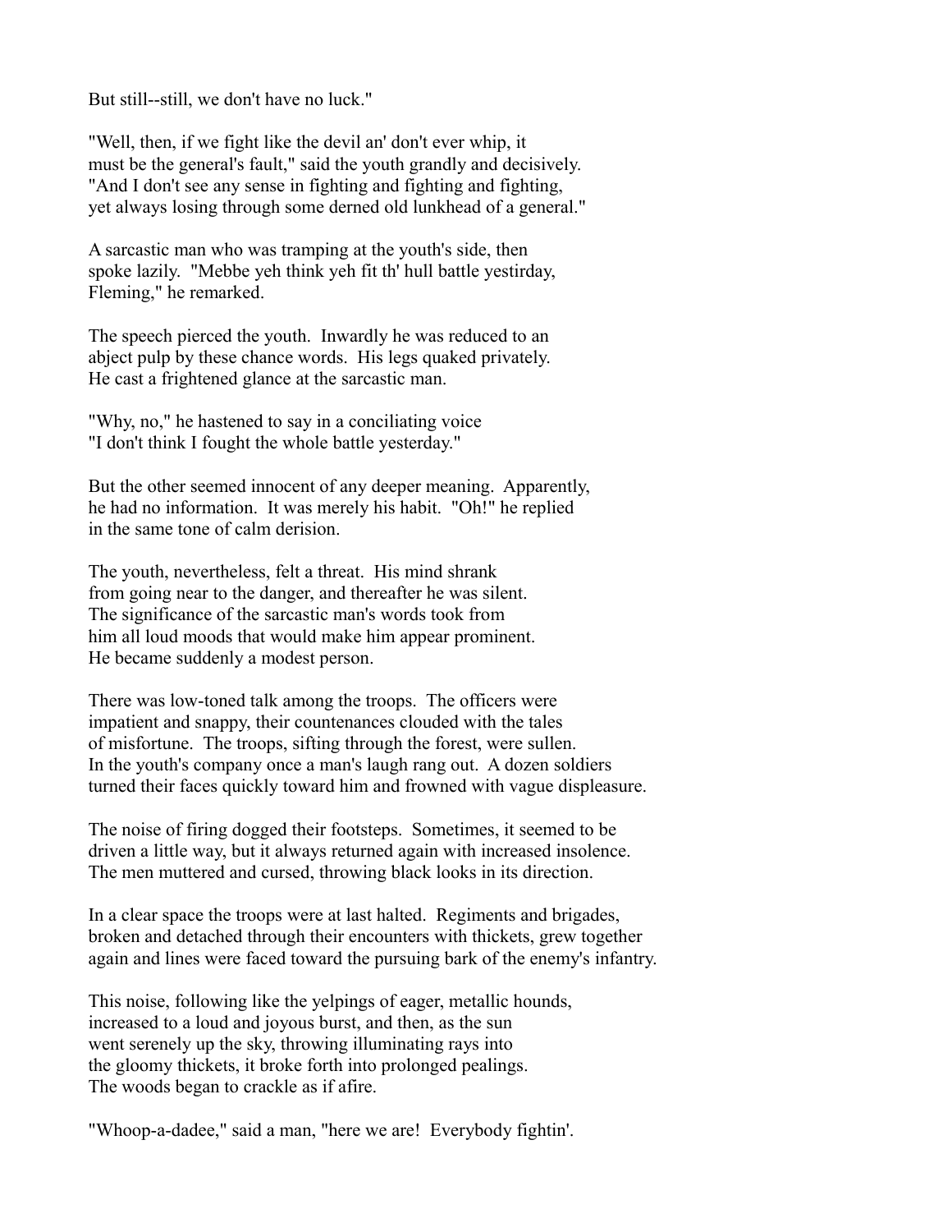But still--still, we don't have no luck."

"Well, then, if we fight like the devil an' don't ever whip, it must be the general's fault," said the youth grandly and decisively. "And I don't see any sense in fighting and fighting and fighting, yet always losing through some derned old lunkhead of a general."

A sarcastic man who was tramping at the youth's side, then spoke lazily. "Mebbe yeh think yeh fit th' hull battle yestirday, Fleming," he remarked.

The speech pierced the youth. Inwardly he was reduced to an abject pulp by these chance words. His legs quaked privately. He cast a frightened glance at the sarcastic man.

"Why, no," he hastened to say in a conciliating voice "I don't think I fought the whole battle yesterday."

But the other seemed innocent of any deeper meaning. Apparently, he had no information. It was merely his habit. "Oh!" he replied in the same tone of calm derision.

The youth, nevertheless, felt a threat. His mind shrank from going near to the danger, and thereafter he was silent. The significance of the sarcastic man's words took from him all loud moods that would make him appear prominent. He became suddenly a modest person.

There was low-toned talk among the troops. The officers were impatient and snappy, their countenances clouded with the tales of misfortune. The troops, sifting through the forest, were sullen. In the youth's company once a man's laugh rang out. A dozen soldiers turned their faces quickly toward him and frowned with vague displeasure.

The noise of firing dogged their footsteps. Sometimes, it seemed to be driven a little way, but it always returned again with increased insolence. The men muttered and cursed, throwing black looks in its direction.

In a clear space the troops were at last halted. Regiments and brigades, broken and detached through their encounters with thickets, grew together again and lines were faced toward the pursuing bark of the enemy's infantry.

This noise, following like the yelpings of eager, metallic hounds, increased to a loud and joyous burst, and then, as the sun went serenely up the sky, throwing illuminating rays into the gloomy thickets, it broke forth into prolonged pealings. The woods began to crackle as if afire.

"Whoop-a-dadee," said a man, "here we are! Everybody fightin'.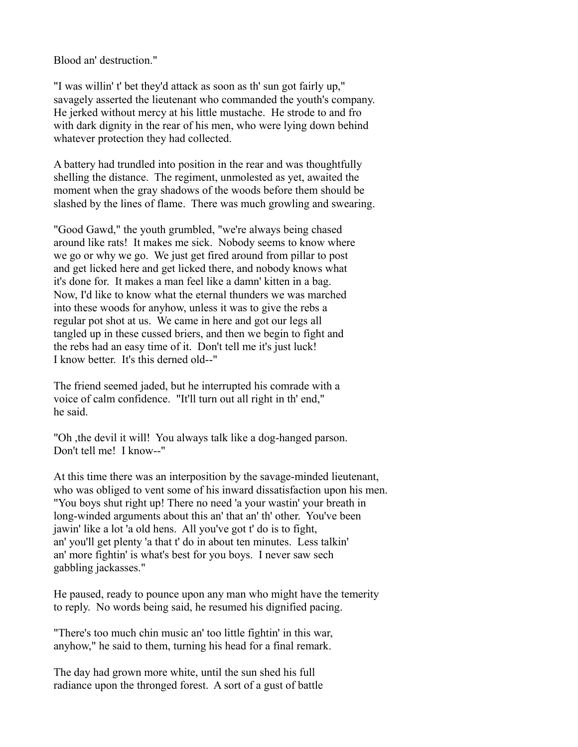Blood an' destruction."

"I was willin' t' bet they'd attack as soon as th' sun got fairly up," savagely asserted the lieutenant who commanded the youth's company. He jerked without mercy at his little mustache. He strode to and fro with dark dignity in the rear of his men, who were lying down behind whatever protection they had collected.

A battery had trundled into position in the rear and was thoughtfully shelling the distance. The regiment, unmolested as yet, awaited the moment when the gray shadows of the woods before them should be slashed by the lines of flame. There was much growling and swearing.

"Good Gawd," the youth grumbled, "we're always being chased around like rats! It makes me sick. Nobody seems to know where we go or why we go. We just get fired around from pillar to post and get licked here and get licked there, and nobody knows what it's done for. It makes a man feel like a damn' kitten in a bag. Now, I'd like to know what the eternal thunders we was marched into these woods for anyhow, unless it was to give the rebs a regular pot shot at us. We came in here and got our legs all tangled up in these cussed briers, and then we begin to fight and the rebs had an easy time of it. Don't tell me it's just luck! I know better. It's this derned old--"

The friend seemed jaded, but he interrupted his comrade with a voice of calm confidence. "It'll turn out all right in th' end," he said.

"Oh ,the devil it will! You always talk like a dog-hanged parson. Don't tell me! I know--"

At this time there was an interposition by the savage-minded lieutenant, who was obliged to vent some of his inward dissatisfaction upon his men. "You boys shut right up! There no need 'a your wastin' your breath in long-winded arguments about this an' that an' th' other. You've been jawin' like a lot 'a old hens. All you've got t' do is to fight, an' you'll get plenty 'a that t' do in about ten minutes. Less talkin' an' more fightin' is what's best for you boys. I never saw sech gabbling jackasses."

He paused, ready to pounce upon any man who might have the temerity to reply. No words being said, he resumed his dignified pacing.

"There's too much chin music an' too little fightin' in this war, anyhow," he said to them, turning his head for a final remark.

The day had grown more white, until the sun shed his full radiance upon the thronged forest. A sort of a gust of battle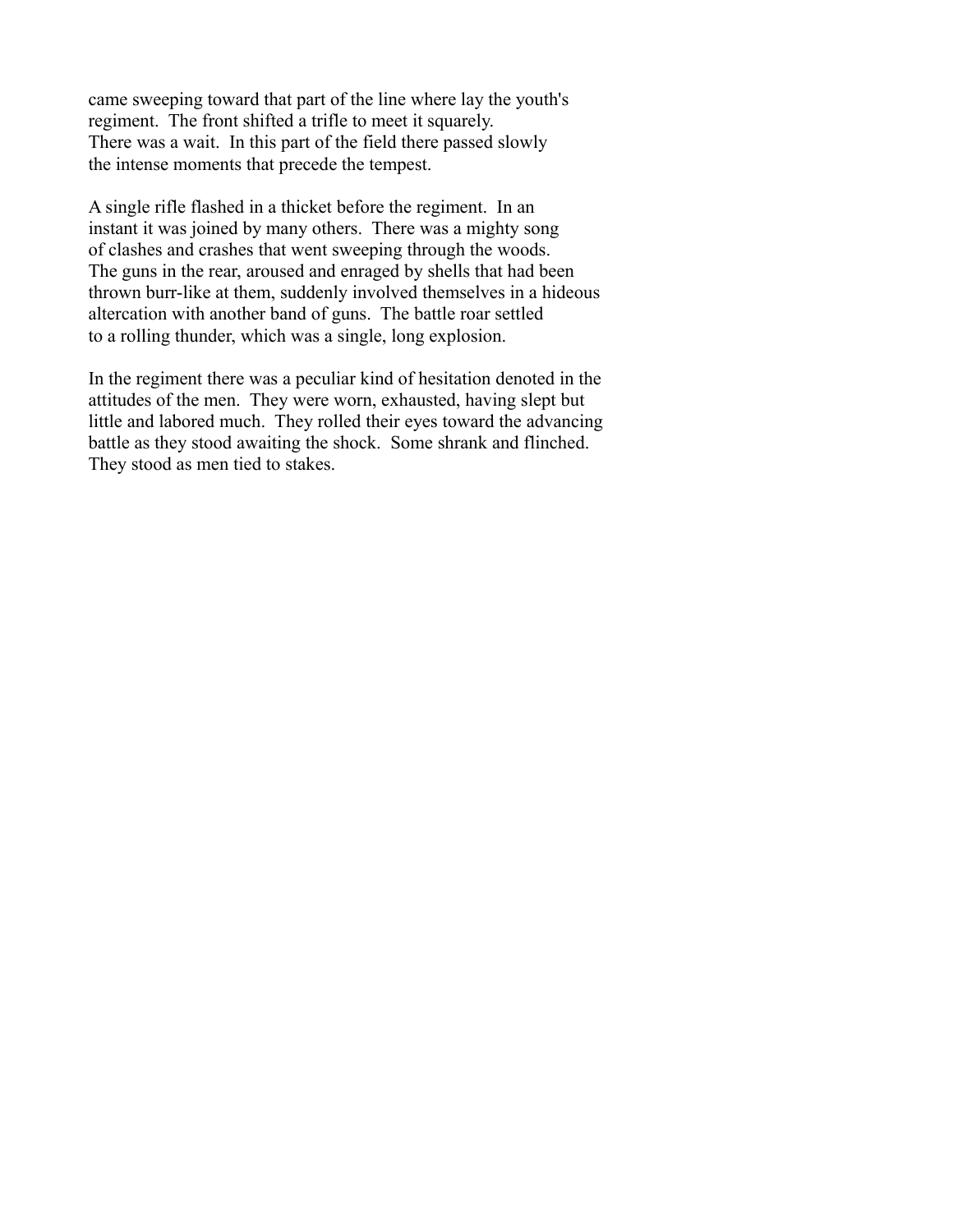came sweeping toward that part of the line where lay the youth's regiment. The front shifted a trifle to meet it squarely. There was a wait. In this part of the field there passed slowly the intense moments that precede the tempest.

A single rifle flashed in a thicket before the regiment. In an instant it was joined by many others. There was a mighty song of clashes and crashes that went sweeping through the woods. The guns in the rear, aroused and enraged by shells that had been thrown burr-like at them, suddenly involved themselves in a hideous altercation with another band of guns. The battle roar settled to a rolling thunder, which was a single, long explosion.

In the regiment there was a peculiar kind of hesitation denoted in the attitudes of the men. They were worn, exhausted, having slept but little and labored much. They rolled their eyes toward the advancing battle as they stood awaiting the shock. Some shrank and flinched. They stood as men tied to stakes.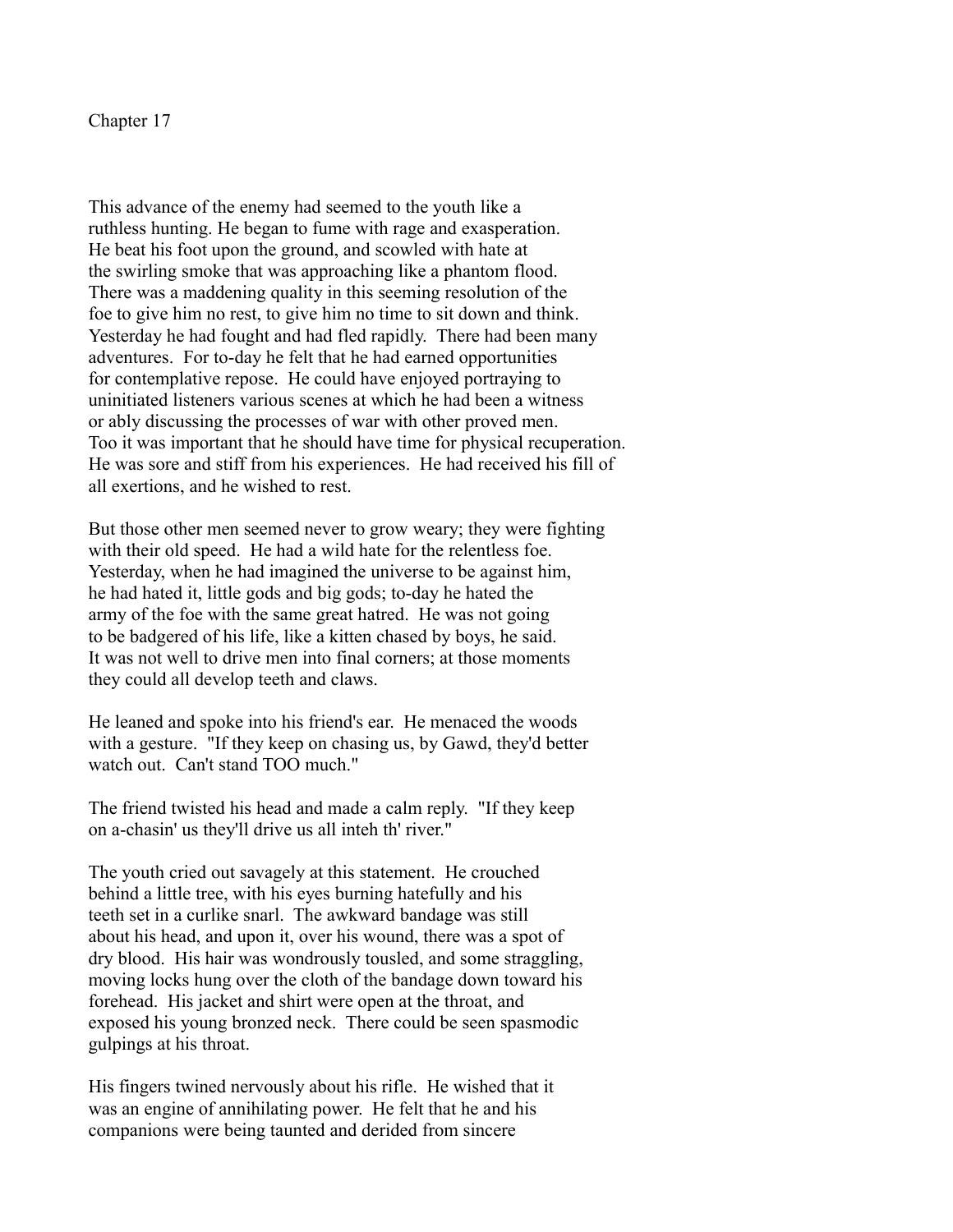# Chapter 17

This advance of the enemy had seemed to the youth like a ruthless hunting. He began to fume with rage and exasperation. He beat his foot upon the ground, and scowled with hate at the swirling smoke that was approaching like a phantom flood. There was a maddening quality in this seeming resolution of the foe to give him no rest, to give him no time to sit down and think. Yesterday he had fought and had fled rapidly. There had been many adventures. For to-day he felt that he had earned opportunities for contemplative repose. He could have enjoyed portraying to uninitiated listeners various scenes at which he had been a witness or ably discussing the processes of war with other proved men. Too it was important that he should have time for physical recuperation. He was sore and stiff from his experiences. He had received his fill of all exertions, and he wished to rest.

But those other men seemed never to grow weary; they were fighting with their old speed. He had a wild hate for the relentless foe. Yesterday, when he had imagined the universe to be against him, he had hated it, little gods and big gods; to-day he hated the army of the foe with the same great hatred. He was not going to be badgered of his life, like a kitten chased by boys, he said. It was not well to drive men into final corners; at those moments they could all develop teeth and claws.

He leaned and spoke into his friend's ear. He menaced the woods with a gesture. "If they keep on chasing us, by Gawd, they'd better watch out. Can't stand TOO much."

The friend twisted his head and made a calm reply. "If they keep on a-chasin' us they'll drive us all inteh th' river."

The youth cried out savagely at this statement. He crouched behind a little tree, with his eyes burning hatefully and his teeth set in a curlike snarl. The awkward bandage was still about his head, and upon it, over his wound, there was a spot of dry blood. His hair was wondrously tousled, and some straggling, moving locks hung over the cloth of the bandage down toward his forehead. His jacket and shirt were open at the throat, and exposed his young bronzed neck. There could be seen spasmodic gulpings at his throat.

His fingers twined nervously about his rifle. He wished that it was an engine of annihilating power. He felt that he and his companions were being taunted and derided from sincere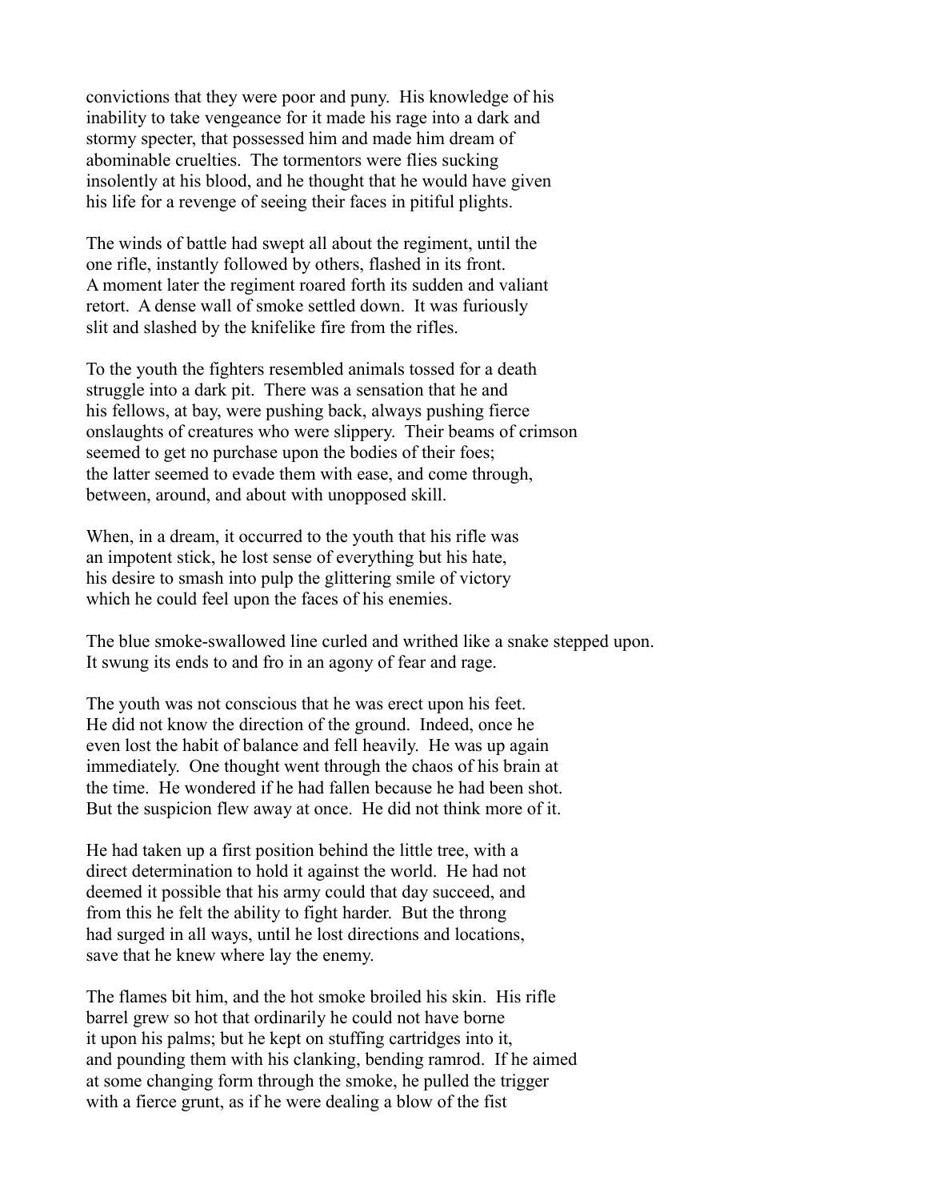convictions that they were poor and puny. His knowledge of his inability to take vengeance for it made his rage into a dark and stormy specter, that possessed him and made him dream of abominable cruelties. The tormentors were flies sucking insolently at his blood, and he thought that he would have given his life for a revenge of seeing their faces in pitiful plights.

The winds of battle had swept all about the regiment, until the one rifle, instantly followed by others, flashed in its front. A moment later the regiment roared forth its sudden and valiant retort. A dense wall of smoke settled down. It was furiously slit and slashed by the knifelike fire from the rifles.

To the youth the fighters resembled animals tossed for a death struggle into a dark pit. There was a sensation that he and his fellows, at bay, were pushing back, always pushing fierce onslaughts of creatures who were slippery. Their beams of crimson seemed to get no purchase upon the bodies of their foes; the latter seemed to evade them with ease, and come through, between, around, and about with unopposed skill.

When, in a dream, it occurred to the youth that his rifle was an impotent stick, he lost sense of everything but his hate, his desire to smash into pulp the glittering smile of victory which he could feel upon the faces of his enemies.

The blue smoke-swallowed line curled and writhed like a snake stepped upon. It swung its ends to and fro in an agony of fear and rage.

The youth was not conscious that he was erect upon his feet. He did not know the direction of the ground. Indeed, once he even lost the habit of balance and fell heavily. He was up again immediately. One thought went through the chaos of his brain at the time. He wondered if he had fallen because he had been shot. But the suspicion flew away at once. He did not think more of it.

He had taken up a first position behind the little tree, with a direct determination to hold it against the world. He had not deemed it possible that his army could that day succeed, and from this he felt the ability to fight harder. But the throng had surged in all ways, until he lost directions and locations, save that he knew where lay the enemy.

The flames bit him, and the hot smoke broiled his skin. His rifle barrel grew so hot that ordinarily he could not have borne it upon his palms; but he kept on stuffing cartridges into it, and pounding them with his clanking, bending ramrod. If he aimed at some changing form through the smoke, he pulled the trigger with a fierce grunt, as if he were dealing a blow of the fist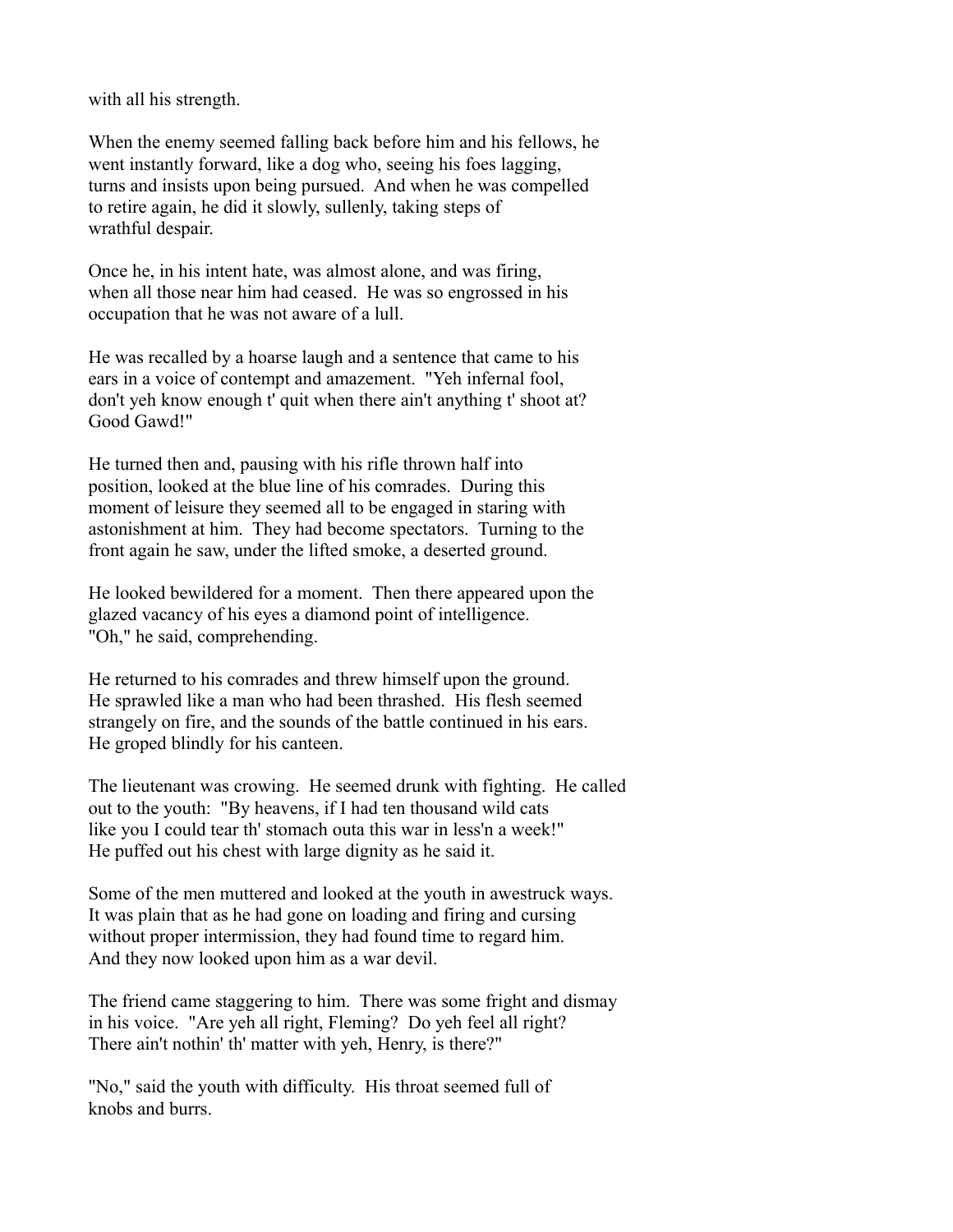with all his strength.

When the enemy seemed falling back before him and his fellows, he went instantly forward, like a dog who, seeing his foes lagging, turns and insists upon being pursued. And when he was compelled to retire again, he did it slowly, sullenly, taking steps of wrathful despair.

Once he, in his intent hate, was almost alone, and was firing, when all those near him had ceased. He was so engrossed in his occupation that he was not aware of a lull.

He was recalled by a hoarse laugh and a sentence that came to his ears in a voice of contempt and amazement. "Yeh infernal fool, don't yeh know enough t' quit when there ain't anything t' shoot at? Good Gawd!"

He turned then and, pausing with his rifle thrown half into position, looked at the blue line of his comrades. During this moment of leisure they seemed all to be engaged in staring with astonishment at him. They had become spectators. Turning to the front again he saw, under the lifted smoke, a deserted ground.

He looked bewildered for a moment. Then there appeared upon the glazed vacancy of his eyes a diamond point of intelligence. "Oh," he said, comprehending.

He returned to his comrades and threw himself upon the ground. He sprawled like a man who had been thrashed. His flesh seemed strangely on fire, and the sounds of the battle continued in his ears. He groped blindly for his canteen.

The lieutenant was crowing. He seemed drunk with fighting. He called out to the youth: "By heavens, if I had ten thousand wild cats like you I could tear th' stomach outa this war in less'n a week!" He puffed out his chest with large dignity as he said it.

Some of the men muttered and looked at the youth in awestruck ways. It was plain that as he had gone on loading and firing and cursing without proper intermission, they had found time to regard him. And they now looked upon him as a war devil.

The friend came staggering to him. There was some fright and dismay in his voice. "Are yeh all right, Fleming? Do yeh feel all right? There ain't nothin' th' matter with yeh, Henry, is there?"

"No," said the youth with difficulty. His throat seemed full of knobs and burrs.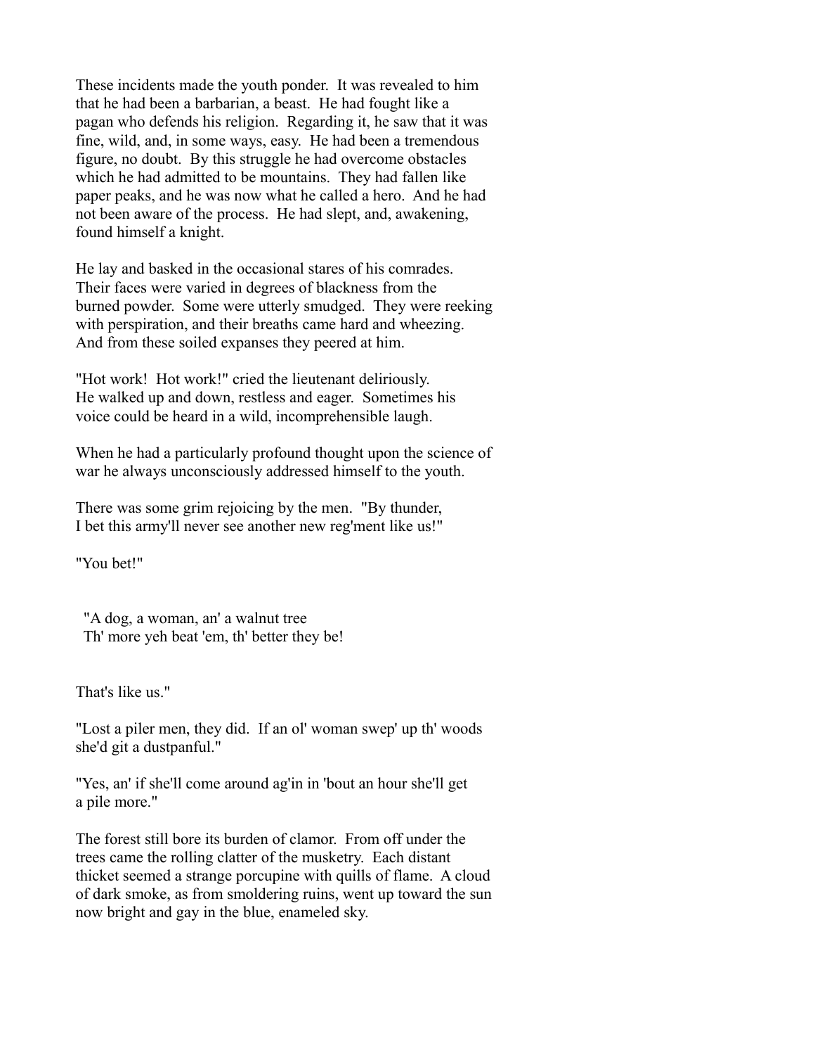These incidents made the youth ponder. It was revealed to him that he had been a barbarian, a beast. He had fought like a pagan who defends his religion. Regarding it, he saw that it was fine, wild, and, in some ways, easy. He had been a tremendous figure, no doubt. By this struggle he had overcome obstacles which he had admitted to be mountains. They had fallen like paper peaks, and he was now what he called a hero. And he had not been aware of the process. He had slept, and, awakening, found himself a knight.

He lay and basked in the occasional stares of his comrades. Their faces were varied in degrees of blackness from the burned powder. Some were utterly smudged. They were reeking with perspiration, and their breaths came hard and wheezing. And from these soiled expanses they peered at him.

"Hot work! Hot work!" cried the lieutenant deliriously. He walked up and down, restless and eager. Sometimes his voice could be heard in a wild, incomprehensible laugh.

When he had a particularly profound thought upon the science of war he always unconsciously addressed himself to the youth.

There was some grim rejoicing by the men. "By thunder, I bet this army'll never see another new reg'ment like us!"

"You bet!"

"A dog, a woman, an' a walnut tree  
Th' more yeh beat 'em, th' better they be!

That's like us."

"Lost a piler men, they did. If an ol' woman swep' up th' woods she'd git a dustpanful."

"Yes, an' if she'll come around ag'in in 'bout an hour she'll get a pile more."

The forest still bore its burden of clamor. From off under the trees came the rolling clatter of the musketry. Each distant thicket seemed a strange porcupine with quills of flame. A cloud of dark smoke, as from smoldering ruins, went up toward the sun now bright and gay in the blue, enameled sky.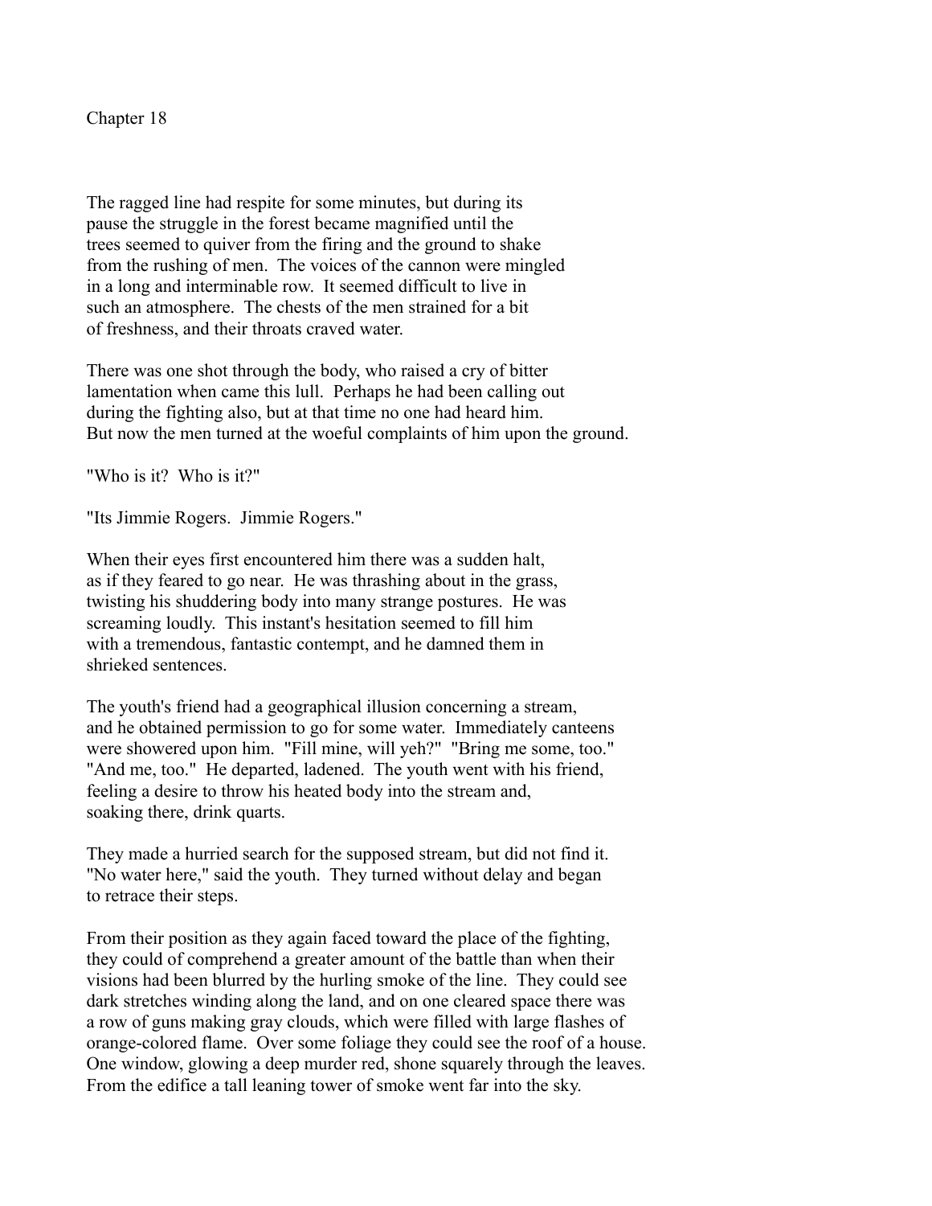# Chapter 18

The ragged line had respite for some minutes, but during its pause the struggle in the forest became magnified until the trees seemed to quiver from the firing and the ground to shake from the rushing of men. The voices of the cannon were mingled in a long and interminable row. It seemed difficult to live in such an atmosphere. The chests of the men strained for a bit of freshness, and their throats craved water.

There was one shot through the body, who raised a cry of bitter lamentation when came this lull. Perhaps he had been calling out during the fighting also, but at that time no one had heard him. But now the men turned at the woeful complaints of him upon the ground.

"Who is it? Who is it?"

"Its Jimmie Rogers. Jimmie Rogers."

When their eyes first encountered him there was a sudden halt, as if they feared to go near. He was thrashing about in the grass, twisting his shuddering body into many strange postures. He was screaming loudly. This instant's hesitation seemed to fill him with a tremendous, fantastic contempt, and he damned them in shrieked sentences.

The youth's friend had a geographical illusion concerning a stream, and he obtained permission to go for some water. Immediately canteens were showered upon him. "Fill mine, will yeh?" "Bring me some, too." "And me, too." He departed, ladened. The youth went with his friend, feeling a desire to throw his heated body into the stream and, soaking there, drink quarts.

They made a hurried search for the supposed stream, but did not find it. "No water here," said the youth. They turned without delay and began to retrace their steps.

From their position as they again faced toward the place of the fighting, they could of comprehend a greater amount of the battle than when their visions had been blurred by the hurling smoke of the line. They could see dark stretches winding along the land, and on one cleared space there was a row of guns making gray clouds, which were filled with large flashes of orange-colored flame. Over some foliage they could see the roof of a house. One window, glowing a deep murder red, shone squarely through the leaves. From the edifice a tall leaning tower of smoke went far into the sky.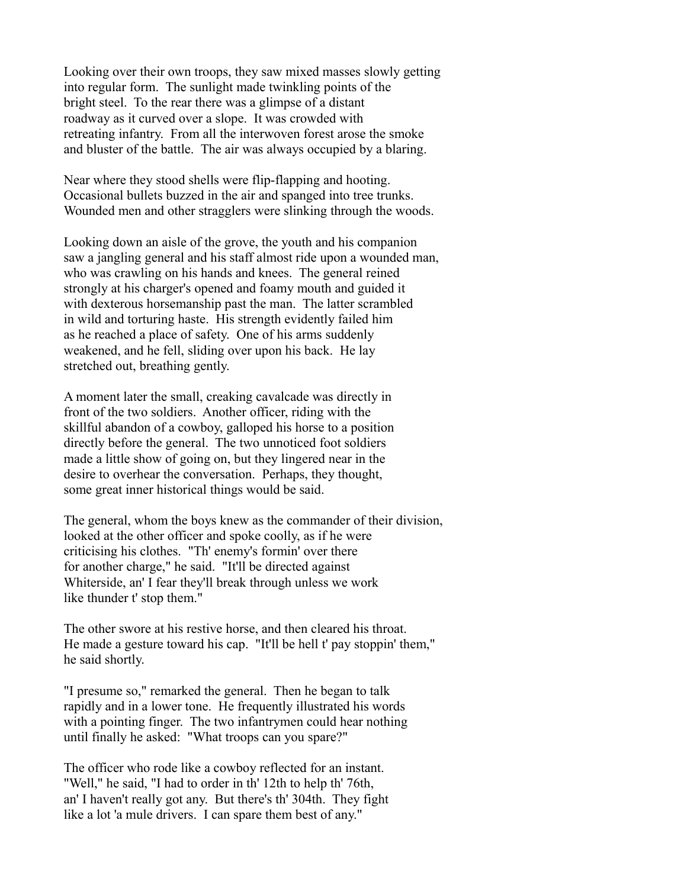Looking over their own troops, they saw mixed masses slowly getting into regular form. The sunlight made twinkling points of the bright steel. To the rear there was a glimpse of a distant roadway as it curved over a slope. It was crowded with retreating infantry. From all the interwoven forest arose the smoke and bluster of the battle. The air was always occupied by a blaring.

Near where they stood shells were flip-flapping and hooting. Occasional bullets buzzed in the air and spanged into tree trunks. Wounded men and other stragglers were slinking through the woods.

Looking down an aisle of the grove, the youth and his companion saw a jangling general and his staff almost ride upon a wounded man, who was crawling on his hands and knees. The general reined strongly at his charger's opened and foamy mouth and guided it with dexterous horsemanship past the man. The latter scrambled in wild and torturing haste. His strength evidently failed him as he reached a place of safety. One of his arms suddenly weakened, and he fell, sliding over upon his back. He lay stretched out, breathing gently.

A moment later the small, creaking cavalcade was directly in front of the two soldiers. Another officer, riding with the skillful abandon of a cowboy, galloped his horse to a position directly before the general. The two unnoticed foot soldiers made a little show of going on, but they lingered near in the desire to overhear the conversation. Perhaps, they thought, some great inner historical things would be said.

The general, whom the boys knew as the commander of their division, looked at the other officer and spoke coolly, as if he were criticising his clothes. "Th' enemy's formin' over there for another charge," he said. "It'll be directed against Whiterside, an' I fear they'll break through unless we work like thunder t' stop them."

The other swore at his restive horse, and then cleared his throat. He made a gesture toward his cap. "It'll be hell t' pay stoppin' them," he said shortly.

"I presume so," remarked the general. Then he began to talk rapidly and in a lower tone. He frequently illustrated his words with a pointing finger. The two infantrymen could hear nothing until finally he asked: "What troops can you spare?"

The officer who rode like a cowboy reflected for an instant. "Well," he said, "I had to order in th' 12th to help th' 76th, an' I haven't really got any. But there's th' 304th. They fight like a lot 'a mule drivers. I can spare them best of any."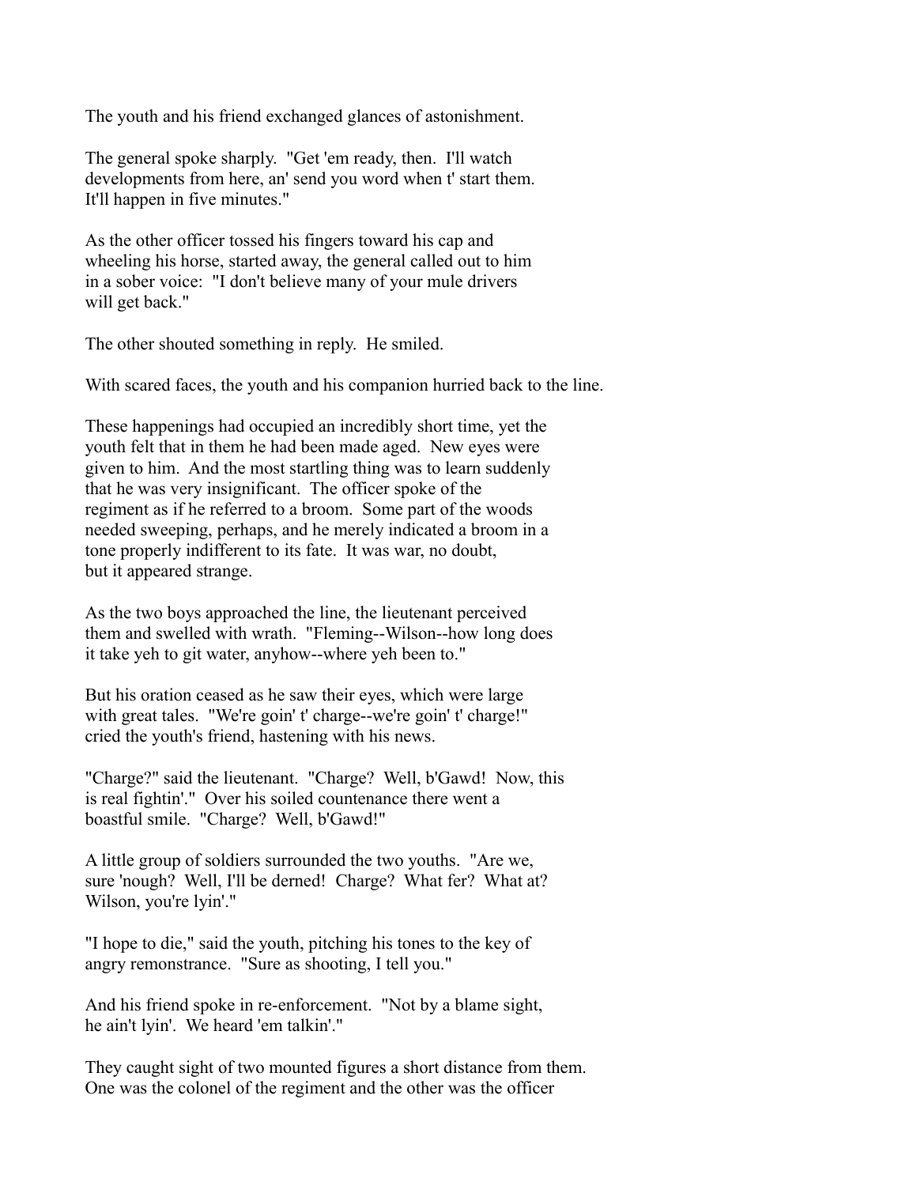The youth and his friend exchanged glances of astonishment.

The general spoke sharply. "Get 'em ready, then. I'll watch developments from here, an' send you word when t' start them. It'll happen in five minutes."

As the other officer tossed his fingers toward his cap and wheeling his horse, started away, the general called out to him in a sober voice: "I don't believe many of your mule drivers will get back."

The other shouted something in reply. He smiled.

With scared faces, the youth and his companion hurried back to the line.

These happenings had occupied an incredibly short time, yet the youth felt that in them he had been made aged. New eyes were given to him. And the most startling thing was to learn suddenly that he was very insignificant. The officer spoke of the regiment as if he referred to a broom. Some part of the woods needed sweeping, perhaps, and he merely indicated a broom in a tone properly indifferent to its fate. It was war, no doubt, but it appeared strange.

As the two boys approached the line, the lieutenant perceived them and swelled with wrath. "Fleming--Wilson--how long does it take yeh to git water, anyhow--where yeh been to."

But his oration ceased as he saw their eyes, which were large with great tales. "We're goin' t' charge--we're goin' t' charge!" cried the youth's friend, hastening with his news.

"Charge?" said the lieutenant. "Charge? Well, b'Gawd! Now, this is real fightin'." Over his soiled countenance there went a boastful smile. "Charge? Well, b'Gawd!"

A little group of soldiers surrounded the two youths. "Are we, sure 'nough? Well, I'll be derned! Charge? What fer? What at? Wilson, you're lyin'."

"I hope to die," said the youth, pitching his tones to the key of angry remonstrance. "Sure as shooting, I tell you."

And his friend spoke in re-enforcement. "Not by a blame sight, he ain't lyin'. We heard 'em talkin'."

They caught sight of two mounted figures a short distance from them. One was the colonel of the regiment and the other was the officer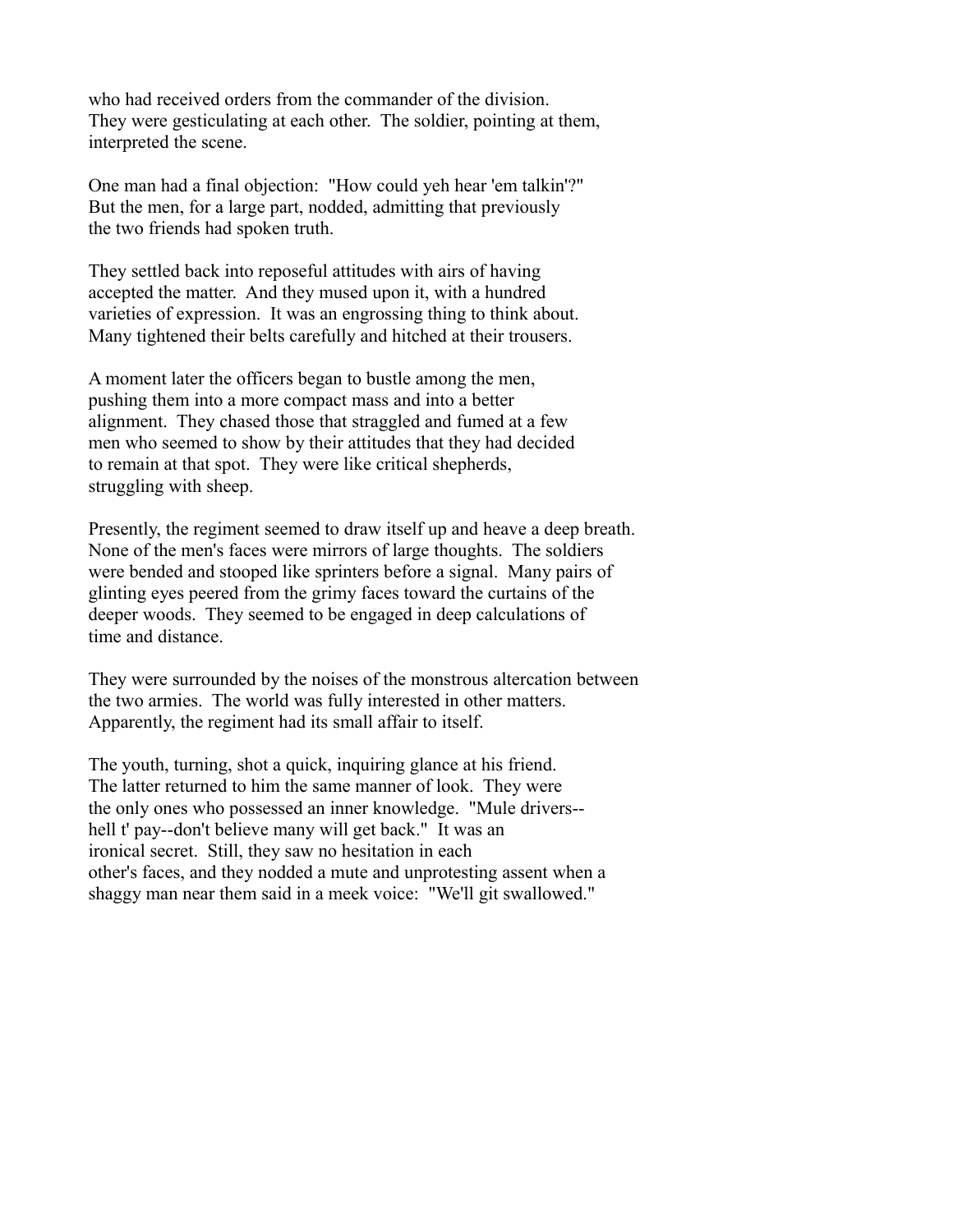who had received orders from the commander of the division. They were gesticulating at each other. The soldier, pointing at them, interpreted the scene.

One man had a final objection: "How could yeh hear 'em talkin'?" But the men, for a large part, nodded, admitting that previously the two friends had spoken truth.

They settled back into reposeful attitudes with airs of having accepted the matter. And they mused upon it, with a hundred varieties of expression. It was an engrossing thing to think about. Many tightened their belts carefully and hitched at their trousers.

A moment later the officers began to bustle among the men, pushing them into a more compact mass and into a better alignment. They chased those that straggled and fumed at a few men who seemed to show by their attitudes that they had decided to remain at that spot. They were like critical shepherds, struggling with sheep.

Presently, the regiment seemed to draw itself up and heave a deep breath. None of the men's faces were mirrors of large thoughts. The soldiers were bended and stooped like sprinters before a signal. Many pairs of glinting eyes peered from the grimy faces toward the curtains of the deeper woods. They seemed to be engaged in deep calculations of time and distance.

They were surrounded by the noises of the monstrous altercation between the two armies. The world was fully interested in other matters. Apparently, the regiment had its small affair to itself.

The youth, turning, shot a quick, inquiring glance at his friend. The latter returned to him the same manner of look. They were the only ones who possessed an inner knowledge. "Mule drivers--hell t' pay--don't believe many will get back." It was an ironical secret. Still, they saw no hesitation in each other's faces, and they nodded a mute and unprotesting assent when a shaggy man near them said in a meek voice: "We'll git swallowed."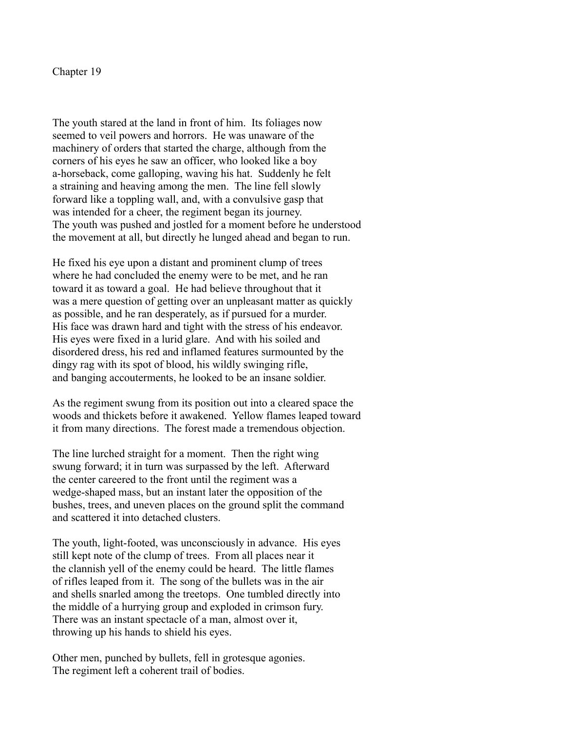# Chapter 19

The youth stared at the land in front of him. Its foliages now seemed to veil powers and horrors. He was unaware of the machinery of orders that started the charge, although from the corners of his eyes he saw an officer, who looked like a boy a-horseback, come galloping, waving his hat. Suddenly he felt a straining and heaving among the men. The line fell slowly forward like a toppling wall, and, with a convulsive gasp that was intended for a cheer, the regiment began its journey. The youth was pushed and jostled for a moment before he understood the movement at all, but directly he lunged ahead and began to run.

He fixed his eye upon a distant and prominent clump of trees where he had concluded the enemy were to be met, and he ran toward it as toward a goal. He had believe throughout that it was a mere question of getting over an unpleasant matter as quickly as possible, and he ran desperately, as if pursued for a murder. His face was drawn hard and tight with the stress of his endeavor. His eyes were fixed in a lurid glare. And with his soiled and disordered dress, his red and inflamed features surmounted by the dingy rag with its spot of blood, his wildly swinging rifle, and banging accouterments, he looked to be an insane soldier.

As the regiment swung from its position out into a cleared space the woods and thickets before it awakened. Yellow flames leaped toward it from many directions. The forest made a tremendous objection.

The line lurched straight for a moment. Then the right wing swung forward; it in turn was surpassed by the left. Afterward the center careered to the front until the regiment was a wedge-shaped mass, but an instant later the opposition of the bushes, trees, and uneven places on the ground split the command and scattered it into detached clusters.

The youth, light-footed, was unconsciously in advance. His eyes still kept note of the clump of trees. From all places near it the clannish yell of the enemy could be heard. The little flames of rifles leaped from it. The song of the bullets was in the air and shells snarled among the treetops. One tumbled directly into the middle of a hurrying group and exploded in crimson fury. There was an instant spectacle of a man, almost over it, throwing up his hands to shield his eyes.

Other men, punched by bullets, fell in grotesque agonies. The regiment left a coherent trail of bodies.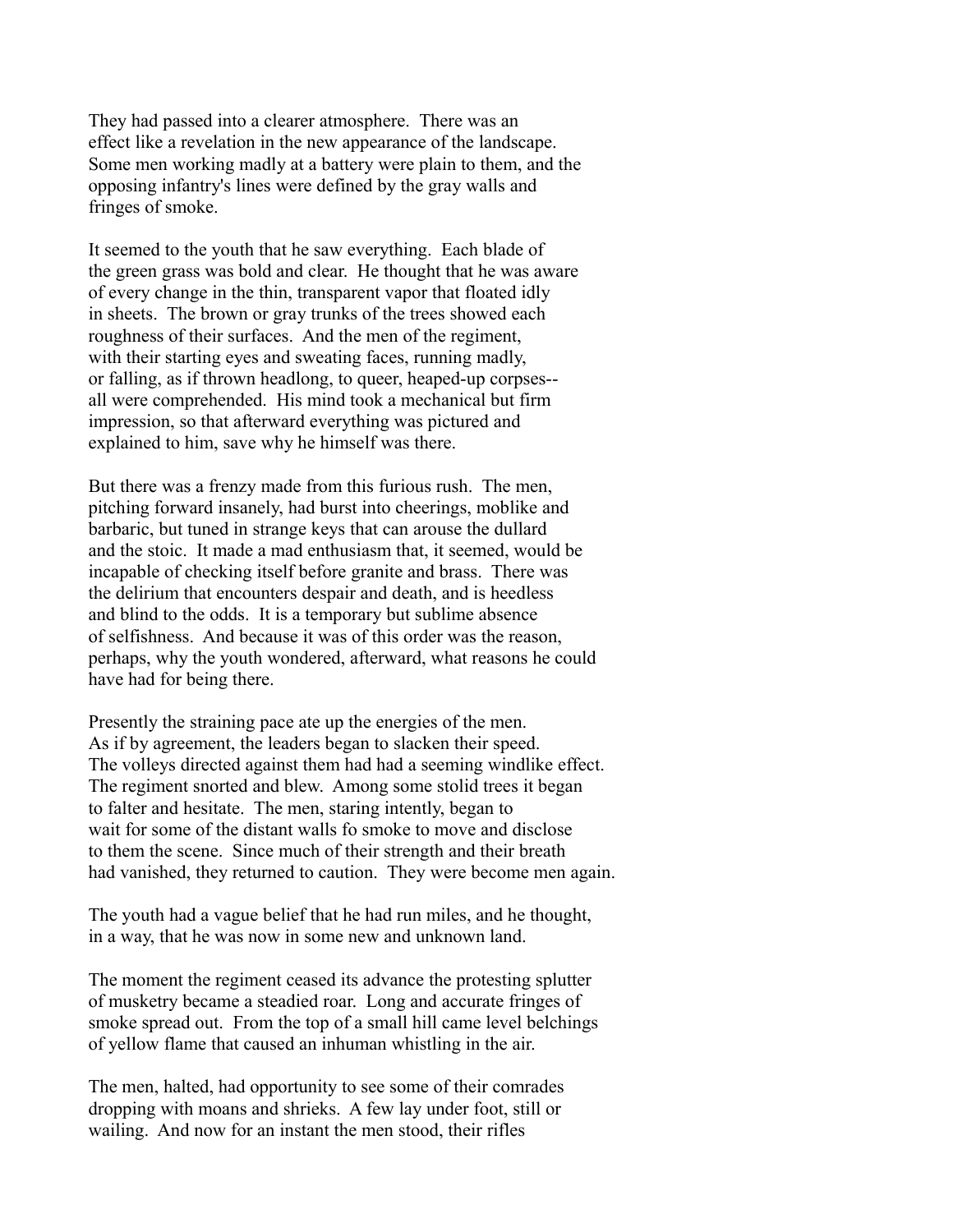They had passed into a clearer atmosphere. There was an effect like a revelation in the new appearance of the landscape. Some men working madly at a battery were plain to them, and the opposing infantry's lines were defined by the gray walls and fringes of smoke.

It seemed to the youth that he saw everything. Each blade of the green grass was bold and clear. He thought that he was aware of every change in the thin, transparent vapor that floated idly in sheets. The brown or gray trunks of the trees showed each roughness of their surfaces. And the men of the regiment, with their starting eyes and sweating faces, running madly, or falling, as if thrown headlong, to queer, heaped-up corpses--all were comprehended. His mind took a mechanical but firm impression, so that afterward everything was pictured and explained to him, save why he himself was there.

But there was a frenzy made from this furious rush. The men, pitching forward insanely, had burst into cheerings, moblike and barbaric, but tuned in strange keys that can arouse the dullard and the stoic. It made a mad enthusiasm that, it seemed, would be incapable of checking itself before granite and brass. There was the delirium that encounters despair and death, and is heedless and blind to the odds. It is a temporary but sublime absence of selfishness. And because it was of this order was the reason, perhaps, why the youth wondered, afterward, what reasons he could have had for being there.

Presently the straining pace ate up the energies of the men. As if by agreement, the leaders began to slacken their speed. The volleys directed against them had had a seeming windlike effect. The regiment snorted and blew. Among some stolid trees it began to falter and hesitate. The men, staring intently, began to wait for some of the distant walls fo smoke to move and disclose to them the scene. Since much of their strength and their breath had vanished, they returned to caution. They were become men again.

The youth had a vague belief that he had run miles, and he thought, in a way, that he was now in some new and unknown land.

The moment the regiment ceased its advance the protesting splutter of musketry became a steadied roar. Long and accurate fringes of smoke spread out. From the top of a small hill came level belchings of yellow flame that caused an inhuman whistling in the air.

The men, halted, had opportunity to see some of their comrades dropping with moans and shrieks. A few lay under foot, still or wailing. And now for an instant the men stood, their rifles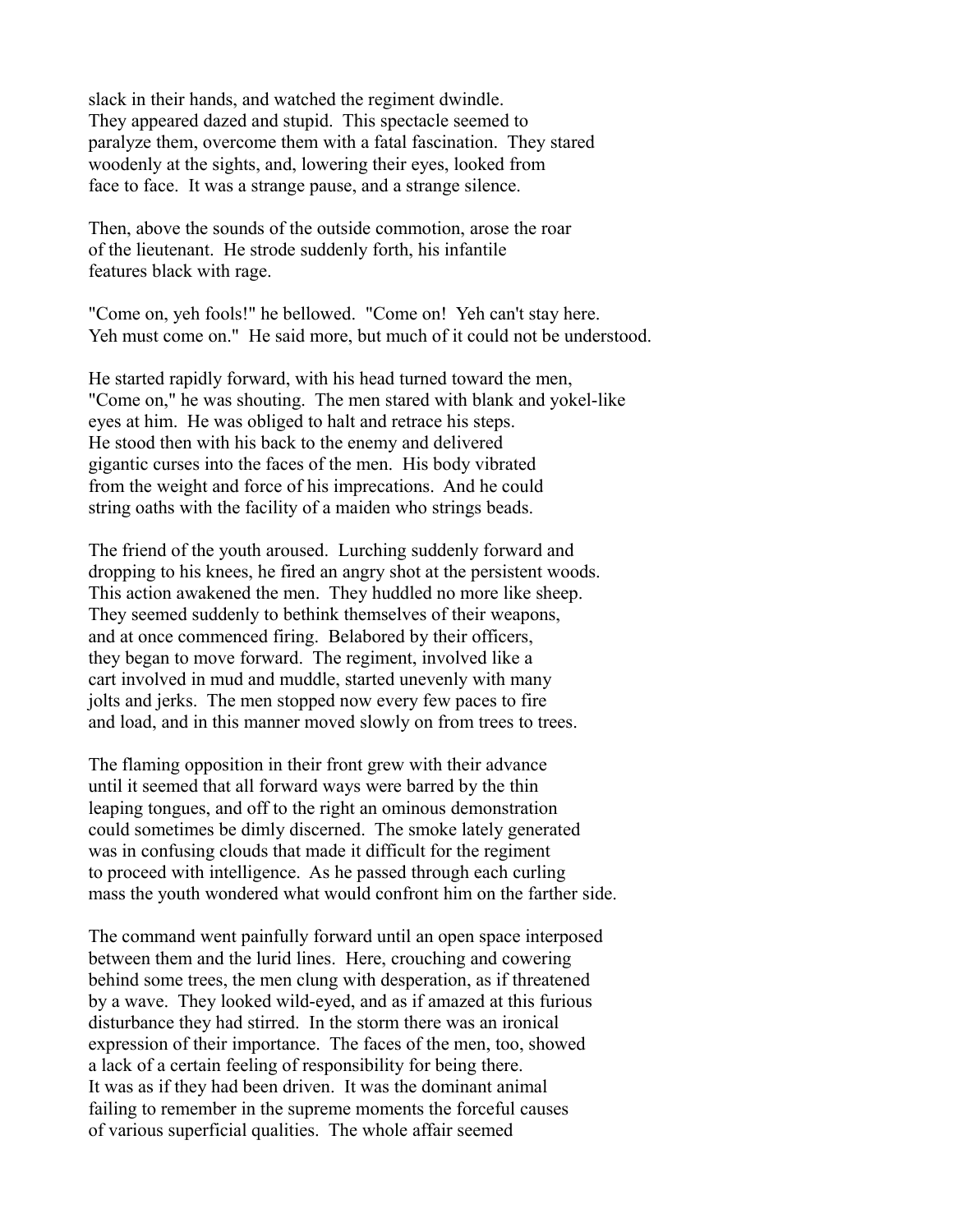slack in their hands, and watched the regiment dwindle. They appeared dazed and stupid. This spectacle seemed to paralyze them, overcome them with a fatal fascination. They stared woodenly at the sights, and, lowering their eyes, looked from face to face. It was a strange pause, and a strange silence.

Then, above the sounds of the outside commotion, arose the roar of the lieutenant. He strode suddenly forth, his infantile features black with rage.

"Come on, yeh fools!" he bellowed. "Come on! Yeh can't stay here. Yeh must come on." He said more, but much of it could not be understood.

He started rapidly forward, with his head turned toward the men, "Come on," he was shouting. The men stared with blank and yokel-like eyes at him. He was obliged to halt and retrace his steps. He stood then with his back to the enemy and delivered gigantic curses into the faces of the men. His body vibrated from the weight and force of his imprecations. And he could string oaths with the facility of a maiden who strings beads.

The friend of the youth aroused. Lurching suddenly forward and dropping to his knees, he fired an angry shot at the persistent woods. This action awakened the men. They huddled no more like sheep. They seemed suddenly to bethink themselves of their weapons, and at once commenced firing. Belabored by their officers, they began to move forward. The regiment, involved like a cart involved in mud and muddle, started unevenly with many jolts and jerks. The men stopped now every few paces to fire and load, and in this manner moved slowly on from trees to trees.

The flaming opposition in their front grew with their advance until it seemed that all forward ways were barred by the thin leaping tongues, and off to the right an ominous demonstration could sometimes be dimly discerned. The smoke lately generated was in confusing clouds that made it difficult for the regiment to proceed with intelligence. As he passed through each curling mass the youth wondered what would confront him on the farther side.

The command went painfully forward until an open space interposed between them and the lurid lines. Here, crouching and cowering behind some trees, the men clung with desperation, as if threatened by a wave. They looked wild-eyed, and as if amazed at this furious disturbance they had stirred. In the storm there was an ironical expression of their importance. The faces of the men, too, showed a lack of a certain feeling of responsibility for being there. It was as if they had been driven. It was the dominant animal failing to remember in the supreme moments the forceful causes of various superficial qualities. The whole affair seemed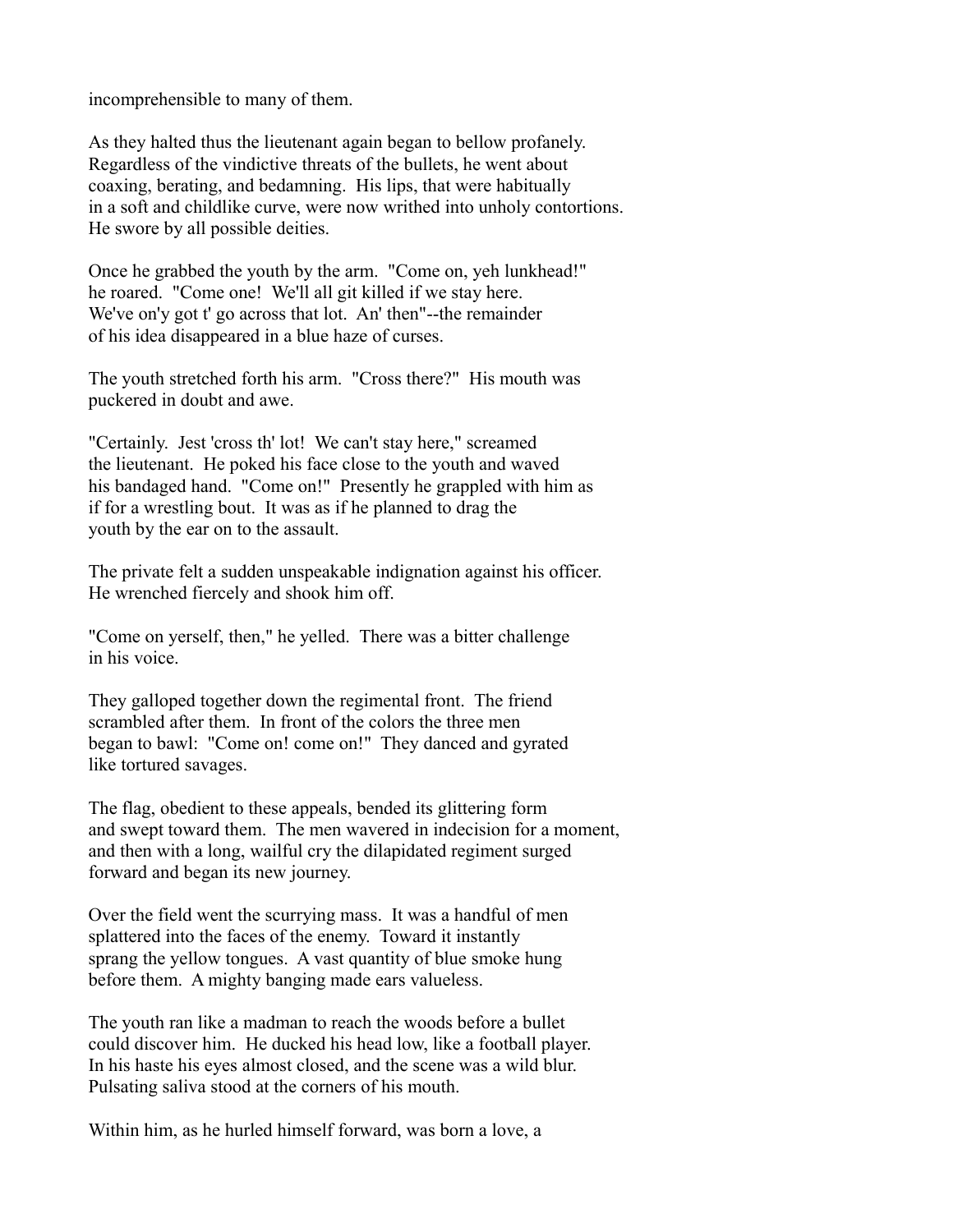incomprehensible to many of them.

As they halted thus the lieutenant again began to bellow profanely. Regardless of the vindictive threats of the bullets, he went about coaxing, berating, and bedamning. His lips, that were habitually in a soft and childlike curve, were now writhed into unholy contortions. He swore by all possible deities.

Once he grabbed the youth by the arm. "Come on, yeh lunkhead!" he roared. "Come one! We'll all git killed if we stay here. We've on'y got t' go across that lot. An' then"--the remainder of his idea disappeared in a blue haze of curses.

The youth stretched forth his arm. "Cross there?" His mouth was puckered in doubt and awe.

"Certainly. Jest 'cross th' lot! We can't stay here," screamed the lieutenant. He poked his face close to the youth and waved his bandaged hand. "Come on!" Presently he grappled with him as if for a wrestling bout. It was as if he planned to drag the youth by the ear on to the assault.

The private felt a sudden unspeakable indignation against his officer. He wrenched fiercely and shook him off.

"Come on yerself, then," he yelled. There was a bitter challenge in his voice.

They galloped together down the regimental front. The friend scrambled after them. In front of the colors the three men began to bawl: "Come on! come on!" They danced and gyrated like tortured savages.

The flag, obedient to these appeals, bended its glittering form and swept toward them. The men wavered in indecision for a moment, and then with a long, wailful cry the dilapidated regiment surged forward and began its new journey.

Over the field went the scurrying mass. It was a handful of men splattered into the faces of the enemy. Toward it instantly sprang the yellow tongues. A vast quantity of blue smoke hung before them. A mighty banging made ears valueless.

The youth ran like a madman to reach the woods before a bullet could discover him. He ducked his head low, like a football player. In his haste his eyes almost closed, and the scene was a wild blur. Pulsating saliva stood at the corners of his mouth.

Within him, as he hurled himself forward, was born a love, a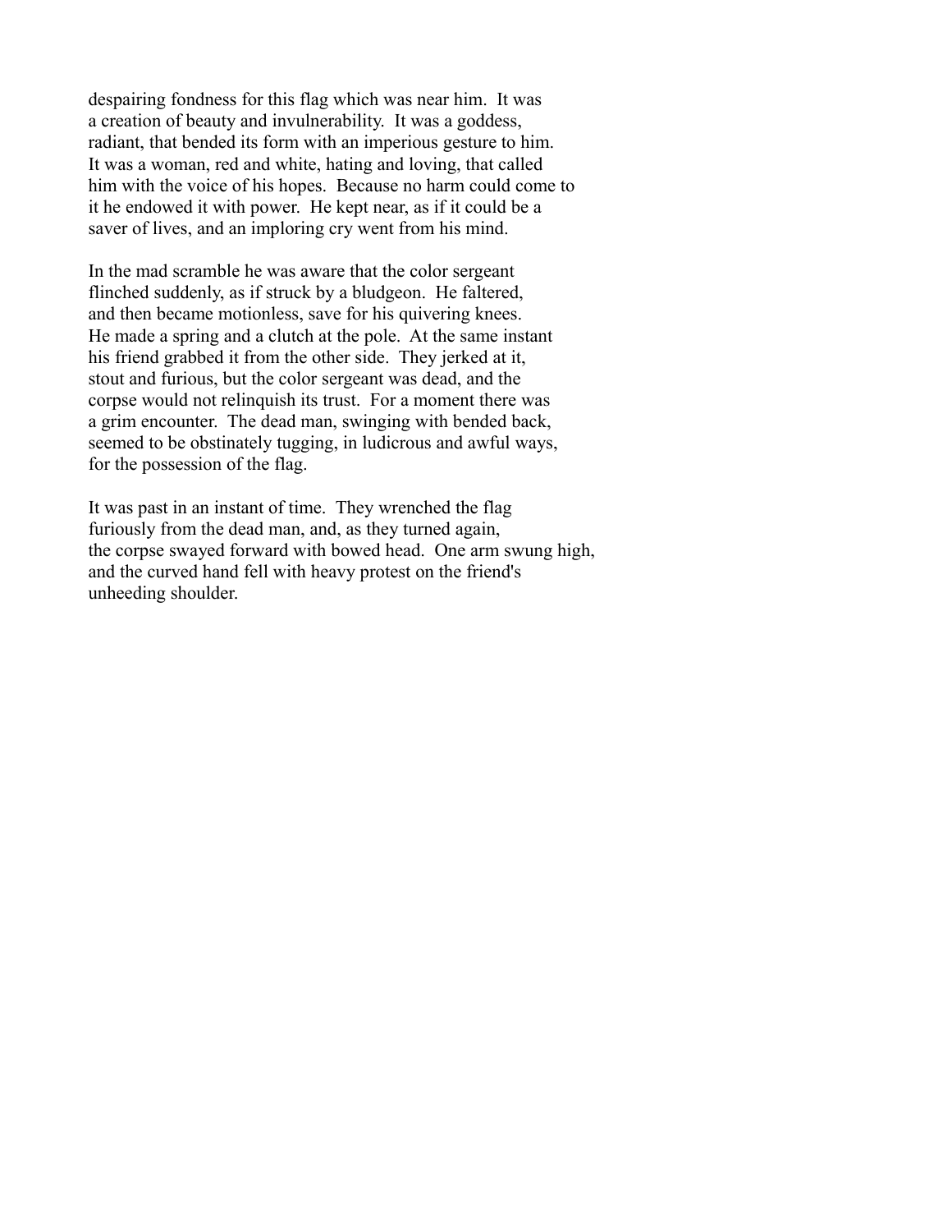despairing fondness for this flag which was near him. It was a creation of beauty and invulnerability. It was a goddess, radiant, that bended its form with an imperious gesture to him. It was a woman, red and white, hating and loving, that called him with the voice of his hopes. Because no harm could come to it he endowed it with power. He kept near, as if it could be a saver of lives, and an imploring cry went from his mind.

In the mad scramble he was aware that the color sergeant flinched suddenly, as if struck by a bludgeon. He faltered, and then became motionless, save for his quivering knees. He made a spring and a clutch at the pole. At the same instant his friend grabbed it from the other side. They jerked at it, stout and furious, but the color sergeant was dead, and the corpse would not relinquish its trust. For a moment there was a grim encounter. The dead man, swinging with bended back, seemed to be obstinately tugging, in ludicrous and awful ways, for the possession of the flag.

It was past in an instant of time. They wrenched the flag furiously from the dead man, and, as they turned again, the corpse swayed forward with bowed head. One arm swung high, and the curved hand fell with heavy protest on the friend's unheeding shoulder.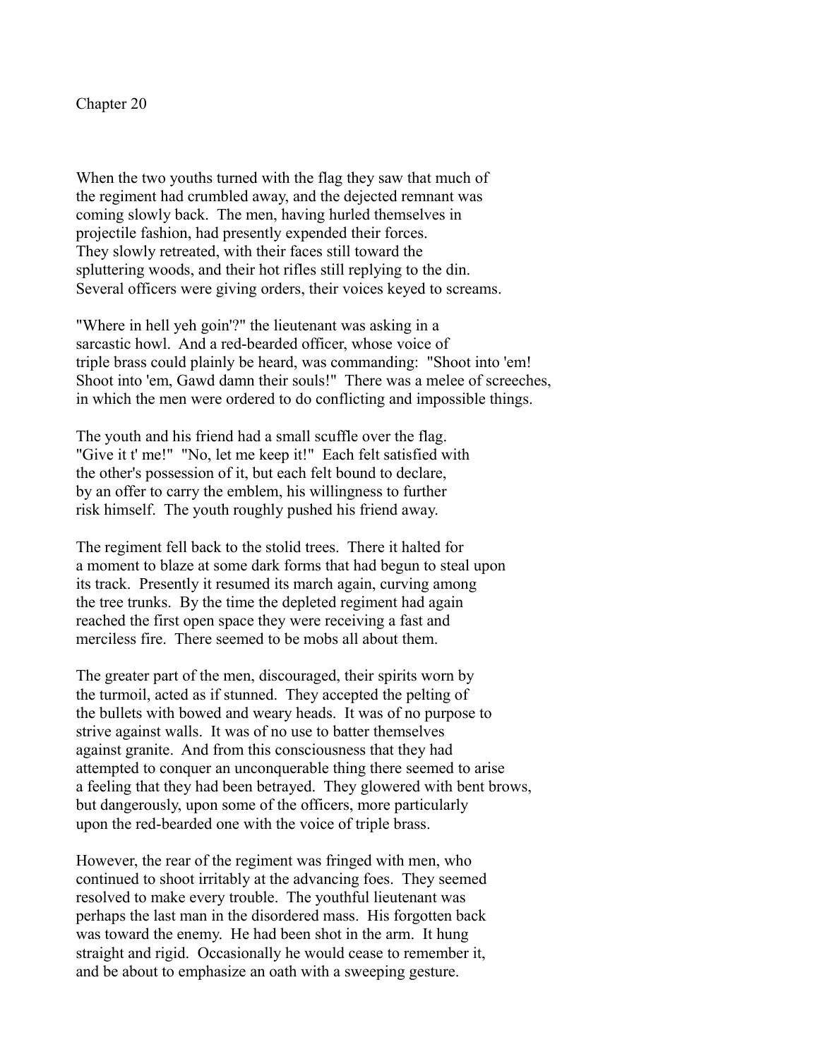## Chapter 20

When the two youths turned with the flag they saw that much of the regiment had crumbled away, and the dejected remnant was coming slowly back. The men, having hurled themselves in projectile fashion, had presently expended their forces. They slowly retreated, with their faces still toward the spluttering woods, and their hot rifles still replying to the din. Several officers were giving orders, their voices keyed to screams.

"Where in hell yeh goin'?" the lieutenant was asking in a sarcastic howl. And a red-bearded officer, whose voice of triple brass could plainly be heard, was commanding: "Shoot into 'em! Shoot into 'em, Gawd damn their souls!" There was a melee of screeches, in which the men were ordered to do conflicting and impossible things.

The youth and his friend had a small scuffle over the flag. "Give it t' me!" "No, let me keep it!" Each felt satisfied with the other's possession of it, but each felt bound to declare, by an offer to carry the emblem, his willingness to further risk himself. The youth roughly pushed his friend away.

The regiment fell back to the stolid trees. There it halted for a moment to blaze at some dark forms that had begun to steal upon its track. Presently it resumed its march again, curving among the tree trunks. By the time the depleted regiment had again reached the first open space they were receiving a fast and merciless fire. There seemed to be mobs all about them.

The greater part of the men, discouraged, their spirits worn by the turmoil, acted as if stunned. They accepted the pelting of the bullets with bowed and weary heads. It was of no purpose to strive against walls. It was of no use to batter themselves against granite. And from this consciousness that they had attempted to conquer an unconquerable thing there seemed to arise a feeling that they had been betrayed. They glowered with bent brows, but dangerously, upon some of the officers, more particularly upon the red-bearded one with the voice of triple brass.

However, the rear of the regiment was fringed with men, who continued to shoot irritably at the advancing foes. They seemed resolved to make every trouble. The youthful lieutenant was perhaps the last man in the disordered mass. His forgotten back was toward the enemy. He had been shot in the arm. It hung straight and rigid. Occasionally he would cease to remember it, and be about to emphasize an oath with a sweeping gesture.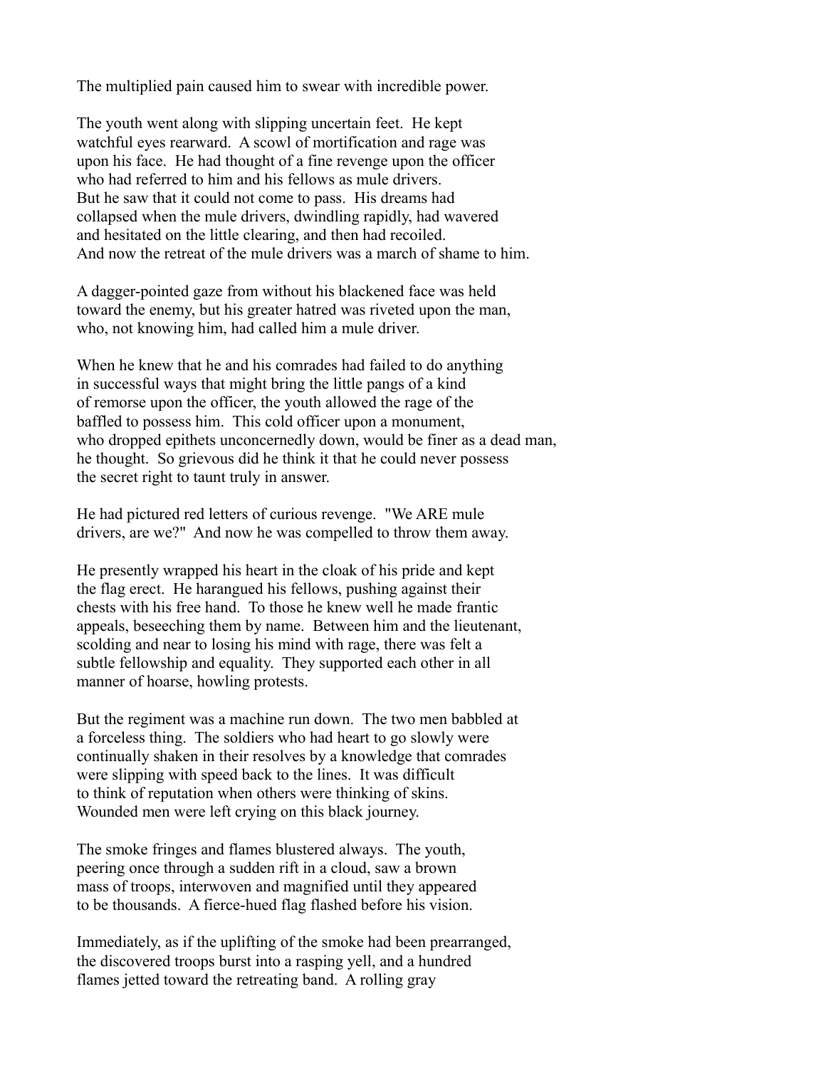The multiplied pain caused him to swear with incredible power.

The youth went along with slipping uncertain feet. He kept watchful eyes rearward. A scowl of mortification and rage was upon his face. He had thought of a fine revenge upon the officer who had referred to him and his fellows as mule drivers. But he saw that it could not come to pass. His dreams had collapsed when the mule drivers, dwindling rapidly, had wavered and hesitated on the little clearing, and then had recoiled. And now the retreat of the mule drivers was a march of shame to him.

A dagger-pointed gaze from without his blackened face was held toward the enemy, but his greater hatred was riveted upon the man, who, not knowing him, had called him a mule driver.

When he knew that he and his comrades had failed to do anything in successful ways that might bring the little pangs of a kind of remorse upon the officer, the youth allowed the rage of the baffled to possess him. This cold officer upon a monument, who dropped epithets unconcernedly down, would be finer as a dead man, he thought. So grievous did he think it that he could never possess the secret right to taunt truly in answer.

He had pictured red letters of curious revenge. "We ARE mule drivers, are we?" And now he was compelled to throw them away.

He presently wrapped his heart in the cloak of his pride and kept the flag erect. He harangued his fellows, pushing against their chests with his free hand. To those he knew well he made frantic appeals, beseeching them by name. Between him and the lieutenant, scolding and near to losing his mind with rage, there was felt a subtle fellowship and equality. They supported each other in all manner of hoarse, howling protests.

But the regiment was a machine run down. The two men babbled at a forceless thing. The soldiers who had heart to go slowly were continually shaken in their resolves by a knowledge that comrades were slipping with speed back to the lines. It was difficult to think of reputation when others were thinking of skins. Wounded men were left crying on this black journey.

The smoke fringes and flames blustered always. The youth, peering once through a sudden rift in a cloud, saw a brown mass of troops, interwoven and magnified until they appeared to be thousands. A fierce-hued flag flashed before his vision.

Immediately, as if the uplifting of the smoke had been prearranged, the discovered troops burst into a rasping yell, and a hundred flames jetted toward the retreating band. A rolling gray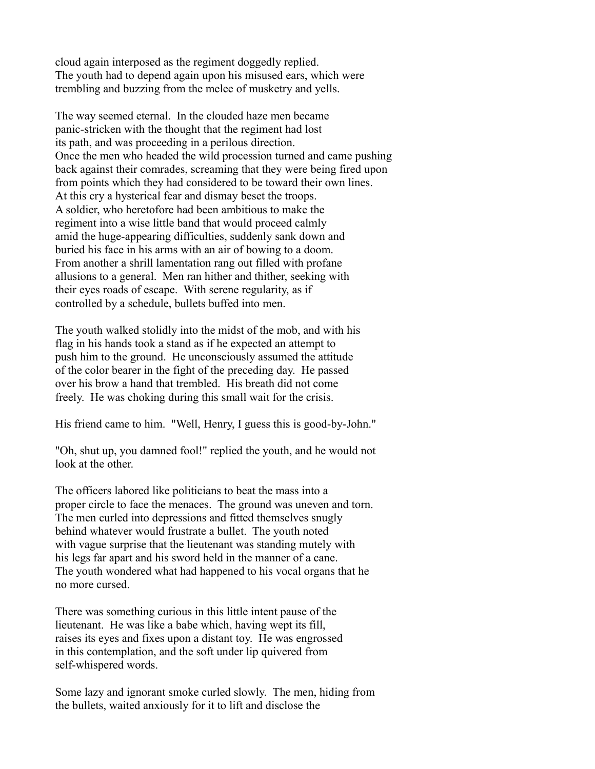cloud again interposed as the regiment doggedly replied. The youth had to depend again upon his misused ears, which were trembling and buzzing from the melee of musketry and yells.

The way seemed eternal. In the clouded haze men became panic-stricken with the thought that the regiment had lost its path, and was proceeding in a perilous direction. Once the men who headed the wild procession turned and came pushing back against their comrades, screaming that they were being fired upon from points which they had considered to be toward their own lines. At this cry a hysterical fear and dismay beset the troops. A soldier, who heretofore had been ambitious to make the regiment into a wise little band that would proceed calmly amid the huge-appearing difficulties, suddenly sank down and buried his face in his arms with an air of bowing to a doom. From another a shrill lamentation rang out filled with profane allusions to a general. Men ran hither and thither, seeking with their eyes roads of escape. With serene regularity, as if controlled by a schedule, bullets buffed into men.

The youth walked stolidly into the midst of the mob, and with his flag in his hands took a stand as if he expected an attempt to push him to the ground. He unconsciously assumed the attitude of the color bearer in the fight of the preceding day. He passed over his brow a hand that trembled. His breath did not come freely. He was choking during this small wait for the crisis.

His friend came to him. "Well, Henry, I guess this is good-by-John."

"Oh, shut up, you damned fool!" replied the youth, and he would not look at the other.

The officers labored like politicians to beat the mass into a proper circle to face the menaces. The ground was uneven and torn. The men curled into depressions and fitted themselves snugly behind whatever would frustrate a bullet. The youth noted with vague surprise that the lieutenant was standing mutely with his legs far apart and his sword held in the manner of a cane. The youth wondered what had happened to his vocal organs that he no more cursed.

There was something curious in this little intent pause of the lieutenant. He was like a babe which, having wept its fill, raises its eyes and fixes upon a distant toy. He was engrossed in this contemplation, and the soft under lip quivered from self-whispered words.

Some lazy and ignorant smoke curled slowly. The men, hiding from the bullets, waited anxiously for it to lift and disclose the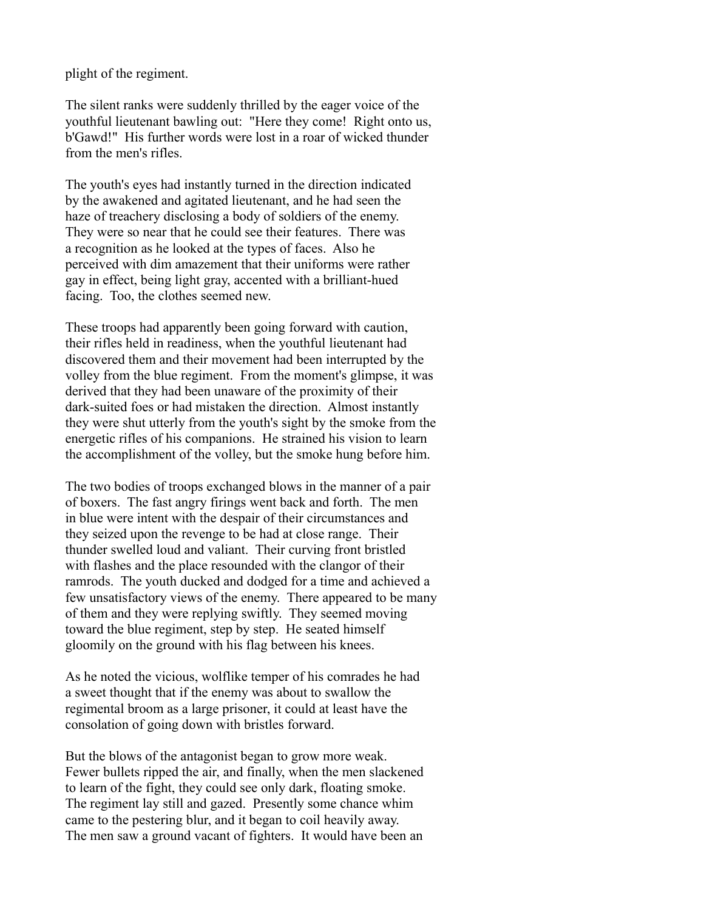plight of the regiment.

The silent ranks were suddenly thrilled by the eager voice of the youthful lieutenant bawling out: "Here they come! Right onto us, b'Gawd!" His further words were lost in a roar of wicked thunder from the men's rifles.

The youth's eyes had instantly turned in the direction indicated by the awakened and agitated lieutenant, and he had seen the haze of treachery disclosing a body of soldiers of the enemy. They were so near that he could see their features. There was a recognition as he looked at the types of faces. Also he perceived with dim amazement that their uniforms were rather gay in effect, being light gray, accented with a brilliant-hued facing. Too, the clothes seemed new.

These troops had apparently been going forward with caution, their rifles held in readiness, when the youthful lieutenant had discovered them and their movement had been interrupted by the volley from the blue regiment. From the moment's glimpse, it was derived that they had been unaware of the proximity of their dark-suited foes or had mistaken the direction. Almost instantly they were shut utterly from the youth's sight by the smoke from the energetic rifles of his companions. He strained his vision to learn the accomplishment of the volley, but the smoke hung before him.

The two bodies of troops exchanged blows in the manner of a pair of boxers. The fast angry firings went back and forth. The men in blue were intent with the despair of their circumstances and they seized upon the revenge to be had at close range. Their thunder swelled loud and valiant. Their curving front bristled with flashes and the place resounded with the clangor of their ramrods. The youth ducked and dodged for a time and achieved a few unsatisfactory views of the enemy. There appeared to be many of them and they were replying swiftly. They seemed moving toward the blue regiment, step by step. He seated himself gloomily on the ground with his flag between his knees.

As he noted the vicious, wolflike temper of his comrades he had a sweet thought that if the enemy was about to swallow the regimental broom as a large prisoner, it could at least have the consolation of going down with bristles forward.

But the blows of the antagonist began to grow more weak. Fewer bullets ripped the air, and finally, when the men slackened to learn of the fight, they could see only dark, floating smoke. The regiment lay still and gazed. Presently some chance whim came to the pestering blur, and it began to coil heavily away. The men saw a ground vacant of fighters. It would have been an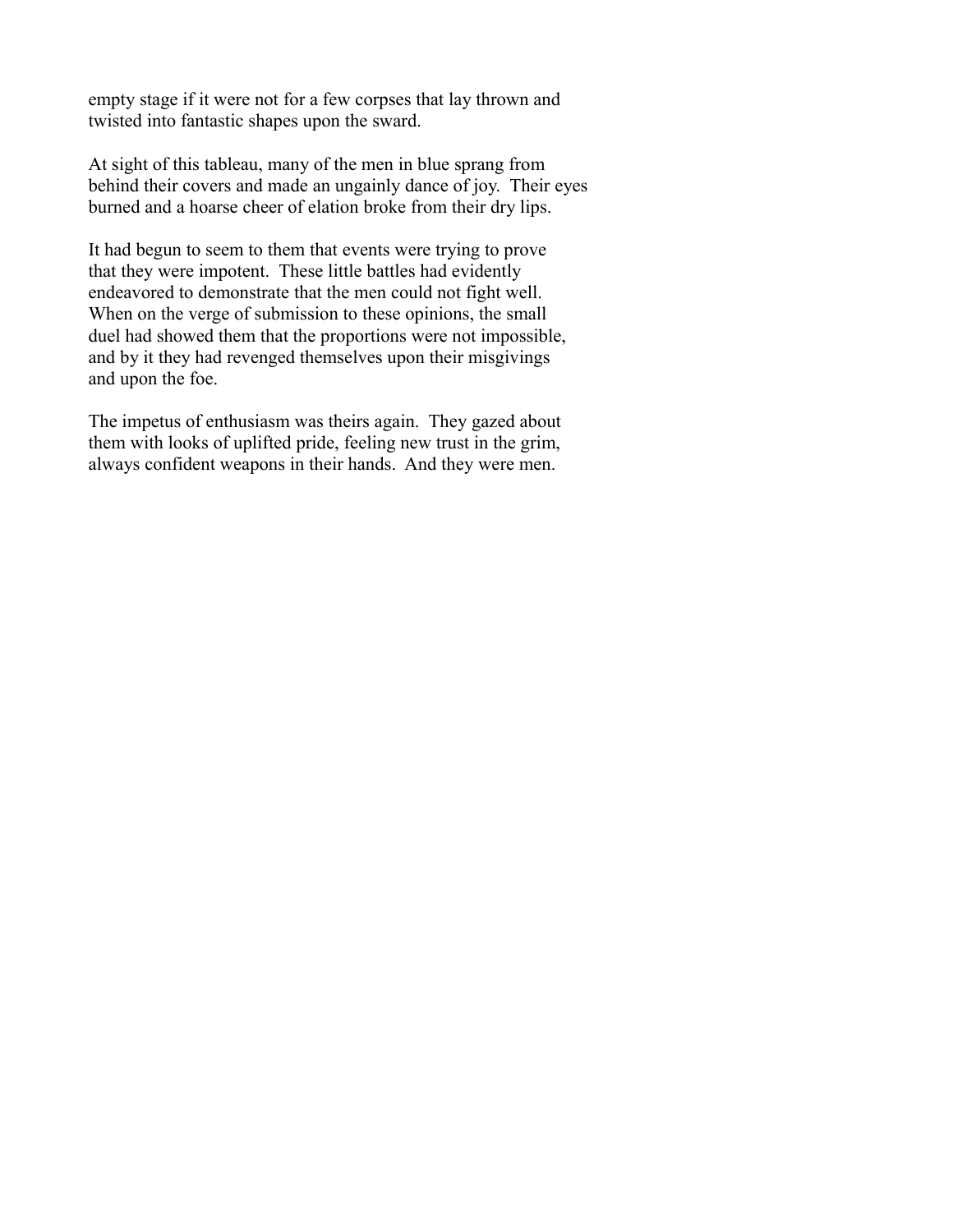empty stage if it were not for a few corpses that lay thrown and twisted into fantastic shapes upon the sward.

At sight of this tableau, many of the men in blue sprang from behind their covers and made an ungainly dance of joy. Their eyes burned and a hoarse cheer of elation broke from their dry lips.

It had begun to seem to them that events were trying to prove that they were impotent. These little battles had evidently endeavored to demonstrate that the men could not fight well. When on the verge of submission to these opinions, the small duel had showed them that the proportions were not impossible, and by it they had revenged themselves upon their misgivings and upon the foe.

The impetus of enthusiasm was theirs again. They gazed about them with looks of uplifted pride, feeling new trust in the grim, always confident weapons in their hands. And they were men.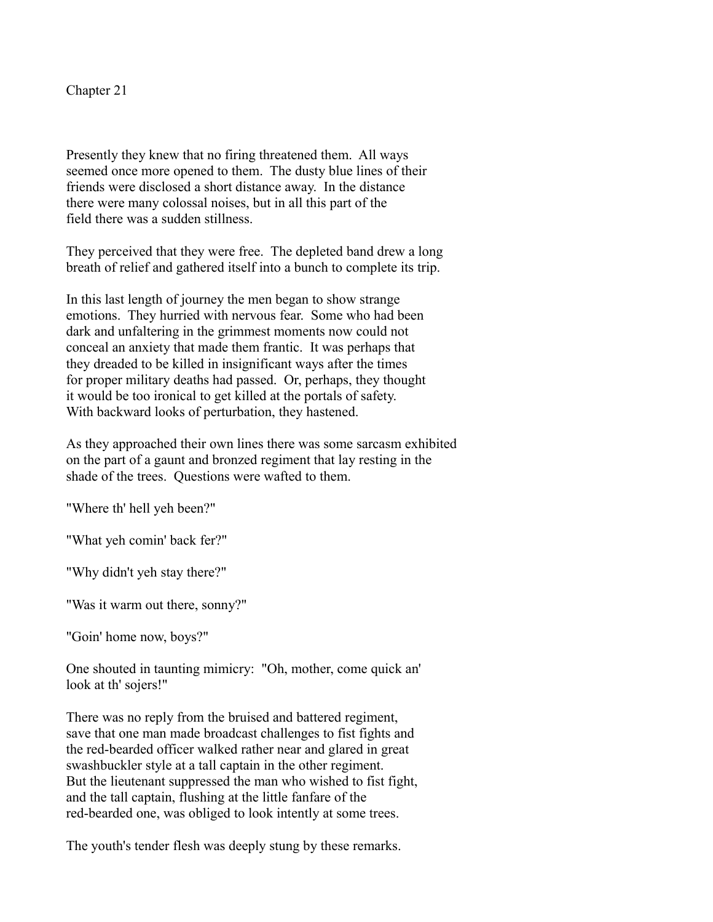# Chapter 21

Presently they knew that no firing threatened them. All ways seemed once more opened to them. The dusty blue lines of their friends were disclosed a short distance away. In the distance there were many colossal noises, but in all this part of the field there was a sudden stillness.

They perceived that they were free. The depleted band drew a long breath of relief and gathered itself into a bunch to complete its trip.

In this last length of journey the men began to show strange emotions. They hurried with nervous fear. Some who had been dark and unfaltering in the grimmest moments now could not conceal an anxiety that made them frantic. It was perhaps that they dreaded to be killed in insignificant ways after the times for proper military deaths had passed. Or, perhaps, they thought it would be too ironical to get killed at the portals of safety. With backward looks of perturbation, they hastened.

As they approached their own lines there was some sarcasm exhibited on the part of a gaunt and bronzed regiment that lay resting in the shade of the trees. Questions were wafted to them.

"Where th' hell yeh been?"

"What yeh comin' back fer?"

"Why didn't yeh stay there?"

"Was it warm out there, sonny?"

"Goin' home now, boys?"

One shouted in taunting mimicry: "Oh, mother, come quick an' look at th' sojers!"

There was no reply from the bruised and battered regiment, save that one man made broadcast challenges to fist fights and the red-bearded officer walked rather near and glared in great swashbuckler style at a tall captain in the other regiment. But the lieutenant suppressed the man who wished to fist fight, and the tall captain, flushing at the little fanfare of the red-bearded one, was obliged to look intently at some trees.

The youth's tender flesh was deeply stung by these remarks.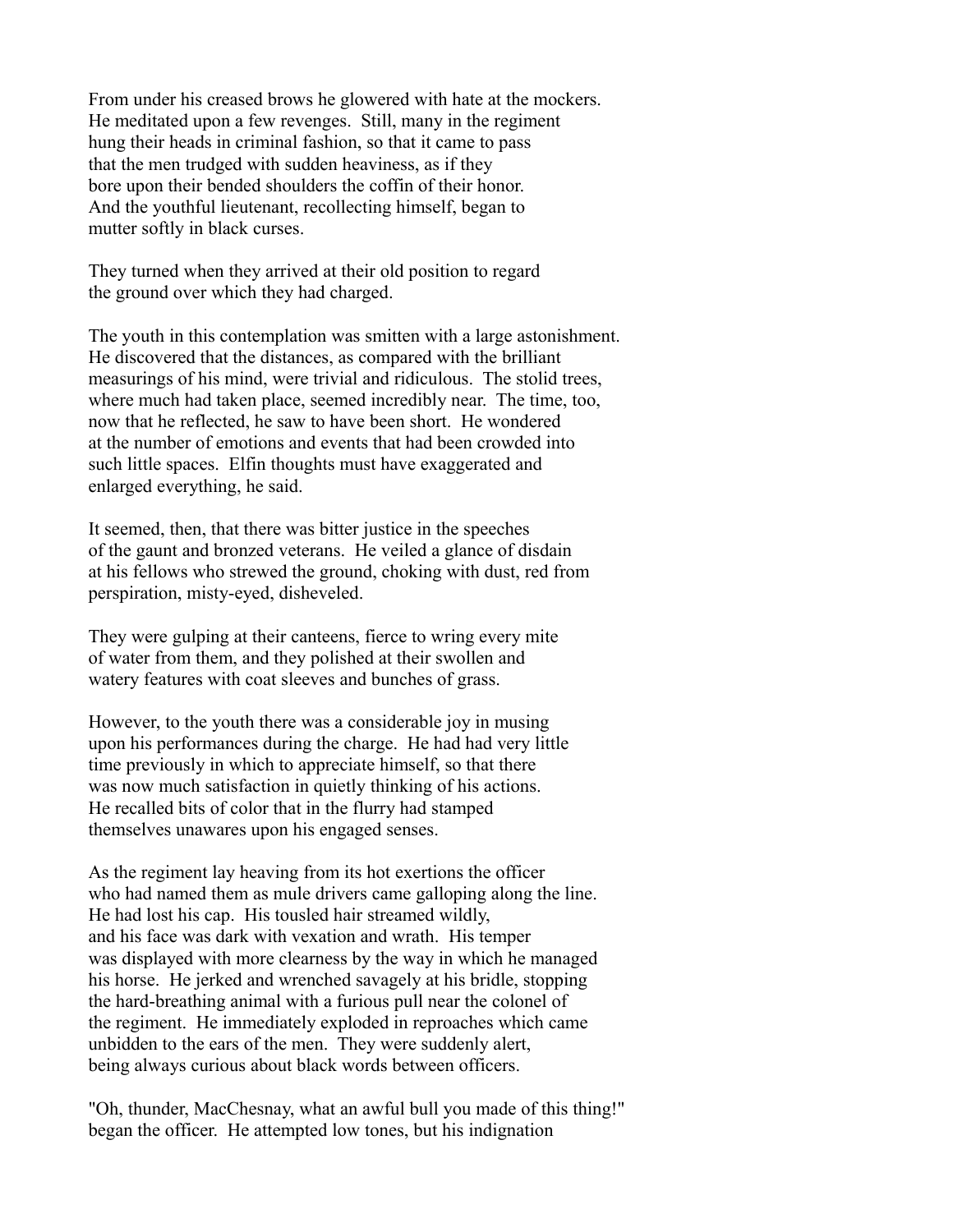From under his creased brows he glowered with hate at the mockers. He meditated upon a few revenges. Still, many in the regiment hung their heads in criminal fashion, so that it came to pass that the men trudged with sudden heaviness, as if they bore upon their bended shoulders the coffin of their honor. And the youthful lieutenant, recollecting himself, began to mutter softly in black curses.

They turned when they arrived at their old position to regard the ground over which they had charged.

The youth in this contemplation was smitten with a large astonishment. He discovered that the distances, as compared with the brilliant measurings of his mind, were trivial and ridiculous. The stolid trees, where much had taken place, seemed incredibly near. The time, too, now that he reflected, he saw to have been short. He wondered at the number of emotions and events that had been crowded into such little spaces. Elfin thoughts must have exaggerated and enlarged everything, he said.

It seemed, then, that there was bitter justice in the speeches of the gaunt and bronzed veterans. He veiled a glance of disdain at his fellows who strewed the ground, choking with dust, red from perspiration, misty-eyed, disheveled.

They were gulping at their canteens, fierce to wring every mite of water from them, and they polished at their swollen and watery features with coat sleeves and bunches of grass.

However, to the youth there was a considerable joy in musing upon his performances during the charge. He had had very little time previously in which to appreciate himself, so that there was now much satisfaction in quietly thinking of his actions. He recalled bits of color that in the flurry had stamped themselves unawares upon his engaged senses.

As the regiment lay heaving from its hot exertions the officer who had named them as mule drivers came galloping along the line. He had lost his cap. His tousled hair streamed wildly, and his face was dark with vexation and wrath. His temper was displayed with more clearness by the way in which he managed his horse. He jerked and wrenched savagely at his bridle, stopping the hard-breathing animal with a furious pull near the colonel of the regiment. He immediately exploded in reproaches which came unbidden to the ears of the men. They were suddenly alert, being always curious about black words between officers.

"Oh, thunder, MacChesnay, what an awful bull you made of this thing!" began the officer. He attempted low tones, but his indignation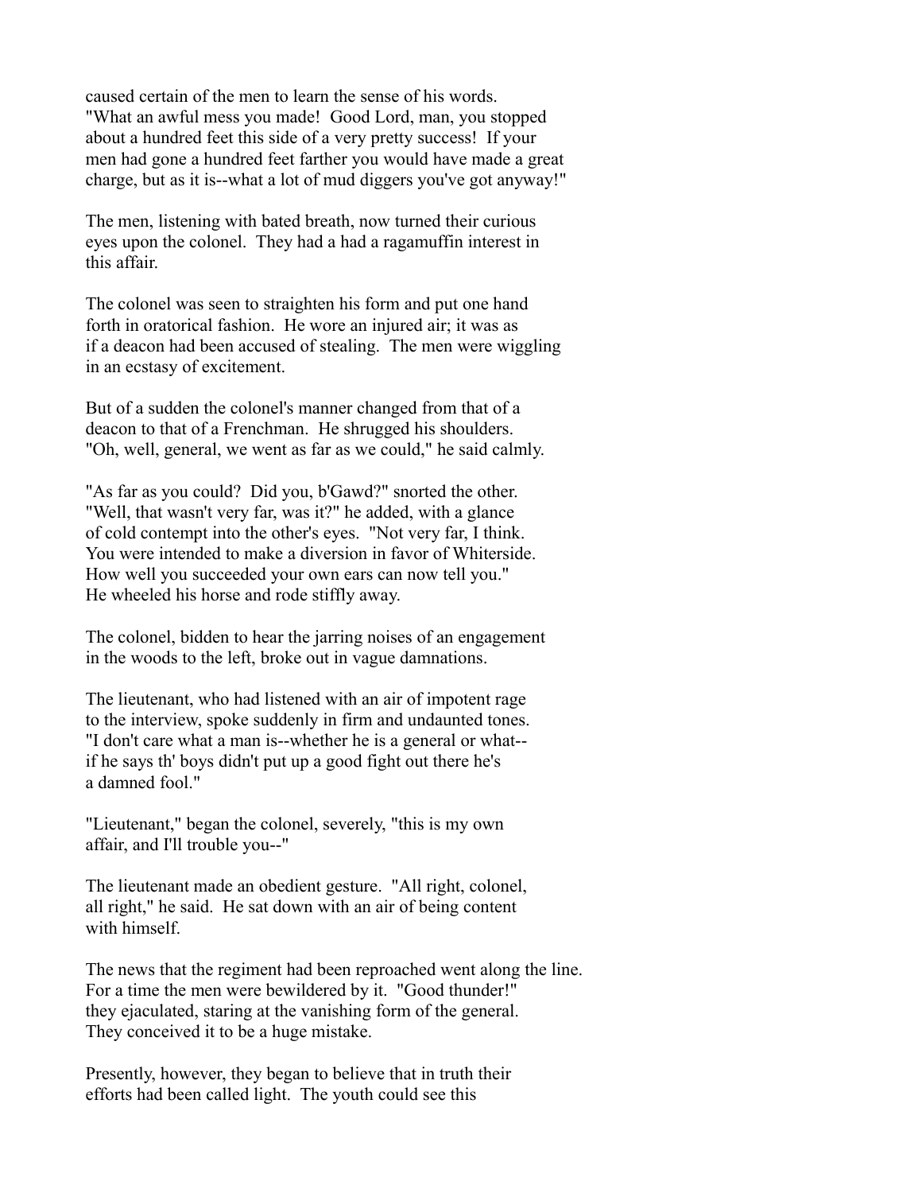caused certain of the men to learn the sense of his words. "What an awful mess you made! Good Lord, man, you stopped about a hundred feet this side of a very pretty success! If your men had gone a hundred feet farther you would have made a great charge, but as it is--what a lot of mud diggers you've got anyway!"

The men, listening with bated breath, now turned their curious eyes upon the colonel. They had a had a ragamuffin interest in this affair.

The colonel was seen to straighten his form and put one hand forth in oratorical fashion. He wore an injured air; it was as if a deacon had been accused of stealing. The men were wiggling in an ecstasy of excitement.

But of a sudden the colonel's manner changed from that of a deacon to that of a Frenchman. He shrugged his shoulders. "Oh, well, general, we went as far as we could," he said calmly.

"As far as you could? Did you, b'Gawd?" snorted the other. "Well, that wasn't very far, was it?" he added, with a glance of cold contempt into the other's eyes. "Not very far, I think. You were intended to make a diversion in favor of Whiterside. How well you succeeded your own ears can now tell you." He wheeled his horse and rode stiffly away.

The colonel, bidden to hear the jarring noises of an engagement in the woods to the left, broke out in vague damnations.

The lieutenant, who had listened with an air of impotent rage to the interview, spoke suddenly in firm and undaunted tones. "I don't care what a man is--whether he is a general or what--if he says th' boys didn't put up a good fight out there he's a damned fool."

"Lieutenant," began the colonel, severely, "this is my own affair, and I'll trouble you--"

The lieutenant made an obedient gesture. "All right, colonel, all right," he said. He sat down with an air of being content with himself.

The news that the regiment had been reproached went along the line. For a time the men were bewildered by it. "Good thunder!" they ejaculated, staring at the vanishing form of the general. They conceived it to be a huge mistake.

Presently, however, they began to believe that in truth their efforts had been called light. The youth could see this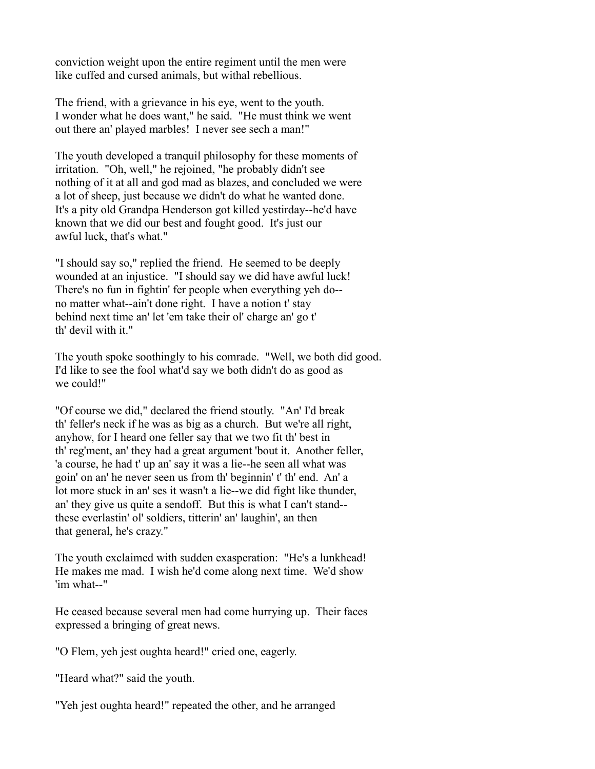conviction weight upon the entire regiment until the men were like cuffed and cursed animals, but withal rebellious.

The friend, with a grievance in his eye, went to the youth. I wonder what he does want," he said. "He must think we went out there an' played marbles! I never see sech a man!"

The youth developed a tranquil philosophy for these moments of irritation. "Oh, well," he rejoined, "he probably didn't see nothing of it at all and god mad as blazes, and concluded we were a lot of sheep, just because we didn't do what he wanted done. It's a pity old Grandpa Henderson got killed yestirday--he'd have known that we did our best and fought good. It's just our awful luck, that's what."

"I should say so," replied the friend. He seemed to be deeply wounded at an injustice. "I should say we did have awful luck! There's no fun in fightin' fer people when everything yeh do--no matter what--ain't done right. I have a notion t' stay behind next time an' let 'em take their ol' charge an' go t' th' devil with it."

The youth spoke soothingly to his comrade. "Well, we both did good. I'd like to see the fool what'd say we both didn't do as good as we could!"

"Of course we did," declared the friend stoutly. "An' I'd break th' feller's neck if he was as big as a church. But we're all right, anyhow, for I heard one feller say that we two fit th' best in th' reg'ment, an' they had a great argument 'bout it. Another feller, 'a course, he had t' up an' say it was a lie--he seen all what was goin' on an' he never seen us from th' beginnin' t' th' end. An' a lot more stuck in an' ses it wasn't a lie--we did fight like thunder, an' they give us quite a sendoff. But this is what I can't stand--these everlastin' ol' soldiers, titterin' an' laughin', an then that general, he's crazy."

The youth exclaimed with sudden exasperation: "He's a lunkhead! He makes me mad. I wish he'd come along next time. We'd show 'im what--"

He ceased because several men had come hurrying up. Their faces expressed a bringing of great news.

"O Flem, yeh jest oughta heard!" cried one, eagerly.

"Heard what?" said the youth.

"Yeh jest oughta heard!" repeated the other, and he arranged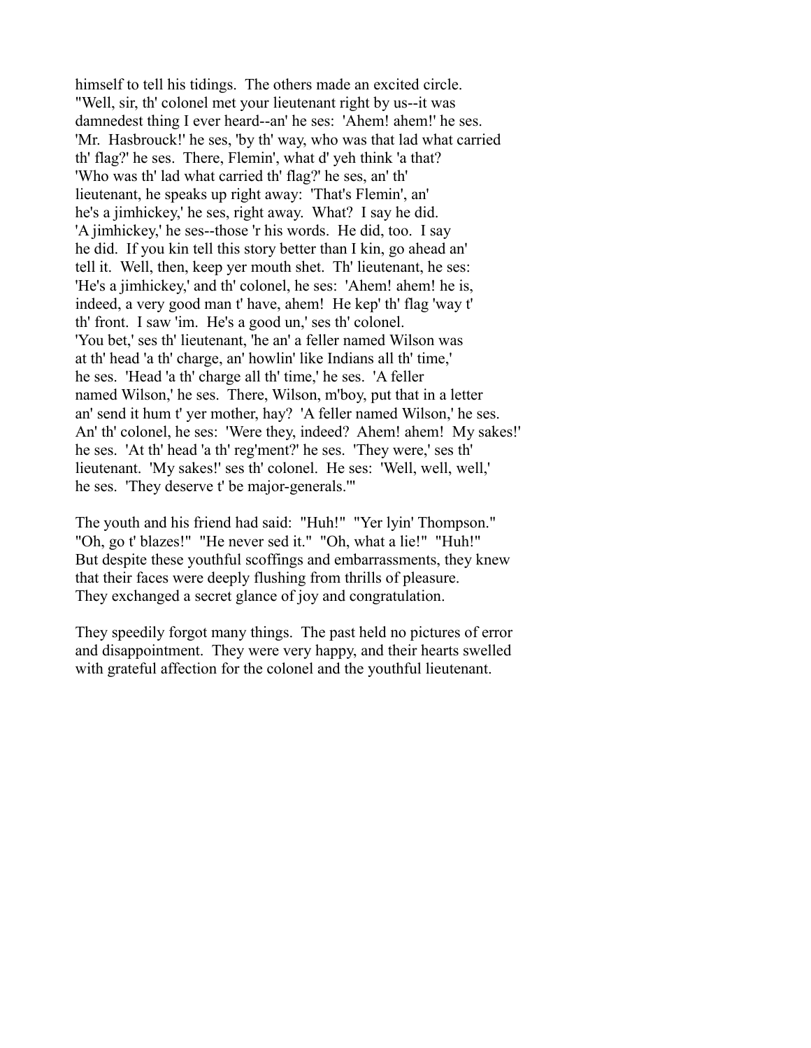himself to tell his tidings. The others made an excited circle. "Well, sir, th' colonel met your lieutenant right by us--it was damnedest thing I ever heard--an' he ses: 'Ahem! ahem!' he ses. 'Mr. Hasbrouck!' he ses, 'by th' way, who was that lad what carried th' flag?' he ses. There, Flemin', what d' yeh think 'a that? 'Who was th' lad what carried th' flag?' he ses, an' th' lieutenant, he speaks up right away: 'That's Flemin', an' he's a jimhickey,' he ses, right away. What? I say he did. 'A jimhickey,' he ses--those 'r his words. He did, too. I say he did. If you kin tell this story better than I kin, go ahead an' tell it. Well, then, keep yer mouth shet. Th' lieutenant, he ses: 'He's a jimhickey,' and th' colonel, he ses: 'Ahem! ahem! he is, indeed, a very good man t' have, ahem! He kep' th' flag 'way t' th' front. I saw 'im. He's a good un,' ses th' colonel. 'You bet,' ses th' lieutenant, 'he an' a feller named Wilson was at th' head 'a th' charge, an' howlin' like Indians all th' time,' he ses. 'Head 'a th' charge all th' time,' he ses. 'A feller named Wilson,' he ses. There, Wilson, m'boy, put that in a letter an' send it hum t' yer mother, hay? 'A feller named Wilson,' he ses. An' th' colonel, he ses: 'Were they, indeed? Ahem! ahem! My sakes!' he ses. 'At th' head 'a th' reg'ment?' he ses. 'They were,' ses th' lieutenant. 'My sakes!' ses th' colonel. He ses: 'Well, well, well,' he ses. 'They deserve t' be major-generals.'"

The youth and his friend had said: "Huh!" "Yer lyin' Thompson." "Oh, go t' blazes!" "He never sed it." "Oh, what a lie!" "Huh!" But despite these youthful scoffings and embarrassments, they knew that their faces were deeply flushing from thrills of pleasure. They exchanged a secret glance of joy and congratulation.

They speedily forgot many things. The past held no pictures of error and disappointment. They were very happy, and their hearts swelled with grateful affection for the colonel and the youthful lieutenant.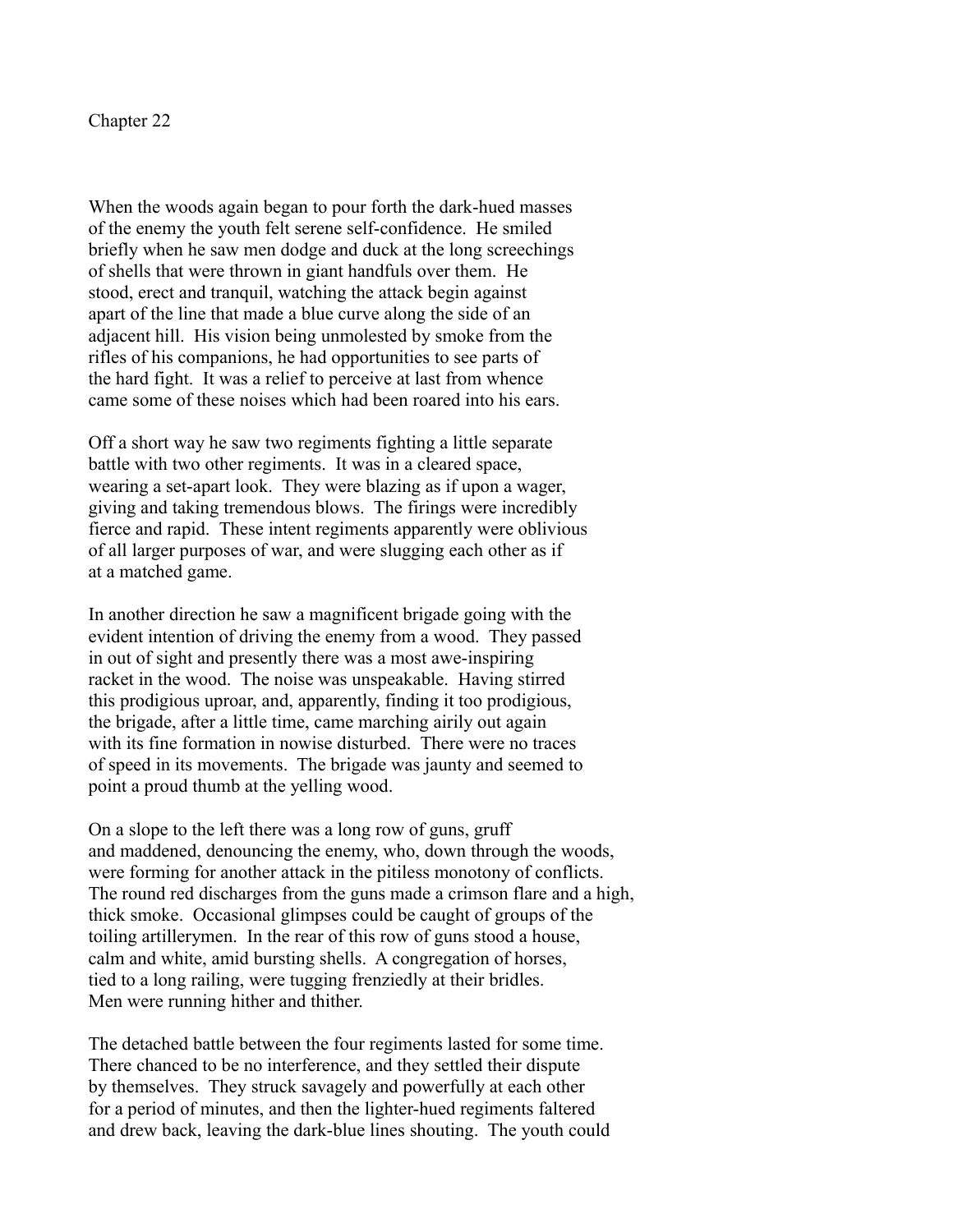# Chapter 22

When the woods again began to pour forth the dark-hued masses of the enemy the youth felt serene self-confidence. He smiled briefly when he saw men dodge and duck at the long screechings of shells that were thrown in giant handfuls over them. He stood, erect and tranquil, watching the attack begin against apart of the line that made a blue curve along the side of an adjacent hill. His vision being unmolested by smoke from the rifles of his companions, he had opportunities to see parts of the hard fight. It was a relief to perceive at last from whence came some of these noises which had been roared into his ears.

Off a short way he saw two regiments fighting a little separate battle with two other regiments. It was in a cleared space, wearing a set-apart look. They were blazing as if upon a wager, giving and taking tremendous blows. The firings were incredibly fierce and rapid. These intent regiments apparently were oblivious of all larger purposes of war, and were slugging each other as if at a matched game.

In another direction he saw a magnificent brigade going with the evident intention of driving the enemy from a wood. They passed in out of sight and presently there was a most awe-inspiring racket in the wood. The noise was unspeakable. Having stirred this prodigious uproar, and, apparently, finding it too prodigious, the brigade, after a little time, came marching airily out again with its fine formation in nowise disturbed. There were no traces of speed in its movements. The brigade was jaunty and seemed to point a proud thumb at the yelling wood.

On a slope to the left there was a long row of guns, gruff and maddened, denouncing the enemy, who, down through the woods, were forming for another attack in the pitiless monotony of conflicts. The round red discharges from the guns made a crimson flare and a high, thick smoke. Occasional glimpses could be caught of groups of the toiling artillerymen. In the rear of this row of guns stood a house, calm and white, amid bursting shells. A congregation of horses, tied to a long railing, were tugging frenziedly at their bridles. Men were running hither and thither.

The detached battle between the four regiments lasted for some time. There chanced to be no interference, and they settled their dispute by themselves. They struck savagely and powerfully at each other for a period of minutes, and then the lighter-hued regiments faltered and drew back, leaving the dark-blue lines shouting. The youth could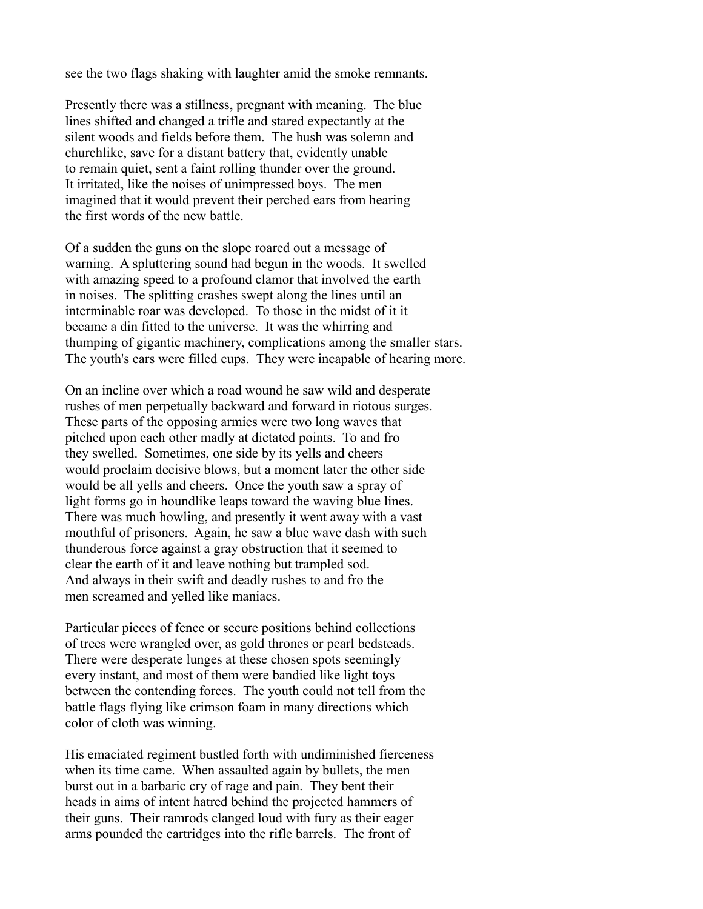see the two flags shaking with laughter amid the smoke remnants.

Presently there was a stillness, pregnant with meaning. The blue lines shifted and changed a trifle and stared expectantly at the silent woods and fields before them. The hush was solemn and churchlike, save for a distant battery that, evidently unable to remain quiet, sent a faint rolling thunder over the ground. It irritated, like the noises of unimpressed boys. The men imagined that it would prevent their perched ears from hearing the first words of the new battle.

Of a sudden the guns on the slope roared out a message of warning. A spluttering sound had begun in the woods. It swelled with amazing speed to a profound clamor that involved the earth in noises. The splitting crashes swept along the lines until an interminable roar was developed. To those in the midst of it it became a din fitted to the universe. It was the whirring and thumping of gigantic machinery, complications among the smaller stars. The youth's ears were filled cups. They were incapable of hearing more.

On an incline over which a road wound he saw wild and desperate rushes of men perpetually backward and forward in riotous surges. These parts of the opposing armies were two long waves that pitched upon each other madly at dictated points. To and fro they swelled. Sometimes, one side by its yells and cheers would proclaim decisive blows, but a moment later the other side would be all yells and cheers. Once the youth saw a spray of light forms go in houndlike leaps toward the waving blue lines. There was much howling, and presently it went away with a vast mouthful of prisoners. Again, he saw a blue wave dash with such thunderous force against a gray obstruction that it seemed to clear the earth of it and leave nothing but trampled sod. And always in their swift and deadly rushes to and fro the men screamed and yelled like maniacs.

Particular pieces of fence or secure positions behind collections of trees were wrangled over, as gold thrones or pearl bedsteads. There were desperate lunges at these chosen spots seemingly every instant, and most of them were bandied like light toys between the contending forces. The youth could not tell from the battle flags flying like crimson foam in many directions which color of cloth was winning.

His emaciated regiment bustled forth with undiminished fierceness when its time came. When assaulted again by bullets, the men burst out in a barbaric cry of rage and pain. They bent their heads in aims of intent hatred behind the projected hammers of their guns. Their ramrods clanged loud with fury as their eager arms pounded the cartridges into the rifle barrels. The front of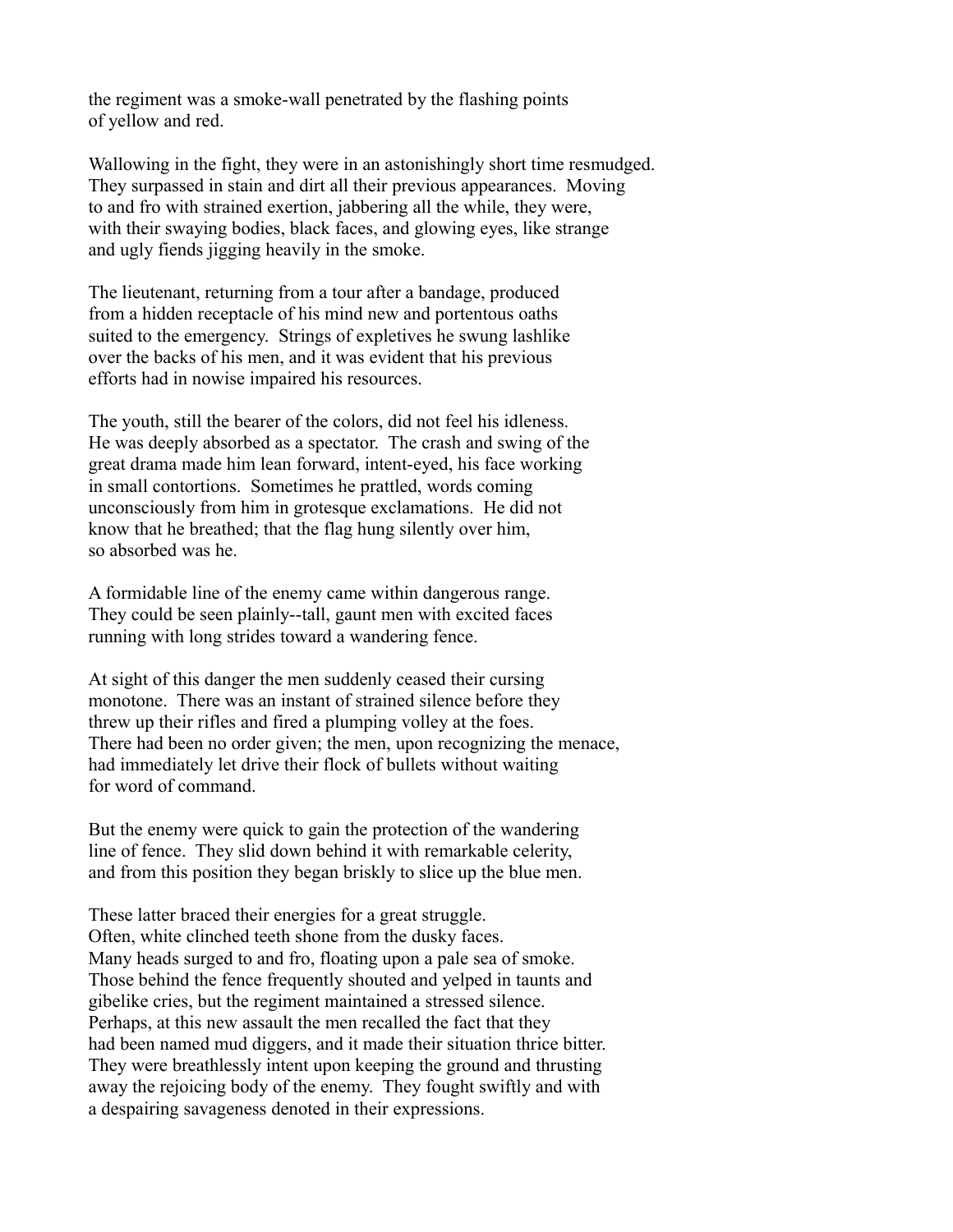the regiment was a smoke-wall penetrated by the flashing points
of yellow and red.

Wallowing in the fight, they were in an astonishingly short time resmudged.
They surpassed in stain and dirt all their previous appearances. Moving
to and fro with strained exertion, jabbering all the while, they were,
with their swaying bodies, black faces, and glowing eyes, like strange
and ugly fiends jigging heavily in the smoke.

The lieutenant, returning from a tour after a bandage, produced
from a hidden receptacle of his mind new and portentous oaths
suited to the emergency. Strings of expletives he swung lashlike
over the backs of his men, and it was evident that his previous
efforts had in nowise impaired his resources.

The youth, still the bearer of the colors, did not feel his idleness.
He was deeply absorbed as a spectator. The crash and swing of the
great drama made him lean forward, intent-eyed, his face working
in small contortions. Sometimes he prattled, words coming
unconsciously from him in grotesque exclamations. He did not
know that he breathed; that the flag hung silently over him,
so absorbed was he.

A formidable line of the enemy came within dangerous range.
They could be seen plainly--tall, gaunt men with excited faces
running with long strides toward a wandering fence.

At sight of this danger the men suddenly ceased their cursing
monotone. There was an instant of strained silence before they
threw up their rifles and fired a plumping volley at the foes.
There had been no order given; the men, upon recognizing the menace,
had immediately let drive their flock of bullets without waiting
for word of command.

But the enemy were quick to gain the protection of the wandering
line of fence. They slid down behind it with remarkable celerity,
and from this position they began briskly to slice up the blue men.

These latter braced their energies for a great struggle.
Often, white clinched teeth shone from the dusky faces.
Many heads surged to and fro, floating upon a pale sea of smoke.
Those behind the fence frequently shouted and yelped in taunts and
gibelike cries, but the regiment maintained a stressed silence.
Perhaps, at this new assault the men recalled the fact that they
had been named mud diggers, and it made their situation thrice bitter.
They were breathlessly intent upon keeping the ground and thrusting
away the rejoicing body of the enemy. They fought swiftly and with
a despairing savageness denoted in their expressions.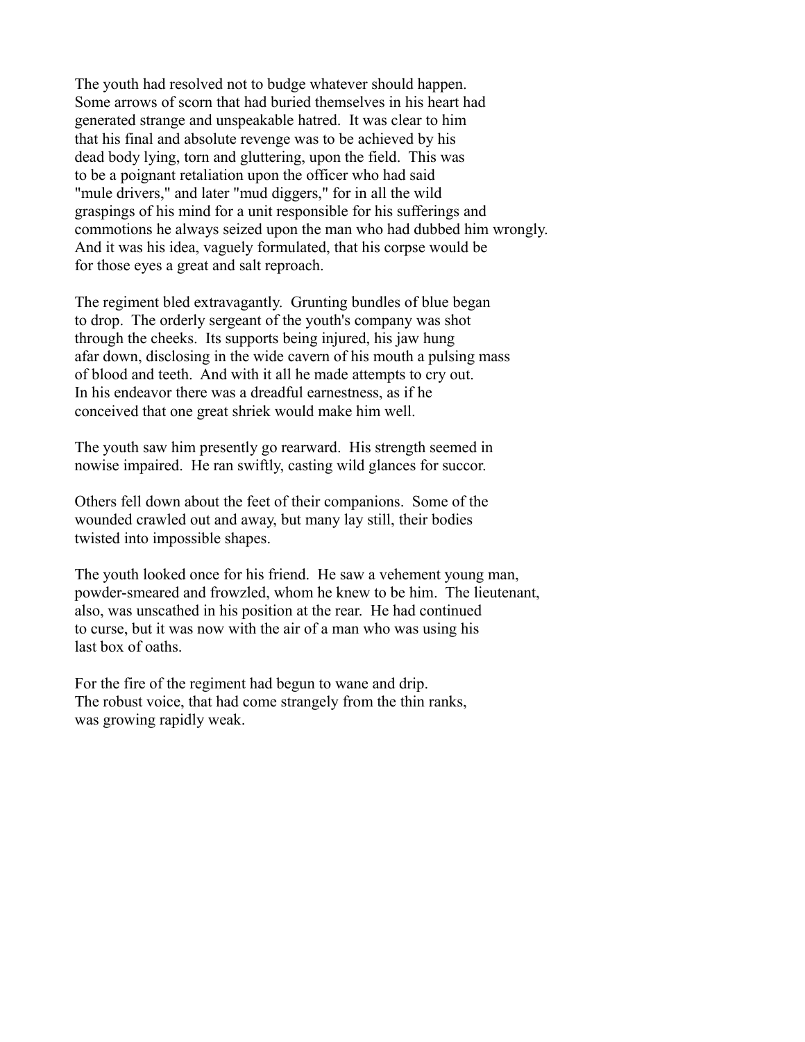The youth had resolved not to budge whatever should happen. Some arrows of scorn that had buried themselves in his heart had generated strange and unspeakable hatred. It was clear to him that his final and absolute revenge was to be achieved by his dead body lying, torn and gluttering, upon the field. This was to be a poignant retaliation upon the officer who had said "mule drivers," and later "mud diggers," for in all the wild graspings of his mind for a unit responsible for his sufferings and commotions he always seized upon the man who had dubbed him wrongly. And it was his idea, vaguely formulated, that his corpse would be for those eyes a great and salt reproach.

The regiment bled extravagantly. Grunting bundles of blue began to drop. The orderly sergeant of the youth's company was shot through the cheeks. Its supports being injured, his jaw hung afar down, disclosing in the wide cavern of his mouth a pulsing mass of blood and teeth. And with it all he made attempts to cry out. In his endeavor there was a dreadful earnestness, as if he conceived that one great shriek would make him well.

The youth saw him presently go rearward. His strength seemed in nowise impaired. He ran swiftly, casting wild glances for succor.

Others fell down about the feet of their companions. Some of the wounded crawled out and away, but many lay still, their bodies twisted into impossible shapes.

The youth looked once for his friend. He saw a vehement young man, powder-smeared and frowzled, whom he knew to be him. The lieutenant, also, was unscathed in his position at the rear. He had continued to curse, but it was now with the air of a man who was using his last box of oaths.

For the fire of the regiment had begun to wane and drip. The robust voice, that had come strangely from the thin ranks, was growing rapidly weak.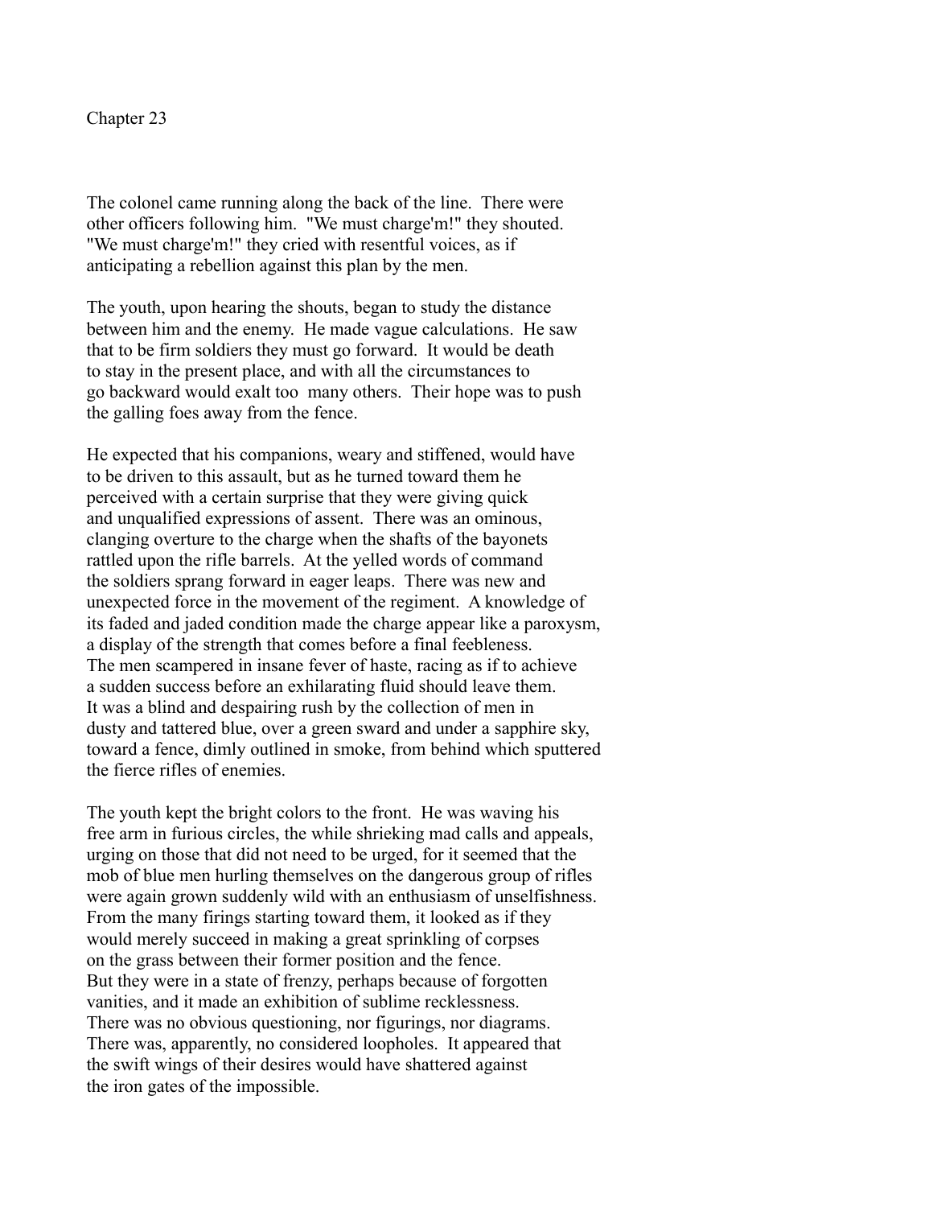## Chapter 23

The colonel came running along the back of the line. There were other officers following him. "We must charge'm!" they shouted. "We must charge'm!" they cried with resentful voices, as if anticipating a rebellion against this plan by the men.

The youth, upon hearing the shouts, began to study the distance between him and the enemy. He made vague calculations. He saw that to be firm soldiers they must go forward. It would be death to stay in the present place, and with all the circumstances to go backward would exalt too many others. Their hope was to push the galling foes away from the fence.

He expected that his companions, weary and stiffened, would have to be driven to this assault, but as he turned toward them he perceived with a certain surprise that they were giving quick and unqualified expressions of assent. There was an ominous, clanging overture to the charge when the shafts of the bayonets rattled upon the rifle barrels. At the yelled words of command the soldiers sprang forward in eager leaps. There was new and unexpected force in the movement of the regiment. A knowledge of its faded and jaded condition made the charge appear like a paroxysm, a display of the strength that comes before a final feebleness. The men scampered in insane fever of haste, racing as if to achieve a sudden success before an exhilarating fluid should leave them. It was a blind and despairing rush by the collection of men in dusty and tattered blue, over a green sward and under a sapphire sky, toward a fence, dimly outlined in smoke, from behind which sputtered the fierce rifles of enemies.

The youth kept the bright colors to the front. He was waving his free arm in furious circles, the while shrieking mad calls and appeals, urging on those that did not need to be urged, for it seemed that the mob of blue men hurling themselves on the dangerous group of rifles were again grown suddenly wild with an enthusiasm of unselfishness. From the many firings starting toward them, it looked as if they would merely succeed in making a great sprinkling of corpses on the grass between their former position and the fence. But they were in a state of frenzy, perhaps because of forgotten vanities, and it made an exhibition of sublime recklessness. There was no obvious questioning, nor figurings, nor diagrams. There was, apparently, no considered loopholes. It appeared that the swift wings of their desires would have shattered against the iron gates of the impossible.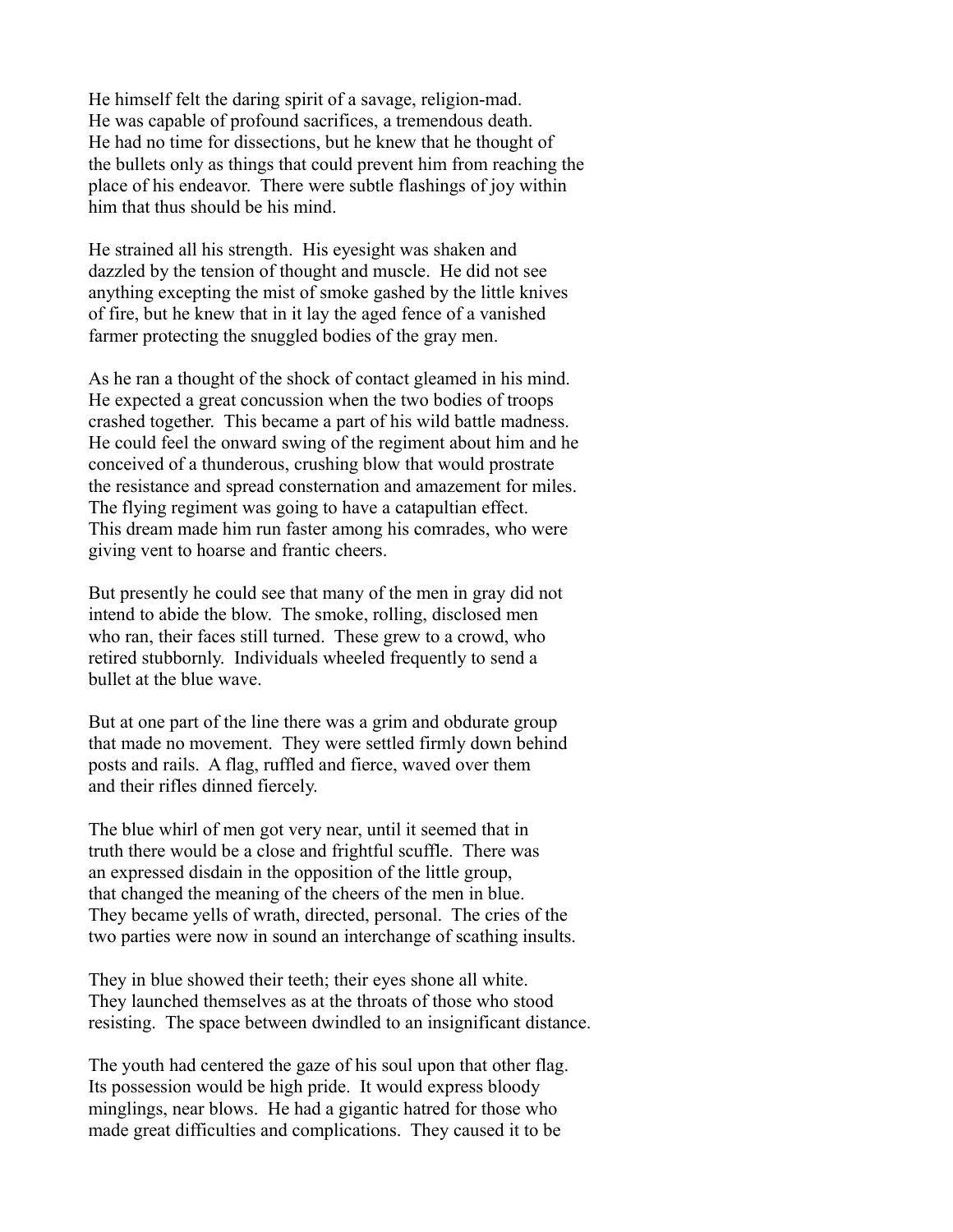He himself felt the daring spirit of a savage, religion-mad. He was capable of profound sacrifices, a tremendous death. He had no time for dissections, but he knew that he thought of the bullets only as things that could prevent him from reaching the place of his endeavor. There were subtle flashings of joy within him that thus should be his mind.

He strained all his strength. His eyesight was shaken and dazzled by the tension of thought and muscle. He did not see anything excepting the mist of smoke gashed by the little knives of fire, but he knew that in it lay the aged fence of a vanished farmer protecting the snuggled bodies of the gray men.

As he ran a thought of the shock of contact gleamed in his mind. He expected a great concussion when the two bodies of troops crashed together. This became a part of his wild battle madness. He could feel the onward swing of the regiment about him and he conceived of a thunderous, crushing blow that would prostrate the resistance and spread consternation and amazement for miles. The flying regiment was going to have a catapultian effect. This dream made him run faster among his comrades, who were giving vent to hoarse and frantic cheers.

But presently he could see that many of the men in gray did not intend to abide the blow. The smoke, rolling, disclosed men who ran, their faces still turned. These grew to a crowd, who retired stubbornly. Individuals wheeled frequently to send a bullet at the blue wave.

But at one part of the line there was a grim and obdurate group that made no movement. They were settled firmly down behind posts and rails. A flag, ruffled and fierce, waved over them and their rifles dinned fiercely.

The blue whirl of men got very near, until it seemed that in truth there would be a close and frightful scuffle. There was an expressed disdain in the opposition of the little group, that changed the meaning of the cheers of the men in blue. They became yells of wrath, directed, personal. The cries of the two parties were now in sound an interchange of scathing insults.

They in blue showed their teeth; their eyes shone all white. They launched themselves as at the throats of those who stood resisting. The space between dwindled to an insignificant distance.

The youth had centered the gaze of his soul upon that other flag. Its possession would be high pride. It would express bloody minglings, near blows. He had a gigantic hatred for those who made great difficulties and complications. They caused it to be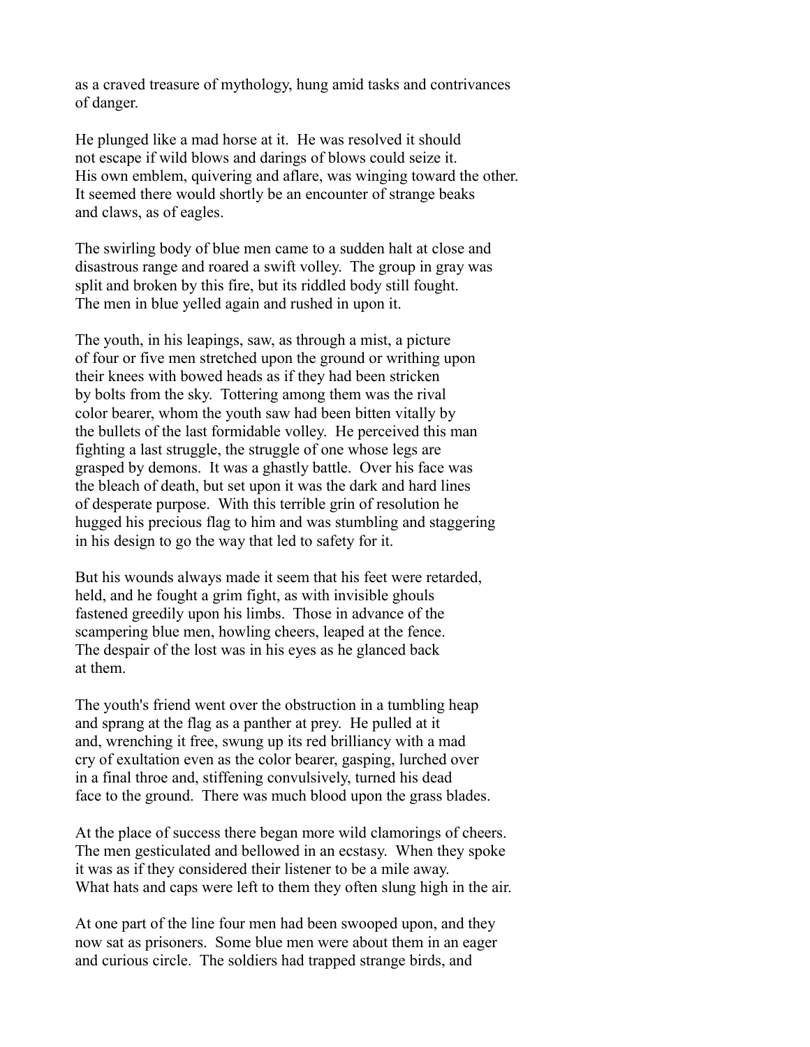as a craved treasure of mythology, hung amid tasks and contrivances of danger.

He plunged like a mad horse at it. He was resolved it should not escape if wild blows and darings of blows could seize it. His own emblem, quivering and aflare, was winging toward the other. It seemed there would shortly be an encounter of strange beaks and claws, as of eagles.

The swirling body of blue men came to a sudden halt at close and disastrous range and roared a swift volley. The group in gray was split and broken by this fire, but its riddled body still fought. The men in blue yelled again and rushed in upon it.

The youth, in his leapings, saw, as through a mist, a picture of four or five men stretched upon the ground or writhing upon their knees with bowed heads as if they had been stricken by bolts from the sky. Tottering among them was the rival color bearer, whom the youth saw had been bitten vitally by the bullets of the last formidable volley. He perceived this man fighting a last struggle, the struggle of one whose legs are grasped by demons. It was a ghastly battle. Over his face was the bleach of death, but set upon it was the dark and hard lines of desperate purpose. With this terrible grin of resolution he hugged his precious flag to him and was stumbling and staggering in his design to go the way that led to safety for it.

But his wounds always made it seem that his feet were retarded, held, and he fought a grim fight, as with invisible ghouls fastened greedily upon his limbs. Those in advance of the scampering blue men, howling cheers, leaped at the fence. The despair of the lost was in his eyes as he glanced back at them.

The youth's friend went over the obstruction in a tumbling heap and sprang at the flag as a panther at prey. He pulled at it and, wrenching it free, swung up its red brilliancy with a mad cry of exultation even as the color bearer, gasping, lurched over in a final throe and, stiffening convulsively, turned his dead face to the ground. There was much blood upon the grass blades.

At the place of success there began more wild clamorings of cheers. The men gesticulated and bellowed in an ecstasy. When they spoke it was as if they considered their listener to be a mile away. What hats and caps were left to them they often slung high in the air.

At one part of the line four men had been swooped upon, and they now sat as prisoners. Some blue men were about them in an eager and curious circle. The soldiers had trapped strange birds, and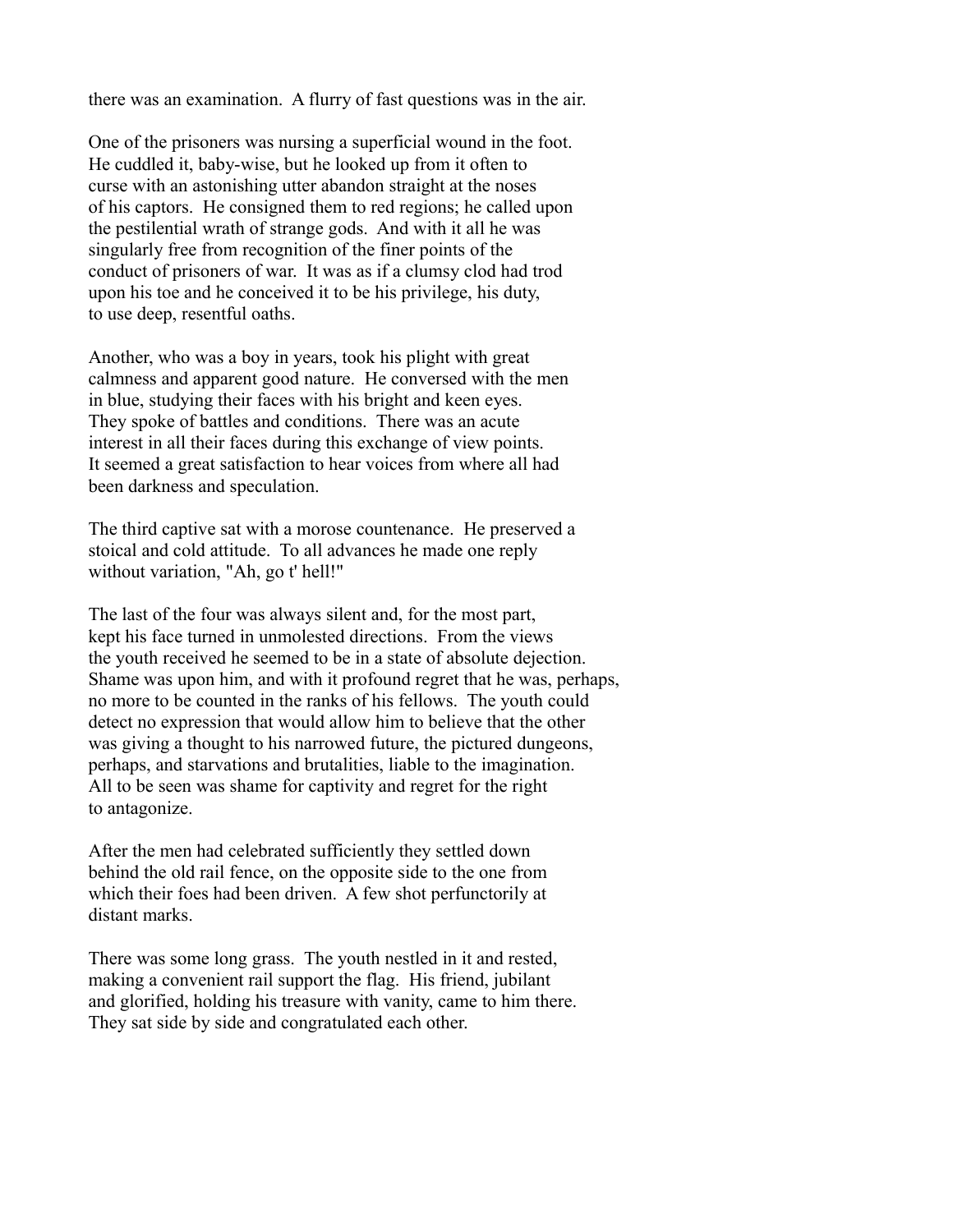there was an examination. A flurry of fast questions was in the air.

One of the prisoners was nursing a superficial wound in the foot. He cuddled it, baby-wise, but he looked up from it often to curse with an astonishing utter abandon straight at the noses of his captors. He consigned them to red regions; he called upon the pestilential wrath of strange gods. And with it all he was singularly free from recognition of the finer points of the conduct of prisoners of war. It was as if a clumsy clod had trod upon his toe and he conceived it to be his privilege, his duty, to use deep, resentful oaths.

Another, who was a boy in years, took his plight with great calmness and apparent good nature. He conversed with the men in blue, studying their faces with his bright and keen eyes. They spoke of battles and conditions. There was an acute interest in all their faces during this exchange of view points. It seemed a great satisfaction to hear voices from where all had been darkness and speculation.

The third captive sat with a morose countenance. He preserved a stoical and cold attitude. To all advances he made one reply without variation, "Ah, go t' hell!"

The last of the four was always silent and, for the most part, kept his face turned in unmolested directions. From the views the youth received he seemed to be in a state of absolute dejection. Shame was upon him, and with it profound regret that he was, perhaps, no more to be counted in the ranks of his fellows. The youth could detect no expression that would allow him to believe that the other was giving a thought to his narrowed future, the pictured dungeons, perhaps, and starvations and brutalities, liable to the imagination. All to be seen was shame for captivity and regret for the right to antagonize.

After the men had celebrated sufficiently they settled down behind the old rail fence, on the opposite side to the one from which their foes had been driven. A few shot perfunctorily at distant marks.

There was some long grass. The youth nestled in it and rested, making a convenient rail support the flag. His friend, jubilant and glorified, holding his treasure with vanity, came to him there. They sat side by side and congratulated each other.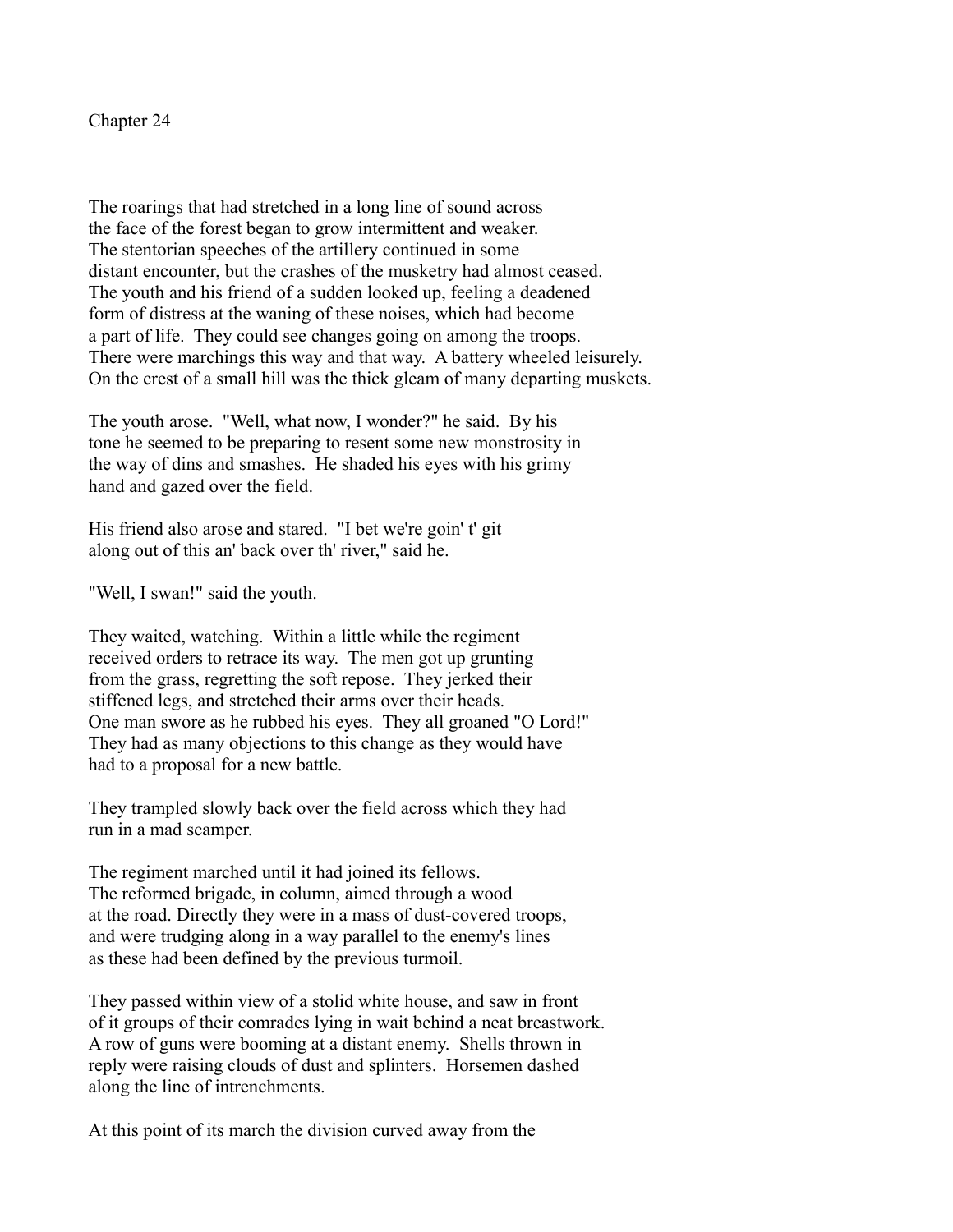# Chapter 24

The roarings that had stretched in a long line of sound across the face of the forest began to grow intermittent and weaker. The stentorian speeches of the artillery continued in some distant encounter, but the crashes of the musketry had almost ceased. The youth and his friend of a sudden looked up, feeling a deadened form of distress at the waning of these noises, which had become a part of life. They could see changes going on among the troops. There were marchings this way and that way. A battery wheeled leisurely. On the crest of a small hill was the thick gleam of many departing muskets.

The youth arose. "Well, what now, I wonder?" he said. By his tone he seemed to be preparing to resent some new monstrosity in the way of dins and smashes. He shaded his eyes with his grimy hand and gazed over the field.

His friend also arose and stared. "I bet we're goin' t' git along out of this an' back over th' river," said he.

"Well, I swan!" said the youth.

They waited, watching. Within a little while the regiment received orders to retrace its way. The men got up grunting from the grass, regretting the soft repose. They jerked their stiffened legs, and stretched their arms over their heads. One man swore as he rubbed his eyes. They all groaned "O Lord!" They had as many objections to this change as they would have had to a proposal for a new battle.

They trampled slowly back over the field across which they had run in a mad scamper.

The regiment marched until it had joined its fellows. The reformed brigade, in column, aimed through a wood at the road. Directly they were in a mass of dust-covered troops, and were trudging along in a way parallel to the enemy's lines as these had been defined by the previous turmoil.

They passed within view of a stolid white house, and saw in front of it groups of their comrades lying in wait behind a neat breastwork. A row of guns were booming at a distant enemy. Shells thrown in reply were raising clouds of dust and splinters. Horsemen dashed along the line of intrenchments.

At this point of its march the division curved away from the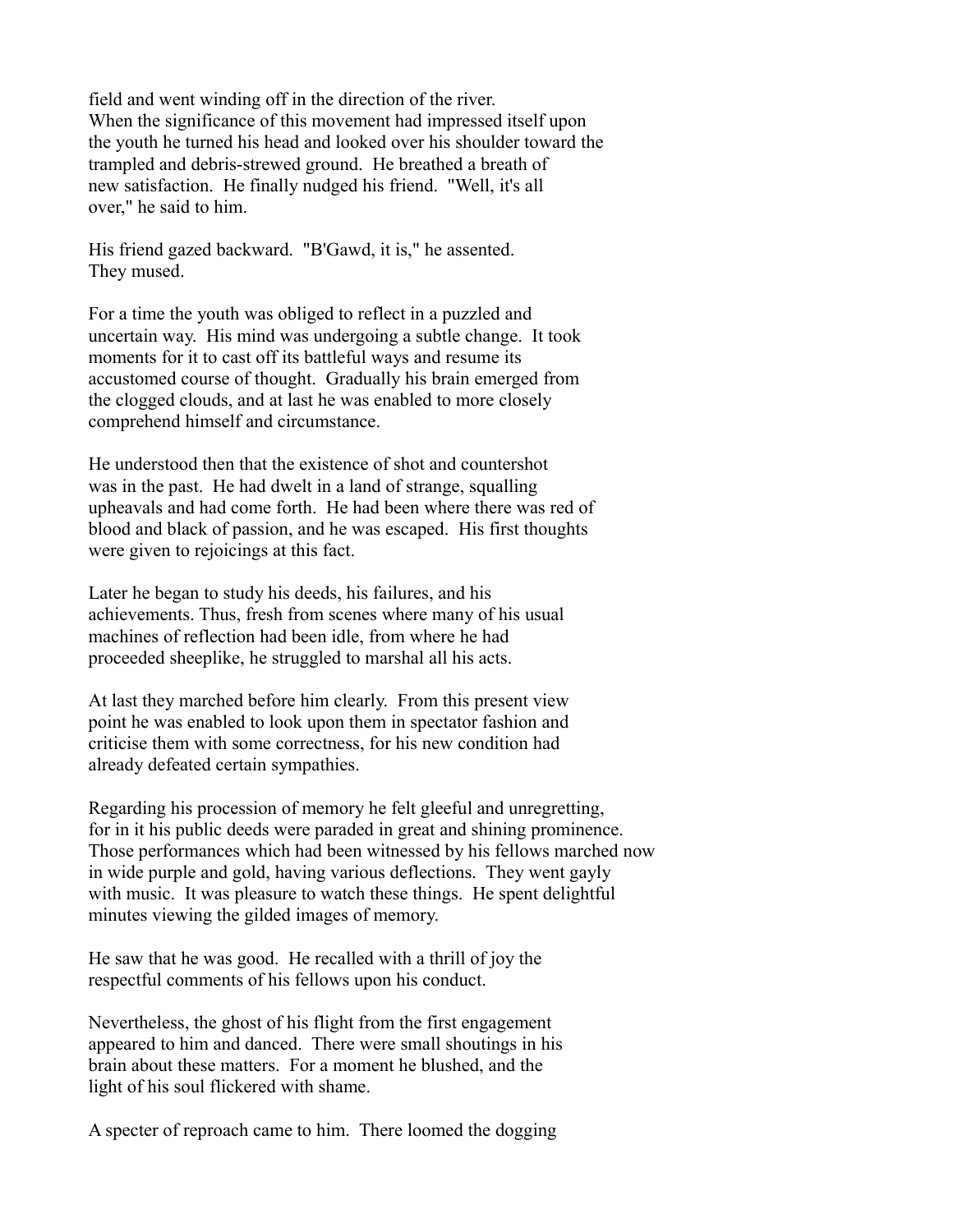field and went winding off in the direction of the river. When the significance of this movement had impressed itself upon the youth he turned his head and looked over his shoulder toward the trampled and debris-strewed ground. He breathed a breath of new satisfaction. He finally nudged his friend. "Well, it's all over," he said to him.

His friend gazed backward. "B'Gawd, it is," he assented. They mused.

For a time the youth was obliged to reflect in a puzzled and uncertain way. His mind was undergoing a subtle change. It took moments for it to cast off its battleful ways and resume its accustomed course of thought. Gradually his brain emerged from the clogged clouds, and at last he was enabled to more closely comprehend himself and circumstance.

He understood then that the existence of shot and countershot was in the past. He had dwelt in a land of strange, squalling upheavals and had come forth. He had been where there was red of blood and black of passion, and he was escaped. His first thoughts were given to rejoicings at this fact.

Later he began to study his deeds, his failures, and his achievements. Thus, fresh from scenes where many of his usual machines of reflection had been idle, from where he had proceeded sheeplike, he struggled to marshal all his acts.

At last they marched before him clearly. From this present view point he was enabled to look upon them in spectator fashion and criticise them with some correctness, for his new condition had already defeated certain sympathies.

Regarding his procession of memory he felt gleeful and unregretting, for in it his public deeds were paraded in great and shining prominence. Those performances which had been witnessed by his fellows marched now in wide purple and gold, having various deflections. They went gayly with music. It was pleasure to watch these things. He spent delightful minutes viewing the gilded images of memory.

He saw that he was good. He recalled with a thrill of joy the respectful comments of his fellows upon his conduct.

Nevertheless, the ghost of his flight from the first engagement appeared to him and danced. There were small shoutings in his brain about these matters. For a moment he blushed, and the light of his soul flickered with shame.

A specter of reproach came to him. There loomed the dogging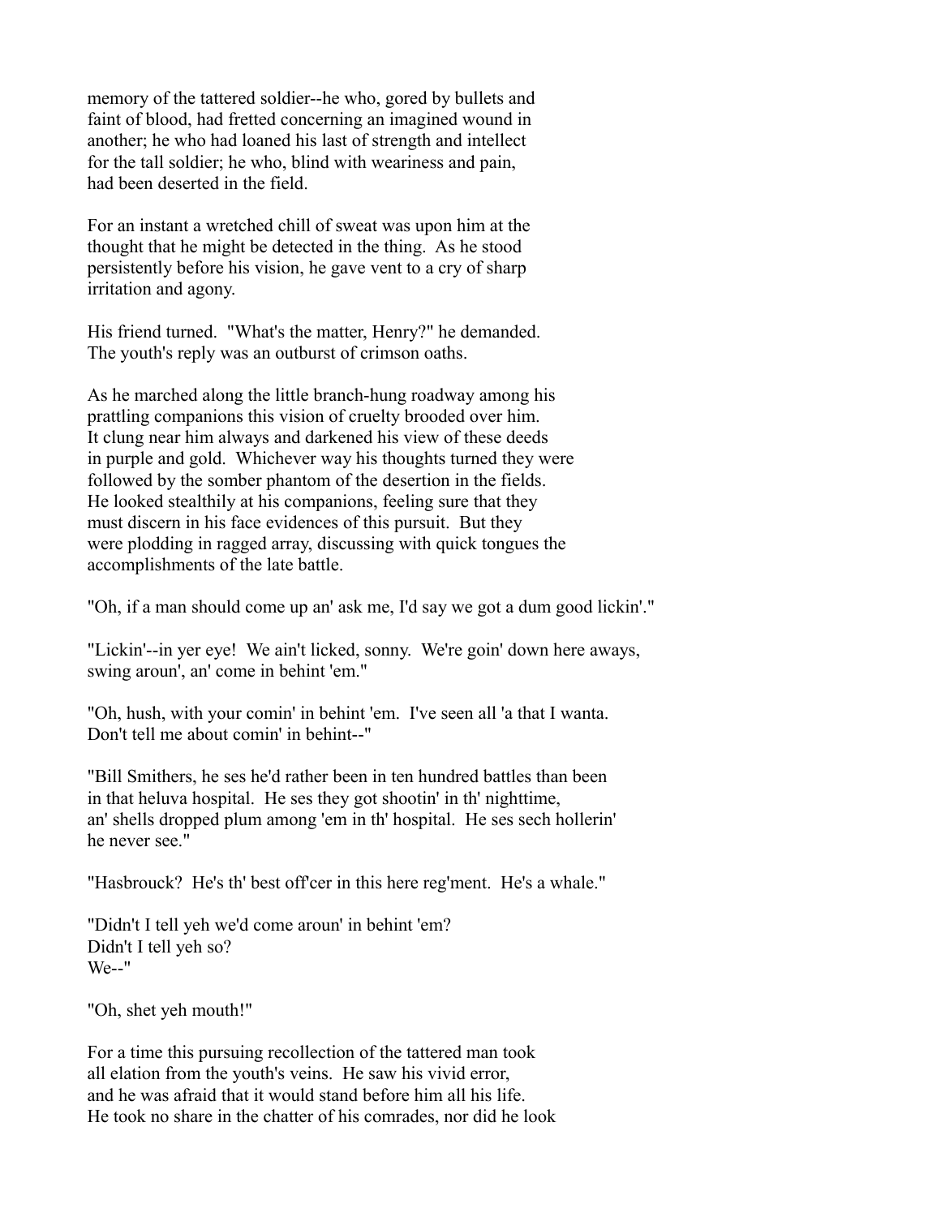memory of the tattered soldier--he who, gored by bullets and faint of blood, had fretted concerning an imagined wound in another; he who had loaned his last of strength and intellect for the tall soldier; he who, blind with weariness and pain, had been deserted in the field.

For an instant a wretched chill of sweat was upon him at the thought that he might be detected in the thing. As he stood persistently before his vision, he gave vent to a cry of sharp irritation and agony.

His friend turned. "What's the matter, Henry?" he demanded. The youth's reply was an outburst of crimson oaths.

As he marched along the little branch-hung roadway among his prattling companions this vision of cruelty brooded over him. It clung near him always and darkened his view of these deeds in purple and gold. Whichever way his thoughts turned they were followed by the somber phantom of the desertion in the fields. He looked stealthily at his companions, feeling sure that they must discern in his face evidences of this pursuit. But they were plodding in ragged array, discussing with quick tongues the accomplishments of the late battle.

"Oh, if a man should come up an' ask me, I'd say we got a dum good lickin'."

"Lickin'--in yer eye! We ain't licked, sonny. We're goin' down here aways, swing aroun', an' come in behint 'em."

"Oh, hush, with your comin' in behint 'em. I've seen all 'a that I wanta. Don't tell me about comin' in behint--"

"Bill Smithers, he ses he'd rather been in ten hundred battles than been in that heluva hospital. He ses they got shootin' in th' nighttime, an' shells dropped plum among 'em in th' hospital. He ses sech hollerin' he never see."

"Hasbrouck? He's th' best off'cer in this here reg'ment. He's a whale."

"Didn't I tell yeh we'd come aroun' in behint 'em?
Didn't I tell yeh so?
We--"

"Oh, shet yeh mouth!"

For a time this pursuing recollection of the tattered man took all elation from the youth's veins. He saw his vivid error, and he was afraid that it would stand before him all his life. He took no share in the chatter of his comrades, nor did he look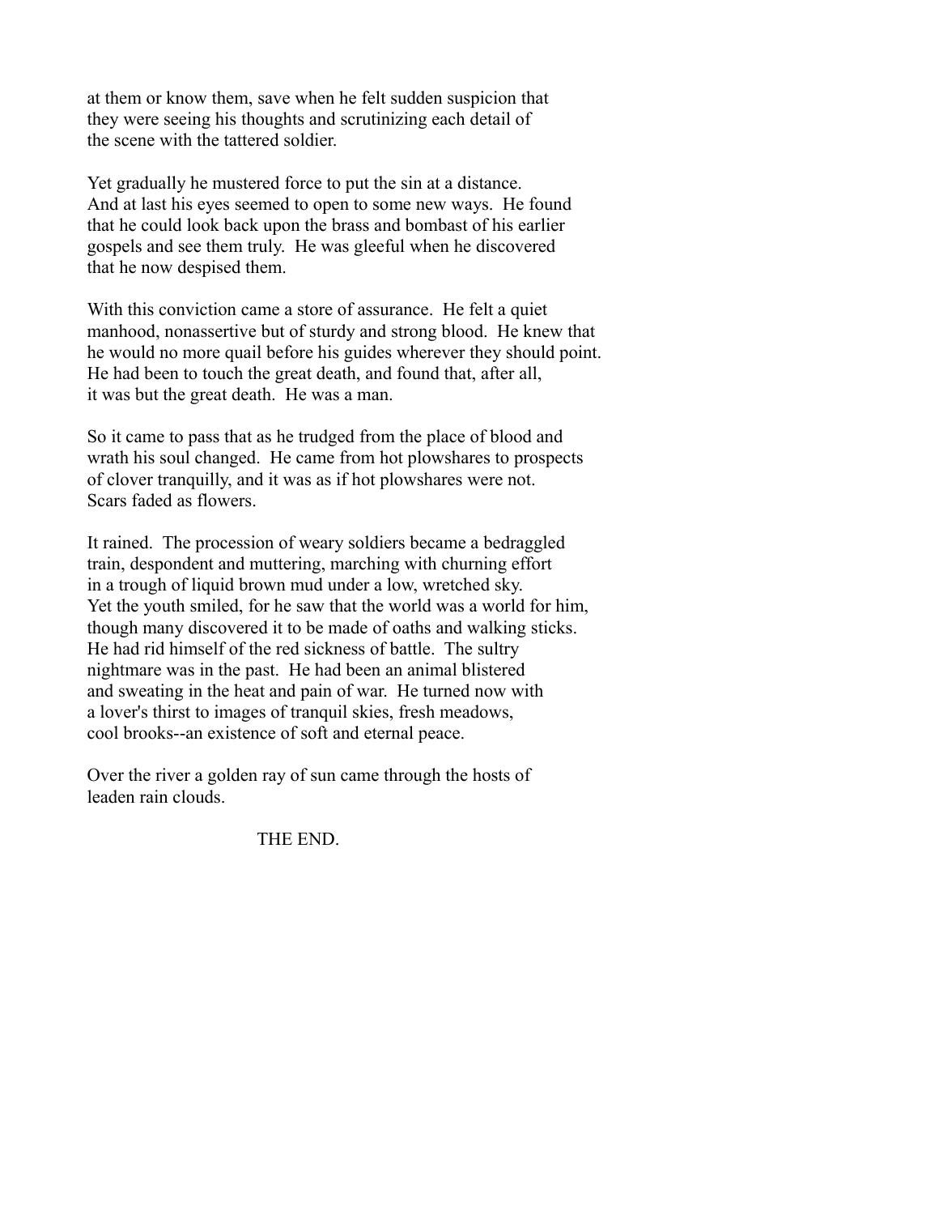at them or know them, save when he felt sudden suspicion that they were seeing his thoughts and scrutinizing each detail of the scene with the tattered soldier.

Yet gradually he mustered force to put the sin at a distance. And at last his eyes seemed to open to some new ways. He found that he could look back upon the brass and bombast of his earlier gospels and see them truly. He was gleeful when he discovered that he now despised them.

With this conviction came a store of assurance. He felt a quiet manhood, nonassertive but of sturdy and strong blood. He knew that he would no more quail before his guides wherever they should point. He had been to touch the great death, and found that, after all, it was but the great death. He was a man.

So it came to pass that as he trudged from the place of blood and wrath his soul changed. He came from hot plowshares to prospects of clover tranquilly, and it was as if hot plowshares were not. Scars faded as flowers.

It rained. The procession of weary soldiers became a bedraggled train, despondent and muttering, marching with churning effort in a trough of liquid brown mud under a low, wretched sky. Yet the youth smiled, for he saw that the world was a world for him, though many discovered it to be made of oaths and walking sticks. He had rid himself of the red sickness of battle. The sultry nightmare was in the past. He had been an animal blistered and sweating in the heat and pain of war. He turned now with a lover's thirst to images of tranquil skies, fresh meadows, cool brooks--an existence of soft and eternal peace.

Over the river a golden ray of sun came through the hosts of leaden rain clouds.

THE END.